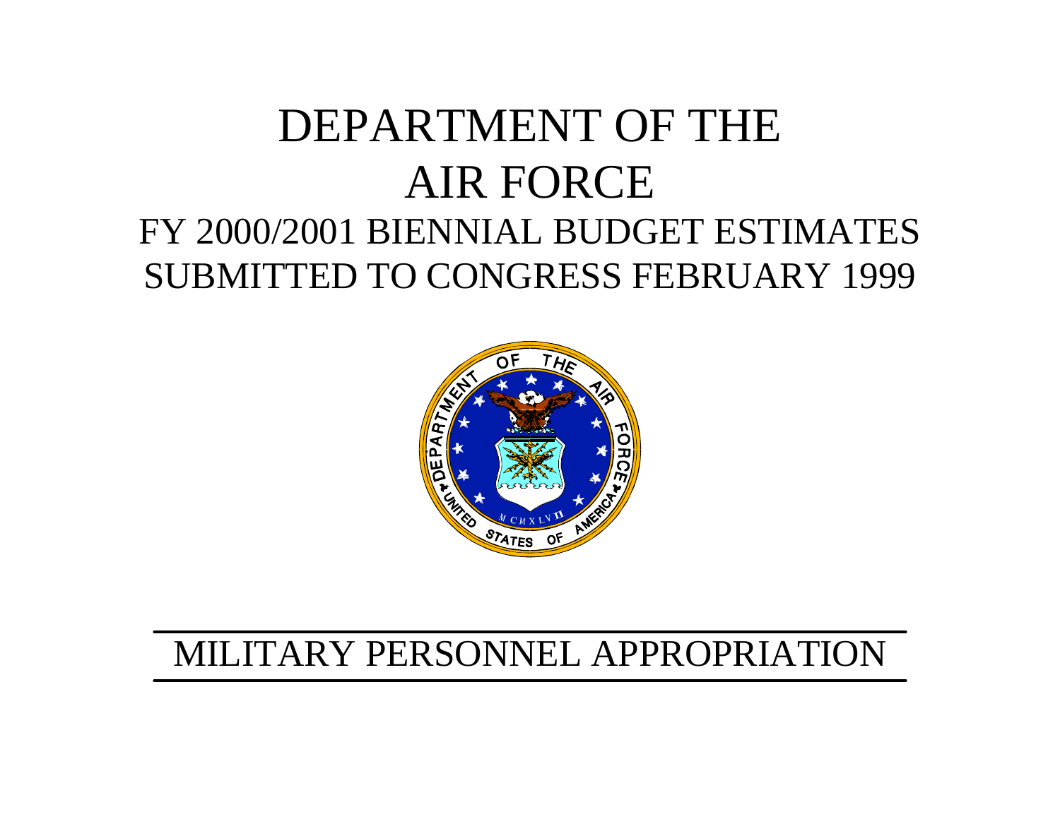# DEPARTMENT OF THE AIR FORCE

## FY 2000/2001 BIENNIAL BUDGET ESTIMATES
## SUBMITTED TO CONGRESS FEBRUARY 1999

## MILITARY PERSONNEL APPROPRIATION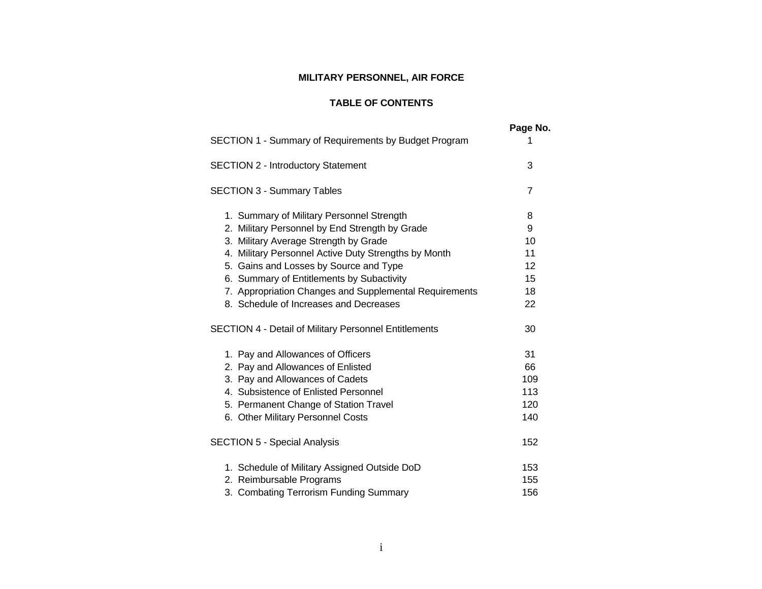# MILITARY PERSONNEL, AIR FORCE

## TABLE OF CONTENTS

| | Page No. |
|---|---|
| SECTION 1 - Summary of Requirements by Budget Program | 1 |
| SECTION 2 - Introductory Statement | 3 |
| SECTION 3 - Summary Tables | 7 |
| 1. Summary of Military Personnel Strength | 8 |
| 2. Military Personnel by End Strength by Grade | 9 |
| 3. Military Average Strength by Grade | 10 |
| 4. Military Personnel Active Duty Strengths by Month | 11 |
| 5. Gains and Losses by Source and Type | 12 |
| 6. Summary of Entitlements by Subactivity | 15 |
| 7. Appropriation Changes and Supplemental Requirements | 18 |
| 8. Schedule of Increases and Decreases | 22 |
| SECTION 4 - Detail of Military Personnel Entitlements | 30 |
| 1. Pay and Allowances of Officers | 31 |
| 2. Pay and Allowances of Enlisted | 66 |
| 3. Pay and Allowances of Cadets | 109 |
| 4. Subsistence of Enlisted Personnel | 113 |
| 5. Permanent Change of Station Travel | 120 |
| 6. Other Military Personnel Costs | 140 |
| SECTION 5 - Special Analysis | 152 |
| 1. Schedule of Military Assigned Outside DoD | 153 |
| 2. Reimbursable Programs | 155 |
| 3. Combating Terrorism Funding Summary | 156 |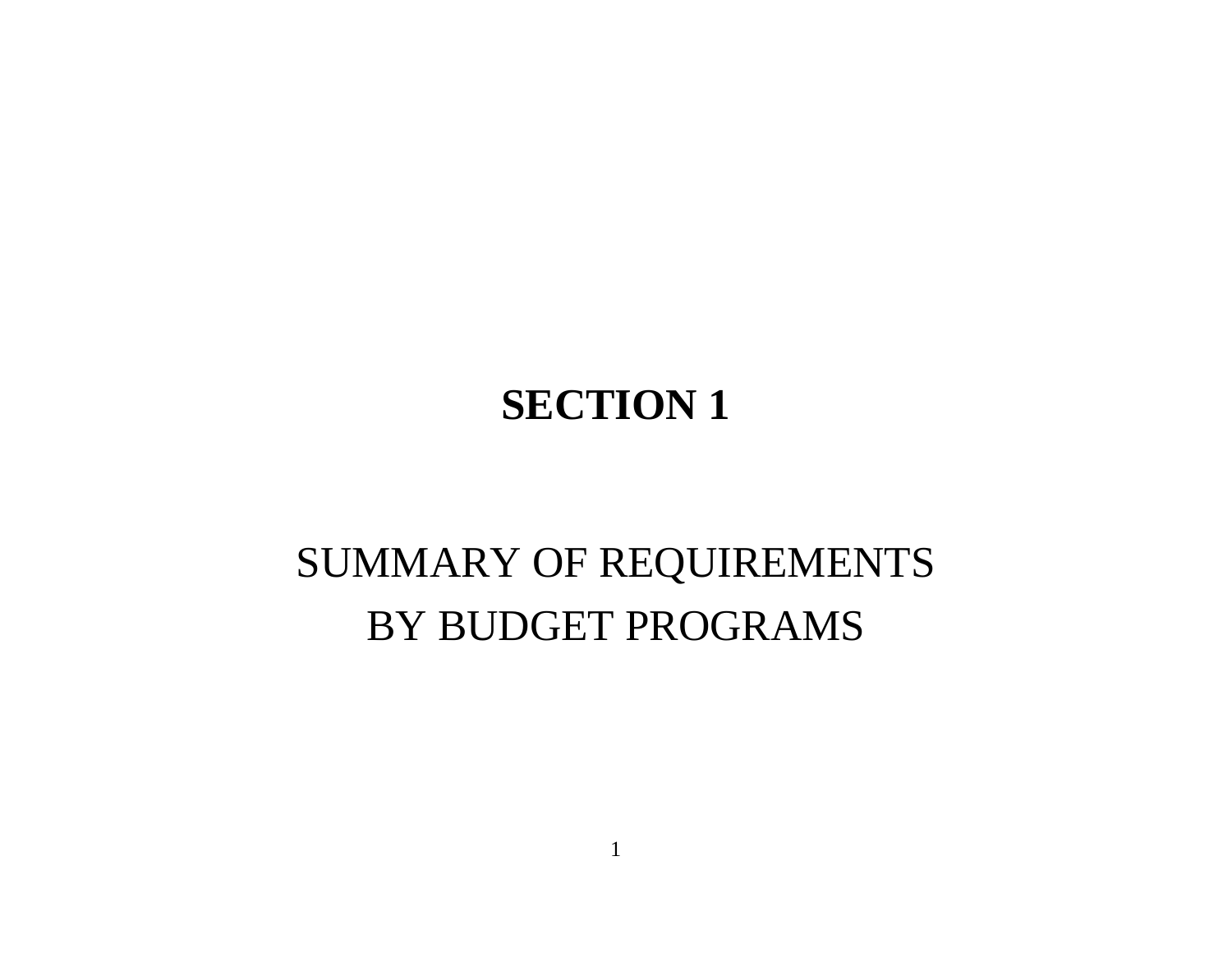# SECTION 1

SUMMARY OF REQUIREMENTS

BY BUDGET PROGRAMS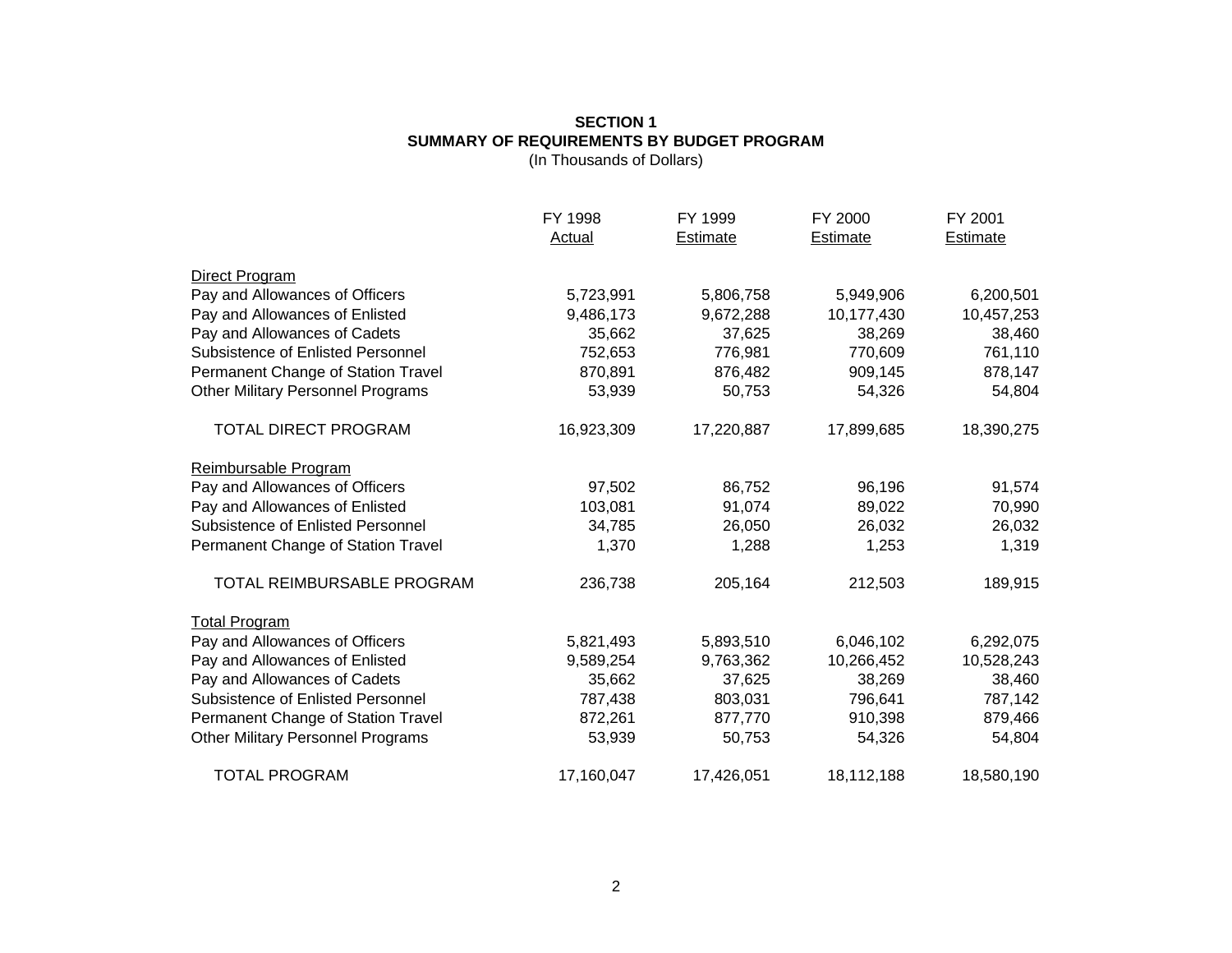# SECTION 1
## SUMMARY OF REQUIREMENTS BY BUDGET PROGRAM
(In Thousands of Dollars)

| | FY 1998 Actual | FY 1999 Estimate | FY 2000 Estimate | FY 2001 Estimate |
|---|---|---|---|---|
| Direct Program | | | | |
| Pay and Allowances of Officers | 5,723,991 | 5,806,758 | 5,949,906 | 6,200,501 |
| Pay and Allowances of Enlisted | 9,486,173 | 9,672,288 | 10,177,430 | 10,457,253 |
| Pay and Allowances of Cadets | 35,662 | 37,625 | 38,269 | 38,460 |
| Subsistence of Enlisted Personnel | 752,653 | 776,981 | 770,609 | 761,110 |
| Permanent Change of Station Travel | 870,891 | 876,482 | 909,145 | 878,147 |
| Other Military Personnel Programs | 53,939 | 50,753 | 54,326 | 54,804 |
| TOTAL DIRECT PROGRAM | 16,923,309 | 17,220,887 | 17,899,685 | 18,390,275 |
| Reimbursable Program | | | | |
| Pay and Allowances of Officers | 97,502 | 86,752 | 96,196 | 91,574 |
| Pay and Allowances of Enlisted | 103,081 | 91,074 | 89,022 | 70,990 |
| Subsistence of Enlisted Personnel | 34,785 | 26,050 | 26,032 | 26,032 |
| Permanent Change of Station Travel | 1,370 | 1,288 | 1,253 | 1,319 |
| TOTAL REIMBURSABLE PROGRAM | 236,738 | 205,164 | 212,503 | 189,915 |
| Total Program | | | | |
| Pay and Allowances of Officers | 5,821,493 | 5,893,510 | 6,046,102 | 6,292,075 |
| Pay and Allowances of Enlisted | 9,589,254 | 9,763,362 | 10,266,452 | 10,528,243 |
| Pay and Allowances of Cadets | 35,662 | 37,625 | 38,269 | 38,460 |
| Subsistence of Enlisted Personnel | 787,438 | 803,031 | 796,641 | 787,142 |
| Permanent Change of Station Travel | 872,261 | 877,770 | 910,398 | 879,466 |
| Other Military Personnel Programs | 53,939 | 50,753 | 54,326 | 54,804 |
| TOTAL PROGRAM | 17,160,047 | 17,426,051 | 18,112,188 | 18,580,190 |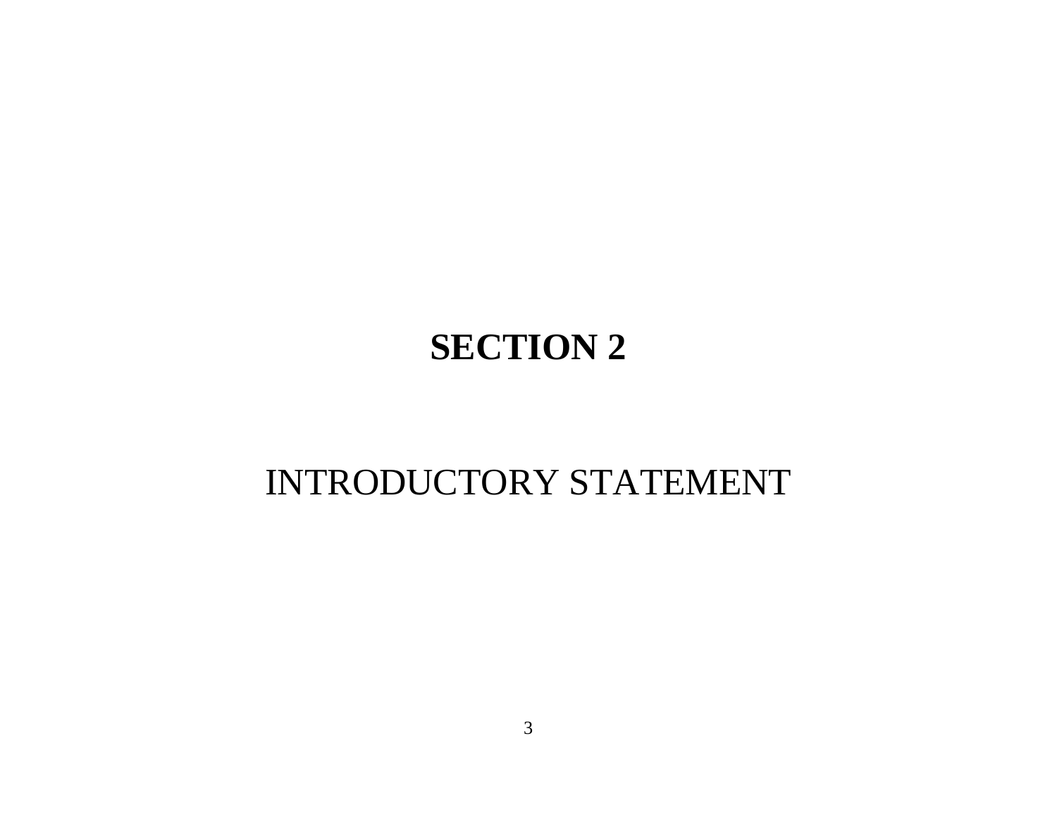# SECTION 2

## INTRODUCTORY STATEMENT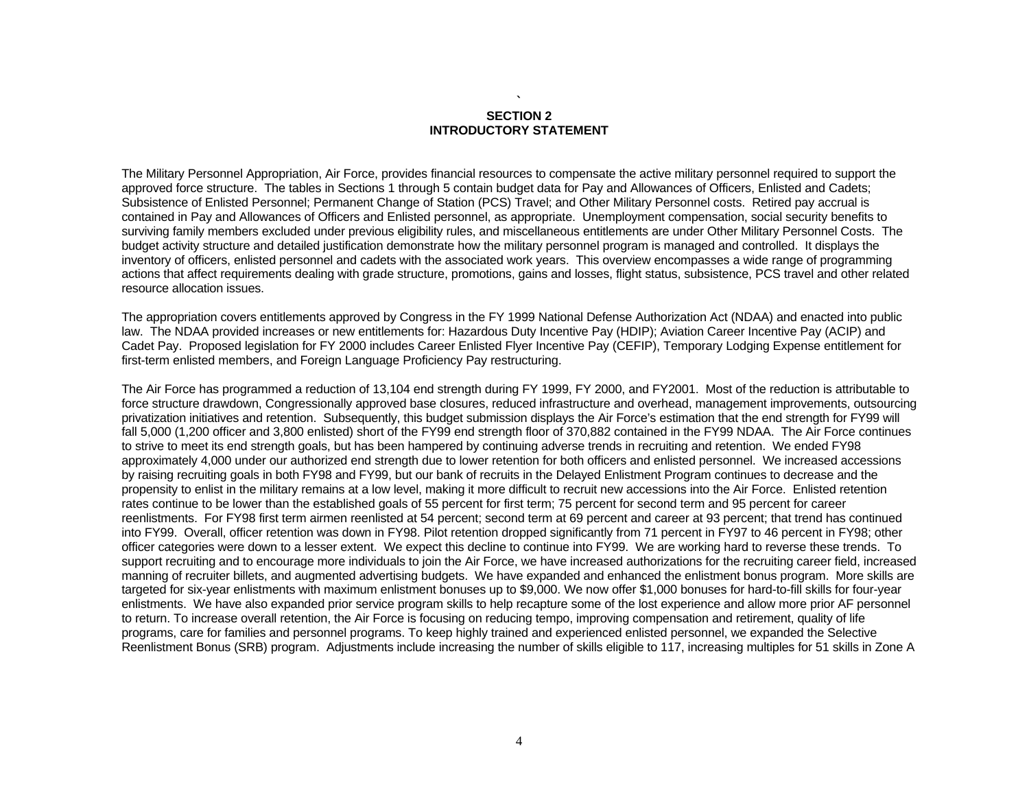## SECTION 2
## INTRODUCTORY STATEMENT

The Military Personnel Appropriation, Air Force, provides financial resources to compensate the active military personnel required to support the approved force structure. The tables in Sections 1 through 5 contain budget data for Pay and Allowances of Officers, Enlisted and Cadets; Subsistence of Enlisted Personnel; Permanent Change of Station (PCS) Travel; and Other Military Personnel costs. Retired pay accrual is contained in Pay and Allowances of Officers and Enlisted personnel, as appropriate. Unemployment compensation, social security benefits to surviving family members excluded under previous eligibility rules, and miscellaneous entitlements are under Other Military Personnel Costs. The budget activity structure and detailed justification demonstrate how the military personnel program is managed and controlled. It displays the inventory of officers, enlisted personnel and cadets with the associated work years. This overview encompasses a wide range of programming actions that affect requirements dealing with grade structure, promotions, gains and losses, flight status, subsistence, PCS travel and other related resource allocation issues.

The appropriation covers entitlements approved by Congress in the FY 1999 National Defense Authorization Act (NDAA) and enacted into public law. The NDAA provided increases or new entitlements for: Hazardous Duty Incentive Pay (HDIP); Aviation Career Incentive Pay (ACIP) and Cadet Pay. Proposed legislation for FY 2000 includes Career Enlisted Flyer Incentive Pay (CEFIP), Temporary Lodging Expense entitlement for first-term enlisted members, and Foreign Language Proficiency Pay restructuring.

The Air Force has programmed a reduction of 13,104 end strength during FY 1999, FY 2000, and FY2001. Most of the reduction is attributable to force structure drawdown, Congressionally approved base closures, reduced infrastructure and overhead, management improvements, outsourcing privatization initiatives and retention. Subsequently, this budget submission displays the Air Force's estimation that the end strength for FY99 will fall 5,000 (1,200 officer and 3,800 enlisted) short of the FY99 end strength floor of 370,882 contained in the FY99 NDAA. The Air Force continues to strive to meet its end strength goals, but has been hampered by continuing adverse trends in recruiting and retention. We ended FY98 approximately 4,000 under our authorized end strength due to lower retention for both officers and enlisted personnel. We increased accessions by raising recruiting goals in both FY98 and FY99, but our bank of recruits in the Delayed Enlistment Program continues to decrease and the propensity to enlist in the military remains at a low level, making it more difficult to recruit new accessions into the Air Force. Enlisted retention rates continue to be lower than the established goals of 55 percent for first term; 75 percent for second term and 95 percent for career reenlistments. For FY98 first term airmen reenlisted at 54 percent; second term at 69 percent and career at 93 percent; that trend has continued into FY99. Overall, officer retention was down in FY98. Pilot retention dropped significantly from 71 percent in FY97 to 46 percent in FY98; other officer categories were down to a lesser extent. We expect this decline to continue into FY99. We are working hard to reverse these trends. To support recruiting and to encourage more individuals to join the Air Force, we have increased authorizations for the recruiting career field, increased manning of recruiter billets, and augmented advertising budgets. We have expanded and enhanced the enlistment bonus program. More skills are targeted for six-year enlistments with maximum enlistment bonuses up to $9,000. We now offer $1,000 bonuses for hard-to-fill skills for four-year enlistments. We have also expanded prior service program skills to help recapture some of the lost experience and allow more prior AF personnel to return. To increase overall retention, the Air Force is focusing on reducing tempo, improving compensation and retirement, quality of life programs, care for families and personnel programs. To keep highly trained and experienced enlisted personnel, we expanded the Selective Reenlistment Bonus (SRB) program. Adjustments include increasing the number of skills eligible to 117, increasing multiples for 51 skills in Zone A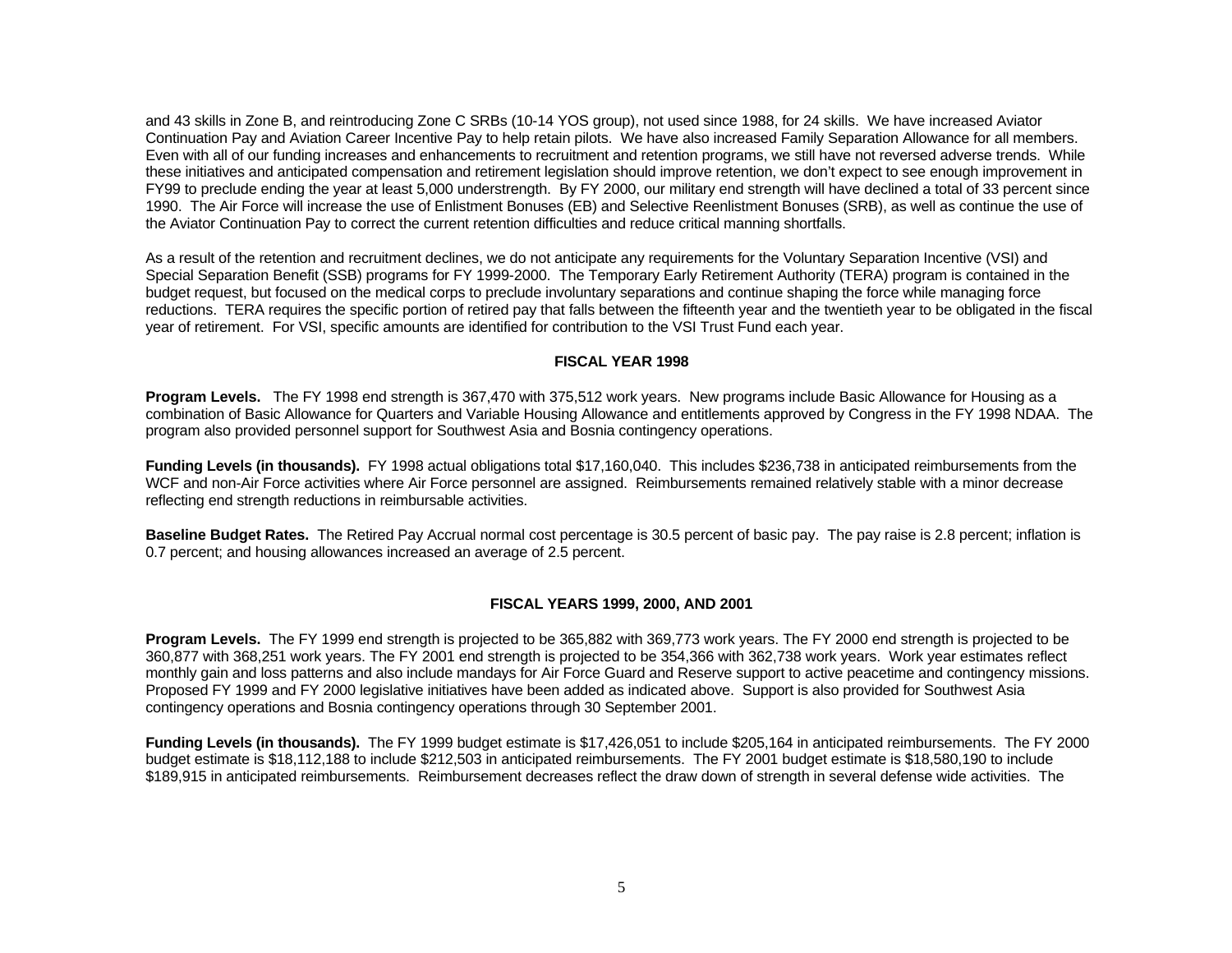and 43 skills in Zone B, and reintroducing Zone C SRBs (10-14 YOS group), not used since 1988, for 24 skills. We have increased Aviator Continuation Pay and Aviation Career Incentive Pay to help retain pilots. We have also increased Family Separation Allowance for all members. Even with all of our funding increases and enhancements to recruitment and retention programs, we still have not reversed adverse trends. While these initiatives and anticipated compensation and retirement legislation should improve retention, we don't expect to see enough improvement in FY99 to preclude ending the year at least 5,000 understrength. By FY 2000, our military end strength will have declined a total of 33 percent since 1990. The Air Force will increase the use of Enlistment Bonuses (EB) and Selective Reenlistment Bonuses (SRB), as well as continue the use of the Aviator Continuation Pay to correct the current retention difficulties and reduce critical manning shortfalls.

As a result of the retention and recruitment declines, we do not anticipate any requirements for the Voluntary Separation Incentive (VSI) and Special Separation Benefit (SSB) programs for FY 1999-2000. The Temporary Early Retirement Authority (TERA) program is contained in the budget request, but focused on the medical corps to preclude involuntary separations and continue shaping the force while managing force reductions. TERA requires the specific portion of retired pay that falls between the fifteenth year and the twentieth year to be obligated in the fiscal year of retirement. For VSI, specific amounts are identified for contribution to the VSI Trust Fund each year.

## FISCAL YEAR 1998

**Program Levels.** The FY 1998 end strength is 367,470 with 375,512 work years. New programs include Basic Allowance for Housing as a combination of Basic Allowance for Quarters and Variable Housing Allowance and entitlements approved by Congress in the FY 1998 NDAA. The program also provided personnel support for Southwest Asia and Bosnia contingency operations.

**Funding Levels (in thousands).** FY 1998 actual obligations total $17,160,040. This includes $236,738 in anticipated reimbursements from the WCF and non-Air Force activities where Air Force personnel are assigned. Reimbursements remained relatively stable with a minor decrease reflecting end strength reductions in reimbursable activities.

**Baseline Budget Rates.** The Retired Pay Accrual normal cost percentage is 30.5 percent of basic pay. The pay raise is 2.8 percent; inflation is 0.7 percent; and housing allowances increased an average of 2.5 percent.

## FISCAL YEARS 1999, 2000, AND 2001

**Program Levels.** The FY 1999 end strength is projected to be 365,882 with 369,773 work years. The FY 2000 end strength is projected to be 360,877 with 368,251 work years. The FY 2001 end strength is projected to be 354,366 with 362,738 work years. Work year estimates reflect monthly gain and loss patterns and also include mandays for Air Force Guard and Reserve support to active peacetime and contingency missions. Proposed FY 1999 and FY 2000 legislative initiatives have been added as indicated above. Support is also provided for Southwest Asia contingency operations and Bosnia contingency operations through 30 September 2001.

**Funding Levels (in thousands).** The FY 1999 budget estimate is $17,426,051 to include $205,164 in anticipated reimbursements. The FY 2000 budget estimate is $18,112,188 to include $212,503 in anticipated reimbursements. The FY 2001 budget estimate is $18,580,190 to include $189,915 in anticipated reimbursements. Reimbursement decreases reflect the draw down of strength in several defense wide activities. The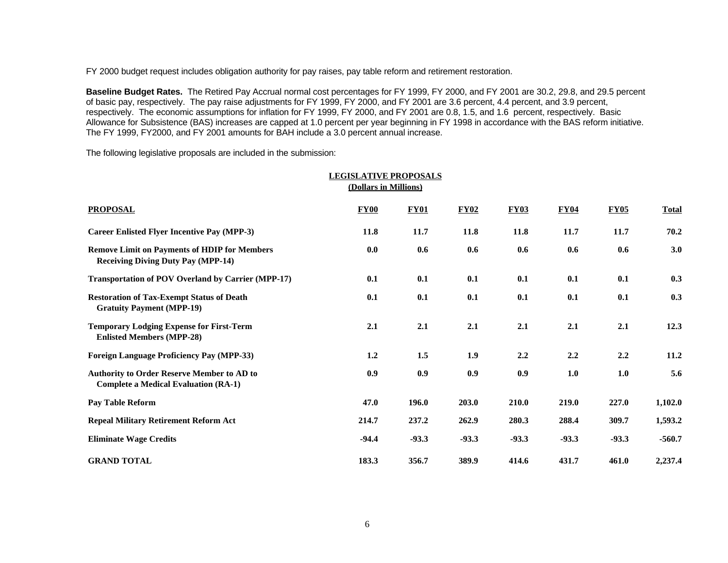FY 2000 budget request includes obligation authority for pay raises, pay table reform and retirement restoration.

**Baseline Budget Rates.** The Retired Pay Accrual normal cost percentages for FY 1999, FY 2000, and FY 2001 are 30.2, 29.8, and 29.5 percent of basic pay, respectively. The pay raise adjustments for FY 1999, FY 2000, and FY 2001 are 3.6 percent, 4.4 percent, and 3.9 percent, respectively. The economic assumptions for inflation for FY 1999, FY 2000, and FY 2001 are 0.8, 1.5, and 1.6 percent, respectively. Basic Allowance for Subsistence (BAS) increases are capped at 1.0 percent per year beginning in FY 1998 in accordance with the BAS reform initiative. The FY 1999, FY2000, and FY 2001 amounts for BAH include a 3.0 percent annual increase.

The following legislative proposals are included in the submission:

**LEGISLATIVE PROPOSALS**
**(Dollars in Millions)**

| PROPOSAL | FY00 | FY01 | FY02 | FY03 | FY04 | FY05 | Total |
|---|---|---|---|---|---|---|---|
| **Career Enlisted Flyer Incentive Pay (MPP-3)** | 11.8 | 11.7 | 11.8 | 11.8 | 11.7 | 11.7 | 70.2 |
| **Remove Limit on Payments of HDIP for Members Receiving Diving Duty Pay (MPP-14)** | 0.0 | 0.6 | 0.6 | 0.6 | 0.6 | 0.6 | 3.0 |
| **Transportation of POV Overland by Carrier (MPP-17)** | 0.1 | 0.1 | 0.1 | 0.1 | 0.1 | 0.1 | 0.3 |
| **Restoration of Tax-Exempt Status of Death Gratuity Payment (MPP-19)** | 0.1 | 0.1 | 0.1 | 0.1 | 0.1 | 0.1 | 0.3 |
| **Temporary Lodging Expense for First-Term Enlisted Members (MPP-28)** | 2.1 | 2.1 | 2.1 | 2.1 | 2.1 | 2.1 | 12.3 |
| **Foreign Language Proficiency Pay (MPP-33)** | 1.2 | 1.5 | 1.9 | 2.2 | 2.2 | 2.2 | 11.2 |
| **Authority to Order Reserve Member to AD to Complete a Medical Evaluation (RA-1)** | 0.9 | 0.9 | 0.9 | 0.9 | 1.0 | 1.0 | 5.6 |
| **Pay Table Reform** | 47.0 | 196.0 | 203.0 | 210.0 | 219.0 | 227.0 | 1,102.0 |
| **Repeal Military Retirement Reform Act** | 214.7 | 237.2 | 262.9 | 280.3 | 288.4 | 309.7 | 1,593.2 |
| **Eliminate Wage Credits** | -94.4 | -93.3 | -93.3 | -93.3 | -93.3 | -93.3 | -560.7 |
| **GRAND TOTAL** | 183.3 | 356.7 | 389.9 | 414.6 | 431.7 | 461.0 | 2,237.4 |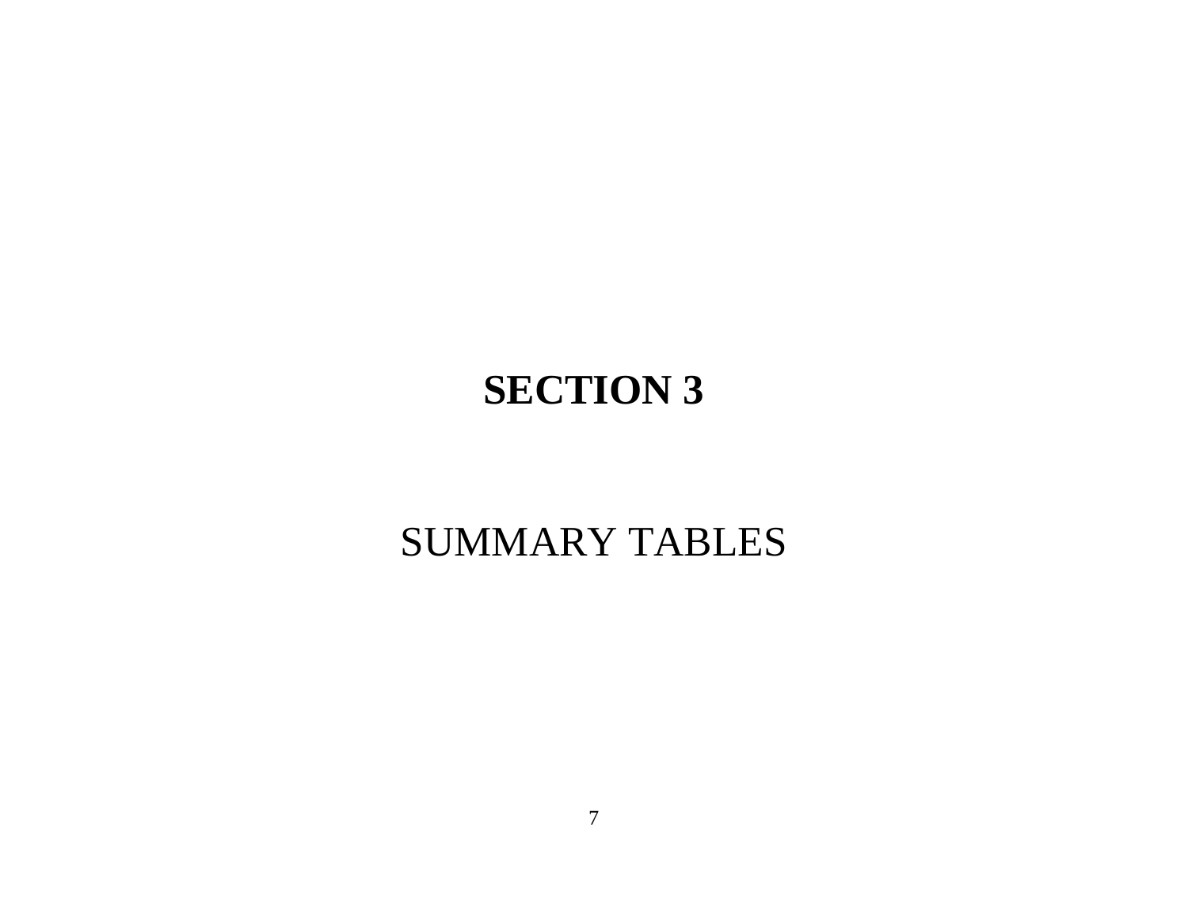# SECTION 3

## SUMMARY TABLES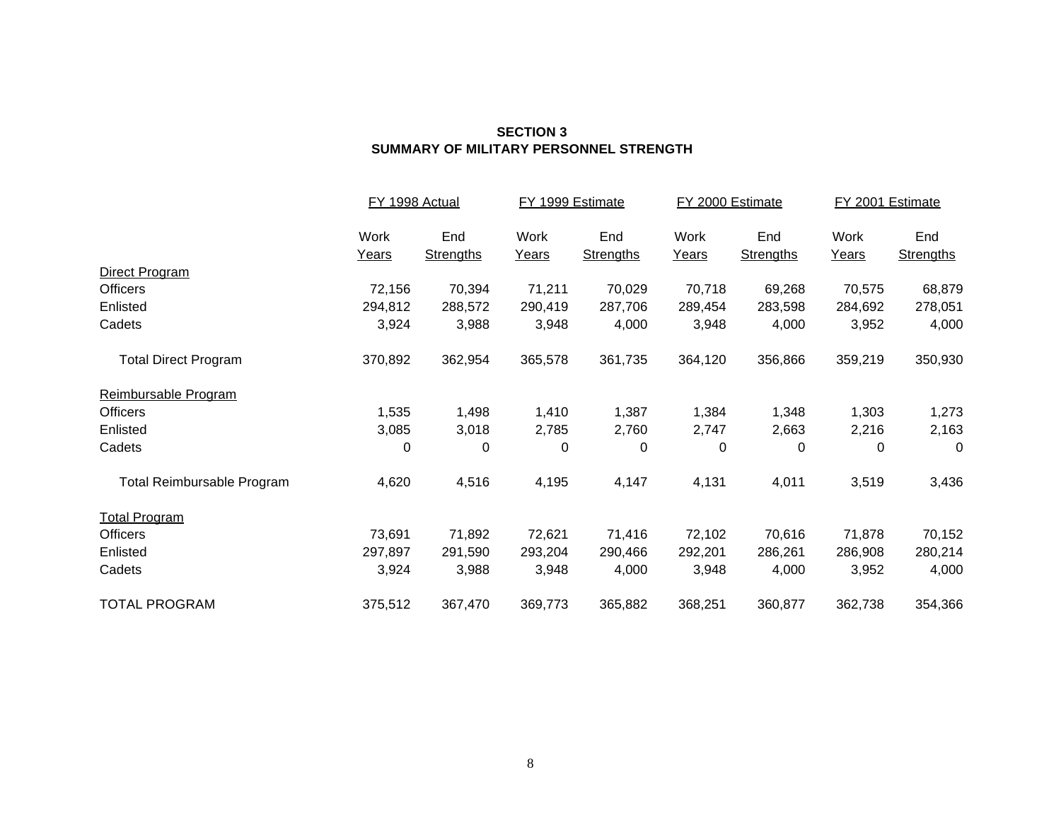**SECTION 3**
**SUMMARY OF MILITARY PERSONNEL STRENGTH**

| | FY 1998 Actual | | FY 1999 Estimate | | FY 2000 Estimate | | FY 2001 Estimate | |
|---|---|---|---|---|---|---|---|---|
| | Work Years | End Strengths | Work Years | End Strengths | Work Years | End Strengths | Work Years | End Strengths |
| Direct Program | | | | | | | | |
| Officers | 72,156 | 70,394 | 71,211 | 70,029 | 70,718 | 69,268 | 70,575 | 68,879 |
| Enlisted | 294,812 | 288,572 | 290,419 | 287,706 | 289,454 | 283,598 | 284,692 | 278,051 |
| Cadets | 3,924 | 3,988 | 3,948 | 4,000 | 3,948 | 4,000 | 3,952 | 4,000 |
| Total Direct Program | 370,892 | 362,954 | 365,578 | 361,735 | 364,120 | 356,866 | 359,219 | 350,930 |
| Reimbursable Program | | | | | | | | |
| Officers | 1,535 | 1,498 | 1,410 | 1,387 | 1,384 | 1,348 | 1,303 | 1,273 |
| Enlisted | 3,085 | 3,018 | 2,785 | 2,760 | 2,747 | 2,663 | 2,216 | 2,163 |
| Cadets | 0 | 0 | 0 | 0 | 0 | 0 | 0 | 0 |
| Total Reimbursable Program | 4,620 | 4,516 | 4,195 | 4,147 | 4,131 | 4,011 | 3,519 | 3,436 |
| Total Program | | | | | | | | |
| Officers | 73,691 | 71,892 | 72,621 | 71,416 | 72,102 | 70,616 | 71,878 | 70,152 |
| Enlisted | 297,897 | 291,590 | 293,204 | 290,466 | 292,201 | 286,261 | 286,908 | 280,214 |
| Cadets | 3,924 | 3,988 | 3,948 | 4,000 | 3,948 | 4,000 | 3,952 | 4,000 |
| TOTAL PROGRAM | 375,512 | 367,470 | 369,773 | 365,882 | 368,251 | 360,877 | 362,738 | 354,366 |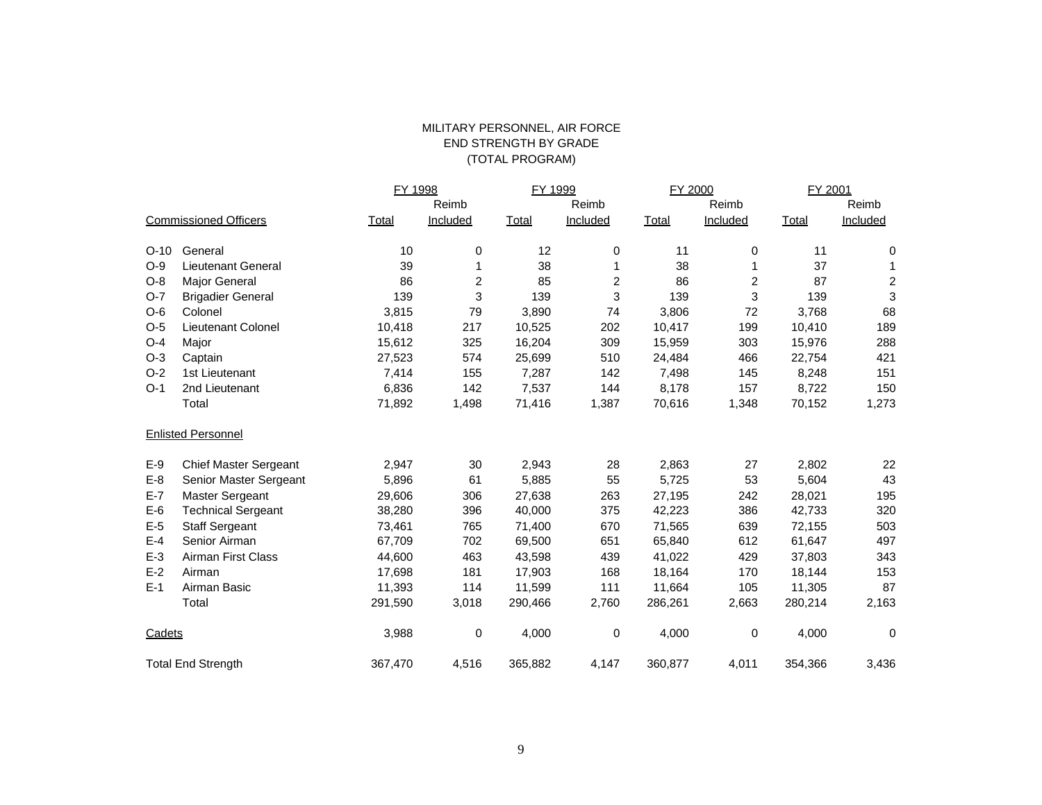# MILITARY PERSONNEL, AIR FORCE
## END STRENGTH BY GRADE
### (TOTAL PROGRAM)

| | | FY 1998 | | FY 1999 | | FY 2000 | | FY 2001 | |
|---|---|---|---|---|---|---|---|---|---|
| **Commissioned Officers** | | Total | Reimb Included | Total | Reimb Included | Total | Reimb Included | Total | Reimb Included |
| O-10 | General | 10 | 0 | 12 | 0 | 11 | 0 | 11 | 0 |
| O-9 | Lieutenant General | 39 | 1 | 38 | 1 | 38 | 1 | 37 | 1 |
| O-8 | Major General | 86 | 2 | 85 | 2 | 86 | 2 | 87 | 2 |
| O-7 | Brigadier General | 139 | 3 | 139 | 3 | 139 | 3 | 139 | 3 |
| O-6 | Colonel | 3,815 | 79 | 3,890 | 74 | 3,806 | 72 | 3,768 | 68 |
| O-5 | Lieutenant Colonel | 10,418 | 217 | 10,525 | 202 | 10,417 | 199 | 10,410 | 189 |
| O-4 | Major | 15,612 | 325 | 16,204 | 309 | 15,959 | 303 | 15,976 | 288 |
| O-3 | Captain | 27,523 | 574 | 25,699 | 510 | 24,484 | 466 | 22,754 | 421 |
| O-2 | 1st Lieutenant | 7,414 | 155 | 7,287 | 142 | 7,498 | 145 | 8,248 | 151 |
| O-1 | 2nd Lieutenant | 6,836 | 142 | 7,537 | 144 | 8,178 | 157 | 8,722 | 150 |
| | Total | 71,892 | 1,498 | 71,416 | 1,387 | 70,616 | 1,348 | 70,152 | 1,273 |
| **Enlisted Personnel** | | | | | | | | | |
| E-9 | Chief Master Sergeant | 2,947 | 30 | 2,943 | 28 | 2,863 | 27 | 2,802 | 22 |
| E-8 | Senior Master Sergeant | 5,896 | 61 | 5,885 | 55 | 5,725 | 53 | 5,604 | 43 |
| E-7 | Master Sergeant | 29,606 | 306 | 27,638 | 263 | 27,195 | 242 | 28,021 | 195 |
| E-6 | Technical Sergeant | 38,280 | 396 | 40,000 | 375 | 42,223 | 386 | 42,733 | 320 |
| E-5 | Staff Sergeant | 73,461 | 765 | 71,400 | 670 | 71,565 | 639 | 72,155 | 503 |
| E-4 | Senior Airman | 67,709 | 702 | 69,500 | 651 | 65,840 | 612 | 61,647 | 497 |
| E-3 | Airman First Class | 44,600 | 463 | 43,598 | 439 | 41,022 | 429 | 37,803 | 343 |
| E-2 | Airman | 17,698 | 181 | 17,903 | 168 | 18,164 | 170 | 18,144 | 153 |
| E-1 | Airman Basic | 11,393 | 114 | 11,599 | 111 | 11,664 | 105 | 11,305 | 87 |
| | Total | 291,590 | 3,018 | 290,466 | 2,760 | 286,261 | 2,663 | 280,214 | 2,163 |
| **Cadets** | | 3,988 | 0 | 4,000 | 0 | 4,000 | 0 | 4,000 | 0 |
| Total End Strength | | 367,470 | 4,516 | 365,882 | 4,147 | 360,877 | 4,011 | 354,366 | 3,436 |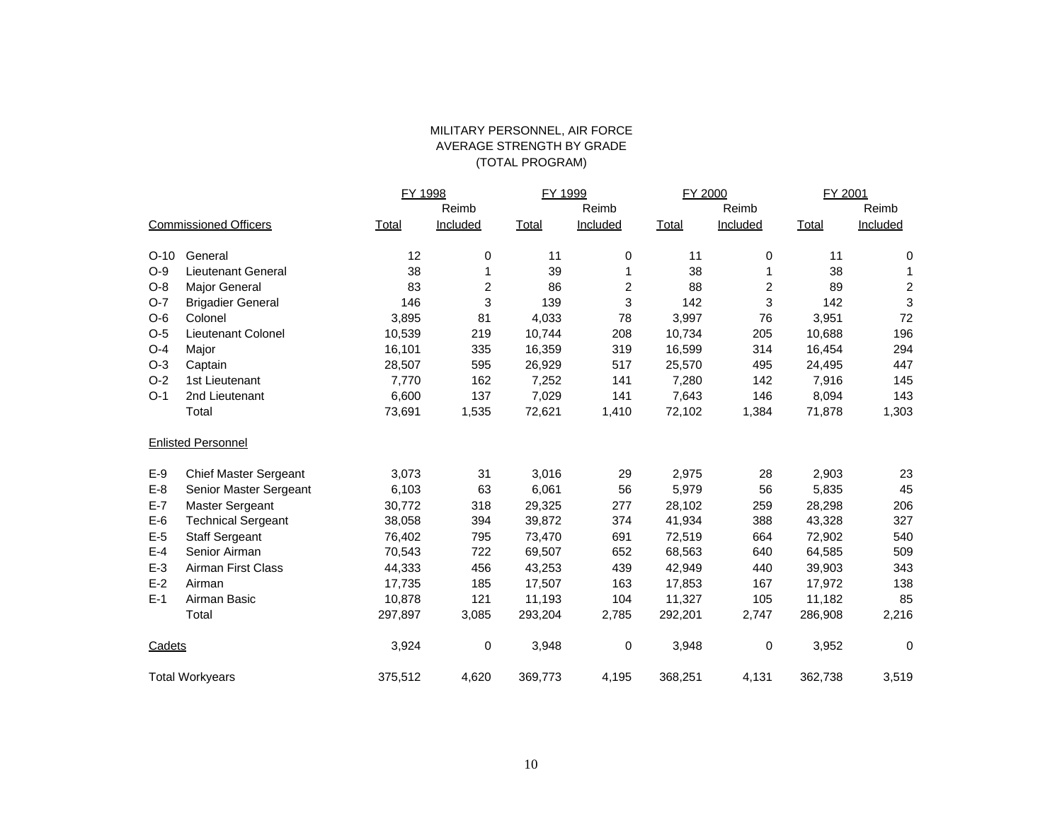MILITARY PERSONNEL, AIR FORCE
AVERAGE STRENGTH BY GRADE
(TOTAL PROGRAM)

| | | FY 1998 | | FY 1999 | | FY 2000 | | FY 2001 | |
|---|---|---|---|---|---|---|---|---|---|
| | | | Reimb | | Reimb | | Reimb | | Reimb |
| Commissioned Officers | | Total | Included | Total | Included | Total | Included | Total | Included |
| O-10 | General | 12 | 0 | 11 | 0 | 11 | 0 | 11 | 0 |
| O-9 | Lieutenant General | 38 | 1 | 39 | 1 | 38 | 1 | 38 | 1 |
| O-8 | Major General | 83 | 2 | 86 | 2 | 88 | 2 | 89 | 2 |
| O-7 | Brigadier General | 146 | 3 | 139 | 3 | 142 | 3 | 142 | 3 |
| O-6 | Colonel | 3,895 | 81 | 4,033 | 78 | 3,997 | 76 | 3,951 | 72 |
| O-5 | Lieutenant Colonel | 10,539 | 219 | 10,744 | 208 | 10,734 | 205 | 10,688 | 196 |
| O-4 | Major | 16,101 | 335 | 16,359 | 319 | 16,599 | 314 | 16,454 | 294 |
| O-3 | Captain | 28,507 | 595 | 26,929 | 517 | 25,570 | 495 | 24,495 | 447 |
| O-2 | 1st Lieutenant | 7,770 | 162 | 7,252 | 141 | 7,280 | 142 | 7,916 | 145 |
| O-1 | 2nd Lieutenant | 6,600 | 137 | 7,029 | 141 | 7,643 | 146 | 8,094 | 143 |
| | Total | 73,691 | 1,535 | 72,621 | 1,410 | 72,102 | 1,384 | 71,878 | 1,303 |
| Enlisted Personnel | | | | | | | | | |
| E-9 | Chief Master Sergeant | 3,073 | 31 | 3,016 | 29 | 2,975 | 28 | 2,903 | 23 |
| E-8 | Senior Master Sergeant | 6,103 | 63 | 6,061 | 56 | 5,979 | 56 | 5,835 | 45 |
| E-7 | Master Sergeant | 30,772 | 318 | 29,325 | 277 | 28,102 | 259 | 28,298 | 206 |
| E-6 | Technical Sergeant | 38,058 | 394 | 39,872 | 374 | 41,934 | 388 | 43,328 | 327 |
| E-5 | Staff Sergeant | 76,402 | 795 | 73,470 | 691 | 72,519 | 664 | 72,902 | 540 |
| E-4 | Senior Airman | 70,543 | 722 | 69,507 | 652 | 68,563 | 640 | 64,585 | 509 |
| E-3 | Airman First Class | 44,333 | 456 | 43,253 | 439 | 42,949 | 440 | 39,903 | 343 |
| E-2 | Airman | 17,735 | 185 | 17,507 | 163 | 17,853 | 167 | 17,972 | 138 |
| E-1 | Airman Basic | 10,878 | 121 | 11,193 | 104 | 11,327 | 105 | 11,182 | 85 |
| | Total | 297,897 | 3,085 | 293,204 | 2,785 | 292,201 | 2,747 | 286,908 | 2,216 |
| Cadets | | 3,924 | 0 | 3,948 | 0 | 3,948 | 0 | 3,952 | 0 |
| Total Workyears | | 375,512 | 4,620 | 369,773 | 4,195 | 368,251 | 4,131 | 362,738 | 3,519 |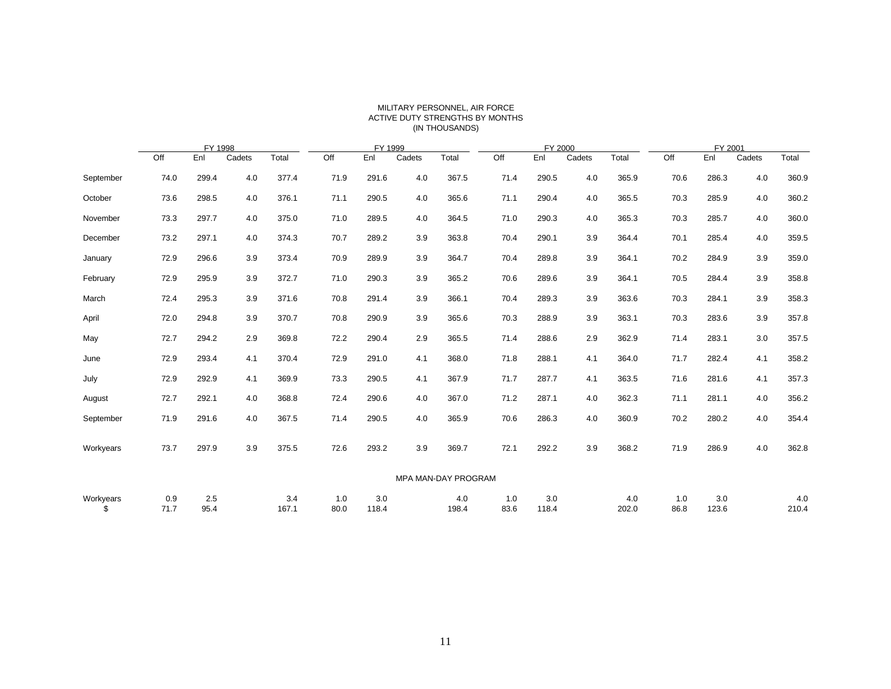MILITARY PERSONNEL, AIR FORCE
ACTIVE DUTY STRENGTHS BY MONTHS
(IN THOUSANDS)

| | FY 1998 | | | | FY 1999 | | | | FY 2000 | | | | FY 2001 | | | |
|---|---|---|---|---|---|---|---|---|---|---|---|---|---|---|---|---|
| | Off | Enl | Cadets | Total | Off | Enl | Cadets | Total | Off | Enl | Cadets | Total | Off | Enl | Cadets | Total |
| September | 74.0 | 299.4 | 4.0 | 377.4 | 71.9 | 291.6 | 4.0 | 367.5 | 71.4 | 290.5 | 4.0 | 365.9 | 70.6 | 286.3 | 4.0 | 360.9 |
| October | 73.6 | 298.5 | 4.0 | 376.1 | 71.1 | 290.5 | 4.0 | 365.6 | 71.1 | 290.4 | 4.0 | 365.5 | 70.3 | 285.9 | 4.0 | 360.2 |
| November | 73.3 | 297.7 | 4.0 | 375.0 | 71.0 | 289.5 | 4.0 | 364.5 | 71.0 | 290.3 | 4.0 | 365.3 | 70.3 | 285.7 | 4.0 | 360.0 |
| December | 73.2 | 297.1 | 4.0 | 374.3 | 70.7 | 289.2 | 3.9 | 363.8 | 70.4 | 290.1 | 3.9 | 364.4 | 70.1 | 285.4 | 4.0 | 359.5 |
| January | 72.9 | 296.6 | 3.9 | 373.4 | 70.9 | 289.9 | 3.9 | 364.7 | 70.4 | 289.8 | 3.9 | 364.1 | 70.2 | 284.9 | 3.9 | 359.0 |
| February | 72.9 | 295.9 | 3.9 | 372.7 | 71.0 | 290.3 | 3.9 | 365.2 | 70.6 | 289.6 | 3.9 | 364.1 | 70.5 | 284.4 | 3.9 | 358.8 |
| March | 72.4 | 295.3 | 3.9 | 371.6 | 70.8 | 291.4 | 3.9 | 366.1 | 70.4 | 289.3 | 3.9 | 363.6 | 70.3 | 284.1 | 3.9 | 358.3 |
| April | 72.0 | 294.8 | 3.9 | 370.7 | 70.8 | 290.9 | 3.9 | 365.6 | 70.3 | 288.9 | 3.9 | 363.1 | 70.3 | 283.6 | 3.9 | 357.8 |
| May | 72.7 | 294.2 | 2.9 | 369.8 | 72.2 | 290.4 | 2.9 | 365.5 | 71.4 | 288.6 | 2.9 | 362.9 | 71.4 | 283.1 | 3.0 | 357.5 |
| June | 72.9 | 293.4 | 4.1 | 370.4 | 72.9 | 291.0 | 4.1 | 368.0 | 71.8 | 288.1 | 4.1 | 364.0 | 71.7 | 282.4 | 4.1 | 358.2 |
| July | 72.9 | 292.9 | 4.1 | 369.9 | 73.3 | 290.5 | 4.1 | 367.9 | 71.7 | 287.7 | 4.1 | 363.5 | 71.6 | 281.6 | 4.1 | 357.3 |
| August | 72.7 | 292.1 | 4.0 | 368.8 | 72.4 | 290.6 | 4.0 | 367.0 | 71.2 | 287.1 | 4.0 | 362.3 | 71.1 | 281.1 | 4.0 | 356.2 |
| September | 71.9 | 291.6 | 4.0 | 367.5 | 71.4 | 290.5 | 4.0 | 365.9 | 70.6 | 286.3 | 4.0 | 360.9 | 70.2 | 280.2 | 4.0 | 354.4 |
| Workyears | 73.7 | 297.9 | 3.9 | 375.5 | 72.6 | 293.2 | 3.9 | 369.7 | 72.1 | 292.2 | 3.9 | 368.2 | 71.9 | 286.9 | 4.0 | 362.8 |

MPA MAN-DAY PROGRAM

| | FY 1998 | | | | FY 1999 | | | | FY 2000 | | | | FY 2001 | | | |
|---|---|---|---|---|---|---|---|---|---|---|---|---|---|---|---|---|
| | Off | Enl | Cadets | Total | Off | Enl | Cadets | Total | Off | Enl | Cadets | Total | Off | Enl | Cadets | Total |
| Workyears | 0.9 | 2.5 | | 3.4 | 1.0 | 3.0 | | 4.0 | 1.0 | 3.0 | | 4.0 | 1.0 | 3.0 | | 4.0 |
| $ | 71.7 | 95.4 | | 167.1 | 80.0 | 118.4 | | 198.4 | 83.6 | 118.4 | | 202.0 | 86.8 | 123.6 | | 210.4 |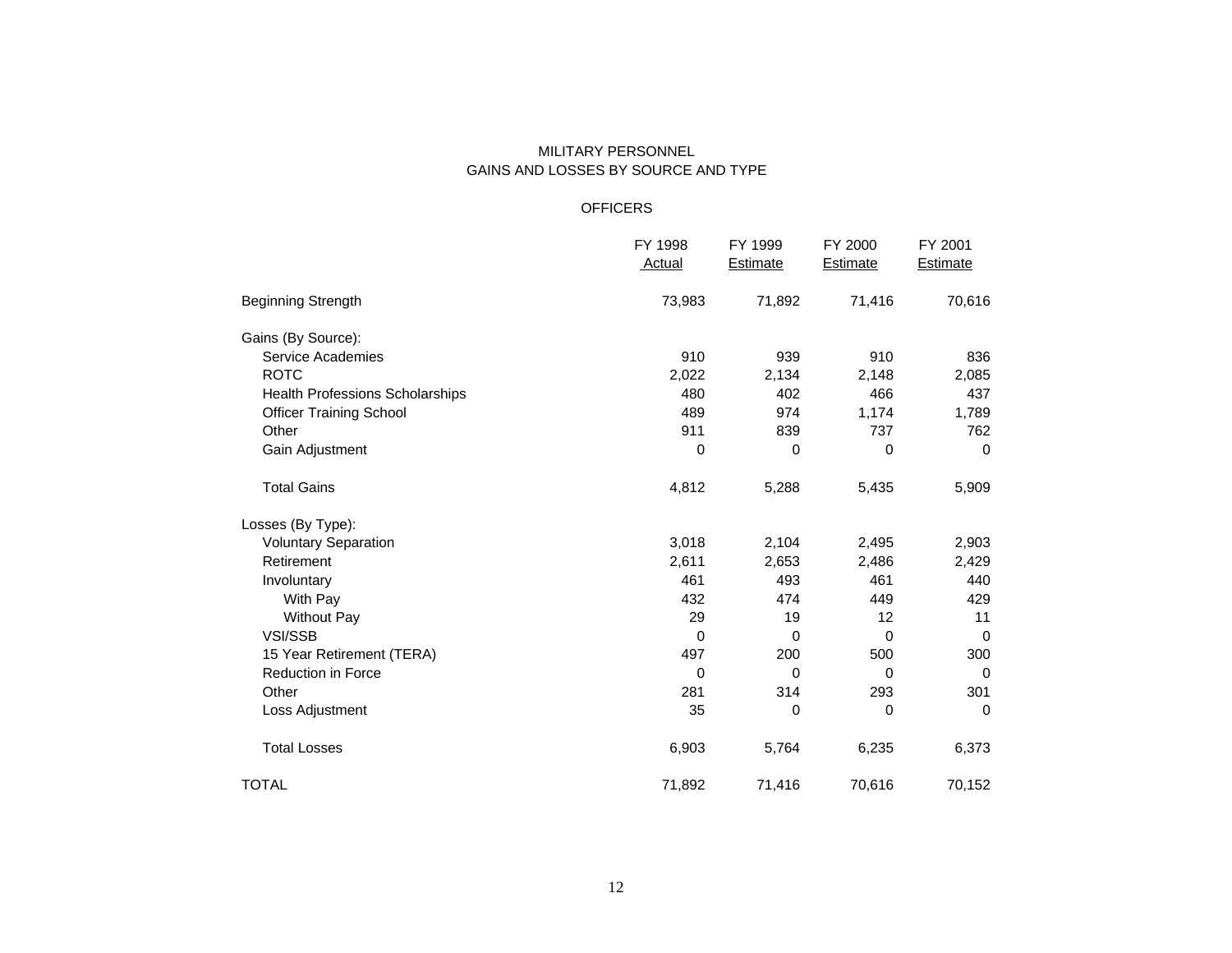# MILITARY PERSONNEL
## GAINS AND LOSSES BY SOURCE AND TYPE

### OFFICERS

| | FY 1998 Actual | FY 1999 Estimate | FY 2000 Estimate | FY 2001 Estimate |
|---|---|---|---|---|
| Beginning Strength | 73,983 | 71,892 | 71,416 | 70,616 |
| Gains (By Source): | | | | |
| Service Academies | 910 | 939 | 910 | 836 |
| ROTC | 2,022 | 2,134 | 2,148 | 2,085 |
| Health Professions Scholarships | 480 | 402 | 466 | 437 |
| Officer Training School | 489 | 974 | 1,174 | 1,789 |
| Other | 911 | 839 | 737 | 762 |
| Gain Adjustment | 0 | 0 | 0 | 0 |
| Total Gains | 4,812 | 5,288 | 5,435 | 5,909 |
| Losses (By Type): | | | | |
| Voluntary Separation | 3,018 | 2,104 | 2,495 | 2,903 |
| Retirement | 2,611 | 2,653 | 2,486 | 2,429 |
| Involuntary | 461 | 493 | 461 | 440 |
| With Pay | 432 | 474 | 449 | 429 |
| Without Pay | 29 | 19 | 12 | 11 |
| VSI/SSB | 0 | 0 | 0 | 0 |
| 15 Year Retirement (TERA) | 497 | 200 | 500 | 300 |
| Reduction in Force | 0 | 0 | 0 | 0 |
| Other | 281 | 314 | 293 | 301 |
| Loss Adjustment | 35 | 0 | 0 | 0 |
| Total Losses | 6,903 | 5,764 | 6,235 | 6,373 |
| TOTAL | 71,892 | 71,416 | 70,616 | 70,152 |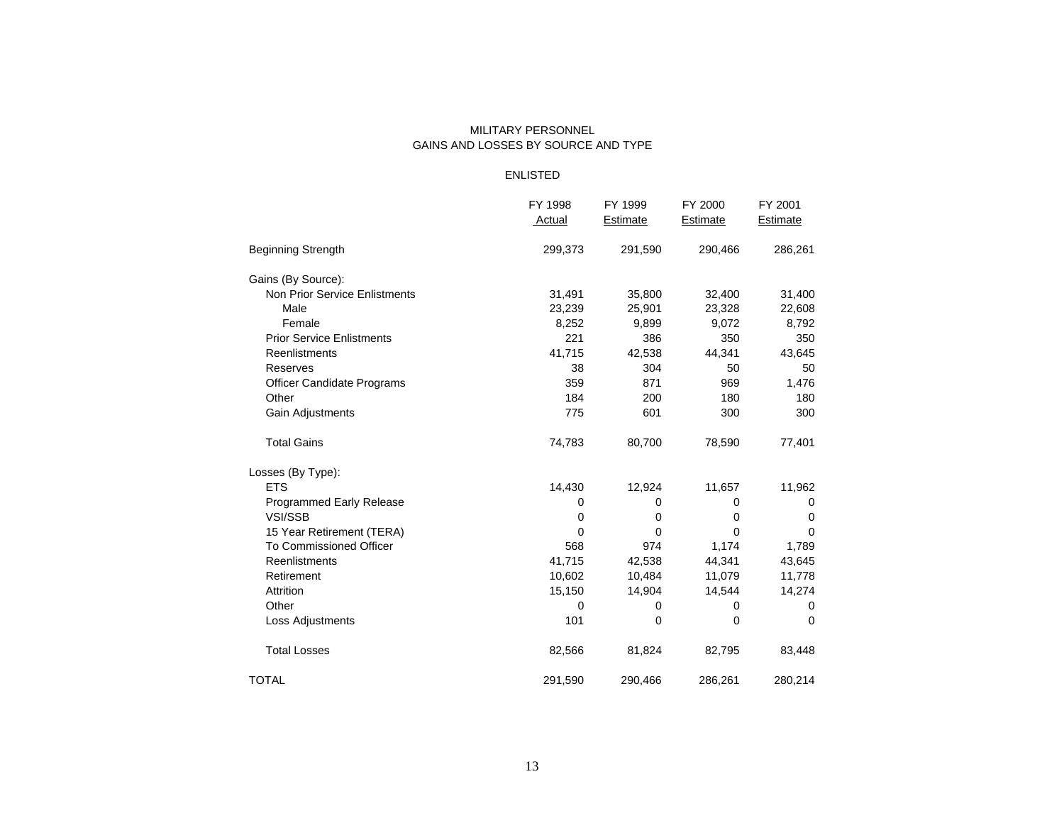MILITARY PERSONNEL
GAINS AND LOSSES BY SOURCE AND TYPE

ENLISTED

| | FY 1998 Actual | FY 1999 Estimate | FY 2000 Estimate | FY 2001 Estimate |
|---|---|---|---|---|
| Beginning Strength | 299,373 | 291,590 | 290,466 | 286,261 |
| Gains (By Source): | | | | |
| Non Prior Service Enlistments | 31,491 | 35,800 | 32,400 | 31,400 |
| Male | 23,239 | 25,901 | 23,328 | 22,608 |
| Female | 8,252 | 9,899 | 9,072 | 8,792 |
| Prior Service Enlistments | 221 | 386 | 350 | 350 |
| Reenlistments | 41,715 | 42,538 | 44,341 | 43,645 |
| Reserves | 38 | 304 | 50 | 50 |
| Officer Candidate Programs | 359 | 871 | 969 | 1,476 |
| Other | 184 | 200 | 180 | 180 |
| Gain Adjustments | 775 | 601 | 300 | 300 |
| Total Gains | 74,783 | 80,700 | 78,590 | 77,401 |
| Losses (By Type): | | | | |
| ETS | 14,430 | 12,924 | 11,657 | 11,962 |
| Programmed Early Release | 0 | 0 | 0 | 0 |
| VSI/SSB | 0 | 0 | 0 | 0 |
| 15 Year Retirement (TERA) | 0 | 0 | 0 | 0 |
| To Commissioned Officer | 568 | 974 | 1,174 | 1,789 |
| Reenlistments | 41,715 | 42,538 | 44,341 | 43,645 |
| Retirement | 10,602 | 10,484 | 11,079 | 11,778 |
| Attrition | 15,150 | 14,904 | 14,544 | 14,274 |
| Other | 0 | 0 | 0 | 0 |
| Loss Adjustments | 101 | 0 | 0 | 0 |
| Total Losses | 82,566 | 81,824 | 82,795 | 83,448 |
| TOTAL | 291,590 | 290,466 | 286,261 | 280,214 |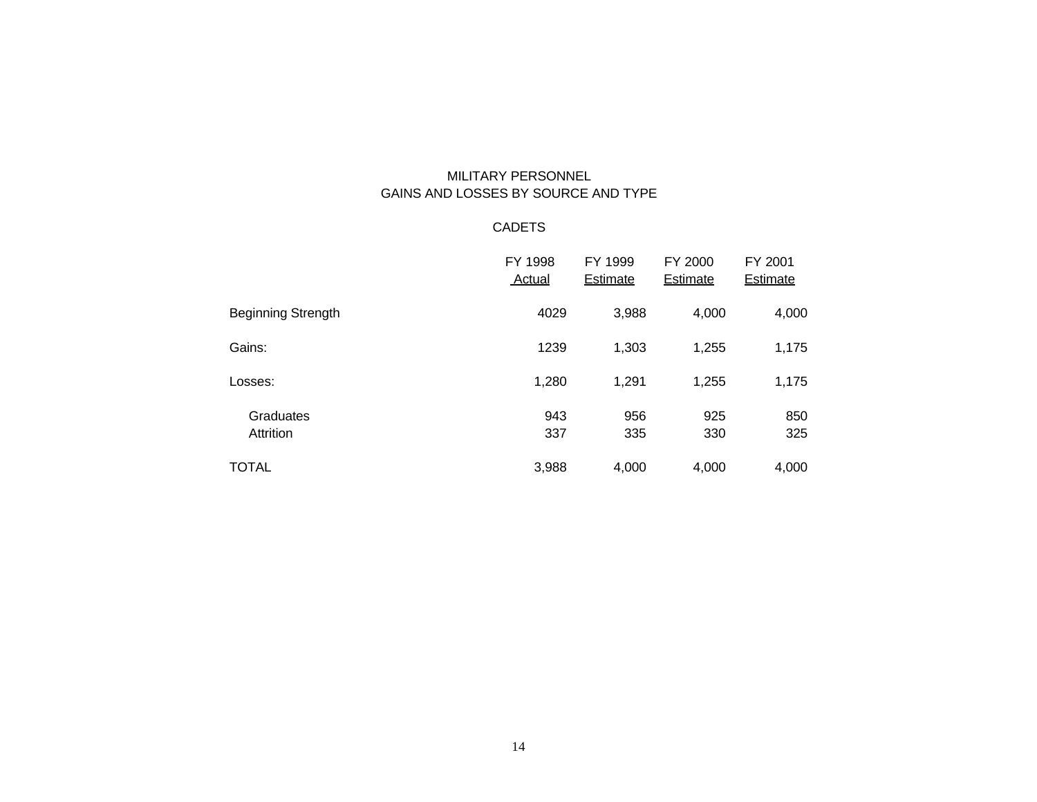MILITARY PERSONNEL
GAINS AND LOSSES BY SOURCE AND TYPE

CADETS

| | FY 1998 Actual | FY 1999 Estimate | FY 2000 Estimate | FY 2001 Estimate |
|---|---|---|---|---|
| Beginning Strength | 4029 | 3,988 | 4,000 | 4,000 |
| Gains: | 1239 | 1,303 | 1,255 | 1,175 |
| Losses: | 1,280 | 1,291 | 1,255 | 1,175 |
| Graduates | 943 | 956 | 925 | 850 |
| Attrition | 337 | 335 | 330 | 325 |
| TOTAL | 3,988 | 4,000 | 4,000 | 4,000 |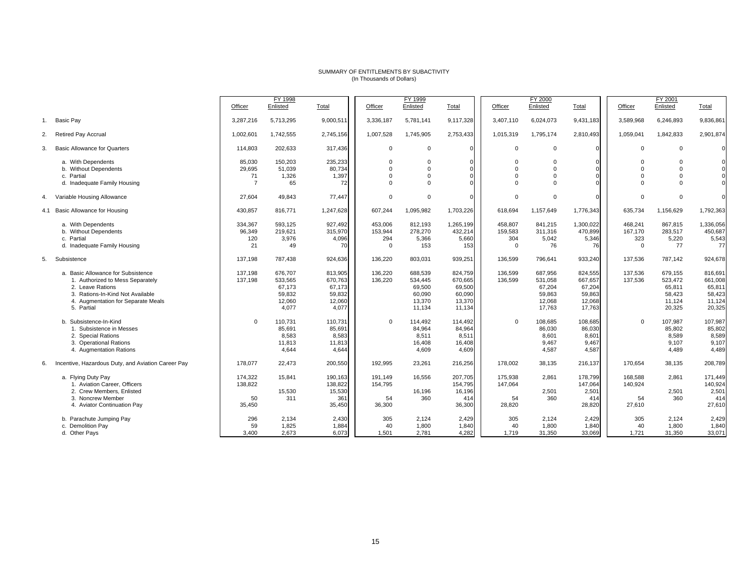# SUMMARY OF ENTITLEMENTS BY SUBACTIVITY
(In Thousands of Dollars)

| | FY 1998 | | | FY 1999 | | | FY 2000 | | | FY 2001 | | |
|---|---|---|---|---|---|---|---|---|---|---|---|---|
| | Officer | Enlisted | Total | Officer | Enlisted | Total | Officer | Enlisted | Total | Officer | Enlisted | Total |
| 1. Basic Pay | 3,287,216 | 5,713,295 | 9,000,511 | 3,336,187 | 5,781,141 | 9,117,328 | 3,407,110 | 6,024,073 | 9,431,183 | 3,589,968 | 6,246,893 | 9,836,861 |
| 2. Retired Pay Accrual | 1,002,601 | 1,742,555 | 2,745,156 | 1,007,528 | 1,745,905 | 2,753,433 | 1,015,319 | 1,795,174 | 2,810,493 | 1,059,041 | 1,842,833 | 2,901,874 |
| 3. Basic Allowance for Quarters | 114,803 | 202,633 | 317,436 | 0 | 0 | 0 | 0 | 0 | 0 | 0 | 0 | 0 |
| a. With Dependents | 85,030 | 150,203 | 235,233 | 0 | 0 | 0 | 0 | 0 | 0 | 0 | 0 | 0 |
| b. Without Dependents | 29,695 | 51,039 | 80,734 | 0 | 0 | 0 | 0 | 0 | 0 | 0 | 0 | 0 |
| c. Partial | 71 | 1,326 | 1,397 | 0 | 0 | 0 | 0 | 0 | 0 | 0 | 0 | 0 |
| d. Inadequate Family Housing | 7 | 65 | 72 | 0 | 0 | 0 | 0 | 0 | 0 | 0 | 0 | 0 |
| 4. Variable Housing Allowance | 27,604 | 49,843 | 77,447 | 0 | 0 | 0 | 0 | 0 | 0 | 0 | 0 | 0 |
| 4.1 Basic Allowance for Housing | 430,857 | 816,771 | 1,247,628 | 607,244 | 1,095,982 | 1,703,226 | 618,694 | 1,157,649 | 1,776,343 | 635,734 | 1,156,629 | 1,792,363 |
| a. With Dependents | 334,367 | 593,125 | 927,492 | 453,006 | 812,193 | 1,265,199 | 458,807 | 841,215 | 1,300,022 | 468,241 | 867,815 | 1,336,056 |
| b. Without Dependents | 96,349 | 219,621 | 315,970 | 153,944 | 278,270 | 432,214 | 159,583 | 311,316 | 470,899 | 167,170 | 283,517 | 450,687 |
| c. Partial | 120 | 3,976 | 4,096 | 294 | 5,366 | 5,660 | 304 | 5,042 | 5,346 | 323 | 5,220 | 5,543 |
| d. Inadequate Family Housing | 21 | 49 | 70 | 0 | 153 | 153 | 0 | 76 | 76 | 0 | 77 | 77 |
| 5. Subsistence | 137,198 | 787,438 | 924,636 | 136,220 | 803,031 | 939,251 | 136,599 | 796,641 | 933,240 | 137,536 | 787,142 | 924,678 |
| a. Basic Allowance for Subsistence | 137,198 | 676,707 | 813,905 | 136,220 | 688,539 | 824,759 | 136,599 | 687,956 | 824,555 | 137,536 | 679,155 | 816,691 |
| 1. Authorized to Mess Separately | 137,198 | 533,565 | 670,763 | 136,220 | 534,445 | 670,665 | 136,599 | 531,058 | 667,657 | 137,536 | 523,472 | 661,008 |
| 2. Leave Rations | | 67,173 | 67,173 | | 69,500 | 69,500 | | 67,204 | 67,204 | | 65,811 | 65,811 |
| 3. Rations-In-Kind Not Available | | 59,832 | 59,832 | | 60,090 | 60,090 | | 59,863 | 59,863 | | 58,423 | 58,423 |
| 4. Augmentation for Separate Meals | | 12,060 | 12,060 | | 13,370 | 13,370 | | 12,068 | 12,068 | | 11,124 | 11,124 |
| 5. Partial | | 4,077 | 4,077 | | 11,134 | 11,134 | | 17,763 | 17,763 | | 20,325 | 20,325 |
| b. Subsistence-In-Kind | 0 | 110,731 | 110,731 | 0 | 114,492 | 114,492 | 0 | 108,685 | 108,685 | 0 | 107,987 | 107,987 |
| 1. Subsistence in Messes | | 85,691 | 85,691 | | 84,964 | 84,964 | | 86,030 | 86,030 | | 85,802 | 85,802 |
| 2. Special Rations | | 8,583 | 8,583 | | 8,511 | 8,511 | | 8,601 | 8,601 | | 8,589 | 8,589 |
| 3. Operational Rations | | 11,813 | 11,813 | | 16,408 | 16,408 | | 9,467 | 9,467 | | 9,107 | 9,107 |
| 4. Augmentation Rations | | 4,644 | 4,644 | | 4,609 | 4,609 | | 4,587 | 4,587 | | 4,489 | 4,489 |
| 6. Incentive, Hazardous Duty, and Aviation Career Pay | 178,077 | 22,473 | 200,550 | 192,995 | 23,261 | 216,256 | 178,002 | 38,135 | 216,137 | 170,654 | 38,135 | 208,789 |
| a. Flying Duty Pay | 174,322 | 15,841 | 190,163 | 191,149 | 16,556 | 207,705 | 175,938 | 2,861 | 178,799 | 168,588 | 2,861 | 171,449 |
| 1. Aviation Career, Officers | 138,822 | | 138,822 | 154,795 | | 154,795 | 147,064 | | 147,064 | 140,924 | | 140,924 |
| 2. Crew Members, Enlisted | | 15,530 | 15,530 | | 16,196 | 16,196 | | 2,501 | 2,501 | | 2,501 | 2,501 |
| 3. Noncrew Member | 50 | 311 | 361 | 54 | 360 | 414 | 54 | 360 | 414 | 54 | 360 | 414 |
| 4. Aviator Continuation Pay | 35,450 | | 35,450 | 36,300 | | 36,300 | 28,820 | | 28,820 | 27,610 | | 27,610 |
| b. Parachute Jumping Pay | 296 | 2,134 | 2,430 | 305 | 2,124 | 2,429 | 305 | 2,124 | 2,429 | 305 | 2,124 | 2,429 |
| c. Demolition Pay | 59 | 1,825 | 1,884 | 40 | 1,800 | 1,840 | 40 | 1,800 | 1,840 | 40 | 1,800 | 1,840 |
| d. Other Pays | 3,400 | 2,673 | 6,073 | 1,501 | 2,781 | 4,282 | 1,719 | 31,350 | 33,069 | 1,721 | 31,350 | 33,071 |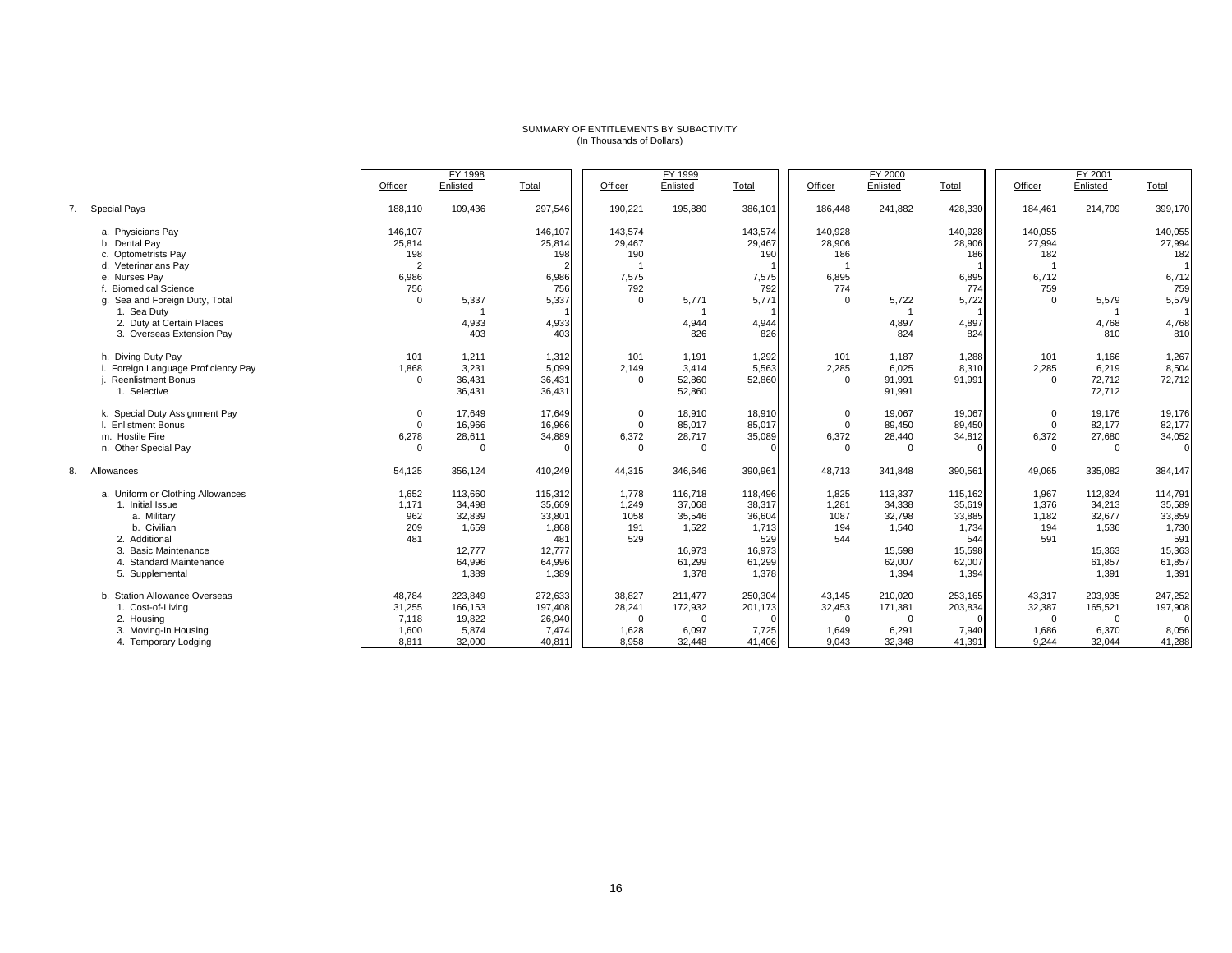SUMMARY OF ENTITLEMENTS BY SUBACTIVITY
(In Thousands of Dollars)

| | FY 1998 | | | FY 1999 | | | FY 2000 | | | FY 2001 | | |
|---|---|---|---|---|---|---|---|---|---|---|---|---|
| | Officer | Enlisted | Total | Officer | Enlisted | Total | Officer | Enlisted | Total | Officer | Enlisted | Total |
| 7. Special Pays | 188,110 | 109,436 | 297,546 | 190,221 | 195,880 | 386,101 | 186,448 | 241,882 | 428,330 | 184,461 | 214,709 | 399,170 |
| a. Physicians Pay | 146,107 | | 146,107 | 143,574 | | 143,574 | 140,928 | | 140,928 | 140,055 | | 140,055 |
| b. Dental Pay | 25,814 | | 25,814 | 29,467 | | 29,467 | 28,906 | | 28,906 | 27,994 | | 27,994 |
| c. Optometrists Pay | 198 | | 198 | 190 | | 190 | 186 | | 186 | 182 | | 182 |
| d. Veterinarians Pay | 2 | | 2 | 1 | | 1 | 1 | | 1 | 1 | | 1 |
| e. Nurses Pay | 6,986 | | 6,986 | 7,575 | | 7,575 | 6,895 | | 6,895 | 6,712 | | 6,712 |
| f. Biomedical Science | 756 | | 756 | 792 | | 792 | 774 | | 774 | 759 | | 759 |
| g. Sea and Foreign Duty, Total | 0 | 5,337 | 5,337 | 0 | 5,771 | 5,771 | 0 | 5,722 | 5,722 | 0 | 5,579 | 5,579 |
| 1. Sea Duty | | 1 | 1 | | 1 | 1 | | 1 | 1 | | 1 | 1 |
| 2. Duty at Certain Places | | 4,933 | 4,933 | | 4,944 | 4,944 | | 4,897 | 4,897 | | 4,768 | 4,768 |
| 3. Overseas Extension Pay | | 403 | 403 | | 826 | 826 | | 824 | 824 | | 810 | 810 |
| h. Diving Duty Pay | 101 | 1,211 | 1,312 | 101 | 1,191 | 1,292 | 101 | 1,187 | 1,288 | 101 | 1,166 | 1,267 |
| i. Foreign Language Proficiency Pay | 1,868 | 3,231 | 5,099 | 2,149 | 3,414 | 5,563 | 2,285 | 6,025 | 8,310 | 2,285 | 6,219 | 8,504 |
| j. Reenlistment Bonus | 0 | 36,431 | 36,431 | 0 | 52,860 | 52,860 | 0 | 91,991 | 91,991 | 0 | 72,712 | 72,712 |
| 1. Selective | | 36,431 | 36,431 | | 52,860 | | | 91,991 | | | 72,712 | |
| k. Special Duty Assignment Pay | 0 | 17,649 | 17,649 | 0 | 18,910 | 18,910 | 0 | 19,067 | 19,067 | 0 | 19,176 | 19,176 |
| l. Enlistment Bonus | 0 | 16,966 | 16,966 | 0 | 85,017 | 85,017 | 0 | 89,450 | 89,450 | 0 | 82,177 | 82,177 |
| m. Hostile Fire | 6,278 | 28,611 | 34,889 | 6,372 | 28,717 | 35,089 | 6,372 | 28,440 | 34,812 | 6,372 | 27,680 | 34,052 |
| n. Other Special Pay | 0 | 0 | 0 | 0 | 0 | 0 | 0 | 0 | 0 | 0 | 0 | 0 |
| 8. Allowances | 54,125 | 356,124 | 410,249 | 44,315 | 346,646 | 390,961 | 48,713 | 341,848 | 390,561 | 49,065 | 335,082 | 384,147 |
| a. Uniform or Clothing Allowances | 1,652 | 113,660 | 115,312 | 1,778 | 116,718 | 118,496 | 1,825 | 113,337 | 115,162 | 1,967 | 112,824 | 114,791 |
| 1. Initial Issue | 1,171 | 34,498 | 35,669 | 1,249 | 37,068 | 38,317 | 1,281 | 34,338 | 35,619 | 1,376 | 34,213 | 35,589 |
| a. Military | 962 | 32,839 | 33,801 | 1058 | 35,546 | 36,604 | 1087 | 32,798 | 33,885 | 1,182 | 32,677 | 33,859 |
| b. Civilian | 209 | 1,659 | 1,868 | 191 | 1,522 | 1,713 | 194 | 1,540 | 1,734 | 194 | 1,536 | 1,730 |
| 2. Additional | 481 | | 481 | 529 | | 529 | 544 | | 544 | 591 | | 591 |
| 3. Basic Maintenance | | 12,777 | 12,777 | | 16,973 | 16,973 | | 15,598 | 15,598 | | 15,363 | 15,363 |
| 4. Standard Maintenance | | 64,996 | 64,996 | | 61,299 | 61,299 | | 62,007 | 62,007 | | 61,857 | 61,857 |
| 5. Supplemental | | 1,389 | 1,389 | | 1,378 | 1,378 | | 1,394 | 1,394 | | 1,391 | 1,391 |
| b. Station Allowance Overseas | 48,784 | 223,849 | 272,633 | 38,827 | 211,477 | 250,304 | 43,145 | 210,020 | 253,165 | 43,317 | 203,935 | 247,252 |
| 1. Cost-of-Living | 31,255 | 166,153 | 197,408 | 28,241 | 172,932 | 201,173 | 32,453 | 171,381 | 203,834 | 32,387 | 165,521 | 197,908 |
| 2. Housing | 7,118 | 19,822 | 26,940 | 0 | 0 | 0 | 0 | 0 | 0 | 0 | 0 | 0 |
| 3. Moving-In Housing | 1,600 | 5,874 | 7,474 | 1,628 | 6,097 | 7,725 | 1,649 | 6,291 | 7,940 | 1,686 | 6,370 | 8,056 |
| 4. Temporary Lodging | 8,811 | 32,000 | 40,811 | 8,958 | 32,448 | 41,406 | 9,043 | 32,348 | 41,391 | 9,244 | 32,044 | 41,288 |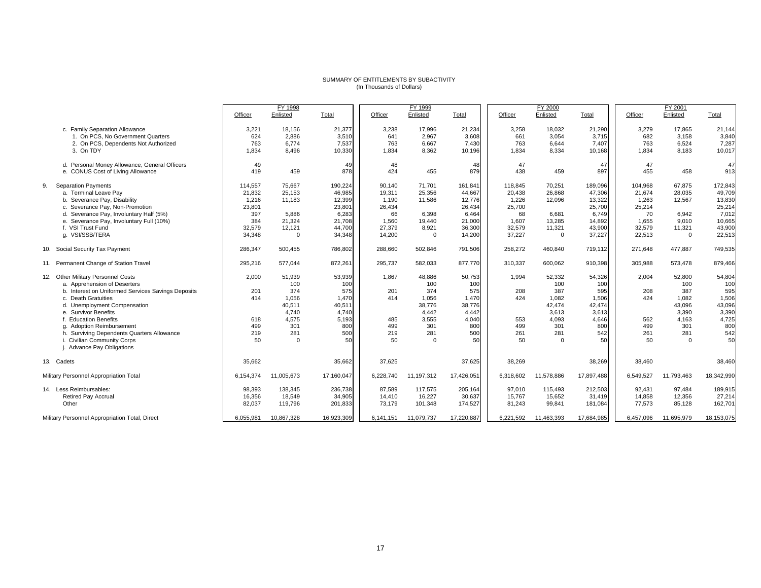SUMMARY OF ENTITLEMENTS BY SUBACTIVITY
(In Thousands of Dollars)

| | FY 1998 | | | FY 1999 | | | FY 2000 | | | FY 2001 | | |
|---|---|---|---|---|---|---|---|---|---|---|---|---|
| | Officer | Enlisted | Total | Officer | Enlisted | Total | Officer | Enlisted | Total | Officer | Enlisted | Total |
| c. Family Separation Allowance | 3,221 | 18,156 | 21,377 | 3,238 | 17,996 | 21,234 | 3,258 | 18,032 | 21,290 | 3,279 | 17,865 | 21,144 |
| 1. On PCS, No Government Quarters | 624 | 2,886 | 3,510 | 641 | 2,967 | 3,608 | 661 | 3,054 | 3,715 | 682 | 3,158 | 3,840 |
| 2. On PCS, Dependents Not Authorized | 763 | 6,774 | 7,537 | 763 | 6,667 | 7,430 | 763 | 6,644 | 7,407 | 763 | 6,524 | 7,287 |
| 3. On TDY | 1,834 | 8,496 | 10,330 | 1,834 | 8,362 | 10,196 | 1,834 | 8,334 | 10,168 | 1,834 | 8,183 | 10,017 |
| d. Personal Money Allowance, General Officers | 49 | | 49 | 48 | | 48 | 47 | | 47 | 47 | | 47 |
| e. CONUS Cost of Living Allowance | 419 | 459 | 878 | 424 | 455 | 879 | 438 | 459 | 897 | 455 | 458 | 913 |
| 9. Separation Payments | 114,557 | 75,667 | 190,224 | 90,140 | 71,701 | 161,841 | 118,845 | 70,251 | 189,096 | 104,968 | 67,875 | 172,843 |
| a. Terminal Leave Pay | 21,832 | 25,153 | 46,985 | 19,311 | 25,356 | 44,667 | 20,438 | 26,868 | 47,306 | 21,674 | 28,035 | 49,709 |
| b. Severance Pay, Disability | 1,216 | 11,183 | 12,399 | 1,190 | 11,586 | 12,776 | 1,226 | 12,096 | 13,322 | 1,263 | 12,567 | 13,830 |
| c. Severance Pay, Non-Promotion | 23,801 | | 23,801 | 26,434 | | 26,434 | 25,700 | | 25,700 | 25,214 | | 25,214 |
| d. Severance Pay, Involuntary Half (5%) | 397 | 5,886 | 6,283 | 66 | 6,398 | 6,464 | 68 | 6,681 | 6,749 | 70 | 6,942 | 7,012 |
| e. Severance Pay, Involuntary Full (10%) | 384 | 21,324 | 21,708 | 1,560 | 19,440 | 21,000 | 1,607 | 13,285 | 14,892 | 1,655 | 9,010 | 10,665 |
| f. VSI Trust Fund | 32,579 | 12,121 | 44,700 | 27,379 | 8,921 | 36,300 | 32,579 | 11,321 | 43,900 | 32,579 | 11,321 | 43,900 |
| g. VSI/SSB/TERA | 34,348 | 0 | 34,348 | 14,200 | 0 | 14,200 | 37,227 | 0 | 37,227 | 22,513 | 0 | 22,513 |
| 10. Social Security Tax Payment | 286,347 | 500,455 | 786,802 | 288,660 | 502,846 | 791,506 | 258,272 | 460,840 | 719,112 | 271,648 | 477,887 | 749,535 |
| 11. Permanent Change of Station Travel | 295,216 | 577,044 | 872,261 | 295,737 | 582,033 | 877,770 | 310,337 | 600,062 | 910,398 | 305,988 | 573,478 | 879,466 |
| 12. Other Military Personnel Costs | 2,000 | 51,939 | 53,939 | 1,867 | 48,886 | 50,753 | 1,994 | 52,332 | 54,326 | 2,004 | 52,800 | 54,804 |
| a. Apprehension of Deserters | | 100 | 100 | | 100 | 100 | | 100 | 100 | | 100 | 100 |
| b. Interest on Uniformed Services Savings Deposits | 201 | 374 | 575 | 201 | 374 | 575 | 208 | 387 | 595 | 208 | 387 | 595 |
| c. Death Gratuities | 414 | 1,056 | 1,470 | 414 | 1,056 | 1,470 | 424 | 1,082 | 1,506 | 424 | 1,082 | 1,506 |
| d. Unemployment Compensation | | 40,511 | 40,511 | | 38,776 | 38,776 | | 42,474 | 42,474 | | 43,096 | 43,096 |
| e. Survivor Benefits | | 4,740 | 4,740 | | 4,442 | 4,442 | | 3,613 | 3,613 | | 3,390 | 3,390 |
| f. Education Benefits | 618 | 4,575 | 5,193 | 485 | 3,555 | 4,040 | 553 | 4,093 | 4,646 | 562 | 4,163 | 4,725 |
| g. Adoption Reimbursement | 499 | 301 | 800 | 499 | 301 | 800 | 499 | 301 | 800 | 499 | 301 | 800 |
| h. Surviving Dependents Quarters Allowance | 219 | 281 | 500 | 219 | 281 | 500 | 261 | 281 | 542 | 261 | 281 | 542 |
| i. Civilian Community Corps | 50 | 0 | 50 | 50 | 0 | 50 | 50 | 0 | 50 | 50 | 0 | 50 |
| j. Advance Pay Obligations | | | | | | | | | | | | |
| 13. Cadets | 35,662 | | 35,662 | 37,625 | | 37,625 | 38,269 | | 38,269 | 38,460 | | 38,460 |
| Military Personnel Appropriation Total | 6,154,374 | 11,005,673 | 17,160,047 | 6,228,740 | 11,197,312 | 17,426,051 | 6,318,602 | 11,578,886 | 17,897,488 | 6,549,527 | 11,793,463 | 18,342,990 |
| 14. Less Reimbursables: | 98,393 | 138,345 | 236,738 | 87,589 | 117,575 | 205,164 | 97,010 | 115,493 | 212,503 | 92,431 | 97,484 | 189,915 |
| Retired Pay Accrual | 16,356 | 18,549 | 34,905 | 14,410 | 16,227 | 30,637 | 15,767 | 15,652 | 31,419 | 14,858 | 12,356 | 27,214 |
| Other | 82,037 | 119,796 | 201,833 | 73,179 | 101,348 | 174,527 | 81,243 | 99,841 | 181,084 | 77,573 | 85,128 | 162,701 |
| Military Personnel Appropriation Total, Direct | 6,055,981 | 10,867,328 | 16,923,309 | 6,141,151 | 11,079,737 | 17,220,887 | 6,221,592 | 11,463,393 | 17,684,985 | 6,457,096 | 11,695,979 | 18,153,075 |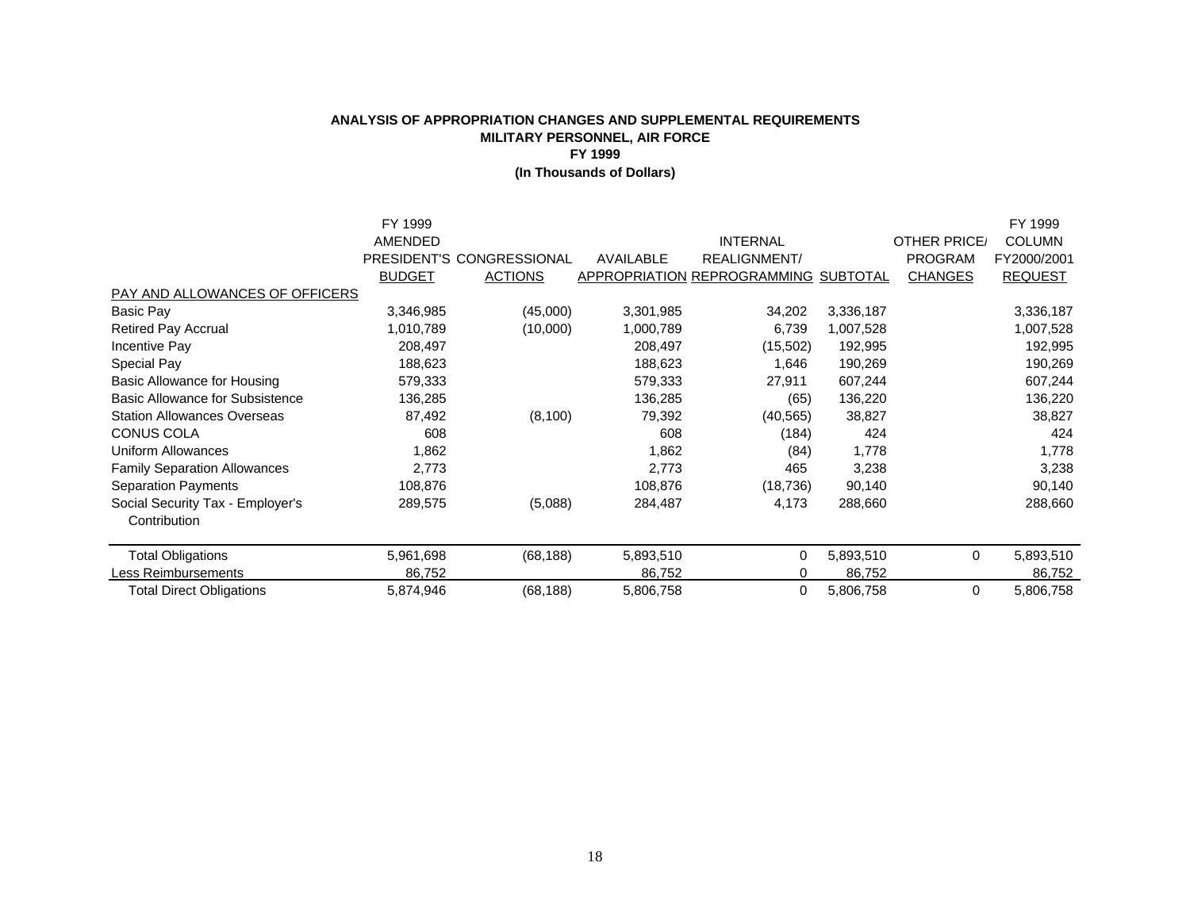**ANALYSIS OF APPROPRIATION CHANGES AND SUPPLEMENTAL REQUIREMENTS**
**MILITARY PERSONNEL, AIR FORCE**
**FY 1999**
**(In Thousands of Dollars)**

| | FY 1999 AMENDED PRESIDENT'S BUDGET | CONGRESSIONAL ACTIONS | AVAILABLE APPROPRIATION | INTERNAL REALIGNMENT/ REPROGRAMMING | SUBTOTAL | OTHER PRICE/ PROGRAM CHANGES | FY 1999 COLUMN FY2000/2001 REQUEST |
|---|---|---|---|---|---|---|---|
| PAY AND ALLOWANCES OF OFFICERS | | | | | | | |
| Basic Pay | 3,346,985 | (45,000) | 3,301,985 | 34,202 | 3,336,187 | | 3,336,187 |
| Retired Pay Accrual | 1,010,789 | (10,000) | 1,000,789 | 6,739 | 1,007,528 | | 1,007,528 |
| Incentive Pay | 208,497 | | 208,497 | (15,502) | 192,995 | | 192,995 |
| Special Pay | 188,623 | | 188,623 | 1,646 | 190,269 | | 190,269 |
| Basic Allowance for Housing | 579,333 | | 579,333 | 27,911 | 607,244 | | 607,244 |
| Basic Allowance for Subsistence | 136,285 | | 136,285 | (65) | 136,220 | | 136,220 |
| Station Allowances Overseas | 87,492 | (8,100) | 79,392 | (40,565) | 38,827 | | 38,827 |
| CONUS COLA | 608 | | 608 | (184) | 424 | | 424 |
| Uniform Allowances | 1,862 | | 1,862 | (84) | 1,778 | | 1,778 |
| Family Separation Allowances | 2,773 | | 2,773 | 465 | 3,238 | | 3,238 |
| Separation Payments | 108,876 | | 108,876 | (18,736) | 90,140 | | 90,140 |
| Social Security Tax - Employer's Contribution | 289,575 | (5,088) | 284,487 | 4,173 | 288,660 | | 288,660 |
| Total Obligations | 5,961,698 | (68,188) | 5,893,510 | 0 | 5,893,510 | 0 | 5,893,510 |
| Less Reimbursements | 86,752 | | 86,752 | 0 | 86,752 | | 86,752 |
| Total Direct Obligations | 5,874,946 | (68,188) | 5,806,758 | 0 | 5,806,758 | 0 | 5,806,758 |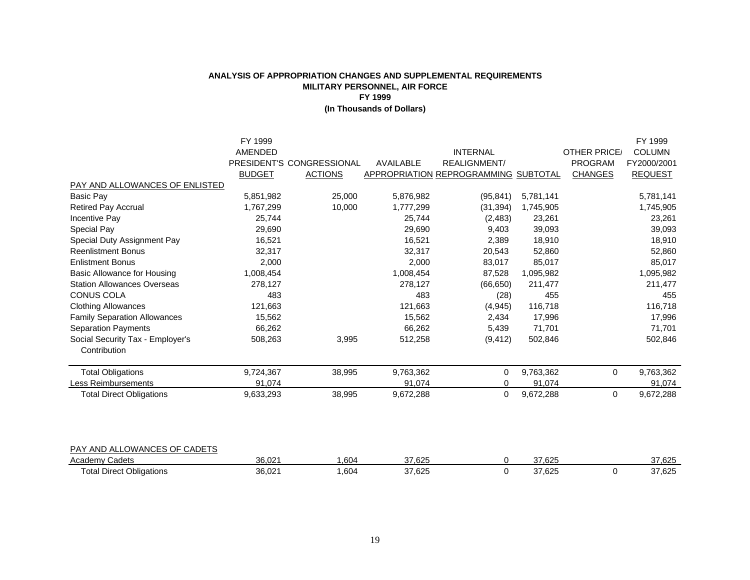**ANALYSIS OF APPROPRIATION CHANGES AND SUPPLEMENTAL REQUIREMENTS**
**MILITARY PERSONNEL, AIR FORCE**
**FY 1999**
**(In Thousands of Dollars)**

| | FY 1999 AMENDED PRESIDENT'S BUDGET | CONGRESSIONAL ACTIONS | AVAILABLE APPROPRIATION | INTERNAL REALIGNMENT/ REPROGRAMMING | SUBTOTAL | OTHER PRICE/ PROGRAM CHANGES | FY 1999 COLUMN FY2000/2001 REQUEST |
|---|---|---|---|---|---|---|---|
| PAY AND ALLOWANCES OF ENLISTED | | | | | | | |
| Basic Pay | 5,851,982 | 25,000 | 5,876,982 | (95,841) | 5,781,141 | | 5,781,141 |
| Retired Pay Accrual | 1,767,299 | 10,000 | 1,777,299 | (31,394) | 1,745,905 | | 1,745,905 |
| Incentive Pay | 25,744 | | 25,744 | (2,483) | 23,261 | | 23,261 |
| Special Pay | 29,690 | | 29,690 | 9,403 | 39,093 | | 39,093 |
| Special Duty Assignment Pay | 16,521 | | 16,521 | 2,389 | 18,910 | | 18,910 |
| Reenlistment Bonus | 32,317 | | 32,317 | 20,543 | 52,860 | | 52,860 |
| Enlistment Bonus | 2,000 | | 2,000 | 83,017 | 85,017 | | 85,017 |
| Basic Allowance for Housing | 1,008,454 | | 1,008,454 | 87,528 | 1,095,982 | | 1,095,982 |
| Station Allowances Overseas | 278,127 | | 278,127 | (66,650) | 211,477 | | 211,477 |
| CONUS COLA | 483 | | 483 | (28) | 455 | | 455 |
| Clothing Allowances | 121,663 | | 121,663 | (4,945) | 116,718 | | 116,718 |
| Family Separation Allowances | 15,562 | | 15,562 | 2,434 | 17,996 | | 17,996 |
| Separation Payments | 66,262 | | 66,262 | 5,439 | 71,701 | | 71,701 |
| Social Security Tax - Employer's Contribution | 508,263 | 3,995 | 512,258 | (9,412) | 502,846 | | 502,846 |
| Total Obligations | 9,724,367 | 38,995 | 9,763,362 | 0 | 9,763,362 | 0 | 9,763,362 |
| Less Reimbursements | 91,074 | | 91,074 | 0 | 91,074 | | 91,074 |
| Total Direct Obligations | 9,633,293 | 38,995 | 9,672,288 | 0 | 9,672,288 | 0 | 9,672,288 |
| PAY AND ALLOWANCES OF CADETS | | | | | | | |
| Academy Cadets | 36,021 | 1,604 | 37,625 | 0 | 37,625 | | 37,625 |
| Total Direct Obligations | 36,021 | 1,604 | 37,625 | 0 | 37,625 | 0 | 37,625 |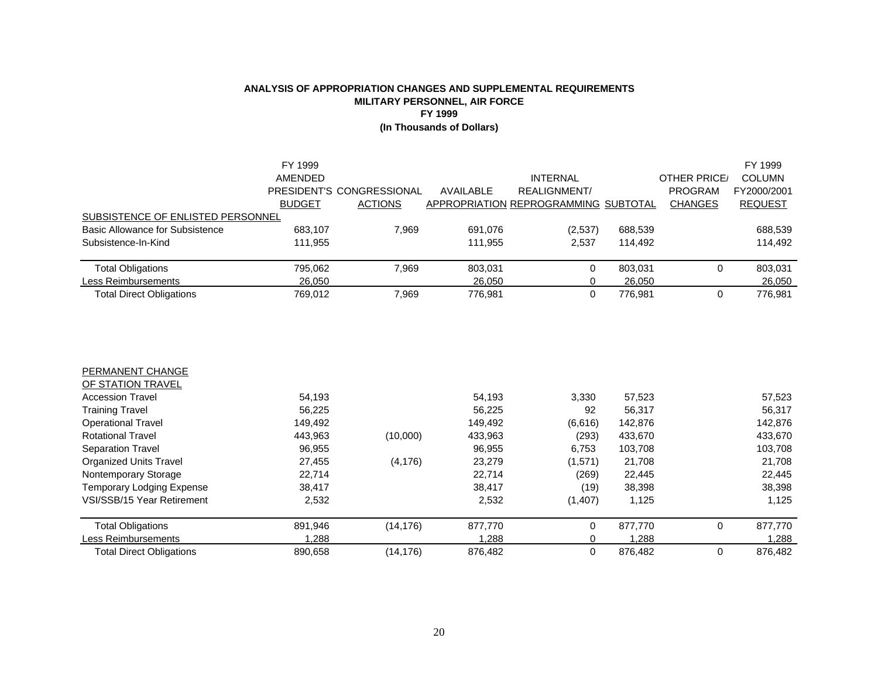**ANALYSIS OF APPROPRIATION CHANGES AND SUPPLEMENTAL REQUIREMENTS**
**MILITARY PERSONNEL, AIR FORCE**
**FY 1999**
**(In Thousands of Dollars)**

| | FY 1999 AMENDED PRESIDENT'S BUDGET | CONGRESSIONAL ACTIONS | AVAILABLE APPROPRIATION | INTERNAL REALIGNMENT/ REPROGRAMMING | SUBTOTAL | OTHER PRICE/ PROGRAM CHANGES | FY 1999 COLUMN FY2000/2001 REQUEST |
|---|---|---|---|---|---|---|---|
| SUBSISTENCE OF ENLISTED PERSONNEL | | | | | | | |
| Basic Allowance for Subsistence | 683,107 | 7,969 | 691,076 | (2,537) | 688,539 | | 688,539 |
| Subsistence-In-Kind | 111,955 | | 111,955 | 2,537 | 114,492 | | 114,492 |
| Total Obligations | 795,062 | 7,969 | 803,031 | 0 | 803,031 | 0 | 803,031 |
| Less Reimbursements | 26,050 | | 26,050 | 0 | 26,050 | | 26,050 |
| Total Direct Obligations | 769,012 | 7,969 | 776,981 | 0 | 776,981 | 0 | 776,981 |

| | FY 1999 AMENDED PRESIDENT'S BUDGET | CONGRESSIONAL ACTIONS | AVAILABLE APPROPRIATION | INTERNAL REALIGNMENT/ REPROGRAMMING | SUBTOTAL | OTHER PRICE/ PROGRAM CHANGES | FY 1999 COLUMN FY2000/2001 REQUEST |
|---|---|---|---|---|---|---|---|
| PERMANENT CHANGE OF STATION TRAVEL | | | | | | | |
| Accession Travel | 54,193 | | 54,193 | 3,330 | 57,523 | | 57,523 |
| Training Travel | 56,225 | | 56,225 | 92 | 56,317 | | 56,317 |
| Operational Travel | 149,492 | | 149,492 | (6,616) | 142,876 | | 142,876 |
| Rotational Travel | 443,963 | (10,000) | 433,963 | (293) | 433,670 | | 433,670 |
| Separation Travel | 96,955 | | 96,955 | 6,753 | 103,708 | | 103,708 |
| Organized Units Travel | 27,455 | (4,176) | 23,279 | (1,571) | 21,708 | | 21,708 |
| Nontemporary Storage | 22,714 | | 22,714 | (269) | 22,445 | | 22,445 |
| Temporary Lodging Expense | 38,417 | | 38,417 | (19) | 38,398 | | 38,398 |
| VSI/SSB/15 Year Retirement | 2,532 | | 2,532 | (1,407) | 1,125 | | 1,125 |
| Total Obligations | 891,946 | (14,176) | 877,770 | 0 | 877,770 | 0 | 877,770 |
| Less Reimbursements | 1,288 | | 1,288 | 0 | 1,288 | | 1,288 |
| Total Direct Obligations | 890,658 | (14,176) | 876,482 | 0 | 876,482 | 0 | 876,482 |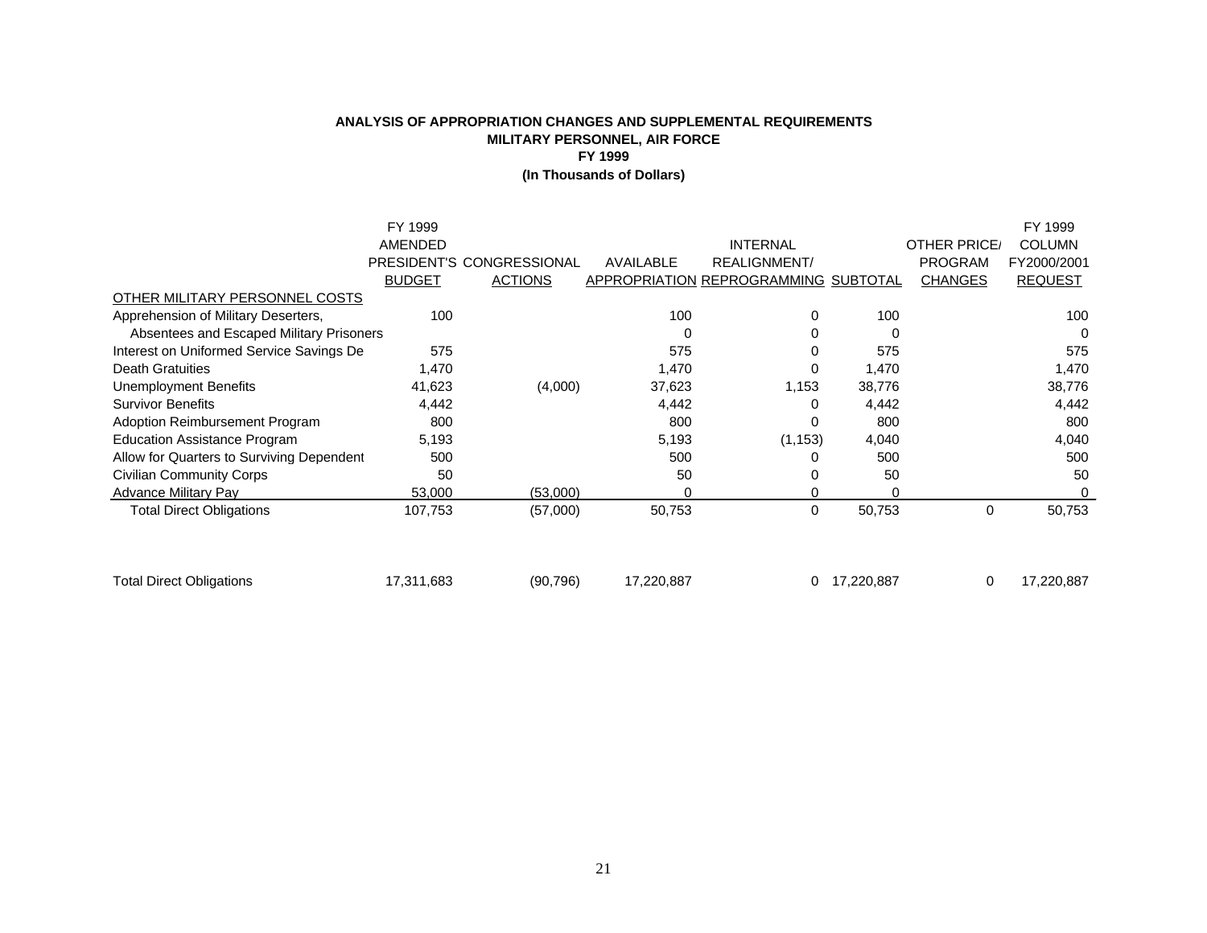**ANALYSIS OF APPROPRIATION CHANGES AND SUPPLEMENTAL REQUIREMENTS**
**MILITARY PERSONNEL, AIR FORCE**
**FY 1999**
**(In Thousands of Dollars)**

| | FY 1999 AMENDED PRESIDENT'S BUDGET | CONGRESSIONAL ACTIONS | AVAILABLE APPROPRIATION | INTERNAL REALIGNMENT/ REPROGRAMMING | SUBTOTAL | OTHER PRICE/ PROGRAM CHANGES | FY 1999 COLUMN FY2000/2001 REQUEST |
|---|---|---|---|---|---|---|---|
| OTHER MILITARY PERSONNEL COSTS | | | | | | | |
| Apprehension of Military Deserters, | 100 | | 100 | 0 | 100 | | 100 |
| Absentees and Escaped Military Prisoners | | | 0 | 0 | 0 | | 0 |
| Interest on Uniformed Service Savings De | 575 | | 575 | 0 | 575 | | 575 |
| Death Gratuities | 1,470 | | 1,470 | 0 | 1,470 | | 1,470 |
| Unemployment Benefits | 41,623 | (4,000) | 37,623 | 1,153 | 38,776 | | 38,776 |
| Survivor Benefits | 4,442 | | 4,442 | 0 | 4,442 | | 4,442 |
| Adoption Reimbursement Program | 800 | | 800 | 0 | 800 | | 800 |
| Education Assistance Program | 5,193 | | 5,193 | (1,153) | 4,040 | | 4,040 |
| Allow for Quarters to Surviving Dependent | 500 | | 500 | 0 | 500 | | 500 |
| Civilian Community Corps | 50 | | 50 | 0 | 50 | | 50 |
| Advance Military Pay | 53,000 | (53,000) | 0 | 0 | 0 | | 0 |
| Total Direct Obligations | 107,753 | (57,000) | 50,753 | 0 | 50,753 | 0 | 50,753 |
| | | | | | | | |
| Total Direct Obligations | 17,311,683 | (90,796) | 17,220,887 | 0 | 17,220,887 | 0 | 17,220,887 |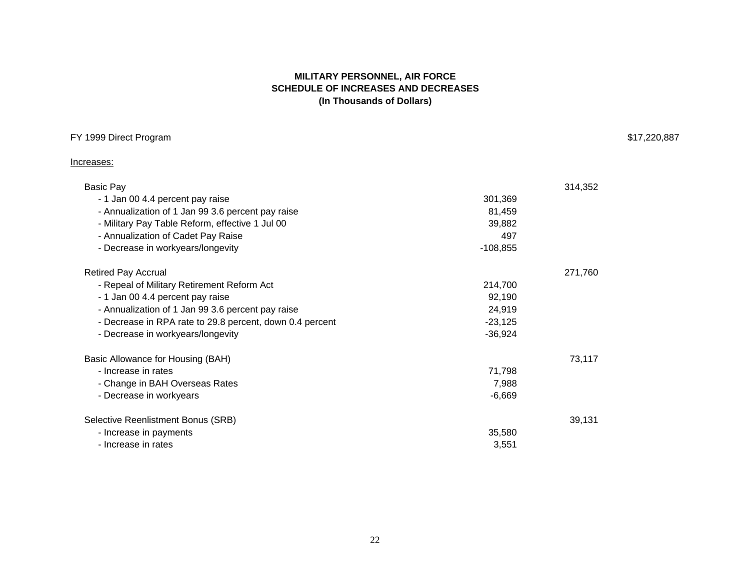**MILITARY PERSONNEL, AIR FORCE**
**SCHEDULE OF INCREASES AND DECREASES**
**(In Thousands of Dollars)**

| | | | |
|---|---|---|---|
| FY 1999 Direct Program | | | $17,220,887 |
| Increases: | | | |
| Basic Pay | | 314,352 | |
| - 1 Jan 00 4.4 percent pay raise | 301,369 | | |
| - Annualization of 1 Jan 99 3.6 percent pay raise | 81,459 | | |
| - Military Pay Table Reform, effective 1 Jul 00 | 39,882 | | |
| - Annualization of Cadet Pay Raise | 497 | | |
| - Decrease in workyears/longevity | -108,855 | | |
| Retired Pay Accrual | | 271,760 | |
| - Repeal of Military Retirement Reform Act | 214,700 | | |
| - 1 Jan 00 4.4 percent pay raise | 92,190 | | |
| - Annualization of 1 Jan 99 3.6 percent pay raise | 24,919 | | |
| - Decrease in RPA rate to 29.8 percent, down 0.4 percent | -23,125 | | |
| - Decrease in workyears/longevity | -36,924 | | |
| Basic Allowance for Housing (BAH) | | 73,117 | |
| - Increase in rates | 71,798 | | |
| - Change in BAH Overseas Rates | 7,988 | | |
| - Decrease in workyears | -6,669 | | |
| Selective Reenlistment Bonus (SRB) | | 39,131 | |
| - Increase in payments | 35,580 | | |
| - Increase in rates | 3,551 | | |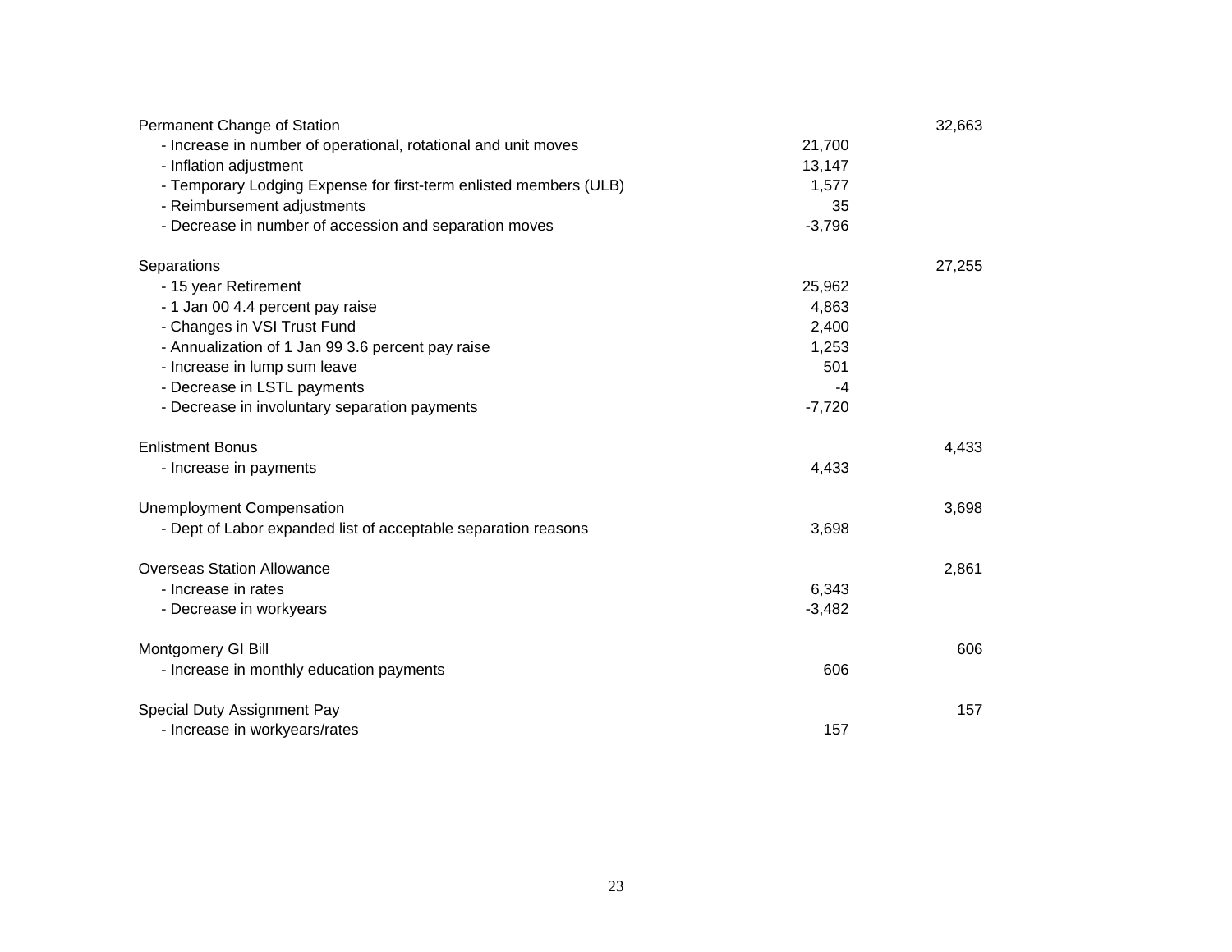| | | |
|---|---|---|
| Permanent Change of Station | | 32,663 |
| - Increase in number of operational, rotational and unit moves | 21,700 | |
| - Inflation adjustment | 13,147 | |
| - Temporary Lodging Expense for first-term enlisted members (ULB) | 1,577 | |
| - Reimbursement adjustments | 35 | |
| - Decrease in number of accession and separation moves | -3,796 | |
| | | |
| Separations | | 27,255 |
| - 15 year Retirement | 25,962 | |
| - 1 Jan 00 4.4 percent pay raise | 4,863 | |
| - Changes in VSI Trust Fund | 2,400 | |
| - Annualization of 1 Jan 99 3.6 percent pay raise | 1,253 | |
| - Increase in lump sum leave | 501 | |
| - Decrease in LSTL payments | -4 | |
| - Decrease in involuntary separation payments | -7,720 | |
| | | |
| Enlistment Bonus | | 4,433 |
| - Increase in payments | 4,433 | |
| | | |
| Unemployment Compensation | | 3,698 |
| - Dept of Labor expanded list of acceptable separation reasons | 3,698 | |
| | | |
| Overseas Station Allowance | | 2,861 |
| - Increase in rates | 6,343 | |
| - Decrease in workyears | -3,482 | |
| | | |
| Montgomery GI Bill | | 606 |
| - Increase in monthly education payments | 606 | |
| | | |
| Special Duty Assignment Pay | | 157 |
| - Increase in workyears/rates | 157 | |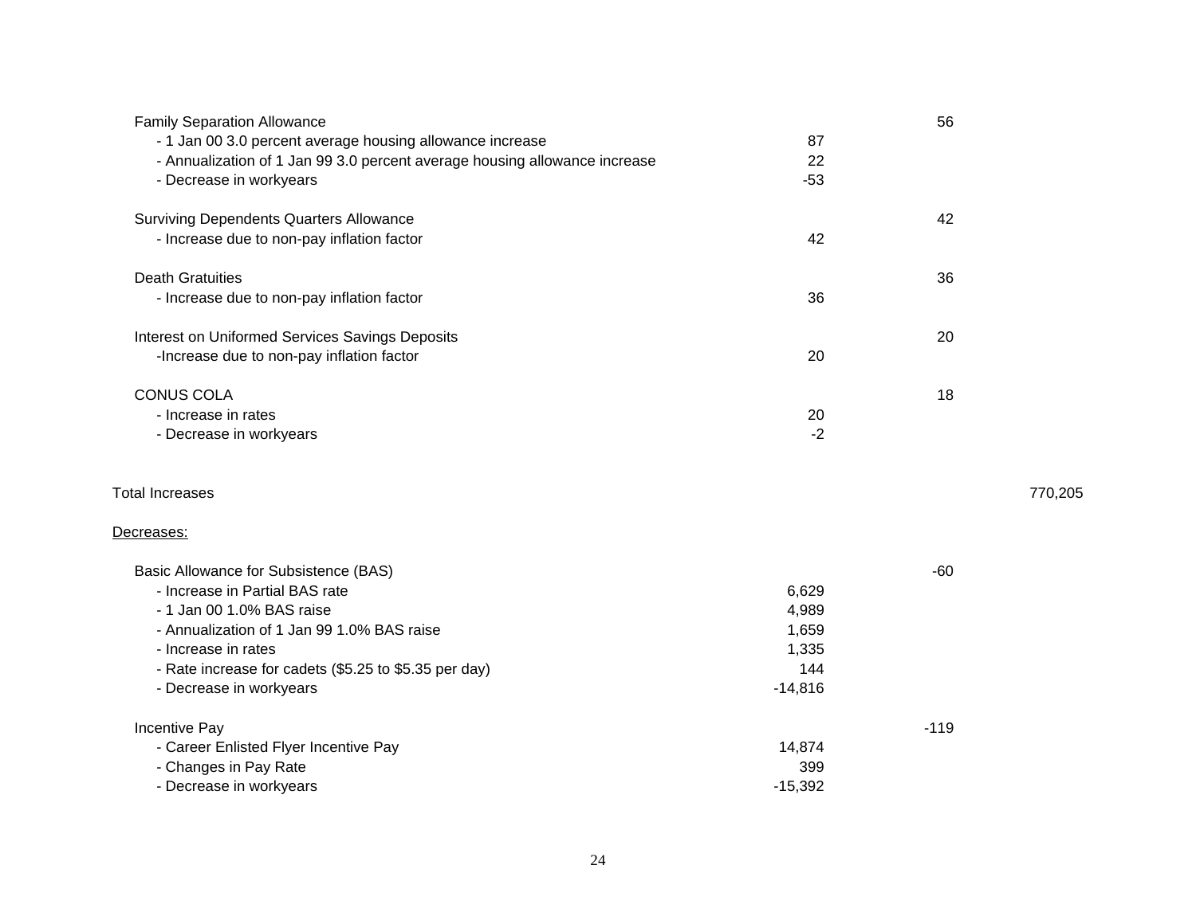| | | | |
|---|---|---|---|
| Family Separation Allowance | | 56 | |
| - 1 Jan 00 3.0 percent average housing allowance increase | 87 | | |
| - Annualization of 1 Jan 99 3.0 percent average housing allowance increase | 22 | | |
| - Decrease in workyears | -53 | | |
| | | | |
| Surviving Dependents Quarters Allowance | | 42 | |
| - Increase due to non-pay inflation factor | 42 | | |
| | | | |
| Death Gratuities | | 36 | |
| - Increase due to non-pay inflation factor | 36 | | |
| | | | |
| Interest on Uniformed Services Savings Deposits | | 20 | |
| -Increase due to non-pay inflation factor | 20 | | |
| | | | |
| CONUS COLA | | 18 | |
| - Increase in rates | 20 | | |
| - Decrease in workyears | -2 | | |
| | | | |
| Total Increases | | | 770,205 |
| | | | |
| Decreases: | | | |
| | | | |
| Basic Allowance for Subsistence (BAS) | | -60 | |
| - Increase in Partial BAS rate | 6,629 | | |
| - 1 Jan 00 1.0% BAS raise | 4,989 | | |
| - Annualization of 1 Jan 99 1.0% BAS raise | 1,659 | | |
| - Increase in rates | 1,335 | | |
| - Rate increase for cadets ($5.25 to $5.35 per day) | 144 | | |
| - Decrease in workyears | -14,816 | | |
| | | | |
| Incentive Pay | | -119 | |
| - Career Enlisted Flyer Incentive Pay | 14,874 | | |
| - Changes in Pay Rate | 399 | | |
| - Decrease in workyears | -15,392 | | |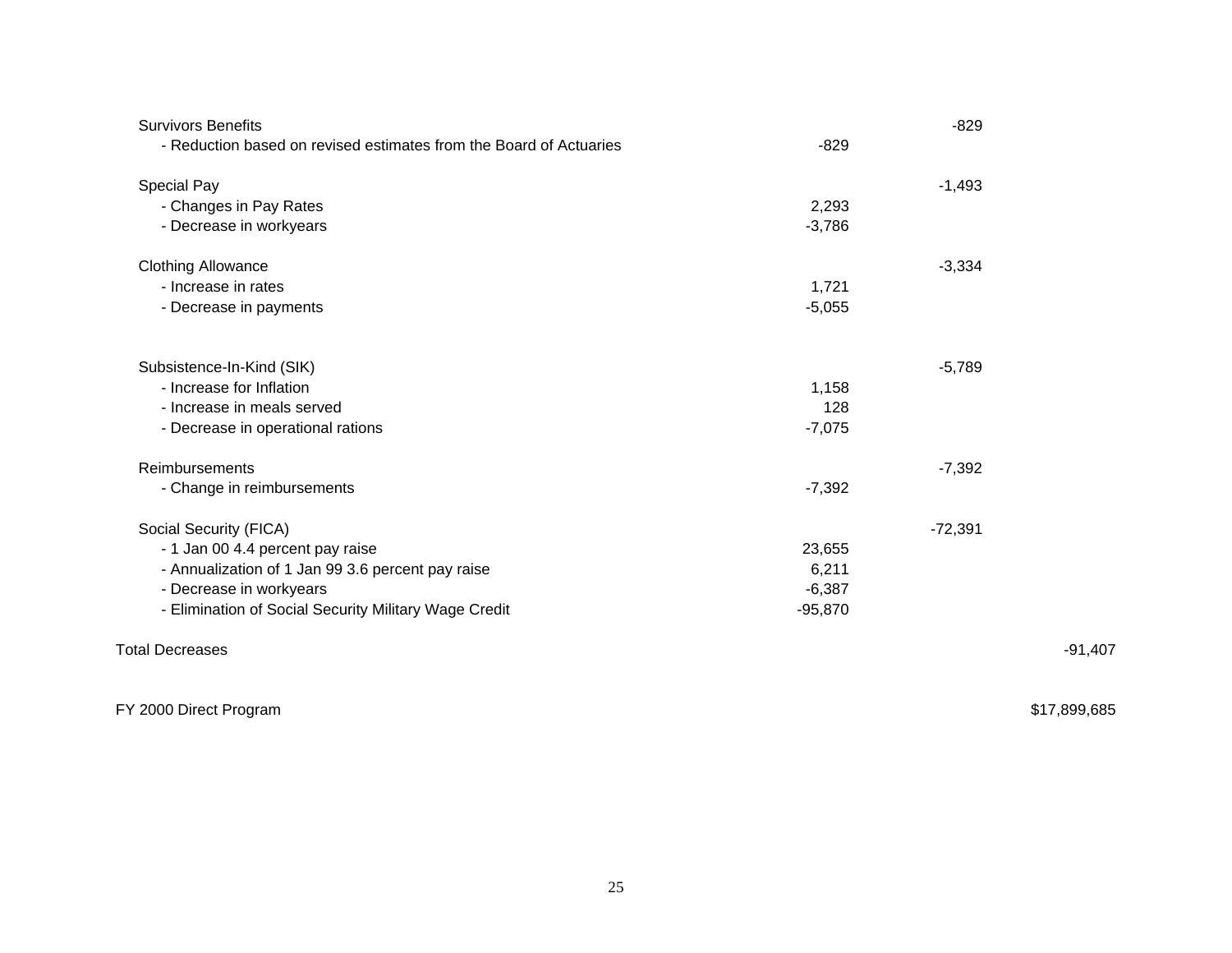| | | | |
|---|---|---|---|
| Survivors Benefits | | -829 | |
| - Reduction based on revised estimates from the Board of Actuaries | -829 | | |
| | | | |
| Special Pay | | -1,493 | |
| - Changes in Pay Rates | 2,293 | | |
| - Decrease in workyears | -3,786 | | |
| | | | |
| Clothing Allowance | | -3,334 | |
| - Increase in rates | 1,721 | | |
| - Decrease in payments | -5,055 | | |
| | | | |
| Subsistence-In-Kind (SIK) | | -5,789 | |
| - Increase for Inflation | 1,158 | | |
| - Increase in meals served | 128 | | |
| - Decrease in operational rations | -7,075 | | |
| | | | |
| Reimbursements | | -7,392 | |
| - Change in reimbursements | -7,392 | | |
| | | | |
| Social Security (FICA) | | -72,391 | |
| - 1 Jan 00 4.4 percent pay raise | 23,655 | | |
| - Annualization of 1 Jan 99 3.6 percent pay raise | 6,211 | | |
| - Decrease in workyears | -6,387 | | |
| - Elimination of Social Security Military Wage Credit | -95,870 | | |
| | | | |
| Total Decreases | | | -91,407 |
| | | | |
| FY 2000 Direct Program | | | $17,899,685 |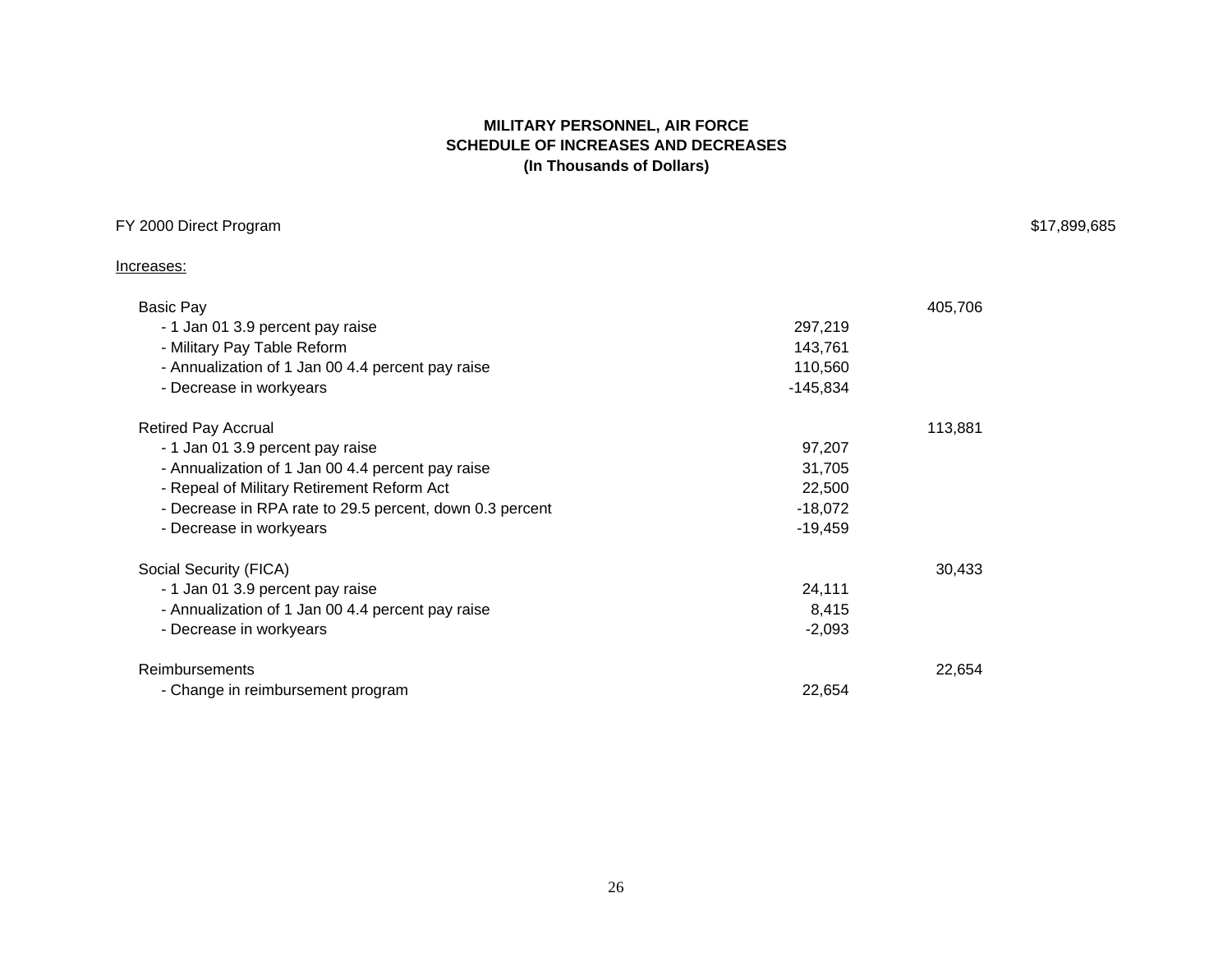**MILITARY PERSONNEL, AIR FORCE**
**SCHEDULE OF INCREASES AND DECREASES**
**(In Thousands of Dollars)**

| | | | |
|---|---|---|---|
| FY 2000 Direct Program | | | $17,899,685 |
| Increases: | | | |
| Basic Pay | | 405,706 | |
| - 1 Jan 01 3.9 percent pay raise | 297,219 | | |
| - Military Pay Table Reform | 143,761 | | |
| - Annualization of 1 Jan 00 4.4 percent pay raise | 110,560 | | |
| - Decrease in workyears | -145,834 | | |
| Retired Pay Accrual | | 113,881 | |
| - 1 Jan 01 3.9 percent pay raise | 97,207 | | |
| - Annualization of 1 Jan 00 4.4 percent pay raise | 31,705 | | |
| - Repeal of Military Retirement Reform Act | 22,500 | | |
| - Decrease in RPA rate to 29.5 percent, down 0.3 percent | -18,072 | | |
| - Decrease in workyears | -19,459 | | |
| Social Security (FICA) | | 30,433 | |
| - 1 Jan 01 3.9 percent pay raise | 24,111 | | |
| - Annualization of 1 Jan 00 4.4 percent pay raise | 8,415 | | |
| - Decrease in workyears | -2,093 | | |
| Reimbursements | | 22,654 | |
| - Change in reimbursement program | 22,654 | | |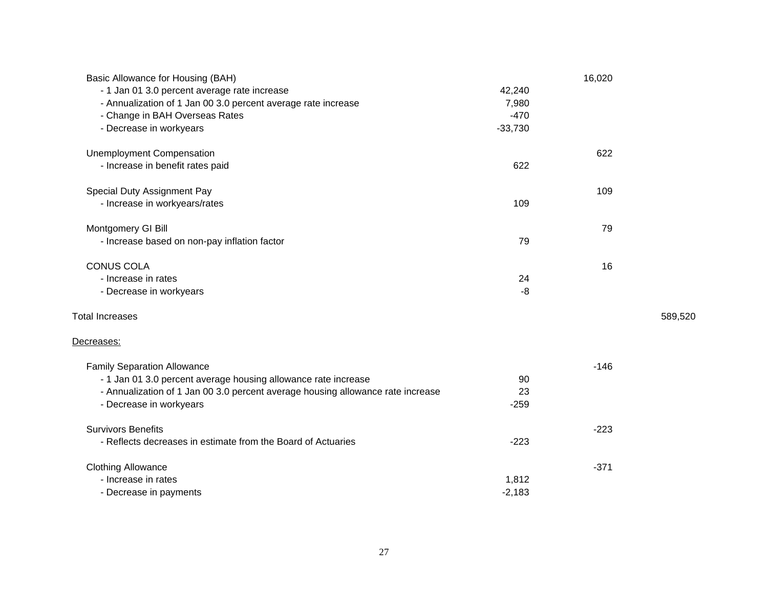| | | | |
|---|---|---|---|
| Basic Allowance for Housing (BAH) | | 16,020 | |
| - 1 Jan 01 3.0 percent average rate increase | 42,240 | | |
| - Annualization of 1 Jan 00 3.0 percent average rate increase | 7,980 | | |
| - Change in BAH Overseas Rates | -470 | | |
| - Decrease in workyears | -33,730 | | |
| | | | |
| Unemployment Compensation | | 622 | |
| - Increase in benefit rates paid | 622 | | |
| | | | |
| Special Duty Assignment Pay | | 109 | |
| - Increase in workyears/rates | 109 | | |
| | | | |
| Montgomery GI Bill | | 79 | |
| - Increase based on non-pay inflation factor | 79 | | |
| | | | |
| CONUS COLA | | 16 | |
| - Increase in rates | 24 | | |
| - Decrease in workyears | -8 | | |
| | | | |
| Total Increases | | | 589,520 |
| | | | |
| Decreases: | | | |
| | | | |
| Family Separation Allowance | | -146 | |
| - 1 Jan 01 3.0 percent average housing allowance rate increase | 90 | | |
| - Annualization of 1 Jan 00 3.0 percent average housing allowance rate increase | 23 | | |
| - Decrease in workyears | -259 | | |
| | | | |
| Survivors Benefits | | -223 | |
| - Reflects decreases in estimate from the Board of Actuaries | -223 | | |
| | | | |
| Clothing Allowance | | -371 | |
| - Increase in rates | 1,812 | | |
| - Decrease in payments | -2,183 | | |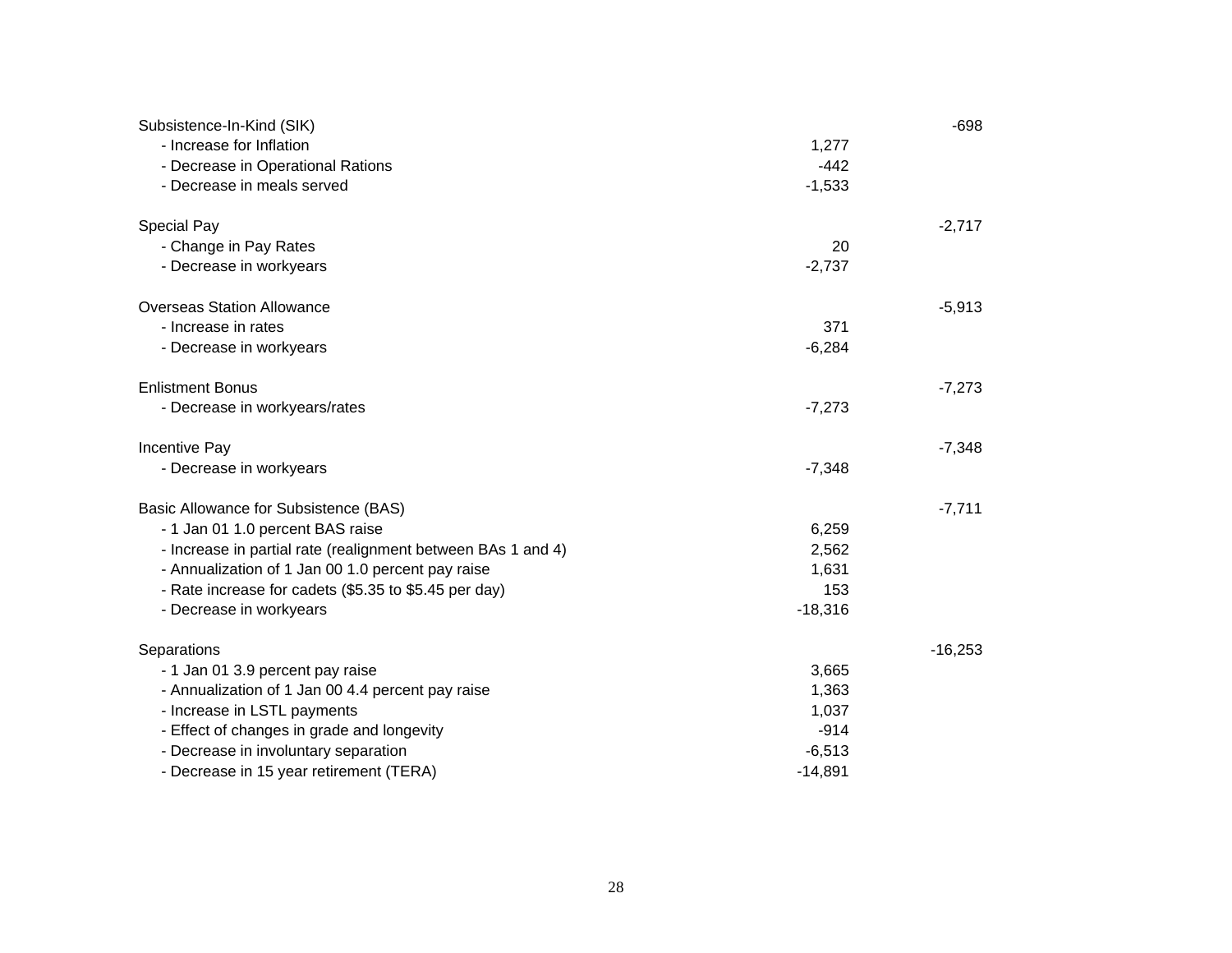| | | |
|---|---|---|
| Subsistence-In-Kind (SIK) | | -698 |
| - Increase for Inflation | 1,277 | |
| - Decrease in Operational Rations | -442 | |
| - Decrease in meals served | -1,533 | |
| | | |
| Special Pay | | -2,717 |
| - Change in Pay Rates | 20 | |
| - Decrease in workyears | -2,737 | |
| | | |
| Overseas Station Allowance | | -5,913 |
| - Increase in rates | 371 | |
| - Decrease in workyears | -6,284 | |
| | | |
| Enlistment Bonus | | -7,273 |
| - Decrease in workyears/rates | -7,273 | |
| | | |
| Incentive Pay | | -7,348 |
| - Decrease in workyears | -7,348 | |
| | | |
| Basic Allowance for Subsistence (BAS) | | -7,711 |
| - 1 Jan 01 1.0 percent BAS raise | 6,259 | |
| - Increase in partial rate (realignment between BAs 1 and 4) | 2,562 | |
| - Annualization of 1 Jan 00 1.0 percent pay raise | 1,631 | |
| - Rate increase for cadets ($5.35 to $5.45 per day) | 153 | |
| - Decrease in workyears | -18,316 | |
| | | |
| Separations | | -16,253 |
| - 1 Jan 01 3.9 percent pay raise | 3,665 | |
| - Annualization of 1 Jan 00 4.4 percent pay raise | 1,363 | |
| - Increase in LSTL payments | 1,037 | |
| - Effect of changes in grade and longevity | -914 | |
| - Decrease in involuntary separation | -6,513 | |
| - Decrease in 15 year retirement (TERA) | -14,891 | |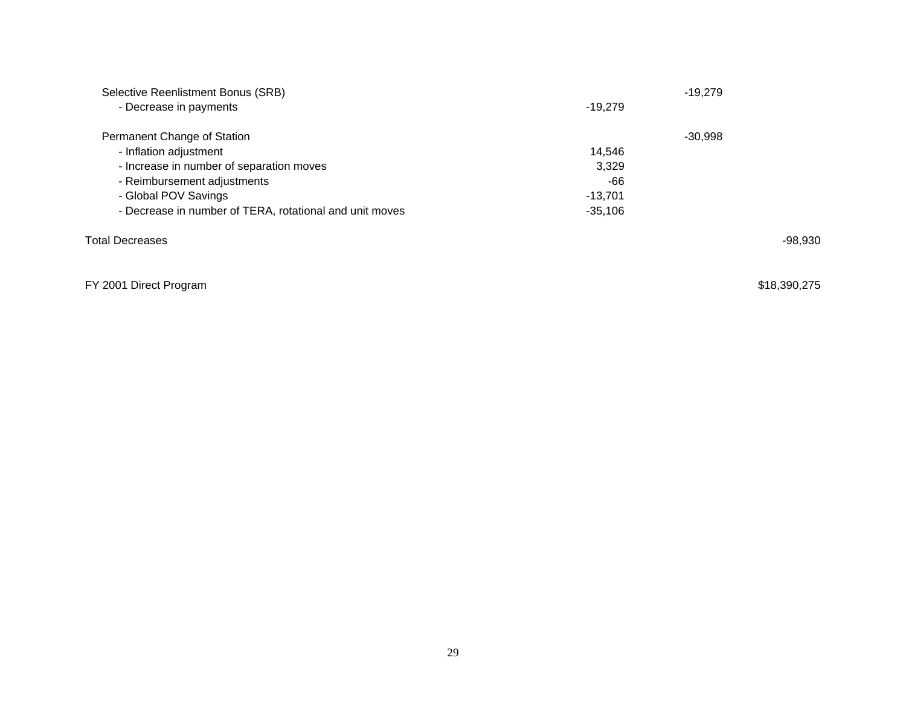| | | | |
|---|---|---|---|
| Selective Reenlistment Bonus (SRB) | | -19,279 | |
| - Decrease in payments | -19,279 | | |
| | | | |
| Permanent Change of Station | | -30,998 | |
| - Inflation adjustment | 14,546 | | |
| - Increase in number of separation moves | 3,329 | | |
| - Reimbursement adjustments | -66 | | |
| - Global POV Savings | -13,701 | | |
| - Decrease in number of TERA, rotational and unit moves | -35,106 | | |
| | | | |
| Total Decreases | | | -98,930 |
| | | | |
| FY 2001 Direct Program | | | $18,390,275 |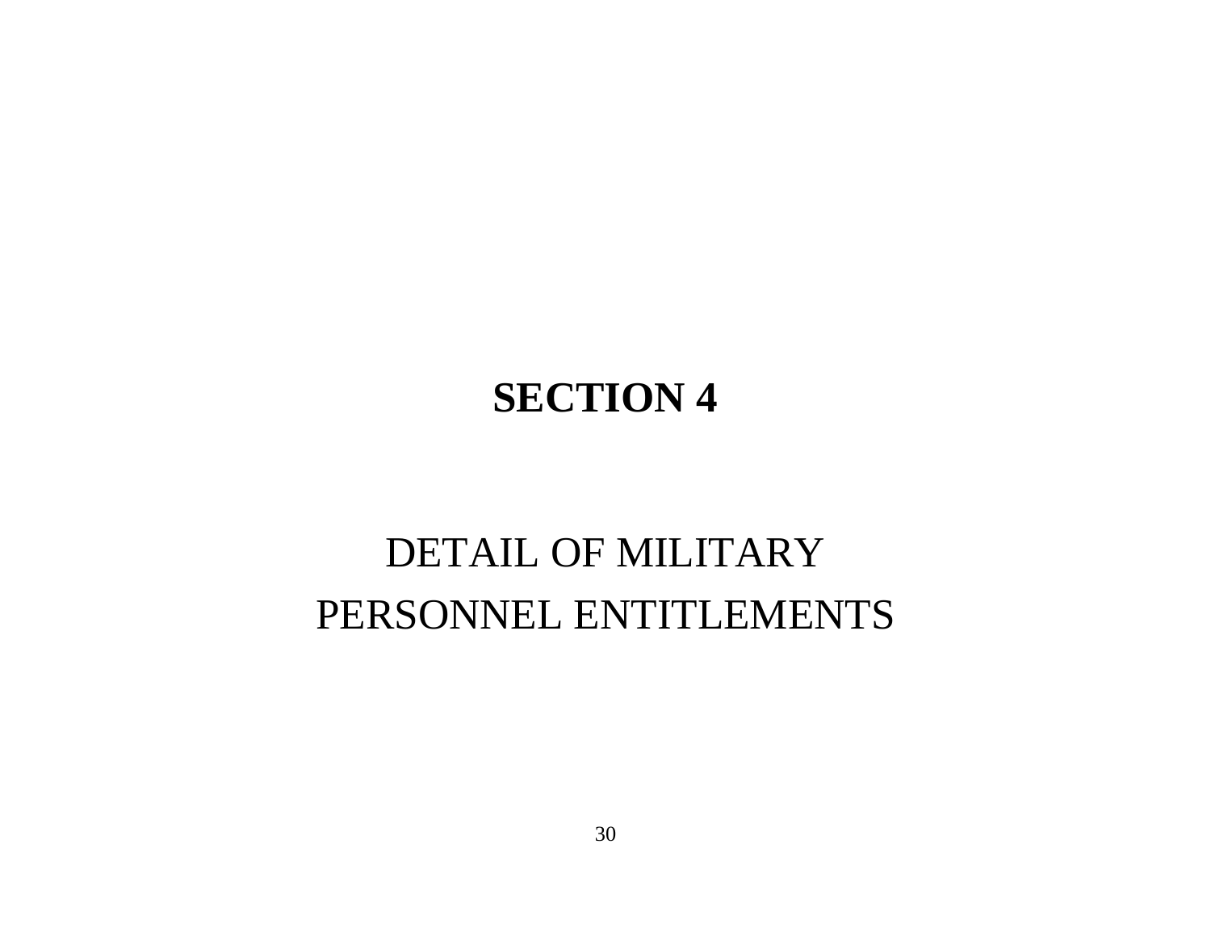# SECTION 4

## DETAIL OF MILITARY PERSONNEL ENTITLEMENTS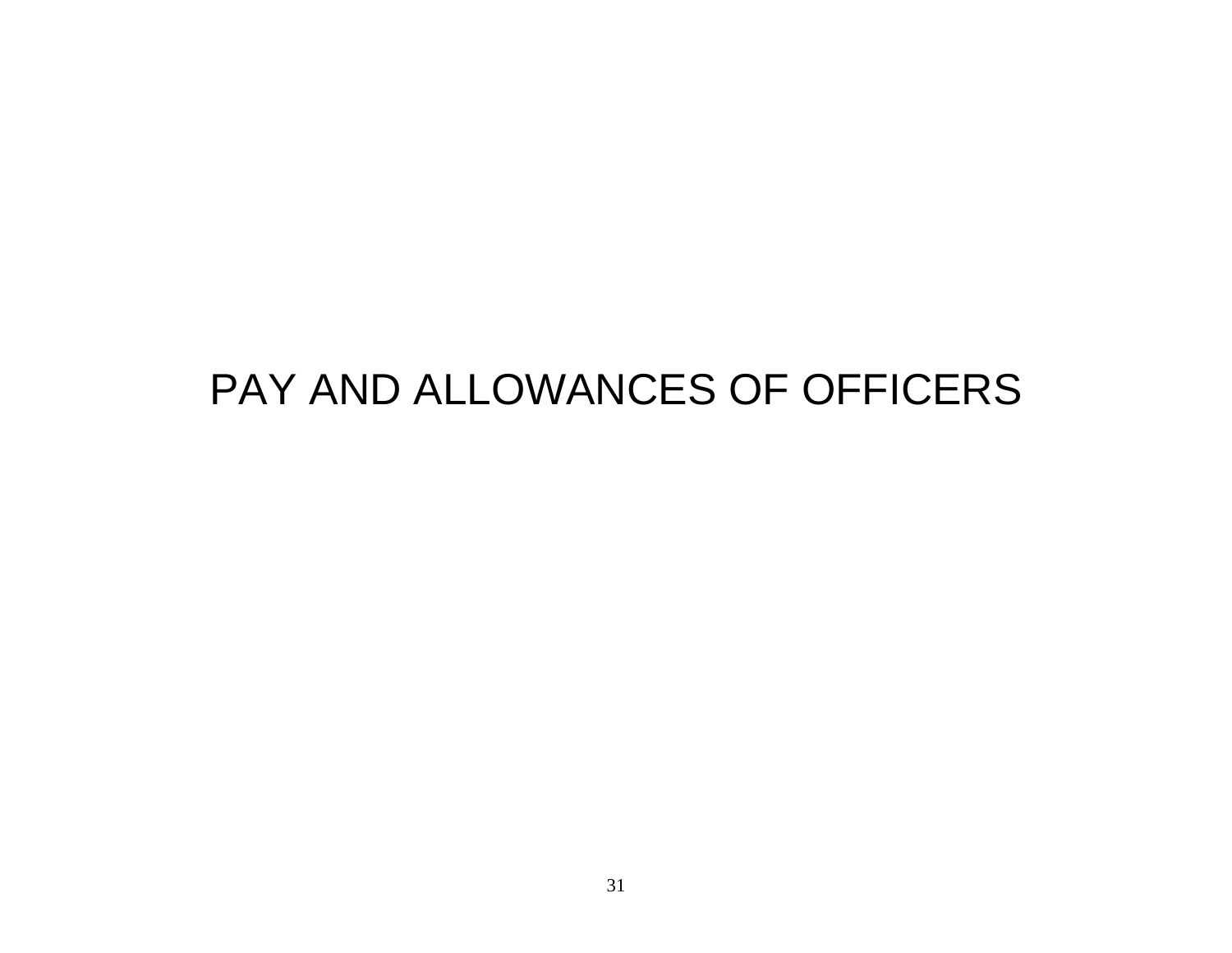# PAY AND ALLOWANCES OF OFFICERS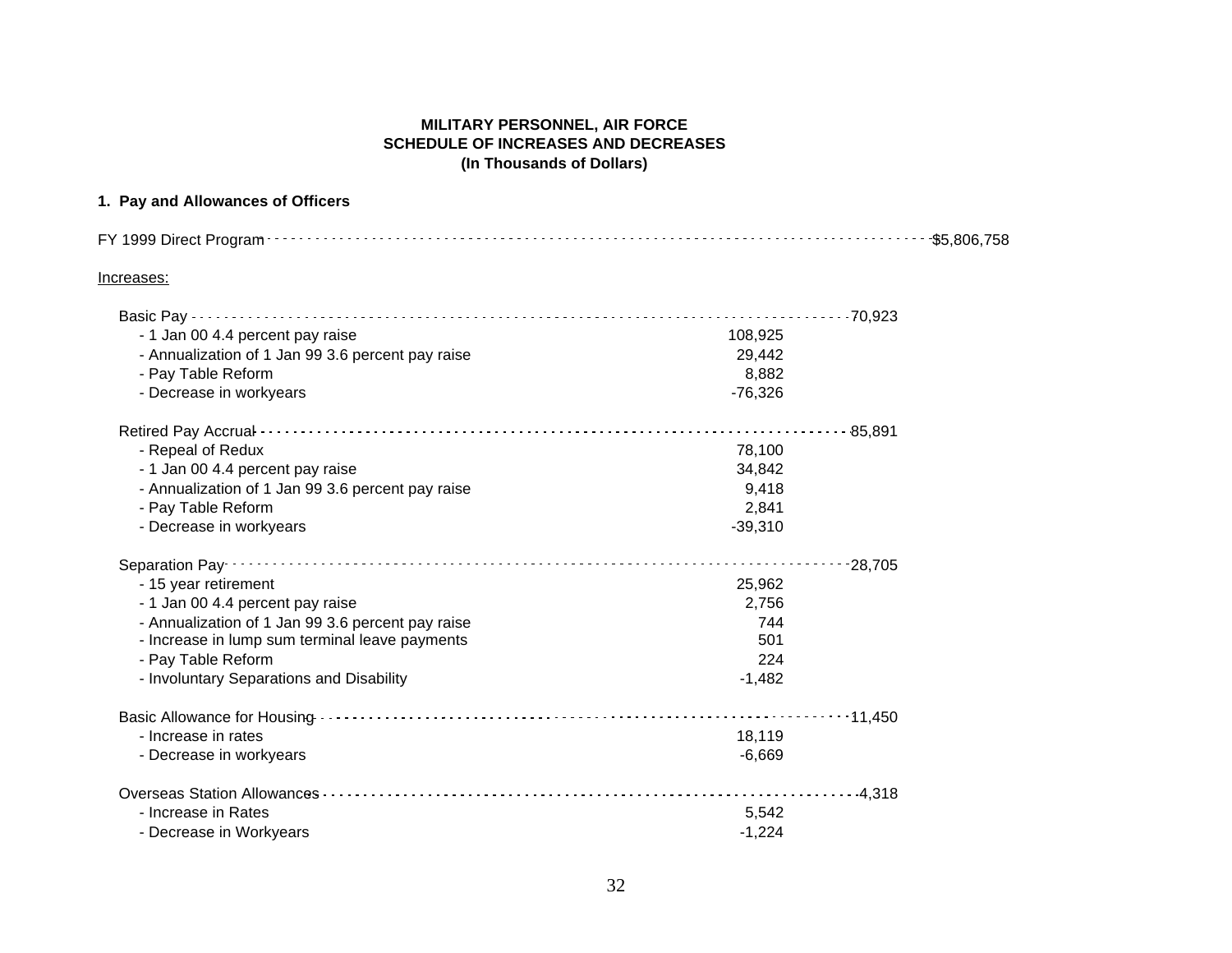**MILITARY PERSONNEL, AIR FORCE**
**SCHEDULE OF INCREASES AND DECREASES**
**(In Thousands of Dollars)**

**1. Pay and Allowances of Officers**

| | | | |
|---|---|---|---|
| FY 1999 Direct Program | | | $5,806,758 |
| Increases: | | | |
| Basic Pay | | 70,923 | |
| - 1 Jan 00 4.4 percent pay raise | 108,925 | | |
| - Annualization of 1 Jan 99 3.6 percent pay raise | 29,442 | | |
| - Pay Table Reform | 8,882 | | |
| - Decrease in workyears | -76,326 | | |
| Retired Pay Accrual | | 85,891 | |
| - Repeal of Redux | 78,100 | | |
| - 1 Jan 00 4.4 percent pay raise | 34,842 | | |
| - Annualization of 1 Jan 99 3.6 percent pay raise | 9,418 | | |
| - Pay Table Reform | 2,841 | | |
| - Decrease in workyears | -39,310 | | |
| Separation Pay | | 28,705 | |
| - 15 year retirement | 25,962 | | |
| - 1 Jan 00 4.4 percent pay raise | 2,756 | | |
| - Annualization of 1 Jan 99 3.6 percent pay raise | 744 | | |
| - Increase in lump sum terminal leave payments | 501 | | |
| - Pay Table Reform | 224 | | |
| - Involuntary Separations and Disability | -1,482 | | |
| Basic Allowance for Housing | | 11,450 | |
| - Increase in rates | 18,119 | | |
| - Decrease in workyears | -6,669 | | |
| Overseas Station Allowances | | 4,318 | |
| - Increase in Rates | 5,542 | | |
| - Decrease in Workyears | -1,224 | | |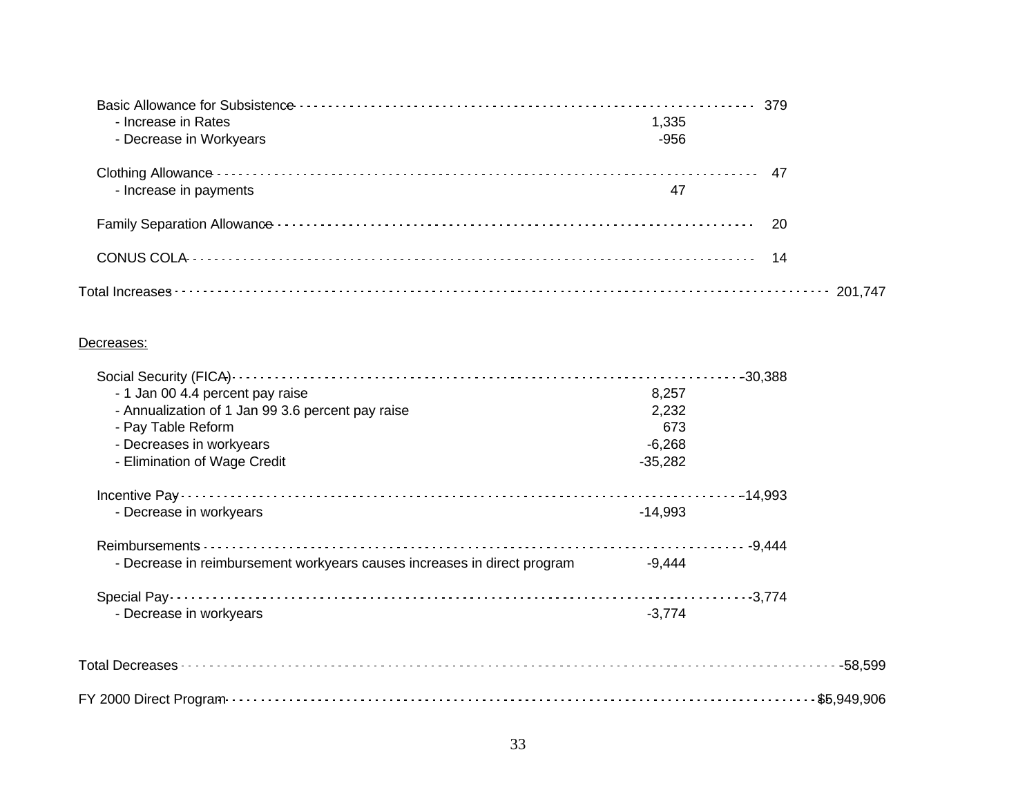| | | | |
|---|---|---|---|
| Basic Allowance for Subsistence | | 379 | |
| - Increase in Rates | 1,335 | | |
| - Decrease in Workyears | -956 | | |
| Clothing Allowance | | 47 | |
| - Increase in payments | 47 | | |
| Family Separation Allowance | | 20 | |
| CONUS COLA | | 14 | |
| Total Increases | | | 201,747 |

Decreases:

| | | | |
|---|---|---|---|
| Social Security (FICA) | | -30,388 | |
| - 1 Jan 00 4.4 percent pay raise | 8,257 | | |
| - Annualization of 1 Jan 99 3.6 percent pay raise | 2,232 | | |
| - Pay Table Reform | 673 | | |
| - Decreases in workyears | -6,268 | | |
| - Elimination of Wage Credit | -35,282 | | |
| Incentive Pay | | -14,993 | |
| - Decrease in workyears | -14,993 | | |
| Reimbursements | | -9,444 | |
| - Decrease in reimbursement workyears causes increases in direct program | -9,444 | | |
| Special Pay | | -3,774 | |
| - Decrease in workyears | -3,774 | | |
| Total Decreases | | | -58,599 |
| FY 2000 Direct Program | | | $5,949,906 |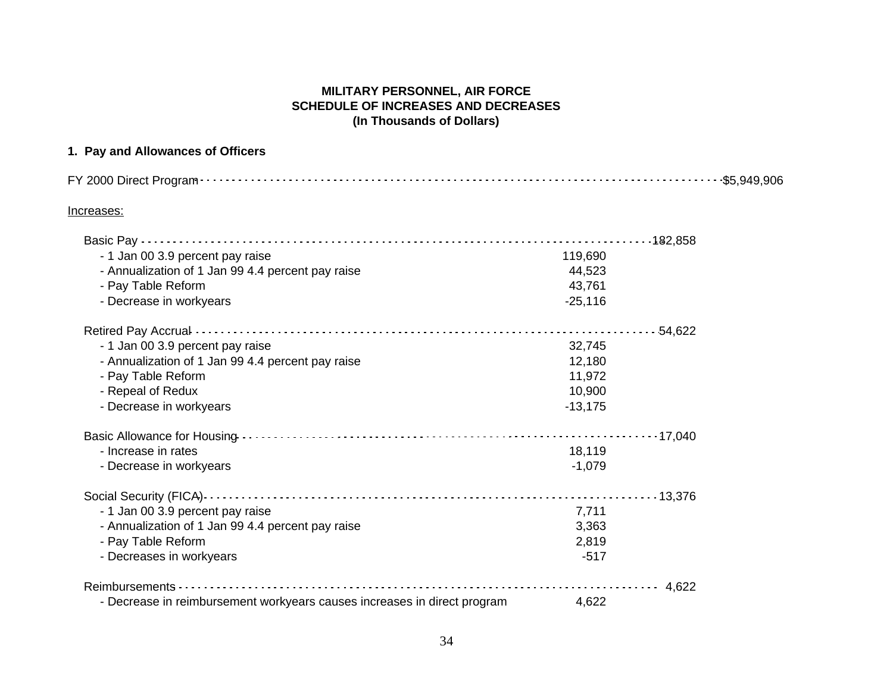**MILITARY PERSONNEL, AIR FORCE**
**SCHEDULE OF INCREASES AND DECREASES**
**(In Thousands of Dollars)**

**1. Pay and Allowances of Officers**

| | | | |
|---|---|---|---|
| FY 2000 Direct Program | | | $5,949,906 |
| <u>Increases:</u> | | | |
| Basic Pay | | 182,858 | |
| - 1 Jan 00 3.9 percent pay raise | 119,690 | | |
| - Annualization of 1 Jan 99 4.4 percent pay raise | 44,523 | | |
| - Pay Table Reform | 43,761 | | |
| - Decrease in workyears | -25,116 | | |
| Retired Pay Accrual | | 54,622 | |
| - 1 Jan 00 3.9 percent pay raise | 32,745 | | |
| - Annualization of 1 Jan 99 4.4 percent pay raise | 12,180 | | |
| - Pay Table Reform | 11,972 | | |
| - Repeal of Redux | 10,900 | | |
| - Decrease in workyears | -13,175 | | |
| Basic Allowance for Housing | | 17,040 | |
| - Increase in rates | 18,119 | | |
| - Decrease in workyears | -1,079 | | |
| Social Security (FICA) | | 13,376 | |
| - 1 Jan 00 3.9 percent pay raise | 7,711 | | |
| - Annualization of 1 Jan 99 4.4 percent pay raise | 3,363 | | |
| - Pay Table Reform | 2,819 | | |
| - Decreases in workyears | -517 | | |
| Reimbursements | | 4,622 | |
| - Decrease in reimbursement workyears causes increases in direct program | 4,622 | | |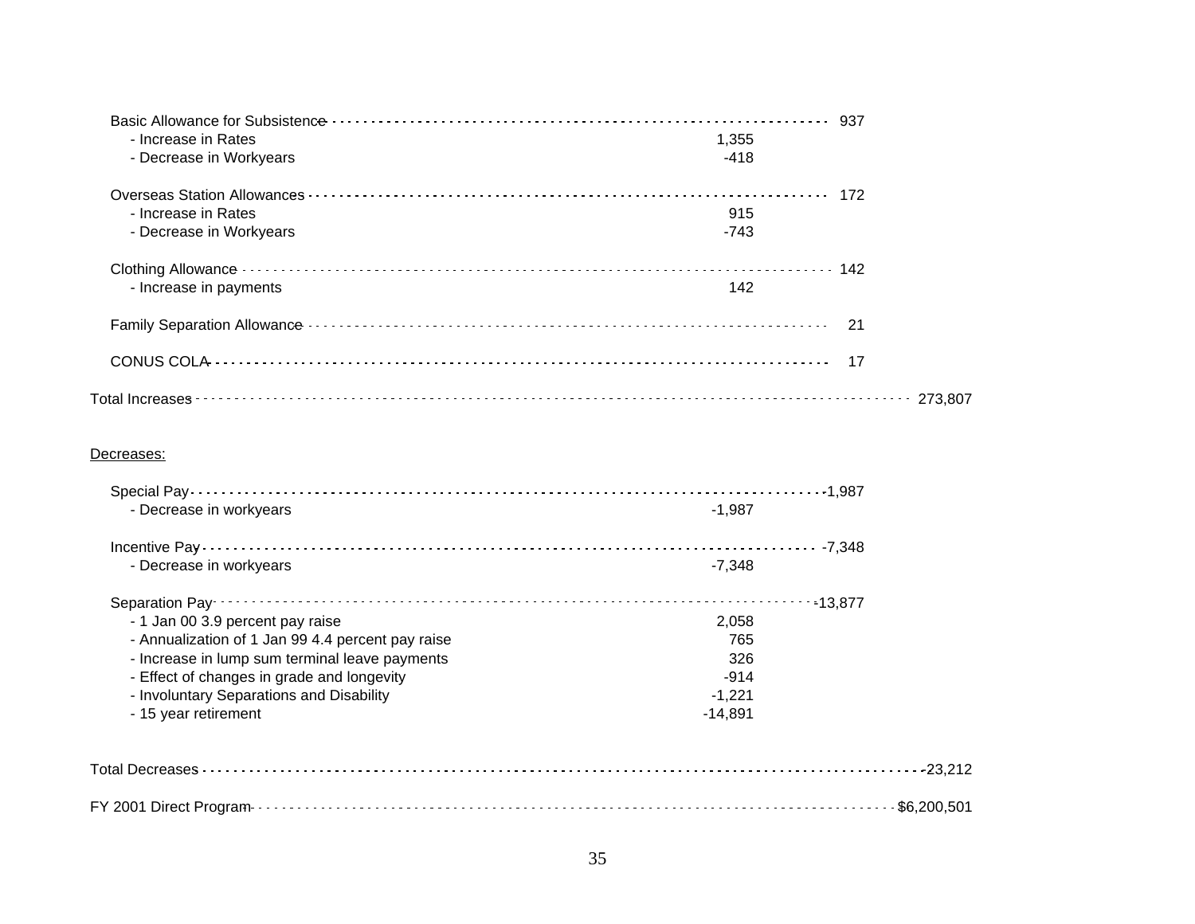| Item | Detail | Subtotal | Total |
| --- | --- | --- | --- |
| Basic Allowance for Subsistence | | 937 | |
| - Increase in Rates | 1,355 | | |
| - Decrease in Workyears | -418 | | |
| Overseas Station Allowances | | 172 | |
| - Increase in Rates | 915 | | |
| - Decrease in Workyears | -743 | | |
| Clothing Allowance | | 142 | |
| - Increase in payments | 142 | | |
| Family Separation Allowance | | 21 | |
| CONUS COLA | | 17 | |
| Total Increases | | | 273,807 |

<u>Decreases:</u>

| Item | Detail | Subtotal | Total |
| --- | --- | --- | --- |
| Special Pay | | -1,987 | |
| - Decrease in workyears | -1,987 | | |
| Incentive Pay | | -7,348 | |
| - Decrease in workyears | -7,348 | | |
| Separation Pay | | -13,877 | |
| - 1 Jan 00 3.9 percent pay raise | 2,058 | | |
| - Annualization of 1 Jan 99 4.4 percent pay raise | 765 | | |
| - Increase in lump sum terminal leave payments | 326 | | |
| - Effect of changes in grade and longevity | -914 | | |
| - Involuntary Separations and Disability | -1,221 | | |
| - 15 year retirement | -14,891 | | |
| Total Decreases | | | -23,212 |
| FY 2001 Direct Program | | | $6,200,501 |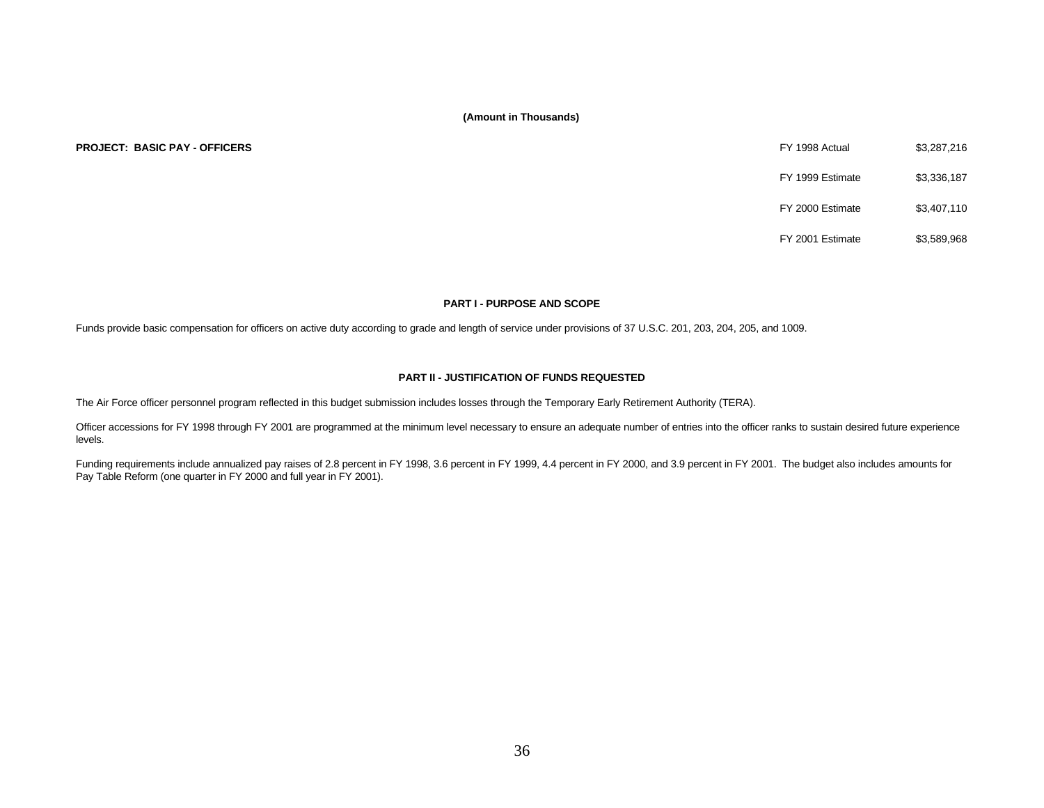**(Amount in Thousands)**

**PROJECT: BASIC PAY - OFFICERS**

| | |
|---|---|
| FY 1998 Actual | $3,287,216 |
| FY 1999 Estimate | $3,336,187 |
| FY 2000 Estimate | $3,407,110 |
| FY 2001 Estimate | $3,589,968 |

**PART I - PURPOSE AND SCOPE**

Funds provide basic compensation for officers on active duty according to grade and length of service under provisions of 37 U.S.C. 201, 203, 204, 205, and 1009.

**PART II - JUSTIFICATION OF FUNDS REQUESTED**

The Air Force officer personnel program reflected in this budget submission includes losses through the Temporary Early Retirement Authority (TERA).

Officer accessions for FY 1998 through FY 2001 are programmed at the minimum level necessary to ensure an adequate number of entries into the officer ranks to sustain desired future experience levels.

Funding requirements include annualized pay raises of 2.8 percent in FY 1998, 3.6 percent in FY 1999, 4.4 percent in FY 2000, and 3.9 percent in FY 2001. The budget also includes amounts for Pay Table Reform (one quarter in FY 2000 and full year in FY 2001).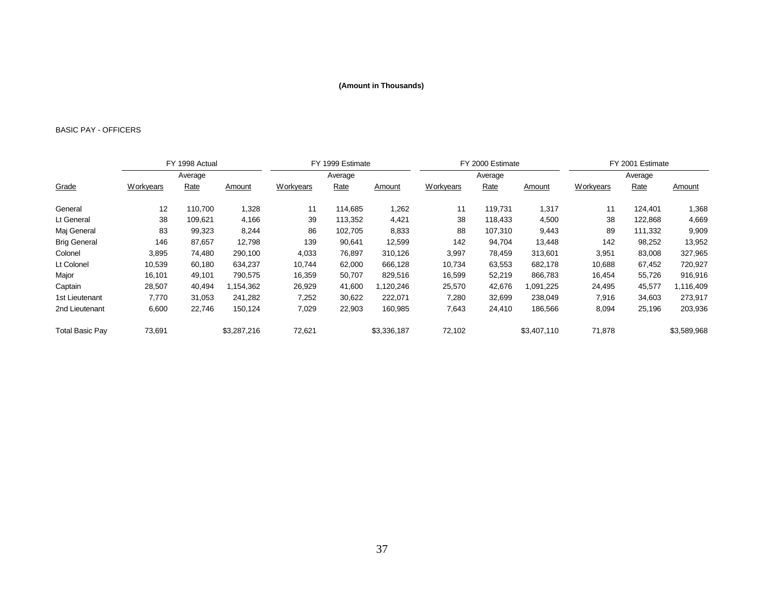**(Amount in Thousands)**

BASIC PAY - OFFICERS

| | FY 1998 Actual | | | FY 1999 Estimate | | | FY 2000 Estimate | | | FY 2001 Estimate | | |
|---|---|---|---|---|---|---|---|---|---|---|---|---|
| | | Average | | | Average | | | Average | | | Average | |
| Grade | Workyears | Rate | Amount | Workyears | Rate | Amount | Workyears | Rate | Amount | Workyears | Rate | Amount |
| General | 12 | 110,700 | 1,328 | 11 | 114,685 | 1,262 | 11 | 119,731 | 1,317 | 11 | 124,401 | 1,368 |
| Lt General | 38 | 109,621 | 4,166 | 39 | 113,352 | 4,421 | 38 | 118,433 | 4,500 | 38 | 122,868 | 4,669 |
| Maj General | 83 | 99,323 | 8,244 | 86 | 102,705 | 8,833 | 88 | 107,310 | 9,443 | 89 | 111,332 | 9,909 |
| Brig General | 146 | 87,657 | 12,798 | 139 | 90,641 | 12,599 | 142 | 94,704 | 13,448 | 142 | 98,252 | 13,952 |
| Colonel | 3,895 | 74,480 | 290,100 | 4,033 | 76,897 | 310,126 | 3,997 | 78,459 | 313,601 | 3,951 | 83,008 | 327,965 |
| Lt Colonel | 10,539 | 60,180 | 634,237 | 10,744 | 62,000 | 666,128 | 10,734 | 63,553 | 682,178 | 10,688 | 67,452 | 720,927 |
| Major | 16,101 | 49,101 | 790,575 | 16,359 | 50,707 | 829,516 | 16,599 | 52,219 | 866,783 | 16,454 | 55,726 | 916,916 |
| Captain | 28,507 | 40,494 | 1,154,362 | 26,929 | 41,600 | 1,120,246 | 25,570 | 42,676 | 1,091,225 | 24,495 | 45,577 | 1,116,409 |
| 1st Lieutenant | 7,770 | 31,053 | 241,282 | 7,252 | 30,622 | 222,071 | 7,280 | 32,699 | 238,049 | 7,916 | 34,603 | 273,917 |
| 2nd Lieutenant | 6,600 | 22,746 | 150,124 | 7,029 | 22,903 | 160,985 | 7,643 | 24,410 | 186,566 | 8,094 | 25,196 | 203,936 |
| Total Basic Pay | 73,691 | | $3,287,216 | 72,621 | | $3,336,187 | 72,102 | | $3,407,110 | 71,878 | | $3,589,968 |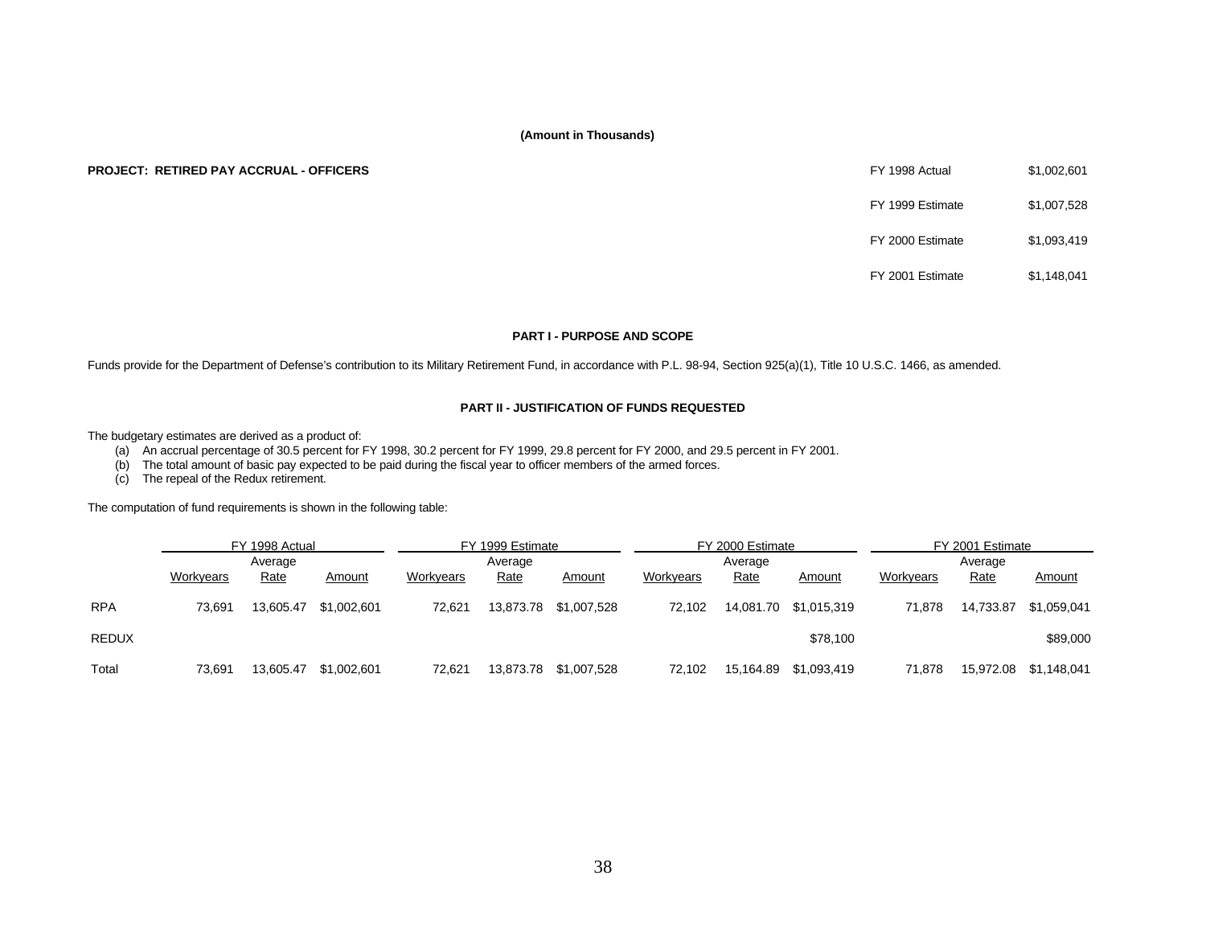**(Amount in Thousands)**

**PROJECT: RETIRED PAY ACCRUAL - OFFICERS**

| | |
|---|---|
| FY 1998 Actual | $1,002,601 |
| FY 1999 Estimate | $1,007,528 |
| FY 2000 Estimate | $1,093,419 |
| FY 2001 Estimate | $1,148,041 |

**PART I - PURPOSE AND SCOPE**

Funds provide for the Department of Defense's contribution to its Military Retirement Fund, in accordance with P.L. 98-94, Section 925(a)(1), Title 10 U.S.C. 1466, as amended.

**PART II - JUSTIFICATION OF FUNDS REQUESTED**

The budgetary estimates are derived as a product of:

(a) An accrual percentage of 30.5 percent for FY 1998, 30.2 percent for FY 1999, 29.8 percent for FY 2000, and 29.5 percent in FY 2001.
(b) The total amount of basic pay expected to be paid during the fiscal year to officer members of the armed forces.
(c) The repeal of the Redux retirement.

The computation of fund requirements is shown in the following table:

| | FY 1998 Actual | | | FY 1999 Estimate | | | FY 2000 Estimate | | | FY 2001 Estimate | | |
|---|---|---|---|---|---|---|---|---|---|---|---|---|
| | Workyears | Average Rate | Amount | Workyears | Average Rate | Amount | Workyears | Average Rate | Amount | Workyears | Average Rate | Amount |
| RPA | 73,691 | 13,605.47 | $1,002,601 | 72,621 | 13,873.78 | $1,007,528 | 72,102 | 14,081.70 | $1,015,319 | 71,878 | 14,733.87 | $1,059,041 |
| REDUX | | | | | | | | | $78,100 | | | $89,000 |
| Total | 73,691 | 13,605.47 | $1,002,601 | 72,621 | 13,873.78 | $1,007,528 | 72,102 | 15,164.89 | $1,093,419 | 71,878 | 15,972.08 | $1,148,041 |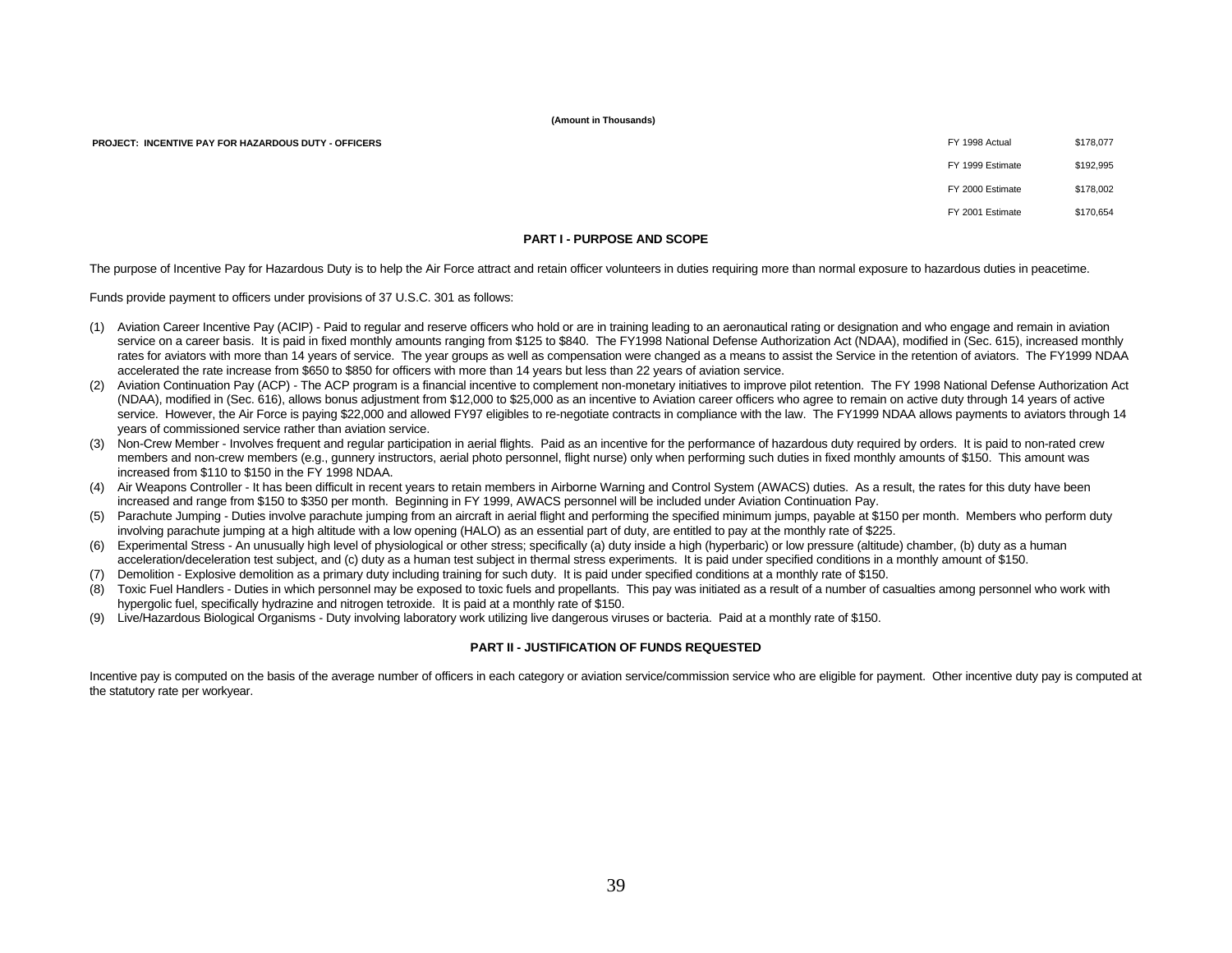**(Amount in Thousands)**

**PROJECT: INCENTIVE PAY FOR HAZARDOUS DUTY - OFFICERS**

| | |
|---|---|
| FY 1998 Actual | $178,077 |
| FY 1999 Estimate | $192,995 |
| FY 2000 Estimate | $178,002 |
| FY 2001 Estimate | $170,654 |

## PART I - PURPOSE AND SCOPE

The purpose of Incentive Pay for Hazardous Duty is to help the Air Force attract and retain officer volunteers in duties requiring more than normal exposure to hazardous duties in peacetime.

Funds provide payment to officers under provisions of 37 U.S.C. 301 as follows:

(1) Aviation Career Incentive Pay (ACIP) - Paid to regular and reserve officers who hold or are in training leading to an aeronautical rating or designation and who engage and remain in aviation service on a career basis. It is paid in fixed monthly amounts ranging from $125 to $840. The FY1998 National Defense Authorization Act (NDAA), modified in (Sec. 615), increased monthly rates for aviators with more than 14 years of service. The year groups as well as compensation were changed as a means to assist the Service in the retention of aviators. The FY1999 NDAA accelerated the rate increase from $650 to $850 for officers with more than 14 years but less than 22 years of aviation service.

(2) Aviation Continuation Pay (ACP) - The ACP program is a financial incentive to complement non-monetary initiatives to improve pilot retention. The FY 1998 National Defense Authorization Act (NDAA), modified in (Sec. 616), allows bonus adjustment from $12,000 to $25,000 as an incentive to Aviation career officers who agree to remain on active duty through 14 years of active service. However, the Air Force is paying $22,000 and allowed FY97 eligibles to re-negotiate contracts in compliance with the law. The FY1999 NDAA allows payments to aviators through 14 years of commissioned service rather than aviation service.

(3) Non-Crew Member - Involves frequent and regular participation in aerial flights. Paid as an incentive for the performance of hazardous duty required by orders. It is paid to non-rated crew members and non-crew members (e.g., gunnery instructors, aerial photo personnel, flight nurse) only when performing such duties in fixed monthly amounts of $150. This amount was increased from $110 to $150 in the FY 1998 NDAA.

(4) Air Weapons Controller - It has been difficult in recent years to retain members in Airborne Warning and Control System (AWACS) duties. As a result, the rates for this duty have been increased and range from $150 to $350 per month. Beginning in FY 1999, AWACS personnel will be included under Aviation Continuation Pay.

(5) Parachute Jumping - Duties involve parachute jumping from an aircraft in aerial flight and performing the specified minimum jumps, payable at $150 per month. Members who perform duty involving parachute jumping at a high altitude with a low opening (HALO) as an essential part of duty, are entitled to pay at the monthly rate of $225.

(6) Experimental Stress - An unusually high level of physiological or other stress; specifically (a) duty inside a high (hyperbaric) or low pressure (altitude) chamber, (b) duty as a human acceleration/deceleration test subject, and (c) duty as a human test subject in thermal stress experiments. It is paid under specified conditions in a monthly amount of $150.

(7) Demolition - Explosive demolition as a primary duty including training for such duty. It is paid under specified conditions at a monthly rate of $150.

(8) Toxic Fuel Handlers - Duties in which personnel may be exposed to toxic fuels and propellants. This pay was initiated as a result of a number of casualties among personnel who work with hypergolic fuel, specifically hydrazine and nitrogen tetroxide. It is paid at a monthly rate of $150.

(9) Live/Hazardous Biological Organisms - Duty involving laboratory work utilizing live dangerous viruses or bacteria. Paid at a monthly rate of $150.

## PART II - JUSTIFICATION OF FUNDS REQUESTED

Incentive pay is computed on the basis of the average number of officers in each category or aviation service/commission service who are eligible for payment. Other incentive duty pay is computed at the statutory rate per workyear.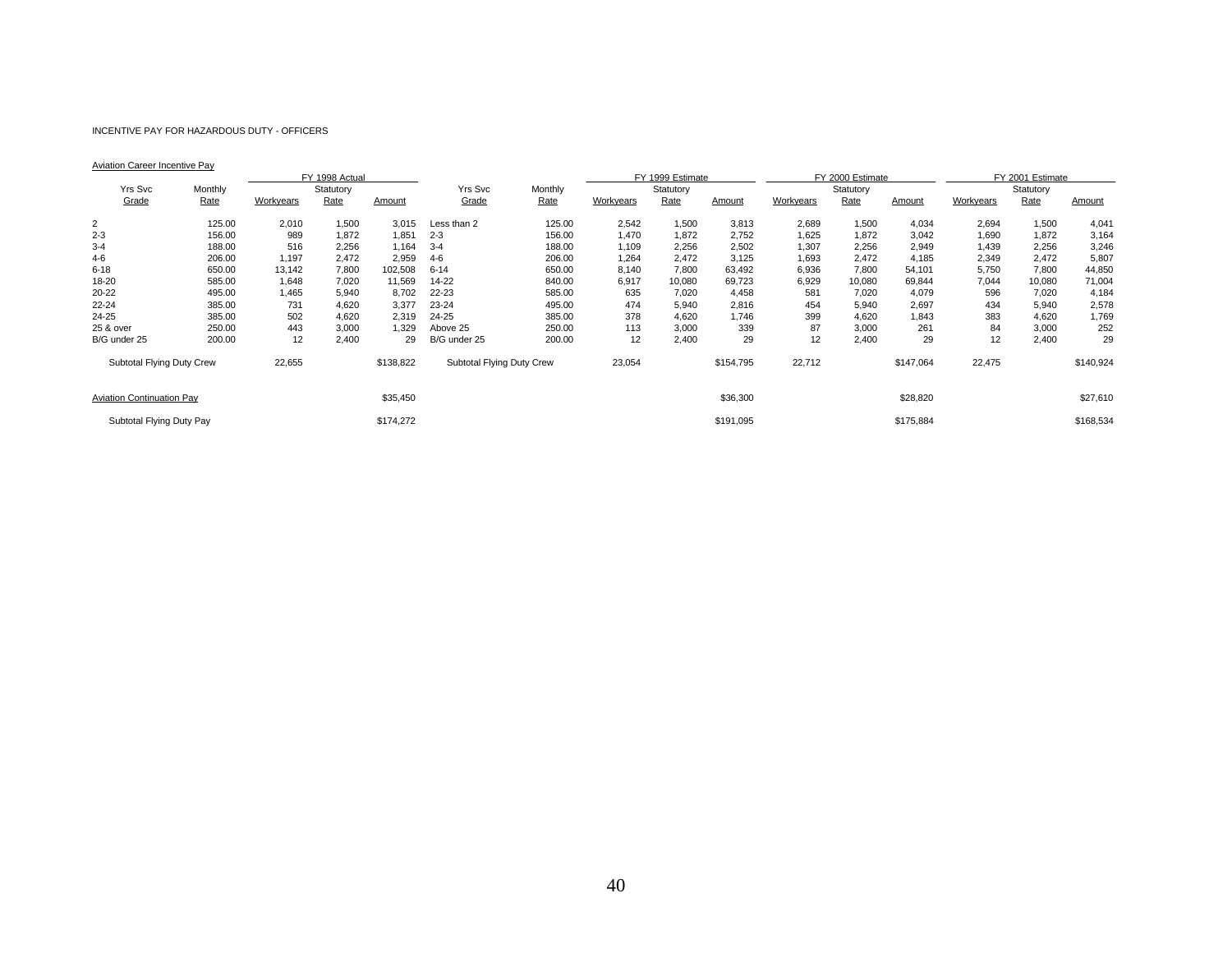INCENTIVE PAY FOR HAZARDOUS DUTY - OFFICERS

Aviation Career Incentive Pay

| Yrs Svc Grade | Monthly Rate | FY 1998 Actual Workyears | FY 1998 Actual Statutory Rate | FY 1998 Actual Amount | Yrs Svc Grade | Monthly Rate | FY 1999 Estimate Workyears | FY 1999 Estimate Statutory Rate | FY 1999 Estimate Amount | FY 2000 Estimate Workyears | FY 2000 Estimate Statutory Rate | FY 2000 Estimate Amount | FY 2001 Estimate Workyears | FY 2001 Estimate Statutory Rate | FY 2001 Estimate Amount |
|---|---|---|---|---|---|---|---|---|---|---|---|---|---|---|---|
| 2 | 125.00 | 2,010 | 1,500 | 3,015 | Less than 2 | 125.00 | 2,542 | 1,500 | 3,813 | 2,689 | 1,500 | 4,034 | 2,694 | 1,500 | 4,041 |
| 2-3 | 156.00 | 989 | 1,872 | 1,851 | 2-3 | 156.00 | 1,470 | 1,872 | 2,752 | 1,625 | 1,872 | 3,042 | 1,690 | 1,872 | 3,164 |
| 3-4 | 188.00 | 516 | 2,256 | 1,164 | 3-4 | 188.00 | 1,109 | 2,256 | 2,502 | 1,307 | 2,256 | 2,949 | 1,439 | 2,256 | 3,246 |
| 4-6 | 206.00 | 1,197 | 2,472 | 2,959 | 4-6 | 206.00 | 1,264 | 2,472 | 3,125 | 1,693 | 2,472 | 4,185 | 2,349 | 2,472 | 5,807 |
| 6-18 | 650.00 | 13,142 | 7,800 | 102,508 | 6-14 | 650.00 | 8,140 | 7,800 | 63,492 | 6,936 | 7,800 | 54,101 | 5,750 | 7,800 | 44,850 |
| 18-20 | 585.00 | 1,648 | 7,020 | 11,569 | 14-22 | 840.00 | 6,917 | 10,080 | 69,723 | 6,929 | 10,080 | 69,844 | 7,044 | 10,080 | 71,004 |
| 20-22 | 495.00 | 1,465 | 5,940 | 8,702 | 22-23 | 585.00 | 635 | 7,020 | 4,458 | 581 | 7,020 | 4,079 | 596 | 7,020 | 4,184 |
| 22-24 | 385.00 | 731 | 4,620 | 3,377 | 23-24 | 495.00 | 474 | 5,940 | 2,816 | 454 | 5,940 | 2,697 | 434 | 5,940 | 2,578 |
| 24-25 | 385.00 | 502 | 4,620 | 2,319 | 24-25 | 385.00 | 378 | 4,620 | 1,746 | 399 | 4,620 | 1,843 | 383 | 4,620 | 1,769 |
| 25 & over | 250.00 | 443 | 3,000 | 1,329 | Above 25 | 250.00 | 113 | 3,000 | 339 | 87 | 3,000 | 261 | 84 | 3,000 | 252 |
| B/G under 25 | 200.00 | 12 | 2,400 | 29 | B/G under 25 | 200.00 | 12 | 2,400 | 29 | 12 | 2,400 | 29 | 12 | 2,400 | 29 |
| Subtotal Flying Duty Crew | | 22,655 | | $138,822 | Subtotal Flying Duty Crew | | 23,054 | | $154,795 | 22,712 | | $147,064 | 22,475 | | $140,924 |
| Aviation Continuation Pay | | | | $35,450 | | | | | $36,300 | | | $28,820 | | | $27,610 |
| Subtotal Flying Duty Pay | | | | $174,272 | | | | | $191,095 | | | $175,884 | | | $168,534 |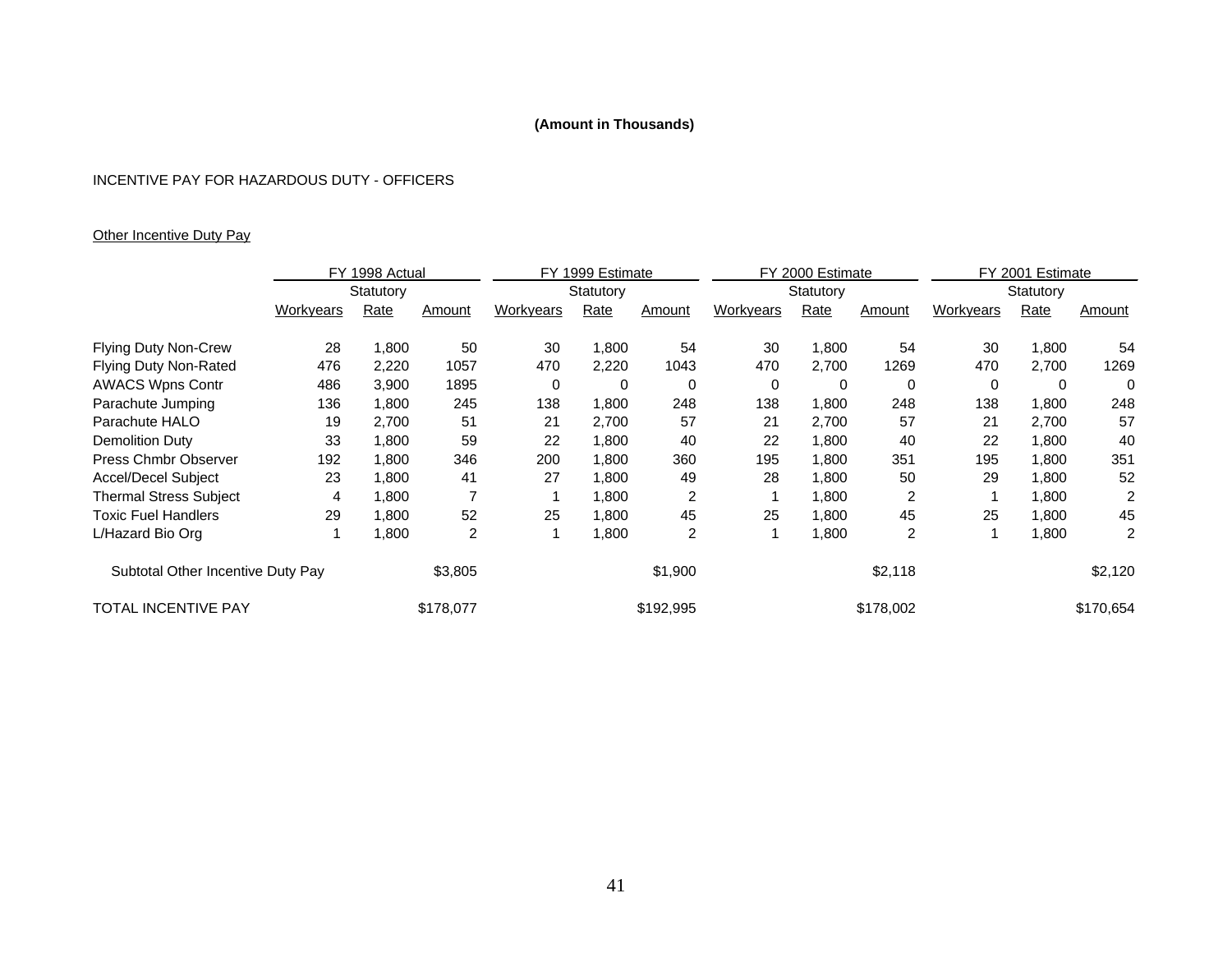**(Amount in Thousands)**

INCENTIVE PAY FOR HAZARDOUS DUTY - OFFICERS

Other Incentive Duty Pay

| | FY 1998 Actual | | | FY 1999 Estimate | | | FY 2000 Estimate | | | FY 2001 Estimate | | |
|---|---|---|---|---|---|---|---|---|---|---|---|---|
| | Workyears | Statutory Rate | Amount | Workyears | Statutory Rate | Amount | Workyears | Statutory Rate | Amount | Workyears | Statutory Rate | Amount |
| Flying Duty Non-Crew | 28 | 1,800 | 50 | 30 | 1,800 | 54 | 30 | 1,800 | 54 | 30 | 1,800 | 54 |
| Flying Duty Non-Rated | 476 | 2,220 | 1057 | 470 | 2,220 | 1043 | 470 | 2,700 | 1269 | 470 | 2,700 | 1269 |
| AWACS Wpns Contr | 486 | 3,900 | 1895 | 0 | 0 | 0 | 0 | 0 | 0 | 0 | 0 | 0 |
| Parachute Jumping | 136 | 1,800 | 245 | 138 | 1,800 | 248 | 138 | 1,800 | 248 | 138 | 1,800 | 248 |
| Parachute HALO | 19 | 2,700 | 51 | 21 | 2,700 | 57 | 21 | 2,700 | 57 | 21 | 2,700 | 57 |
| Demolition Duty | 33 | 1,800 | 59 | 22 | 1,800 | 40 | 22 | 1,800 | 40 | 22 | 1,800 | 40 |
| Press Chmbr Observer | 192 | 1,800 | 346 | 200 | 1,800 | 360 | 195 | 1,800 | 351 | 195 | 1,800 | 351 |
| Accel/Decel Subject | 23 | 1,800 | 41 | 27 | 1,800 | 49 | 28 | 1,800 | 50 | 29 | 1,800 | 52 |
| Thermal Stress Subject | 4 | 1,800 | 7 | 1 | 1,800 | 2 | 1 | 1,800 | 2 | 1 | 1,800 | 2 |
| Toxic Fuel Handlers | 29 | 1,800 | 52 | 25 | 1,800 | 45 | 25 | 1,800 | 45 | 25 | 1,800 | 45 |
| L/Hazard Bio Org | 1 | 1,800 | 2 | 1 | 1,800 | 2 | 1 | 1,800 | 2 | 1 | 1,800 | 2 |
| Subtotal Other Incentive Duty Pay | | | $3,805 | | | $1,900 | | | $2,118 | | | $2,120 |
| TOTAL INCENTIVE PAY | | | $178,077 | | | $192,995 | | | $178,002 | | | $170,654 |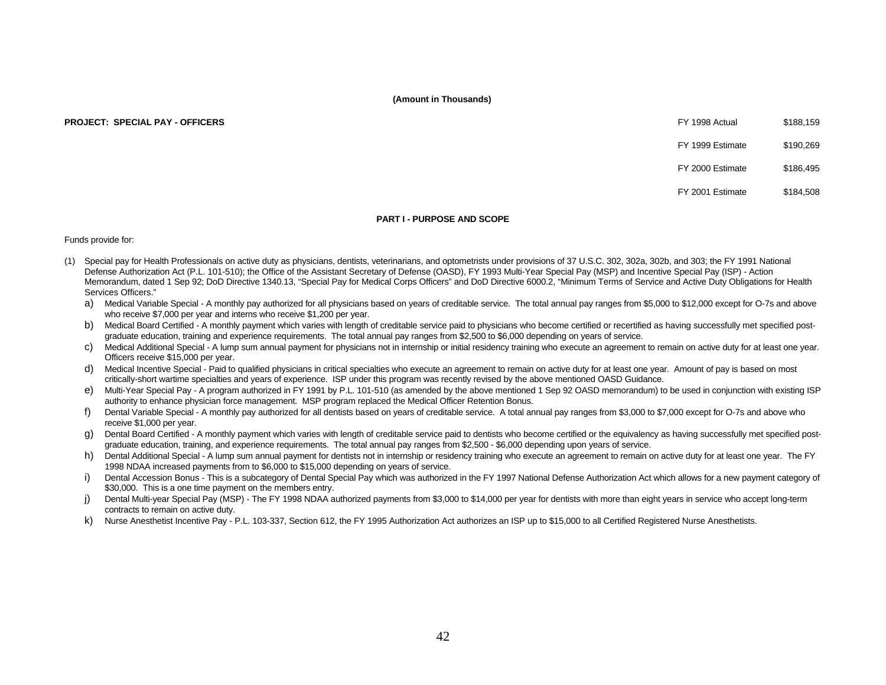**(Amount in Thousands)**

**PROJECT: SPECIAL PAY - OFFICERS**

| | |
|---|---|
| FY 1998 Actual | $188,159 |
| FY 1999 Estimate | $190,269 |
| FY 2000 Estimate | $186,495 |
| FY 2001 Estimate | $184,508 |

**PART I - PURPOSE AND SCOPE**

Funds provide for:

(1) Special pay for Health Professionals on active duty as physicians, dentists, veterinarians, and optometrists under provisions of 37 U.S.C. 302, 302a, 302b, and 303; the FY 1991 National Defense Authorization Act (P.L. 101-510); the Office of the Assistant Secretary of Defense (OASD), FY 1993 Multi-Year Special Pay (MSP) and Incentive Special Pay (ISP) - Action Memorandum, dated 1 Sep 92; DoD Directive 1340.13, "Special Pay for Medical Corps Officers" and DoD Directive 6000.2, "Minimum Terms of Service and Active Duty Obligations for Health Services Officers."

a) Medical Variable Special - A monthly pay authorized for all physicians based on years of creditable service. The total annual pay ranges from $5,000 to $12,000 except for O-7s and above who receive $7,000 per year and interns who receive $1,200 per year.

b) Medical Board Certified - A monthly payment which varies with length of creditable service paid to physicians who become certified or recertified as having successfully met specified post-graduate education, training and experience requirements. The total annual pay ranges from $2,500 to $6,000 depending on years of service.

c) Medical Additional Special - A lump sum annual payment for physicians not in internship or initial residency training who execute an agreement to remain on active duty for at least one year. Officers receive $15,000 per year.

d) Medical Incentive Special - Paid to qualified physicians in critical specialties who execute an agreement to remain on active duty for at least one year. Amount of pay is based on most critically-short wartime specialties and years of experience. ISP under this program was recently revised by the above mentioned OASD Guidance.

e) Multi-Year Special Pay - A program authorized in FY 1991 by P.L. 101-510 (as amended by the above mentioned 1 Sep 92 OASD memorandum) to be used in conjunction with existing ISP authority to enhance physician force management. MSP program replaced the Medical Officer Retention Bonus.

f) Dental Variable Special - A monthly pay authorized for all dentists based on years of creditable service. A total annual pay ranges from $3,000 to $7,000 except for O-7s and above who receive $1,000 per year.

g) Dental Board Certified - A monthly payment which varies with length of creditable service paid to dentists who become certified or the equivalency as having successfully met specified post-graduate education, training, and experience requirements. The total annual pay ranges from $2,500 - $6,000 depending upon years of service.

h) Dental Additional Special - A lump sum annual payment for dentists not in internship or residency training who execute an agreement to remain on active duty for at least one year. The FY 1998 NDAA increased payments from to $6,000 to $15,000 depending on years of service.

i) Dental Accession Bonus - This is a subcategory of Dental Special Pay which was authorized in the FY 1997 National Defense Authorization Act which allows for a new payment category of $30,000. This is a one time payment on the members entry.

j) Dental Multi-year Special Pay (MSP) - The FY 1998 NDAA authorized payments from $3,000 to $14,000 per year for dentists with more than eight years in service who accept long-term contracts to remain on active duty.

k) Nurse Anesthetist Incentive Pay - P.L. 103-337, Section 612, the FY 1995 Authorization Act authorizes an ISP up to $15,000 to all Certified Registered Nurse Anesthetists.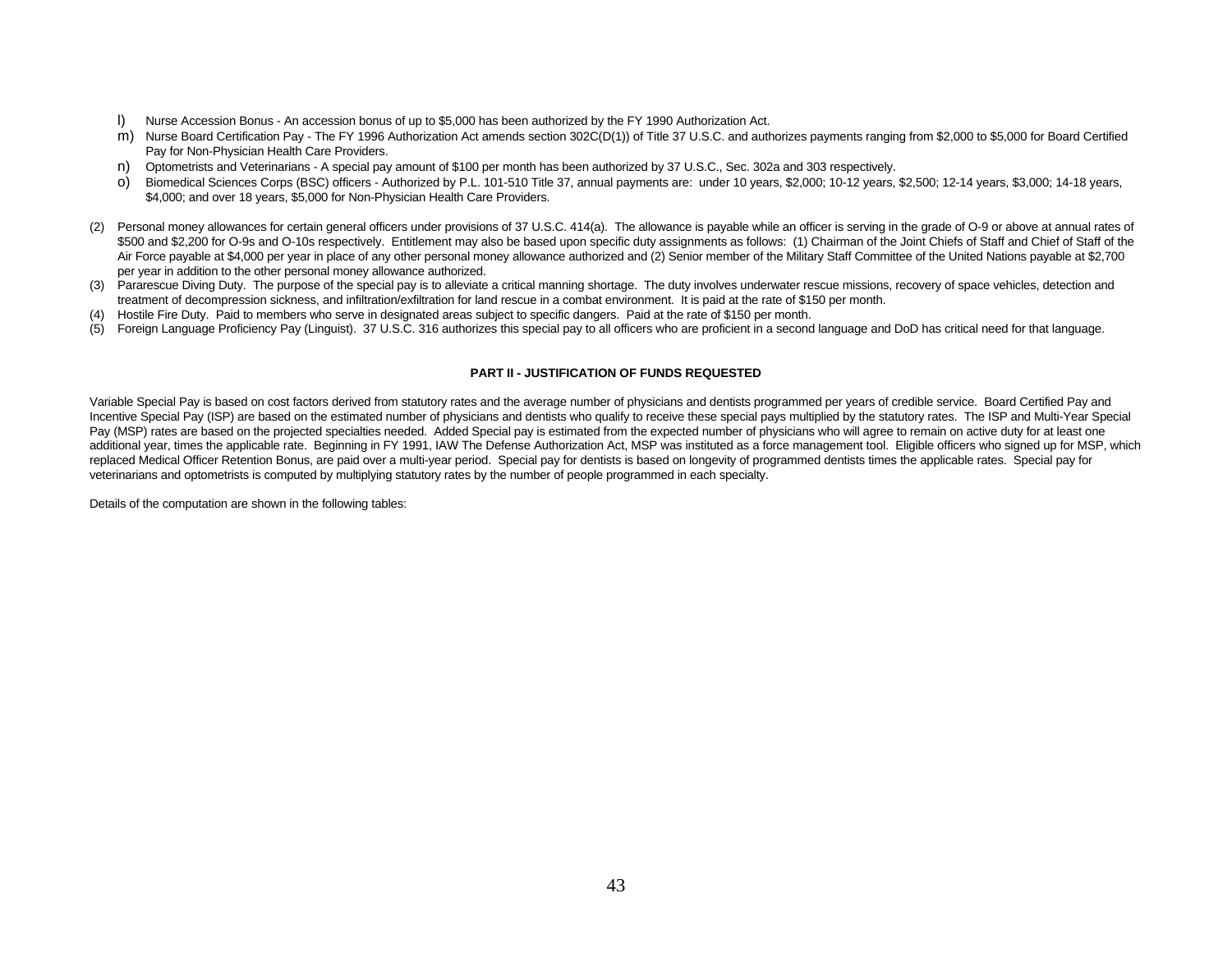l) Nurse Accession Bonus - An accession bonus of up to $5,000 has been authorized by the FY 1990 Authorization Act.

m) Nurse Board Certification Pay - The FY 1996 Authorization Act amends section 302C(D(1)) of Title 37 U.S.C. and authorizes payments ranging from $2,000 to $5,000 for Board Certified Pay for Non-Physician Health Care Providers.

n) Optometrists and Veterinarians - A special pay amount of $100 per month has been authorized by 37 U.S.C., Sec. 302a and 303 respectively.

o) Biomedical Sciences Corps (BSC) officers - Authorized by P.L. 101-510 Title 37, annual payments are: under 10 years, $2,000; 10-12 years, $2,500; 12-14 years, $3,000; 14-18 years, $4,000; and over 18 years, $5,000 for Non-Physician Health Care Providers.

(2) Personal money allowances for certain general officers under provisions of 37 U.S.C. 414(a). The allowance is payable while an officer is serving in the grade of O-9 or above at annual rates of $500 and $2,200 for O-9s and O-10s respectively. Entitlement may also be based upon specific duty assignments as follows: (1) Chairman of the Joint Chiefs of Staff and Chief of Staff of the Air Force payable at $4,000 per year in place of any other personal money allowance authorized and (2) Senior member of the Military Staff Committee of the United Nations payable at $2,700 per year in addition to the other personal money allowance authorized.

(3) Pararescue Diving Duty. The purpose of the special pay is to alleviate a critical manning shortage. The duty involves underwater rescue missions, recovery of space vehicles, detection and treatment of decompression sickness, and infiltration/exfiltration for land rescue in a combat environment. It is paid at the rate of $150 per month.

(4) Hostile Fire Duty. Paid to members who serve in designated areas subject to specific dangers. Paid at the rate of $150 per month.

(5) Foreign Language Proficiency Pay (Linguist). 37 U.S.C. 316 authorizes this special pay to all officers who are proficient in a second language and DoD has critical need for that language.

**PART II - JUSTIFICATION OF FUNDS REQUESTED**

Variable Special Pay is based on cost factors derived from statutory rates and the average number of physicians and dentists programmed per years of credible service. Board Certified Pay and Incentive Special Pay (ISP) are based on the estimated number of physicians and dentists who qualify to receive these special pays multiplied by the statutory rates. The ISP and Multi-Year Special Pay (MSP) rates are based on the projected specialties needed. Added Special pay is estimated from the expected number of physicians who will agree to remain on active duty for at least one additional year, times the applicable rate. Beginning in FY 1991, IAW The Defense Authorization Act, MSP was instituted as a force management tool. Eligible officers who signed up for MSP, which replaced Medical Officer Retention Bonus, are paid over a multi-year period. Special pay for dentists is based on longevity of programmed dentists times the applicable rates. Special pay for veterinarians and optometrists is computed by multiplying statutory rates by the number of people programmed in each specialty.

Details of the computation are shown in the following tables: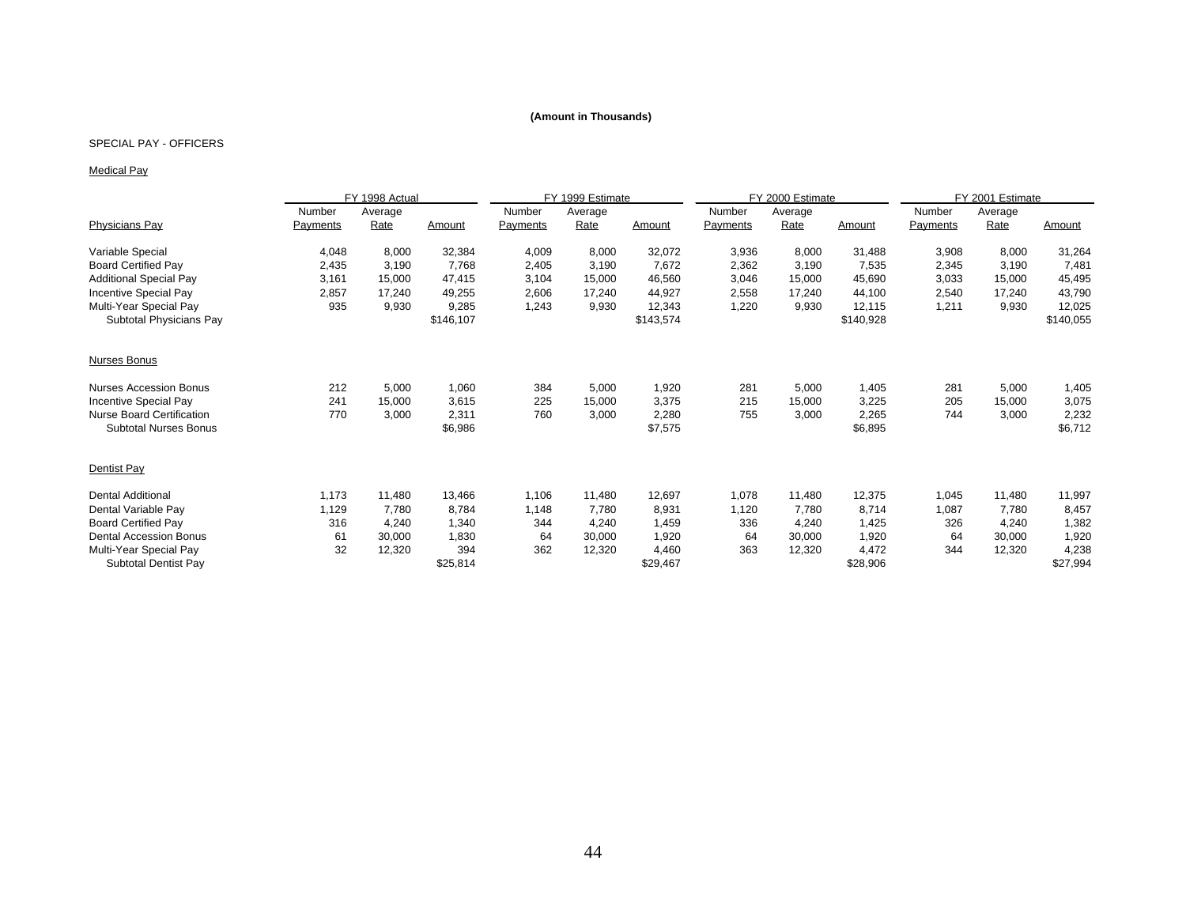**(Amount in Thousands)**

SPECIAL PAY - OFFICERS

Medical Pay

| | FY 1998 Actual | | | FY 1999 Estimate | | | FY 2000 Estimate | | | FY 2001 Estimate | | |
|---|---|---|---|---|---|---|---|---|---|---|---|---|
| Physicians Pay | Number Payments | Average Rate | Amount | Number Payments | Average Rate | Amount | Number Payments | Average Rate | Amount | Number Payments | Average Rate | Amount |
| Variable Special | 4,048 | 8,000 | 32,384 | 4,009 | 8,000 | 32,072 | 3,936 | 8,000 | 31,488 | 3,908 | 8,000 | 31,264 |
| Board Certified Pay | 2,435 | 3,190 | 7,768 | 2,405 | 3,190 | 7,672 | 2,362 | 3,190 | 7,535 | 2,345 | 3,190 | 7,481 |
| Additional Special Pay | 3,161 | 15,000 | 47,415 | 3,104 | 15,000 | 46,560 | 3,046 | 15,000 | 45,690 | 3,033 | 15,000 | 45,495 |
| Incentive Special Pay | 2,857 | 17,240 | 49,255 | 2,606 | 17,240 | 44,927 | 2,558 | 17,240 | 44,100 | 2,540 | 17,240 | 43,790 |
| Multi-Year Special Pay | 935 | 9,930 | 9,285 | 1,243 | 9,930 | 12,343 | 1,220 | 9,930 | 12,115 | 1,211 | 9,930 | 12,025 |
| Subtotal Physicians Pay | | | $146,107 | | | $143,574 | | | $140,928 | | | $140,055 |
| **Nurses Bonus** | | | | | | | | | | | | |
| Nurses Accession Bonus | 212 | 5,000 | 1,060 | 384 | 5,000 | 1,920 | 281 | 5,000 | 1,405 | 281 | 5,000 | 1,405 |
| Incentive Special Pay | 241 | 15,000 | 3,615 | 225 | 15,000 | 3,375 | 215 | 15,000 | 3,225 | 205 | 15,000 | 3,075 |
| Nurse Board Certification | 770 | 3,000 | 2,311 | 760 | 3,000 | 2,280 | 755 | 3,000 | 2,265 | 744 | 3,000 | 2,232 |
| Subtotal Nurses Bonus | | | $6,986 | | | $7,575 | | | $6,895 | | | $6,712 |
| **Dentist Pay** | | | | | | | | | | | | |
| Dental Additional | 1,173 | 11,480 | 13,466 | 1,106 | 11,480 | 12,697 | 1,078 | 11,480 | 12,375 | 1,045 | 11,480 | 11,997 |
| Dental Variable Pay | 1,129 | 7,780 | 8,784 | 1,148 | 7,780 | 8,931 | 1,120 | 7,780 | 8,714 | 1,087 | 7,780 | 8,457 |
| Board Certified Pay | 316 | 4,240 | 1,340 | 344 | 4,240 | 1,459 | 336 | 4,240 | 1,425 | 326 | 4,240 | 1,382 |
| Dental Accession Bonus | 61 | 30,000 | 1,830 | 64 | 30,000 | 1,920 | 64 | 30,000 | 1,920 | 64 | 30,000 | 1,920 |
| Multi-Year Special Pay | 32 | 12,320 | 394 | 362 | 12,320 | 4,460 | 363 | 12,320 | 4,472 | 344 | 12,320 | 4,238 |
| Subtotal Dentist Pay | | | $25,814 | | | $29,467 | | | $28,906 | | | $27,994 |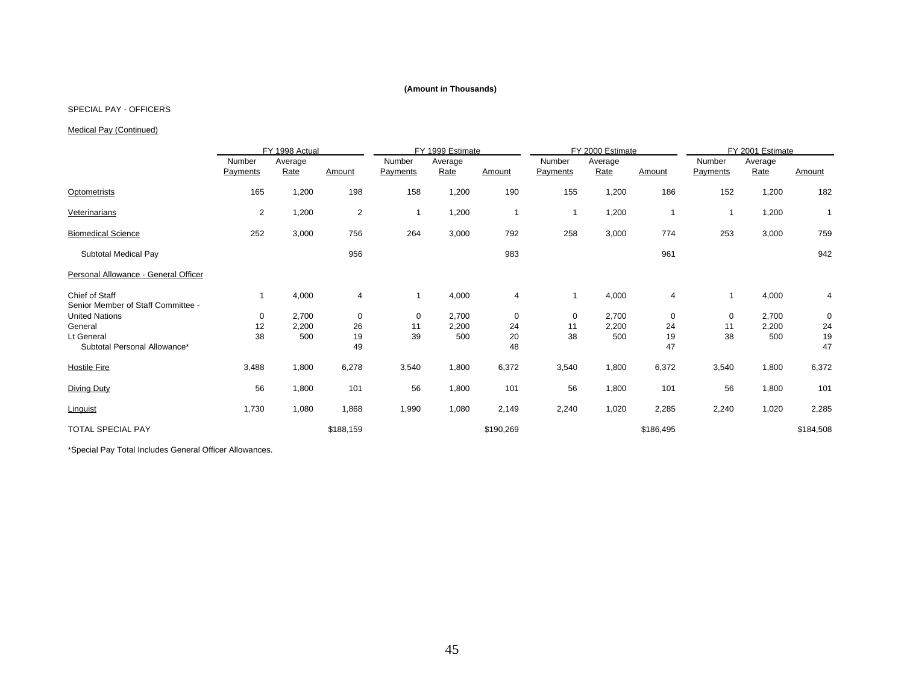**(Amount in Thousands)**

SPECIAL PAY - OFFICERS

Medical Pay (Continued)

| | FY 1998 Actual | | | FY 1999 Estimate | | | FY 2000 Estimate | | | FY 2001 Estimate | | |
|---|---|---|---|---|---|---|---|---|---|---|---|---|
| | Number Payments | Average Rate | Amount | Number Payments | Average Rate | Amount | Number Payments | Average Rate | Amount | Number Payments | Average Rate | Amount |
| Optometrists | 165 | 1,200 | 198 | 158 | 1,200 | 190 | 155 | 1,200 | 186 | 152 | 1,200 | 182 |
| Veterinarians | 2 | 1,200 | 2 | 1 | 1,200 | 1 | 1 | 1,200 | 1 | 1 | 1,200 | 1 |
| Biomedical Science | 252 | 3,000 | 756 | 264 | 3,000 | 792 | 258 | 3,000 | 774 | 253 | 3,000 | 759 |
| Subtotal Medical Pay | | | 956 | | | 983 | | | 961 | | | 942 |
| Personal Allowance - General Officer | | | | | | | | | | | | |
| Chief of Staff | 1 | 4,000 | 4 | 1 | 4,000 | 4 | 1 | 4,000 | 4 | 1 | 4,000 | 4 |
| Senior Member of Staff Committee - United Nations | 0 | 2,700 | 0 | 0 | 2,700 | 0 | 0 | 2,700 | 0 | 0 | 2,700 | 0 |
| General | 12 | 2,200 | 26 | 11 | 2,200 | 24 | 11 | 2,200 | 24 | 11 | 2,200 | 24 |
| Lt General | 38 | 500 | 19 | 39 | 500 | 20 | 38 | 500 | 19 | 38 | 500 | 19 |
| Subtotal Personal Allowance* | | | 49 | | | 48 | | | 47 | | | 47 |
| Hostile Fire | 3,488 | 1,800 | 6,278 | 3,540 | 1,800 | 6,372 | 3,540 | 1,800 | 6,372 | 3,540 | 1,800 | 6,372 |
| Diving Duty | 56 | 1,800 | 101 | 56 | 1,800 | 101 | 56 | 1,800 | 101 | 56 | 1,800 | 101 |
| Linguist | 1,730 | 1,080 | 1,868 | 1,990 | 1,080 | 2,149 | 2,240 | 1,020 | 2,285 | 2,240 | 1,020 | 2,285 |
| TOTAL SPECIAL PAY | | | $188,159 | | | $190,269 | | | $186,495 | | | $184,508 |

*Special Pay Total Includes General Officer Allowances.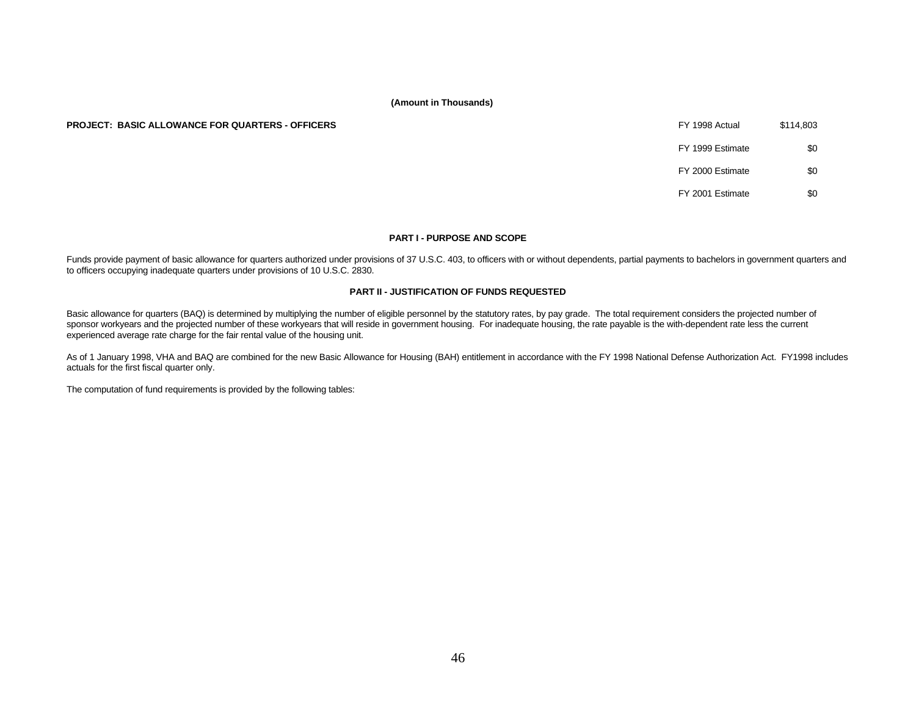**(Amount in Thousands)**

**PROJECT: BASIC ALLOWANCE FOR QUARTERS - OFFICERS**

| | |
|---|---|
| FY 1998 Actual | $114,803 |
| FY 1999 Estimate | $0 |
| FY 2000 Estimate | $0 |
| FY 2001 Estimate | $0 |

**PART I - PURPOSE AND SCOPE**

Funds provide payment of basic allowance for quarters authorized under provisions of 37 U.S.C. 403, to officers with or without dependents, partial payments to bachelors in government quarters and to officers occupying inadequate quarters under provisions of 10 U.S.C. 2830.

**PART II - JUSTIFICATION OF FUNDS REQUESTED**

Basic allowance for quarters (BAQ) is determined by multiplying the number of eligible personnel by the statutory rates, by pay grade. The total requirement considers the projected number of sponsor workyears and the projected number of these workyears that will reside in government housing. For inadequate housing, the rate payable is the with-dependent rate less the current experienced average rate charge for the fair rental value of the housing unit.

As of 1 January 1998, VHA and BAQ are combined for the new Basic Allowance for Housing (BAH) entitlement in accordance with the FY 1998 National Defense Authorization Act. FY1998 includes actuals for the first fiscal quarter only.

The computation of fund requirements is provided by the following tables: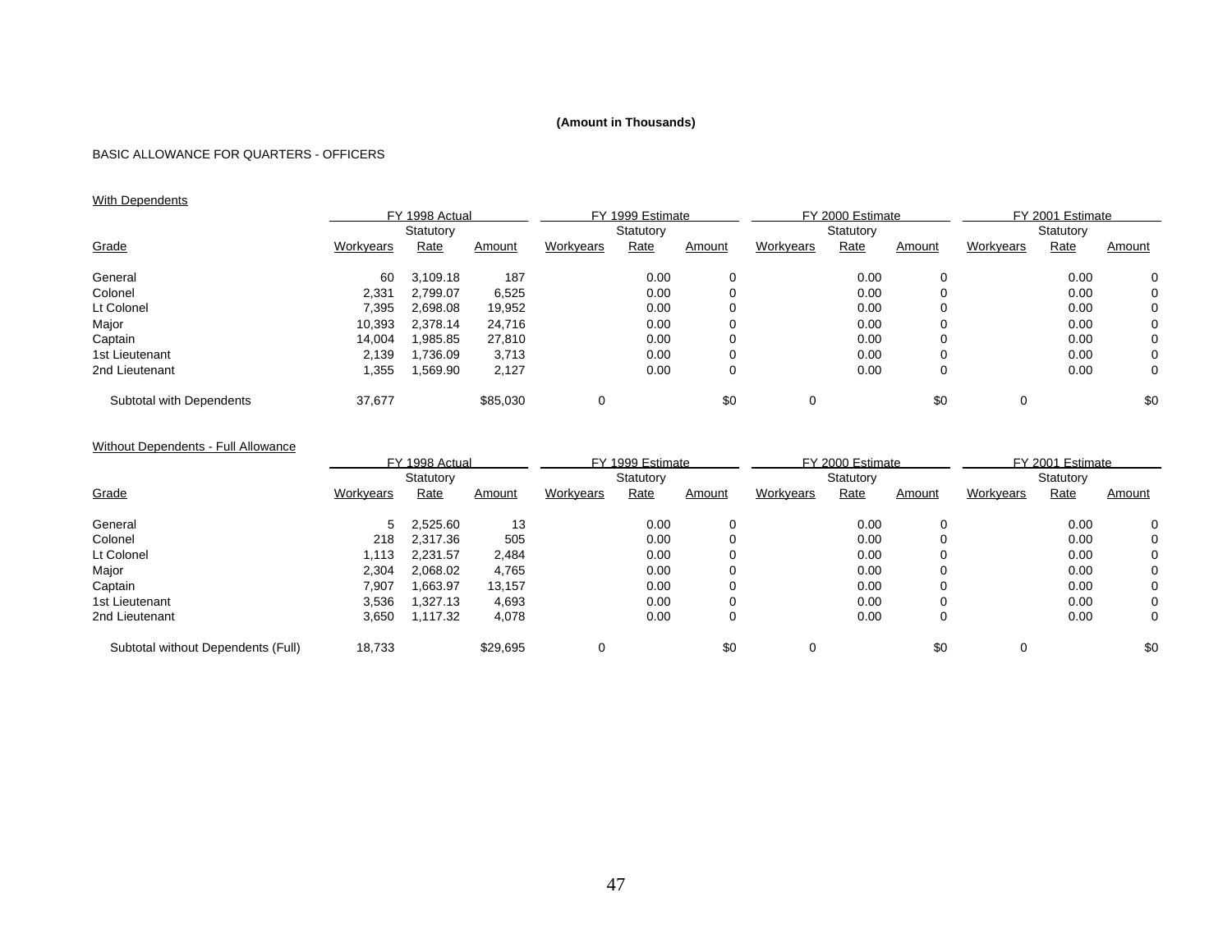**(Amount in Thousands)**

BASIC ALLOWANCE FOR QUARTERS - OFFICERS

With Dependents

| | FY 1998 Actual | | | FY 1999 Estimate | | | FY 2000 Estimate | | | FY 2001 Estimate | | |
|---|---|---|---|---|---|---|---|---|---|---|---|---|
| | | Statutory | | | Statutory | | | Statutory | | | Statutory | |
| Grade | Workyears | Rate | Amount | Workyears | Rate | Amount | Workyears | Rate | Amount | Workyears | Rate | Amount |
| General | 60 | 3,109.18 | 187 | | 0.00 | 0 | | 0.00 | 0 | | 0.00 | 0 |
| Colonel | 2,331 | 2,799.07 | 6,525 | | 0.00 | 0 | | 0.00 | 0 | | 0.00 | 0 |
| Lt Colonel | 7,395 | 2,698.08 | 19,952 | | 0.00 | 0 | | 0.00 | 0 | | 0.00 | 0 |
| Major | 10,393 | 2,378.14 | 24,716 | | 0.00 | 0 | | 0.00 | 0 | | 0.00 | 0 |
| Captain | 14,004 | 1,985.85 | 27,810 | | 0.00 | 0 | | 0.00 | 0 | | 0.00 | 0 |
| 1st Lieutenant | 2,139 | 1,736.09 | 3,713 | | 0.00 | 0 | | 0.00 | 0 | | 0.00 | 0 |
| 2nd Lieutenant | 1,355 | 1,569.90 | 2,127 | | 0.00 | 0 | | 0.00 | 0 | | 0.00 | 0 |
| Subtotal with Dependents | 37,677 | | $85,030 | 0 | | $0 | 0 | | $0 | 0 | | $0 |

Without Dependents - Full Allowance

| | FY 1998 Actual | | | FY 1999 Estimate | | | FY 2000 Estimate | | | FY 2001 Estimate | | |
|---|---|---|---|---|---|---|---|---|---|---|---|---|
| | | Statutory | | | Statutory | | | Statutory | | | Statutory | |
| Grade | Workyears | Rate | Amount | Workyears | Rate | Amount | Workyears | Rate | Amount | Workyears | Rate | Amount |
| General | 5 | 2,525.60 | 13 | | 0.00 | 0 | | 0.00 | 0 | | 0.00 | 0 |
| Colonel | 218 | 2,317.36 | 505 | | 0.00 | 0 | | 0.00 | 0 | | 0.00 | 0 |
| Lt Colonel | 1,113 | 2,231.57 | 2,484 | | 0.00 | 0 | | 0.00 | 0 | | 0.00 | 0 |
| Major | 2,304 | 2,068.02 | 4,765 | | 0.00 | 0 | | 0.00 | 0 | | 0.00 | 0 |
| Captain | 7,907 | 1,663.97 | 13,157 | | 0.00 | 0 | | 0.00 | 0 | | 0.00 | 0 |
| 1st Lieutenant | 3,536 | 1,327.13 | 4,693 | | 0.00 | 0 | | 0.00 | 0 | | 0.00 | 0 |
| 2nd Lieutenant | 3,650 | 1,117.32 | 4,078 | | 0.00 | 0 | | 0.00 | 0 | | 0.00 | 0 |
| Subtotal without Dependents (Full) | 18,733 | | $29,695 | 0 | | $0 | 0 | | $0 | 0 | | $0 |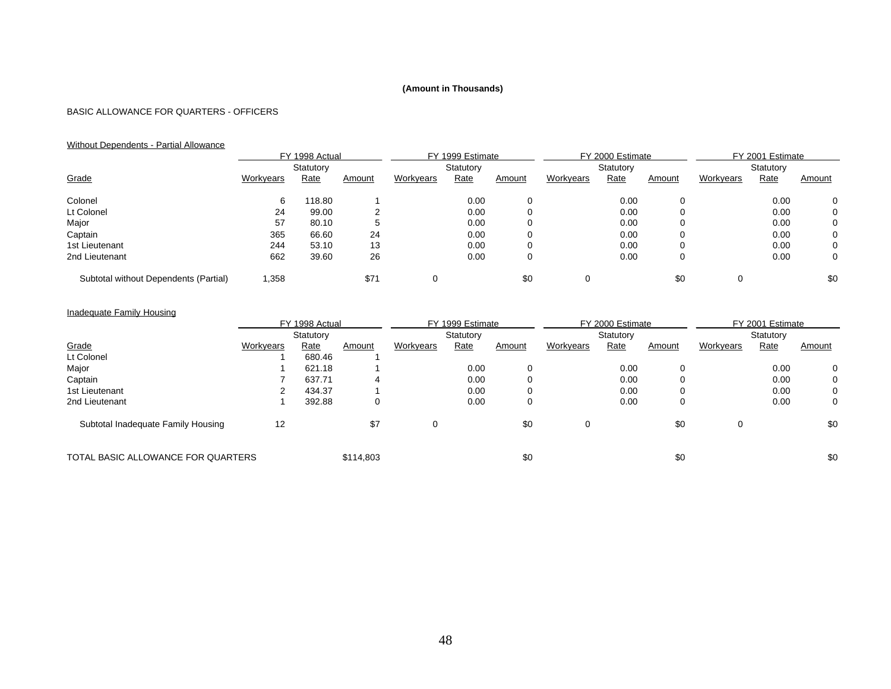**(Amount in Thousands)**

BASIC ALLOWANCE FOR QUARTERS - OFFICERS

Without Dependents - Partial Allowance

| | FY 1998 Actual | | | FY 1999 Estimate | | | FY 2000 Estimate | | | FY 2001 Estimate | | |
|---|---|---|---|---|---|---|---|---|---|---|---|---|
| Grade | Workyears | Statutory Rate | Amount | Workyears | Statutory Rate | Amount | Workyears | Statutory Rate | Amount | Workyears | Statutory Rate | Amount |
| Colonel | 6 | 118.80 | 1 | | 0.00 | 0 | | 0.00 | 0 | | 0.00 | 0 |
| Lt Colonel | 24 | 99.00 | 2 | | 0.00 | 0 | | 0.00 | 0 | | 0.00 | 0 |
| Major | 57 | 80.10 | 5 | | 0.00 | 0 | | 0.00 | 0 | | 0.00 | 0 |
| Captain | 365 | 66.60 | 24 | | 0.00 | 0 | | 0.00 | 0 | | 0.00 | 0 |
| 1st Lieutenant | 244 | 53.10 | 13 | | 0.00 | 0 | | 0.00 | 0 | | 0.00 | 0 |
| 2nd Lieutenant | 662 | 39.60 | 26 | | 0.00 | 0 | | 0.00 | 0 | | 0.00 | 0 |
| Subtotal without Dependents (Partial) | 1,358 | | $71 | 0 | | $0 | 0 | | $0 | 0 | | $0 |

Inadequate Family Housing

| | FY 1998 Actual | | | FY 1999 Estimate | | | FY 2000 Estimate | | | FY 2001 Estimate | | |
|---|---|---|---|---|---|---|---|---|---|---|---|---|
| Grade | Workyears | Statutory Rate | Amount | Workyears | Statutory Rate | Amount | Workyears | Statutory Rate | Amount | Workyears | Statutory Rate | Amount |
| Lt Colonel | 1 | 680.46 | 1 | | | | | | | | | |
| Major | 1 | 621.18 | 1 | | 0.00 | 0 | | 0.00 | 0 | | 0.00 | 0 |
| Captain | 7 | 637.71 | 4 | | 0.00 | 0 | | 0.00 | 0 | | 0.00 | 0 |
| 1st Lieutenant | 2 | 434.37 | 1 | | 0.00 | 0 | | 0.00 | 0 | | 0.00 | 0 |
| 2nd Lieutenant | 1 | 392.88 | 0 | | 0.00 | 0 | | 0.00 | 0 | | 0.00 | 0 |
| Subtotal Inadequate Family Housing | 12 | | $7 | 0 | | $0 | 0 | | $0 | 0 | | $0 |
| TOTAL BASIC ALLOWANCE FOR QUARTERS | | | $114,803 | | | $0 | | | $0 | | | $0 |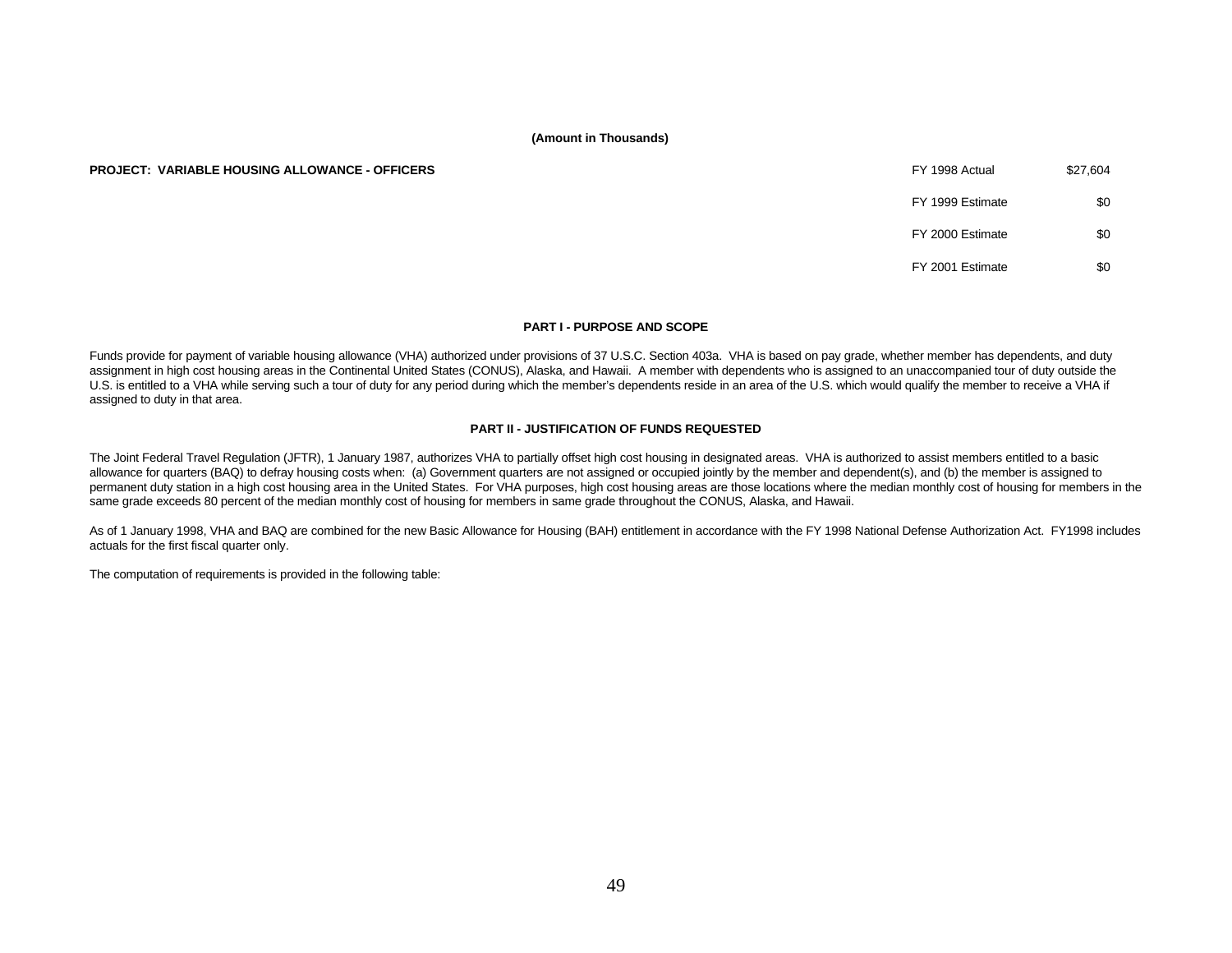**(Amount in Thousands)**

**PROJECT: VARIABLE HOUSING ALLOWANCE - OFFICERS**

| | |
|---|---|
| FY 1998 Actual | $27,604 |
| FY 1999 Estimate | $0 |
| FY 2000 Estimate | $0 |
| FY 2001 Estimate | $0 |

**PART I - PURPOSE AND SCOPE**

Funds provide for payment of variable housing allowance (VHA) authorized under provisions of 37 U.S.C. Section 403a. VHA is based on pay grade, whether member has dependents, and duty assignment in high cost housing areas in the Continental United States (CONUS), Alaska, and Hawaii. A member with dependents who is assigned to an unaccompanied tour of duty outside the U.S. is entitled to a VHA while serving such a tour of duty for any period during which the member's dependents reside in an area of the U.S. which would qualify the member to receive a VHA if assigned to duty in that area.

**PART II - JUSTIFICATION OF FUNDS REQUESTED**

The Joint Federal Travel Regulation (JFTR), 1 January 1987, authorizes VHA to partially offset high cost housing in designated areas. VHA is authorized to assist members entitled to a basic allowance for quarters (BAQ) to defray housing costs when: (a) Government quarters are not assigned or occupied jointly by the member and dependent(s), and (b) the member is assigned to permanent duty station in a high cost housing area in the United States. For VHA purposes, high cost housing areas are those locations where the median monthly cost of housing for members in the same grade exceeds 80 percent of the median monthly cost of housing for members in same grade throughout the CONUS, Alaska, and Hawaii.

As of 1 January 1998, VHA and BAQ are combined for the new Basic Allowance for Housing (BAH) entitlement in accordance with the FY 1998 National Defense Authorization Act. FY1998 includes actuals for the first fiscal quarter only.

The computation of requirements is provided in the following table: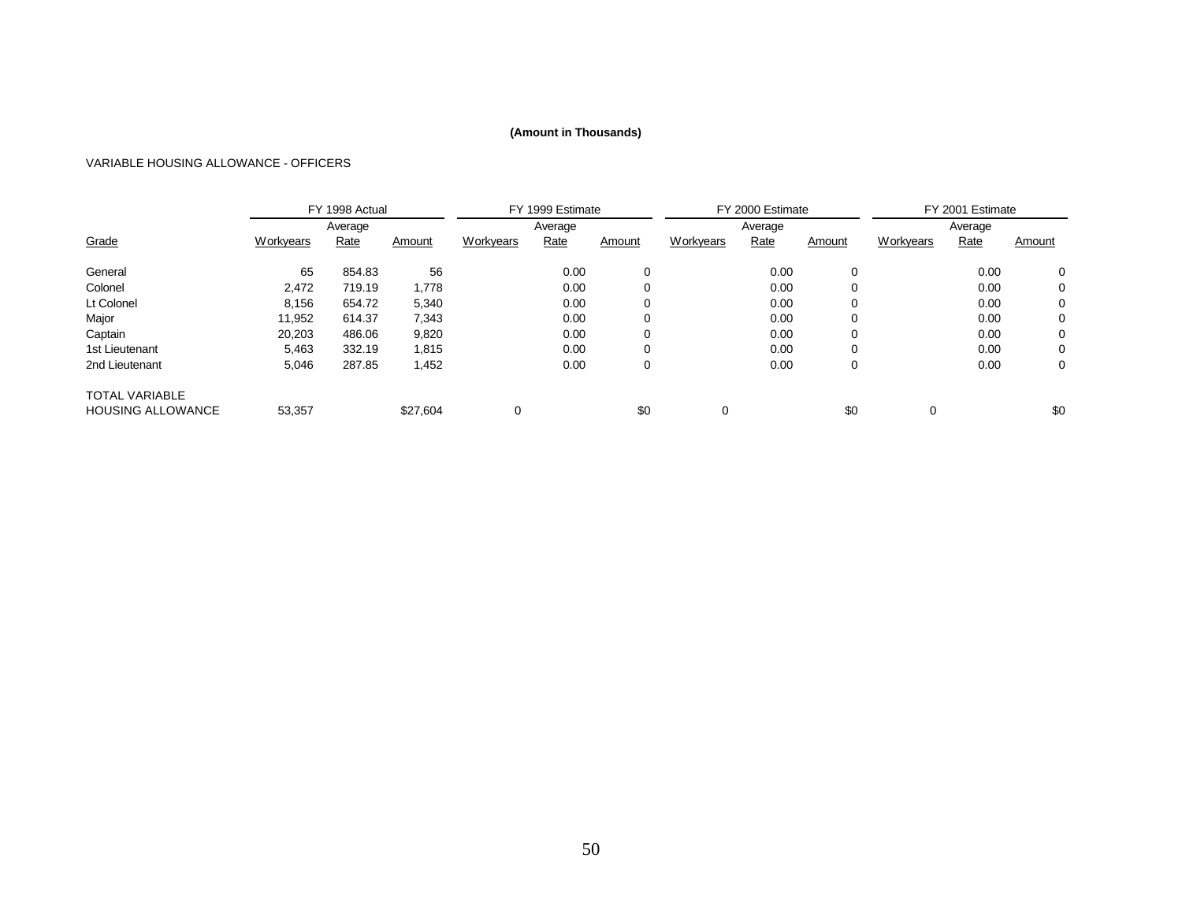**(Amount in Thousands)**

VARIABLE HOUSING ALLOWANCE - OFFICERS

| | FY 1998 Actual | | | FY 1999 Estimate | | | FY 2000 Estimate | | | FY 2001 Estimate | | |
|---|---|---|---|---|---|---|---|---|---|---|---|---|
| Grade | Workyears | Average Rate | Amount | Workyears | Average Rate | Amount | Workyears | Average Rate | Amount | Workyears | Average Rate | Amount |
| General | 65 | 854.83 | 56 | | 0.00 | 0 | | 0.00 | 0 | | 0.00 | 0 |
| Colonel | 2,472 | 719.19 | 1,778 | | 0.00 | 0 | | 0.00 | 0 | | 0.00 | 0 |
| Lt Colonel | 8,156 | 654.72 | 5,340 | | 0.00 | 0 | | 0.00 | 0 | | 0.00 | 0 |
| Major | 11,952 | 614.37 | 7,343 | | 0.00 | 0 | | 0.00 | 0 | | 0.00 | 0 |
| Captain | 20,203 | 486.06 | 9,820 | | 0.00 | 0 | | 0.00 | 0 | | 0.00 | 0 |
| 1st Lieutenant | 5,463 | 332.19 | 1,815 | | 0.00 | 0 | | 0.00 | 0 | | 0.00 | 0 |
| 2nd Lieutenant | 5,046 | 287.85 | 1,452 | | 0.00 | 0 | | 0.00 | 0 | | 0.00 | 0 |
| TOTAL VARIABLE HOUSING ALLOWANCE | 53,357 | | $27,604 | 0 | | $0 | 0 | | $0 | 0 | | $0 |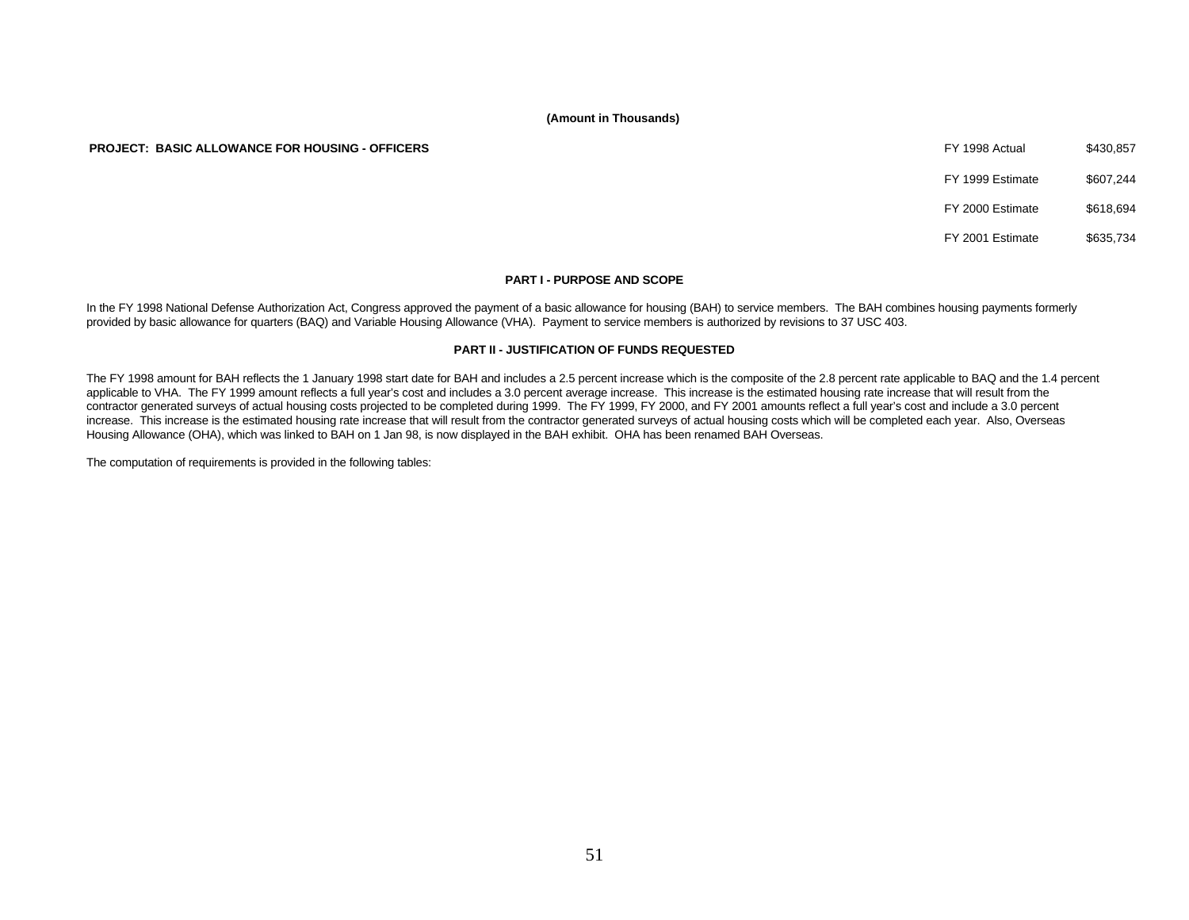**(Amount in Thousands)**

**PROJECT: BASIC ALLOWANCE FOR HOUSING - OFFICERS**

| | |
|---|---|
| FY 1998 Actual | $430,857 |
| FY 1999 Estimate | $607,244 |
| FY 2000 Estimate | $618,694 |
| FY 2001 Estimate | $635,734 |

## PART I - PURPOSE AND SCOPE

In the FY 1998 National Defense Authorization Act, Congress approved the payment of a basic allowance for housing (BAH) to service members. The BAH combines housing payments formerly provided by basic allowance for quarters (BAQ) and Variable Housing Allowance (VHA). Payment to service members is authorized by revisions to 37 USC 403.

## PART II - JUSTIFICATION OF FUNDS REQUESTED

The FY 1998 amount for BAH reflects the 1 January 1998 start date for BAH and includes a 2.5 percent increase which is the composite of the 2.8 percent rate applicable to BAQ and the 1.4 percent applicable to VHA. The FY 1999 amount reflects a full year's cost and includes a 3.0 percent average increase. This increase is the estimated housing rate increase that will result from the contractor generated surveys of actual housing costs projected to be completed during 1999. The FY 1999, FY 2000, and FY 2001 amounts reflect a full year's cost and include a 3.0 percent increase. This increase is the estimated housing rate increase that will result from the contractor generated surveys of actual housing costs which will be completed each year. Also, Overseas Housing Allowance (OHA), which was linked to BAH on 1 Jan 98, is now displayed in the BAH exhibit. OHA has been renamed BAH Overseas.

The computation of requirements is provided in the following tables: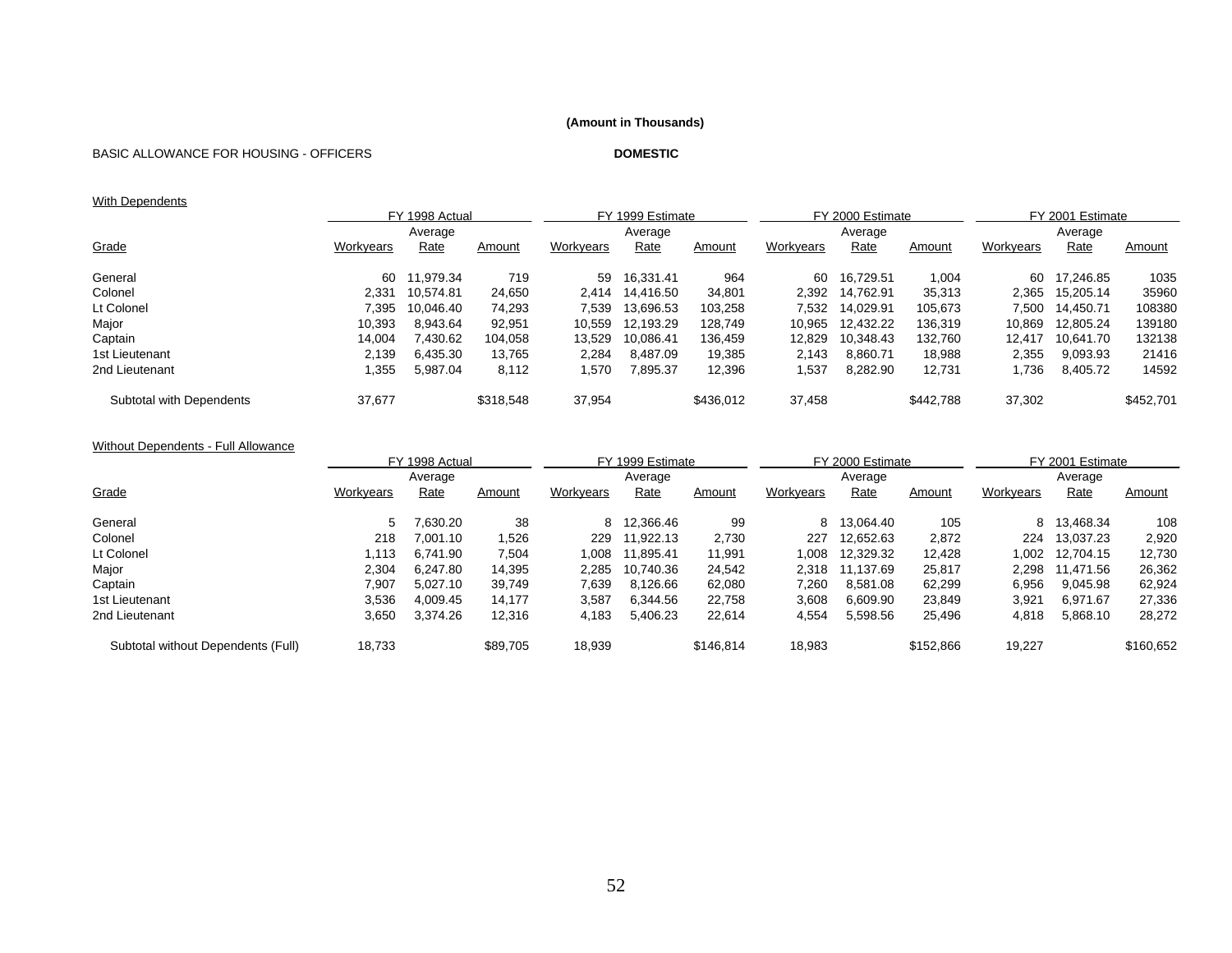**(Amount in Thousands)**

BASIC ALLOWANCE FOR HOUSING - OFFICERS **DOMESTIC**

With Dependents

| | FY 1998 Actual | | | FY 1999 Estimate | | | FY 2000 Estimate | | | FY 2001 Estimate | | |
|---|---|---|---|---|---|---|---|---|---|---|---|---|
| Grade | Workyears | Average Rate | Amount | Workyears | Average Rate | Amount | Workyears | Average Rate | Amount | Workyears | Average Rate | Amount |
| General | 60 | 11,979.34 | 719 | 59 | 16,331.41 | 964 | 60 | 16,729.51 | 1,004 | 60 | 17,246.85 | 1035 |
| Colonel | 2,331 | 10,574.81 | 24,650 | 2,414 | 14,416.50 | 34,801 | 2,392 | 14,762.91 | 35,313 | 2,365 | 15,205.14 | 35960 |
| Lt Colonel | 7,395 | 10,046.40 | 74,293 | 7,539 | 13,696.53 | 103,258 | 7,532 | 14,029.91 | 105,673 | 7,500 | 14,450.71 | 108380 |
| Major | 10,393 | 8,943.64 | 92,951 | 10,559 | 12,193.29 | 128,749 | 10,965 | 12,432.22 | 136,319 | 10,869 | 12,805.24 | 139180 |
| Captain | 14,004 | 7,430.62 | 104,058 | 13,529 | 10,086.41 | 136,459 | 12,829 | 10,348.43 | 132,760 | 12,417 | 10,641.70 | 132138 |
| 1st Lieutenant | 2,139 | 6,435.30 | 13,765 | 2,284 | 8,487.09 | 19,385 | 2,143 | 8,860.71 | 18,988 | 2,355 | 9,093.93 | 21416 |
| 2nd Lieutenant | 1,355 | 5,987.04 | 8,112 | 1,570 | 7,895.37 | 12,396 | 1,537 | 8,282.90 | 12,731 | 1,736 | 8,405.72 | 14592 |
| Subtotal with Dependents | 37,677 | | $318,548 | 37,954 | | $436,012 | 37,458 | | $442,788 | 37,302 | | $452,701 |

Without Dependents - Full Allowance

| | FY 1998 Actual | | | FY 1999 Estimate | | | FY 2000 Estimate | | | FY 2001 Estimate | | |
|---|---|---|---|---|---|---|---|---|---|---|---|---|
| Grade | Workyears | Average Rate | Amount | Workyears | Average Rate | Amount | Workyears | Average Rate | Amount | Workyears | Average Rate | Amount |
| General | 5 | 7,630.20 | 38 | 8 | 12,366.46 | 99 | 8 | 13,064.40 | 105 | 8 | 13,468.34 | 108 |
| Colonel | 218 | 7,001.10 | 1,526 | 229 | 11,922.13 | 2,730 | 227 | 12,652.63 | 2,872 | 224 | 13,037.23 | 2,920 |
| Lt Colonel | 1,113 | 6,741.90 | 7,504 | 1,008 | 11,895.41 | 11,991 | 1,008 | 12,329.32 | 12,428 | 1,002 | 12,704.15 | 12,730 |
| Major | 2,304 | 6,247.80 | 14,395 | 2,285 | 10,740.36 | 24,542 | 2,318 | 11,137.69 | 25,817 | 2,298 | 11,471.56 | 26,362 |
| Captain | 7,907 | 5,027.10 | 39,749 | 7,639 | 8,126.66 | 62,080 | 7,260 | 8,581.08 | 62,299 | 6,956 | 9,045.98 | 62,924 |
| 1st Lieutenant | 3,536 | 4,009.45 | 14,177 | 3,587 | 6,344.56 | 22,758 | 3,608 | 6,609.90 | 23,849 | 3,921 | 6,971.67 | 27,336 |
| 2nd Lieutenant | 3,650 | 3,374.26 | 12,316 | 4,183 | 5,406.23 | 22,614 | 4,554 | 5,598.56 | 25,496 | 4,818 | 5,868.10 | 28,272 |
| Subtotal without Dependents (Full) | 18,733 | | $89,705 | 18,939 | | $146,814 | 18,983 | | $152,866 | 19,227 | | $160,652 |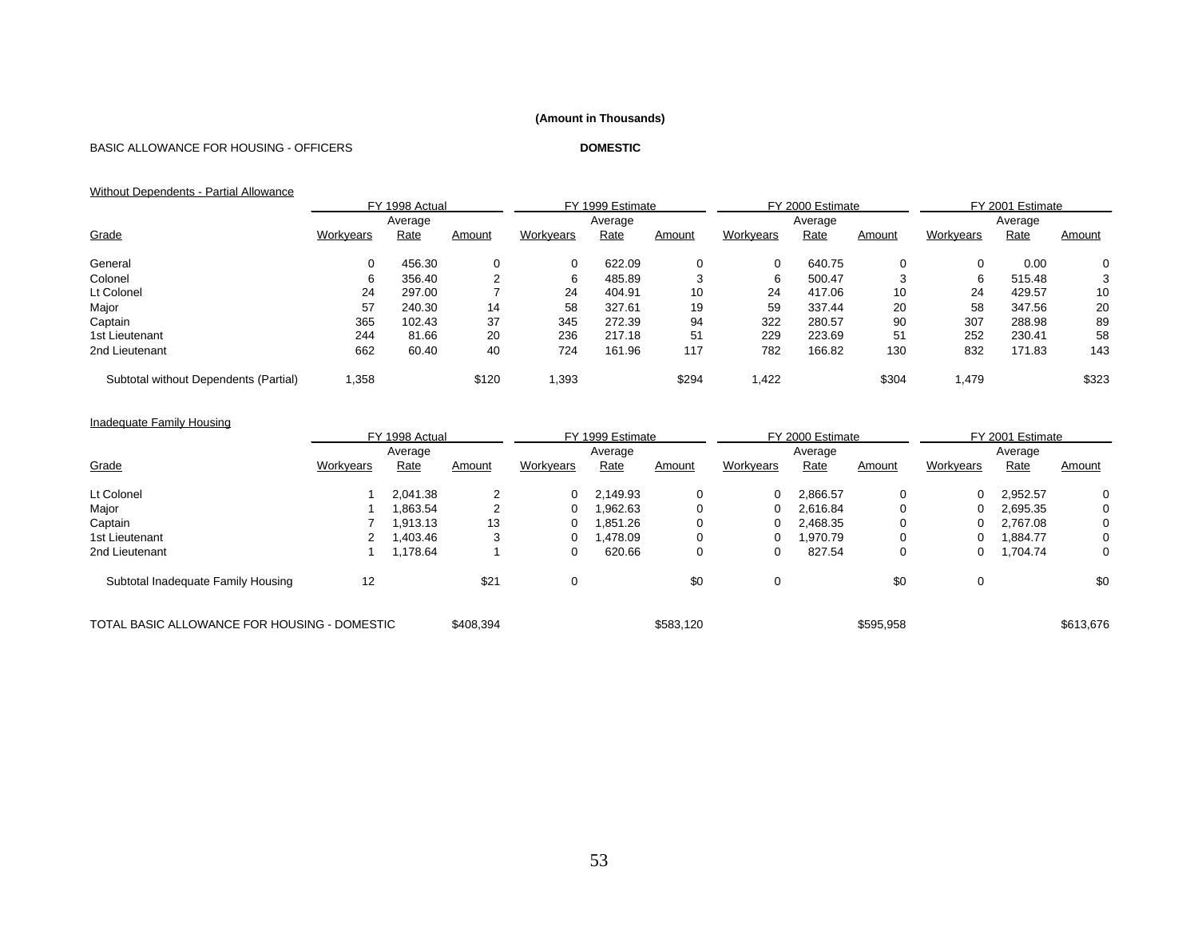**(Amount in Thousands)**

BASIC ALLOWANCE FOR HOUSING - OFFICERS **DOMESTIC**

Without Dependents - Partial Allowance

| | FY 1998 Actual | | | FY 1999 Estimate | | | FY 2000 Estimate | | | FY 2001 Estimate | | |
|---|---|---|---|---|---|---|---|---|---|---|---|---|
| Grade | Workyears | Average Rate | Amount | Workyears | Average Rate | Amount | Workyears | Average Rate | Amount | Workyears | Average Rate | Amount |
| General | 0 | 456.30 | 0 | 0 | 622.09 | 0 | 0 | 640.75 | 0 | 0 | 0.00 | 0 |
| Colonel | 6 | 356.40 | 2 | 6 | 485.89 | 3 | 6 | 500.47 | 3 | 6 | 515.48 | 3 |
| Lt Colonel | 24 | 297.00 | 7 | 24 | 404.91 | 10 | 24 | 417.06 | 10 | 24 | 429.57 | 10 |
| Major | 57 | 240.30 | 14 | 58 | 327.61 | 19 | 59 | 337.44 | 20 | 58 | 347.56 | 20 |
| Captain | 365 | 102.43 | 37 | 345 | 272.39 | 94 | 322 | 280.57 | 90 | 307 | 288.98 | 89 |
| 1st Lieutenant | 244 | 81.66 | 20 | 236 | 217.18 | 51 | 229 | 223.69 | 51 | 252 | 230.41 | 58 |
| 2nd Lieutenant | 662 | 60.40 | 40 | 724 | 161.96 | 117 | 782 | 166.82 | 130 | 832 | 171.83 | 143 |
| Subtotal without Dependents (Partial) | 1,358 | | $120 | 1,393 | | $294 | 1,422 | | $304 | 1,479 | | $323 |

Inadequate Family Housing

| | FY 1998 Actual | | | FY 1999 Estimate | | | FY 2000 Estimate | | | FY 2001 Estimate | | |
|---|---|---|---|---|---|---|---|---|---|---|---|---|
| Grade | Workyears | Average Rate | Amount | Workyears | Average Rate | Amount | Workyears | Average Rate | Amount | Workyears | Average Rate | Amount |
| Lt Colonel | 1 | 2,041.38 | 2 | 0 | 2,149.93 | 0 | 0 | 2,866.57 | 0 | 0 | 2,952.57 | 0 |
| Major | 1 | 1,863.54 | 2 | 0 | 1,962.63 | 0 | 0 | 2,616.84 | 0 | 0 | 2,695.35 | 0 |
| Captain | 7 | 1,913.13 | 13 | 0 | 1,851.26 | 0 | 0 | 2,468.35 | 0 | 0 | 2,767.08 | 0 |
| 1st Lieutenant | 2 | 1,403.46 | 3 | 0 | 1,478.09 | 0 | 0 | 1,970.79 | 0 | 0 | 1,884.77 | 0 |
| 2nd Lieutenant | 1 | 1,178.64 | 1 | 0 | 620.66 | 0 | 0 | 827.54 | 0 | 0 | 1,704.74 | 0 |
| Subtotal Inadequate Family Housing | 12 | | $21 | 0 | | $0 | 0 | | $0 | 0 | | $0 |
| TOTAL BASIC ALLOWANCE FOR HOUSING - DOMESTIC | | | $408,394 | | | $583,120 | | | $595,958 | | | $613,676 |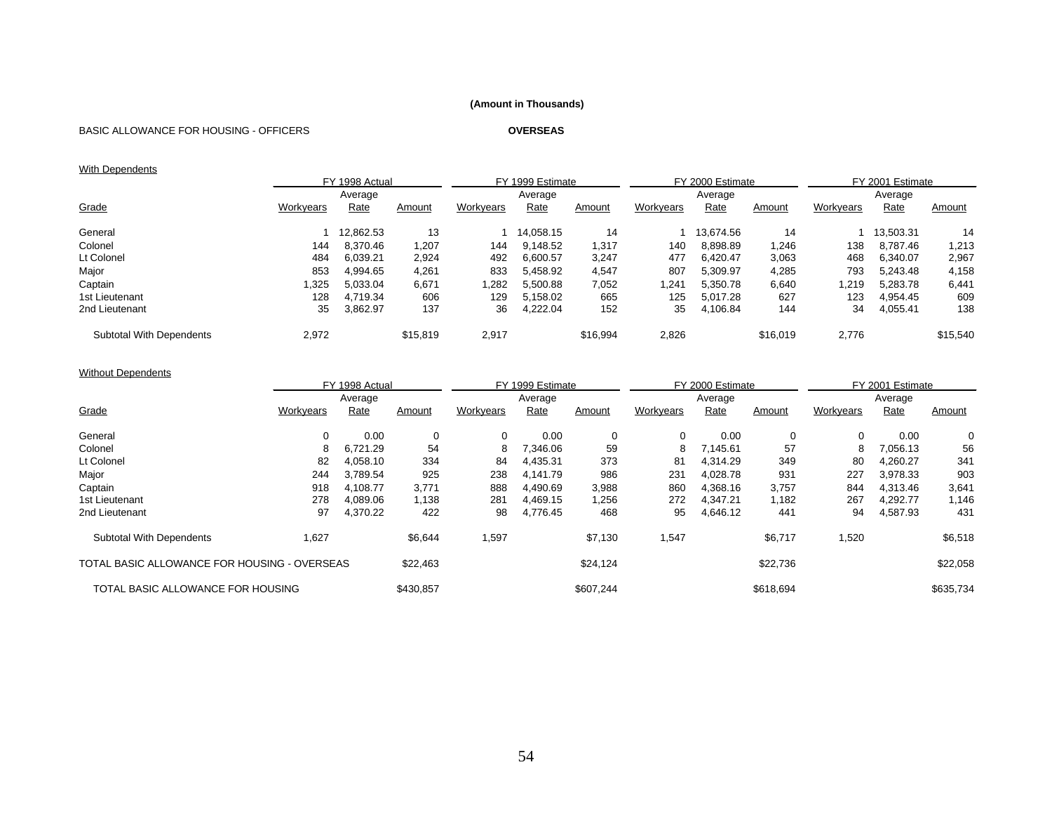**(Amount in Thousands)**

BASIC ALLOWANCE FOR HOUSING - OFFICERS **OVERSEAS**

With Dependents

| | FY 1998 Actual | | | FY 1999 Estimate | | | FY 2000 Estimate | | | FY 2001 Estimate | | |
|---|---|---|---|---|---|---|---|---|---|---|---|---|
| Grade | Workyears | Average Rate | Amount | Workyears | Average Rate | Amount | Workyears | Average Rate | Amount | Workyears | Average Rate | Amount |
| General | 1 | 12,862.53 | 13 | 1 | 14,058.15 | 14 | 1 | 13,674.56 | 14 | 1 | 13,503.31 | 14 |
| Colonel | 144 | 8,370.46 | 1,207 | 144 | 9,148.52 | 1,317 | 140 | 8,898.89 | 1,246 | 138 | 8,787.46 | 1,213 |
| Lt Colonel | 484 | 6,039.21 | 2,924 | 492 | 6,600.57 | 3,247 | 477 | 6,420.47 | 3,063 | 468 | 6,340.07 | 2,967 |
| Major | 853 | 4,994.65 | 4,261 | 833 | 5,458.92 | 4,547 | 807 | 5,309.97 | 4,285 | 793 | 5,243.48 | 4,158 |
| Captain | 1,325 | 5,033.04 | 6,671 | 1,282 | 5,500.88 | 7,052 | 1,241 | 5,350.78 | 6,640 | 1,219 | 5,283.78 | 6,441 |
| 1st Lieutenant | 128 | 4,719.34 | 606 | 129 | 5,158.02 | 665 | 125 | 5,017.28 | 627 | 123 | 4,954.45 | 609 |
| 2nd Lieutenant | 35 | 3,862.97 | 137 | 36 | 4,222.04 | 152 | 35 | 4,106.84 | 144 | 34 | 4,055.41 | 138 |
| Subtotal With Dependents | 2,972 | | $15,819 | 2,917 | | $16,994 | 2,826 | | $16,019 | 2,776 | | $15,540 |

Without Dependents

| | FY 1998 Actual | | | FY 1999 Estimate | | | FY 2000 Estimate | | | FY 2001 Estimate | | |
|---|---|---|---|---|---|---|---|---|---|---|---|---|
| Grade | Workyears | Average Rate | Amount | Workyears | Average Rate | Amount | Workyears | Average Rate | Amount | Workyears | Average Rate | Amount |
| General | 0 | 0.00 | 0 | 0 | 0.00 | 0 | 0 | 0.00 | 0 | 0 | 0.00 | 0 |
| Colonel | 8 | 6,721.29 | 54 | 8 | 7,346.06 | 59 | 8 | 7,145.61 | 57 | 8 | 7,056.13 | 56 |
| Lt Colonel | 82 | 4,058.10 | 334 | 84 | 4,435.31 | 373 | 81 | 4,314.29 | 349 | 80 | 4,260.27 | 341 |
| Major | 244 | 3,789.54 | 925 | 238 | 4,141.79 | 986 | 231 | 4,028.78 | 931 | 227 | 3,978.33 | 903 |
| Captain | 918 | 4,108.77 | 3,771 | 888 | 4,490.69 | 3,988 | 860 | 4,368.16 | 3,757 | 844 | 4,313.46 | 3,641 |
| 1st Lieutenant | 278 | 4,089.06 | 1,138 | 281 | 4,469.15 | 1,256 | 272 | 4,347.21 | 1,182 | 267 | 4,292.77 | 1,146 |
| 2nd Lieutenant | 97 | 4,370.22 | 422 | 98 | 4,776.45 | 468 | 95 | 4,646.12 | 441 | 94 | 4,587.93 | 431 |
| Subtotal With Dependents | 1,627 | | $6,644 | 1,597 | | $7,130 | 1,547 | | $6,717 | 1,520 | | $6,518 |
| TOTAL BASIC ALLOWANCE FOR HOUSING - OVERSEAS | | | $22,463 | | | $24,124 | | | $22,736 | | | $22,058 |
| TOTAL BASIC ALLOWANCE FOR HOUSING | | | $430,857 | | | $607,244 | | | $618,694 | | | $635,734 |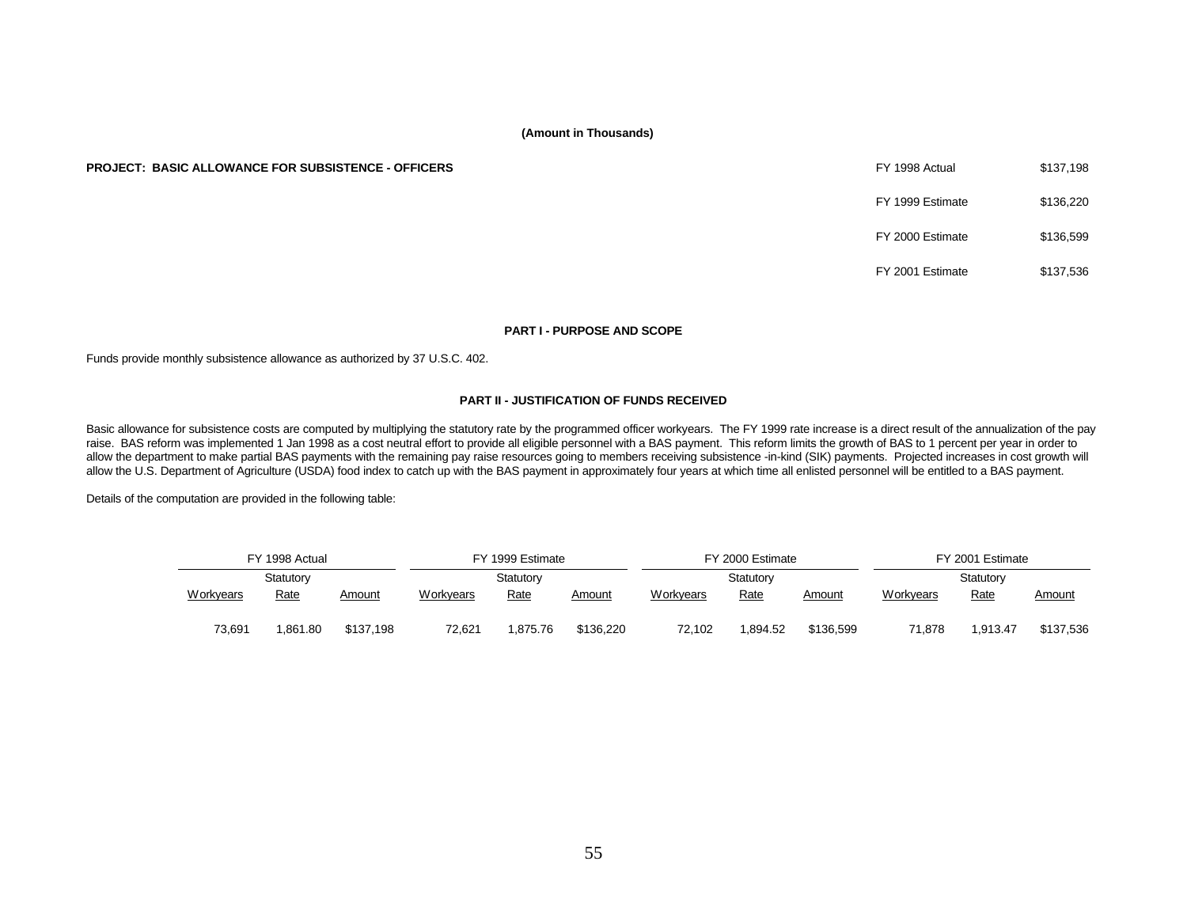(Amount in Thousands)

**PROJECT: BASIC ALLOWANCE FOR SUBSISTENCE - OFFICERS**

| | |
|---|---|
| FY 1998 Actual | $137,198 |
| FY 1999 Estimate | $136,220 |
| FY 2000 Estimate | $136,599 |
| FY 2001 Estimate | $137,536 |

**PART I - PURPOSE AND SCOPE**

Funds provide monthly subsistence allowance as authorized by 37 U.S.C. 402.

**PART II - JUSTIFICATION OF FUNDS RECEIVED**

Basic allowance for subsistence costs are computed by multiplying the statutory rate by the programmed officer workyears. The FY 1999 rate increase is a direct result of the annualization of the pay raise. BAS reform was implemented 1 Jan 1998 as a cost neutral effort to provide all eligible personnel with a BAS payment. This reform limits the growth of BAS to 1 percent per year in order to allow the department to make partial BAS payments with the remaining pay raise resources going to members receiving subsistence -in-kind (SIK) payments. Projected increases in cost growth will allow the U.S. Department of Agriculture (USDA) food index to catch up with the BAS payment in approximately four years at which time all enlisted personnel will be entitled to a BAS payment.

Details of the computation are provided in the following table:

| FY 1998 Actual | | | FY 1999 Estimate | | | FY 2000 Estimate | | | FY 2001 Estimate | | |
|---|---|---|---|---|---|---|---|---|---|---|---|
| Workyears | Statutory Rate | Amount | Workyears | Statutory Rate | Amount | Workyears | Statutory Rate | Amount | Workyears | Statutory Rate | Amount |
| 73,691 | 1,861.80 | $137,198 | 72,621 | 1,875.76 | $136,220 | 72,102 | 1,894.52 | $136,599 | 71,878 | 1,913.47 | $137,536 |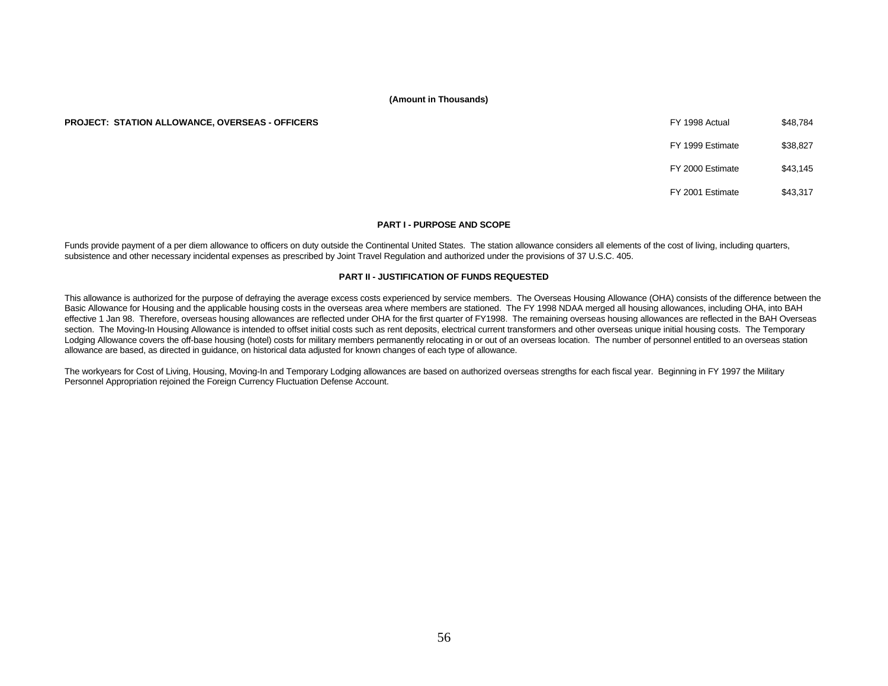**(Amount in Thousands)**

**PROJECT: STATION ALLOWANCE, OVERSEAS - OFFICERS**

| | |
|---|---|
| FY 1998 Actual | $48,784 |
| FY 1999 Estimate | $38,827 |
| FY 2000 Estimate | $43,145 |
| FY 2001 Estimate | $43,317 |

**PART I - PURPOSE AND SCOPE**

Funds provide payment of a per diem allowance to officers on duty outside the Continental United States. The station allowance considers all elements of the cost of living, including quarters, subsistence and other necessary incidental expenses as prescribed by Joint Travel Regulation and authorized under the provisions of 37 U.S.C. 405.

**PART II - JUSTIFICATION OF FUNDS REQUESTED**

This allowance is authorized for the purpose of defraying the average excess costs experienced by service members. The Overseas Housing Allowance (OHA) consists of the difference between the Basic Allowance for Housing and the applicable housing costs in the overseas area where members are stationed. The FY 1998 NDAA merged all housing allowances, including OHA, into BAH effective 1 Jan 98. Therefore, overseas housing allowances are reflected under OHA for the first quarter of FY1998. The remaining overseas housing allowances are reflected in the BAH Overseas section. The Moving-In Housing Allowance is intended to offset initial costs such as rent deposits, electrical current transformers and other overseas unique initial housing costs. The Temporary Lodging Allowance covers the off-base housing (hotel) costs for military members permanently relocating in or out of an overseas location. The number of personnel entitled to an overseas station allowance are based, as directed in guidance, on historical data adjusted for known changes of each type of allowance.

The workyears for Cost of Living, Housing, Moving-In and Temporary Lodging allowances are based on authorized overseas strengths for each fiscal year. Beginning in FY 1997 the Military Personnel Appropriation rejoined the Foreign Currency Fluctuation Defense Account.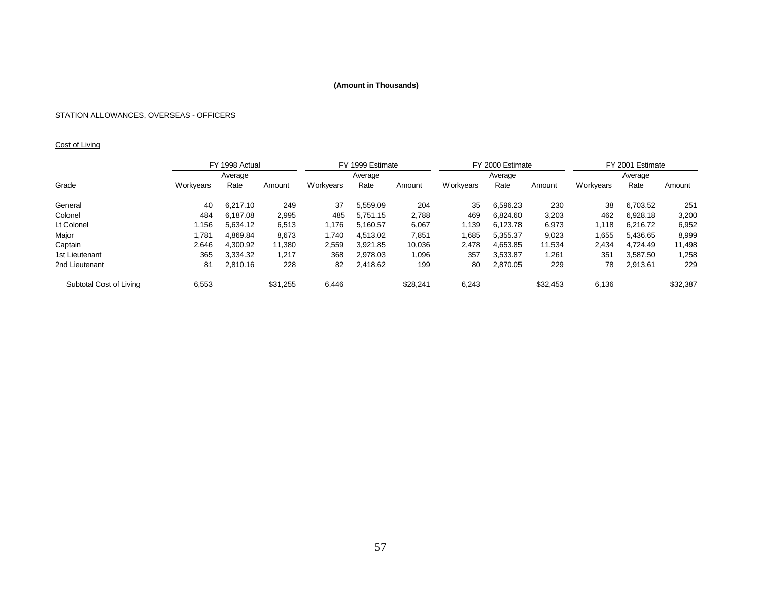**(Amount in Thousands)**

STATION ALLOWANCES, OVERSEAS - OFFICERS

Cost of Living

| | FY 1998 Actual | | | FY 1999 Estimate | | | FY 2000 Estimate | | | FY 2001 Estimate | | |
|---|---|---|---|---|---|---|---|---|---|---|---|---|
| | | Average | | | Average | | | Average | | | Average | |
| Grade | Workyears | Rate | Amount | Workyears | Rate | Amount | Workyears | Rate | Amount | Workyears | Rate | Amount |
| General | 40 | 6,217.10 | 249 | 37 | 5,559.09 | 204 | 35 | 6,596.23 | 230 | 38 | 6,703.52 | 251 |
| Colonel | 484 | 6,187.08 | 2,995 | 485 | 5,751.15 | 2,788 | 469 | 6,824.60 | 3,203 | 462 | 6,928.18 | 3,200 |
| Lt Colonel | 1,156 | 5,634.12 | 6,513 | 1,176 | 5,160.57 | 6,067 | 1,139 | 6,123.78 | 6,973 | 1,118 | 6,216.72 | 6,952 |
| Major | 1,781 | 4,869.84 | 8,673 | 1,740 | 4,513.02 | 7,851 | 1,685 | 5,355.37 | 9,023 | 1,655 | 5,436.65 | 8,999 |
| Captain | 2,646 | 4,300.92 | 11,380 | 2,559 | 3,921.85 | 10,036 | 2,478 | 4,653.85 | 11,534 | 2,434 | 4,724.49 | 11,498 |
| 1st Lieutenant | 365 | 3,334.32 | 1,217 | 368 | 2,978.03 | 1,096 | 357 | 3,533.87 | 1,261 | 351 | 3,587.50 | 1,258 |
| 2nd Lieutenant | 81 | 2,810.16 | 228 | 82 | 2,418.62 | 199 | 80 | 2,870.05 | 229 | 78 | 2,913.61 | 229 |
| Subtotal Cost of Living | 6,553 | | $31,255 | 6,446 | | $28,241 | 6,243 | | $32,453 | 6,136 | | $32,387 |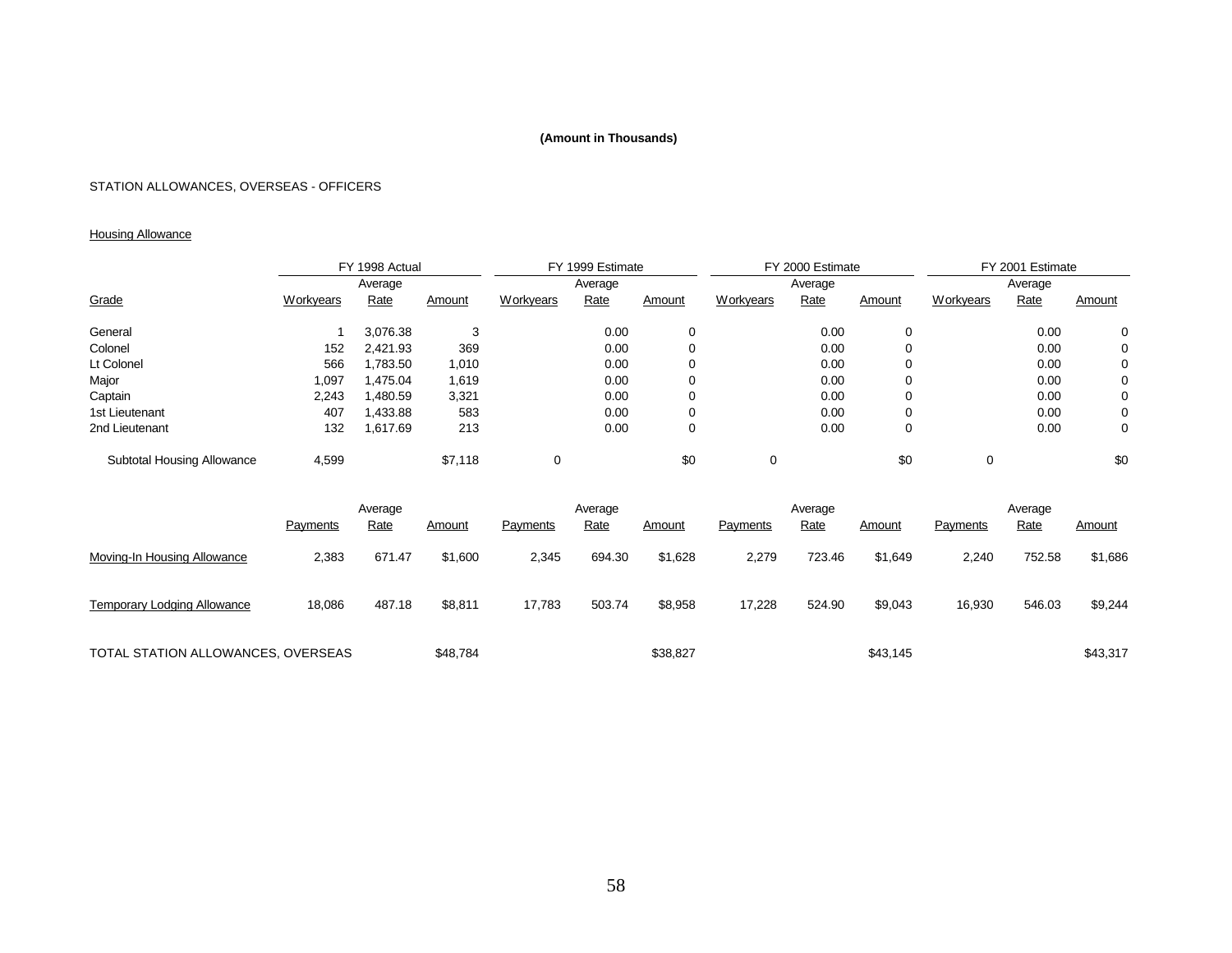**(Amount in Thousands)**

STATION ALLOWANCES, OVERSEAS - OFFICERS

Housing Allowance

| | FY 1998 Actual | | | FY 1999 Estimate | | | FY 2000 Estimate | | | FY 2001 Estimate | | |
|---|---|---|---|---|---|---|---|---|---|---|---|---|
| Grade | Workyears | Average Rate | Amount | Workyears | Average Rate | Amount | Workyears | Average Rate | Amount | Workyears | Average Rate | Amount |
| General | 1 | 3,076.38 | 3 | | 0.00 | 0 | | 0.00 | 0 | | 0.00 | 0 |
| Colonel | 152 | 2,421.93 | 369 | | 0.00 | 0 | | 0.00 | 0 | | 0.00 | 0 |
| Lt Colonel | 566 | 1,783.50 | 1,010 | | 0.00 | 0 | | 0.00 | 0 | | 0.00 | 0 |
| Major | 1,097 | 1,475.04 | 1,619 | | 0.00 | 0 | | 0.00 | 0 | | 0.00 | 0 |
| Captain | 2,243 | 1,480.59 | 3,321 | | 0.00 | 0 | | 0.00 | 0 | | 0.00 | 0 |
| 1st Lieutenant | 407 | 1,433.88 | 583 | | 0.00 | 0 | | 0.00 | 0 | | 0.00 | 0 |
| 2nd Lieutenant | 132 | 1,617.69 | 213 | | 0.00 | 0 | | 0.00 | 0 | | 0.00 | 0 |
| Subtotal Housing Allowance | 4,599 | | $7,118 | 0 | | $0 | 0 | | $0 | 0 | | $0 |

| | Payments | Average Rate | Amount | Payments | Average Rate | Amount | Payments | Average Rate | Amount | Payments | Average Rate | Amount |
|---|---|---|---|---|---|---|---|---|---|---|---|---|
| Moving-In Housing Allowance | 2,383 | 671.47 | $1,600 | 2,345 | 694.30 | $1,628 | 2,279 | 723.46 | $1,649 | 2,240 | 752.58 | $1,686 |
| Temporary Lodging Allowance | 18,086 | 487.18 | $8,811 | 17,783 | 503.74 | $8,958 | 17,228 | 524.90 | $9,043 | 16,930 | 546.03 | $9,244 |
| TOTAL STATION ALLOWANCES, OVERSEAS | | | $48,784 | | | $38,827 | | | $43,145 | | | $43,317 |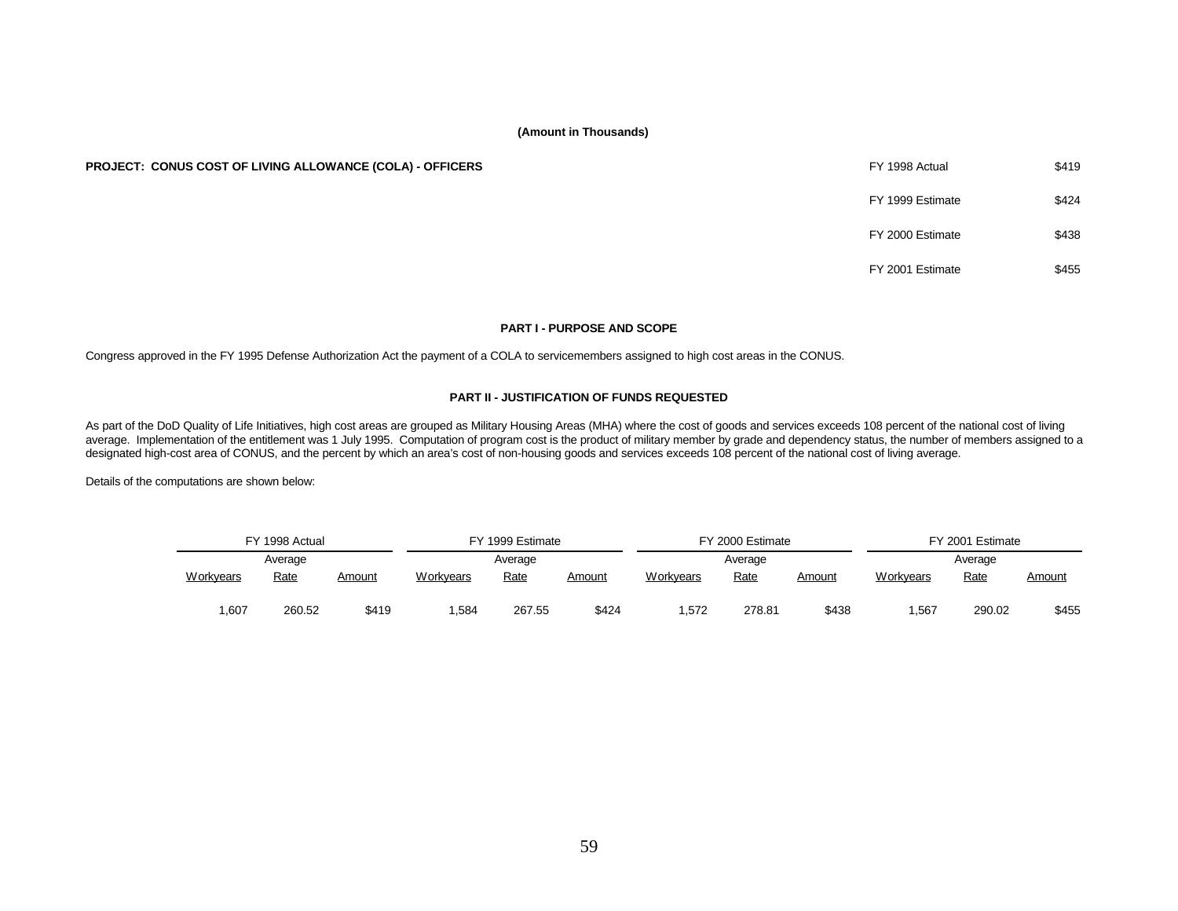**(Amount in Thousands)**

**PROJECT: CONUS COST OF LIVING ALLOWANCE (COLA) - OFFICERS**

| | |
|---|---|
| FY 1998 Actual | $419 |
| FY 1999 Estimate | $424 |
| FY 2000 Estimate | $438 |
| FY 2001 Estimate | $455 |

**PART I - PURPOSE AND SCOPE**

Congress approved in the FY 1995 Defense Authorization Act the payment of a COLA to servicemembers assigned to high cost areas in the CONUS.

**PART II - JUSTIFICATION OF FUNDS REQUESTED**

As part of the DoD Quality of Life Initiatives, high cost areas are grouped as Military Housing Areas (MHA) where the cost of goods and services exceeds 108 percent of the national cost of living average. Implementation of the entitlement was 1 July 1995. Computation of program cost is the product of military member by grade and dependency status, the number of members assigned to a designated high-cost area of CONUS, and the percent by which an area's cost of non-housing goods and services exceeds 108 percent of the national cost of living average.

Details of the computations are shown below:

| FY 1998 Actual | | | FY 1999 Estimate | | | FY 2000 Estimate | | | FY 2001 Estimate | | |
|---|---|---|---|---|---|---|---|---|---|---|---|
| Workyears | Average Rate | Amount | Workyears | Average Rate | Amount | Workyears | Average Rate | Amount | Workyears | Average Rate | Amount |
| 1,607 | 260.52 | $419 | 1,584 | 267.55 | $424 | 1,572 | 278.81 | $438 | 1,567 | 290.02 | $455 |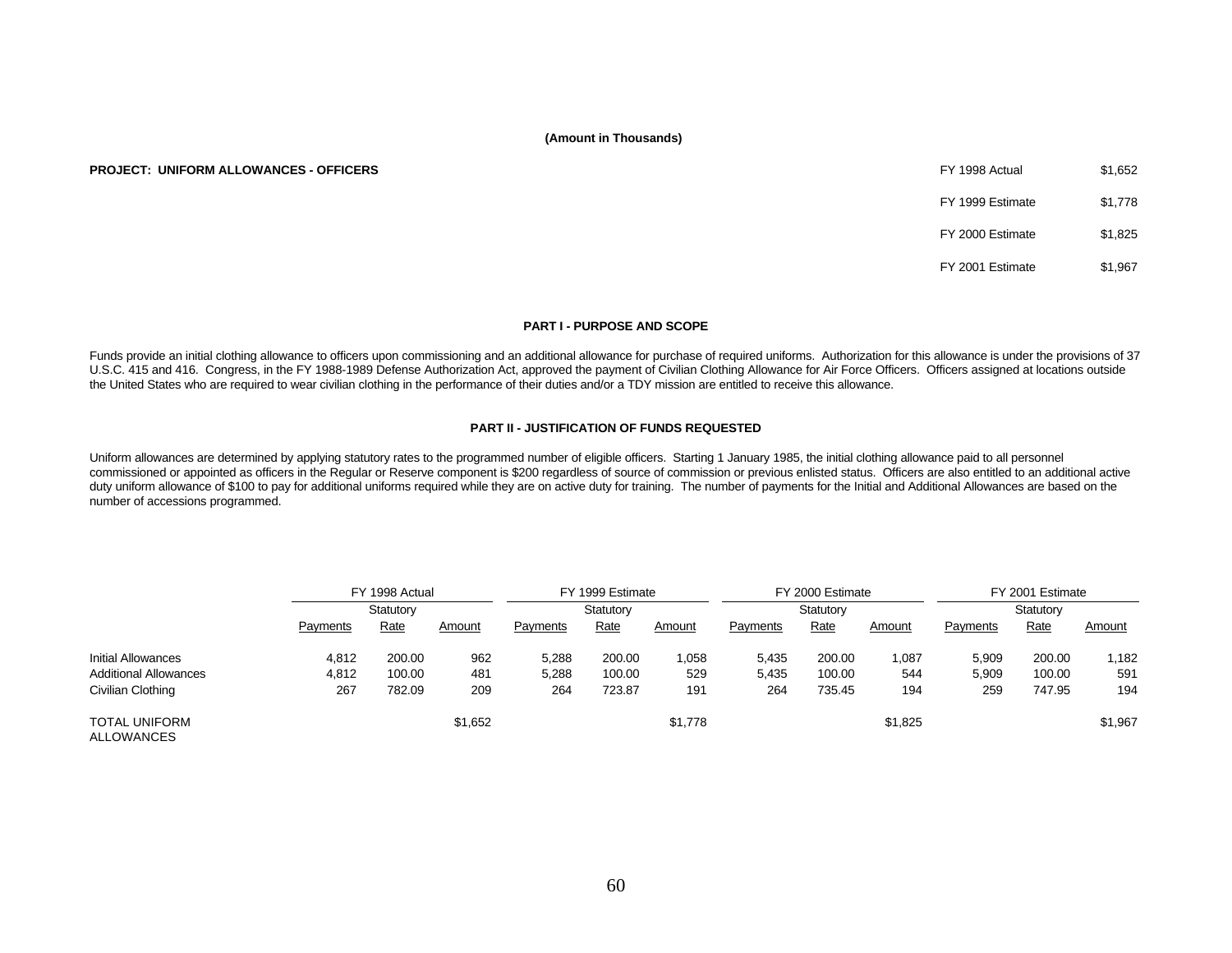(Amount in Thousands)

**PROJECT: UNIFORM ALLOWANCES - OFFICERS**

| | |
|---|---|
| FY 1998 Actual | $1,652 |
| FY 1999 Estimate | $1,778 |
| FY 2000 Estimate | $1,825 |
| FY 2001 Estimate | $1,967 |

## PART I - PURPOSE AND SCOPE

Funds provide an initial clothing allowance to officers upon commissioning and an additional allowance for purchase of required uniforms. Authorization for this allowance is under the provisions of 37 U.S.C. 415 and 416. Congress, in the FY 1988-1989 Defense Authorization Act, approved the payment of Civilian Clothing Allowance for Air Force Officers. Officers assigned at locations outside the United States who are required to wear civilian clothing in the performance of their duties and/or a TDY mission are entitled to receive this allowance.

## PART II - JUSTIFICATION OF FUNDS REQUESTED

Uniform allowances are determined by applying statutory rates to the programmed number of eligible officers. Starting 1 January 1985, the initial clothing allowance paid to all personnel commissioned or appointed as officers in the Regular or Reserve component is $200 regardless of source of commission or previous enlisted status. Officers are also entitled to an additional active duty uniform allowance of $100 to pay for additional uniforms required while they are on active duty for training. The number of payments for the Initial and Additional Allowances are based on the number of accessions programmed.

| | FY 1998 Actual | | | FY 1999 Estimate | | | FY 2000 Estimate | | | FY 2001 Estimate | | |
|---|---|---|---|---|---|---|---|---|---|---|---|---|
| | Payments | Statutory Rate | Amount | Payments | Statutory Rate | Amount | Payments | Statutory Rate | Amount | Payments | Statutory Rate | Amount |
| Initial Allowances | 4,812 | 200.00 | 962 | 5,288 | 200.00 | 1,058 | 5,435 | 200.00 | 1,087 | 5,909 | 200.00 | 1,182 |
| Additional Allowances | 4,812 | 100.00 | 481 | 5,288 | 100.00 | 529 | 5,435 | 100.00 | 544 | 5,909 | 100.00 | 591 |
| Civilian Clothing | 267 | 782.09 | 209 | 264 | 723.87 | 191 | 264 | 735.45 | 194 | 259 | 747.95 | 194 |
| TOTAL UNIFORM ALLOWANCES | | | $1,652 | | | $1,778 | | | $1,825 | | | $1,967 |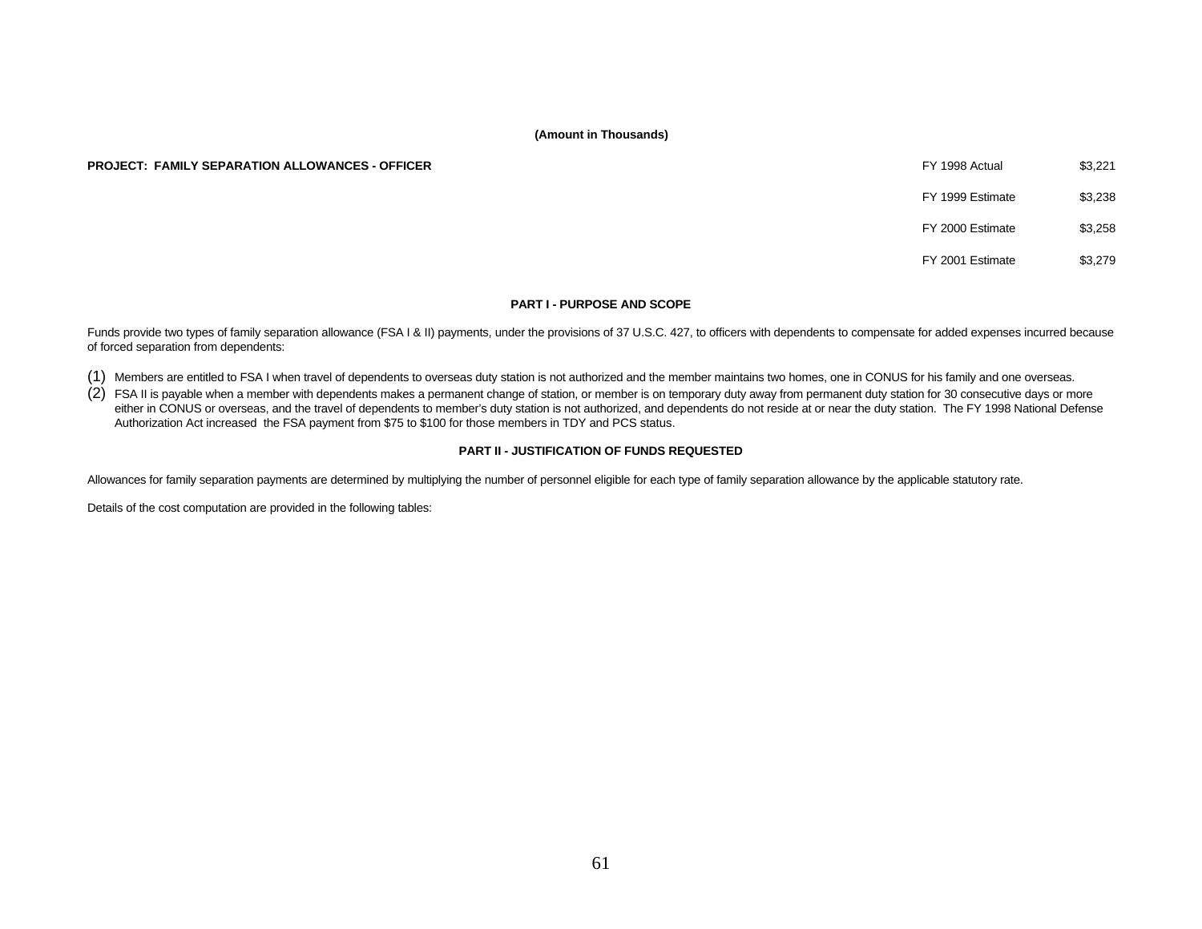**(Amount in Thousands)**

**PROJECT: FAMILY SEPARATION ALLOWANCES - OFFICER**

| | |
|---|---|
| FY 1998 Actual | $3,221 |
| FY 1999 Estimate | $3,238 |
| FY 2000 Estimate | $3,258 |
| FY 2001 Estimate | $3,279 |

**PART I - PURPOSE AND SCOPE**

Funds provide two types of family separation allowance (FSA I & II) payments, under the provisions of 37 U.S.C. 427, to officers with dependents to compensate for added expenses incurred because of forced separation from dependents:

(1) Members are entitled to FSA I when travel of dependents to overseas duty station is not authorized and the member maintains two homes, one in CONUS for his family and one overseas.

(2) FSA II is payable when a member with dependents makes a permanent change of station, or member is on temporary duty away from permanent duty station for 30 consecutive days or more either in CONUS or overseas, and the travel of dependents to member's duty station is not authorized, and dependents do not reside at or near the duty station. The FY 1998 National Defense Authorization Act increased the FSA payment from $75 to $100 for those members in TDY and PCS status.

**PART II - JUSTIFICATION OF FUNDS REQUESTED**

Allowances for family separation payments are determined by multiplying the number of personnel eligible for each type of family separation allowance by the applicable statutory rate.

Details of the cost computation are provided in the following tables: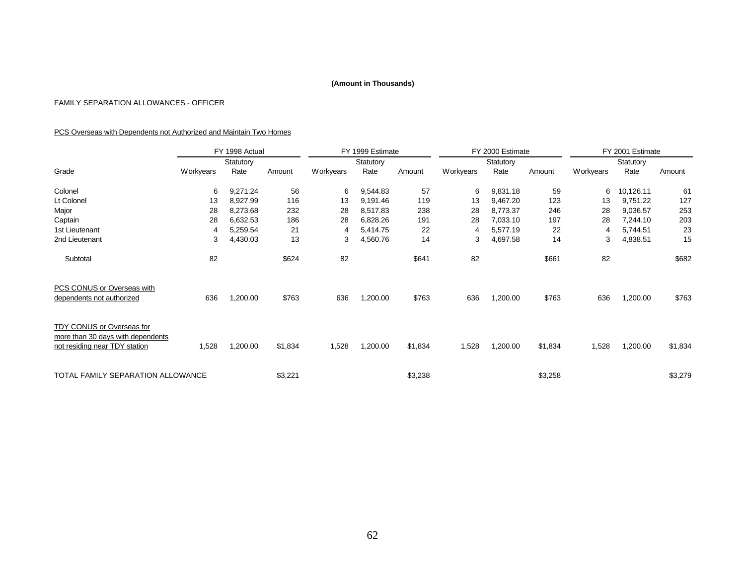**(Amount in Thousands)**

FAMILY SEPARATION ALLOWANCES - OFFICER

PCS Overseas with Dependents not Authorized and Maintain Two Homes

| | FY 1998 Actual | | | FY 1999 Estimate | | | FY 2000 Estimate | | | FY 2001 Estimate | | |
|---|---|---|---|---|---|---|---|---|---|---|---|---|
| Grade | Workyears | Statutory Rate | Amount | Workyears | Statutory Rate | Amount | Workyears | Statutory Rate | Amount | Workyears | Statutory Rate | Amount |
| Colonel | 6 | 9,271.24 | 56 | 6 | 9,544.83 | 57 | 6 | 9,831.18 | 59 | 6 | 10,126.11 | 61 |
| Lt Colonel | 13 | 8,927.99 | 116 | 13 | 9,191.46 | 119 | 13 | 9,467.20 | 123 | 13 | 9,751.22 | 127 |
| Major | 28 | 8,273.68 | 232 | 28 | 8,517.83 | 238 | 28 | 8,773.37 | 246 | 28 | 9,036.57 | 253 |
| Captain | 28 | 6,632.53 | 186 | 28 | 6,828.26 | 191 | 28 | 7,033.10 | 197 | 28 | 7,244.10 | 203 |
| 1st Lieutenant | 4 | 5,259.54 | 21 | 4 | 5,414.75 | 22 | 4 | 5,577.19 | 22 | 4 | 5,744.51 | 23 |
| 2nd Lieutenant | 3 | 4,430.03 | 13 | 3 | 4,560.76 | 14 | 3 | 4,697.58 | 14 | 3 | 4,838.51 | 15 |
| Subtotal | 82 | | $624 | 82 | | $641 | 82 | | $661 | 82 | | $682 |
| PCS CONUS or Overseas with dependents not authorized | 636 | 1,200.00 | $763 | 636 | 1,200.00 | $763 | 636 | 1,200.00 | $763 | 636 | 1,200.00 | $763 |
| TDY CONUS or Overseas for more than 30 days with dependents not residing near TDY station | 1,528 | 1,200.00 | $1,834 | 1,528 | 1,200.00 | $1,834 | 1,528 | 1,200.00 | $1,834 | 1,528 | 1,200.00 | $1,834 |
| TOTAL FAMILY SEPARATION ALLOWANCE | | | $3,221 | | | $3,238 | | | $3,258 | | | $3,279 |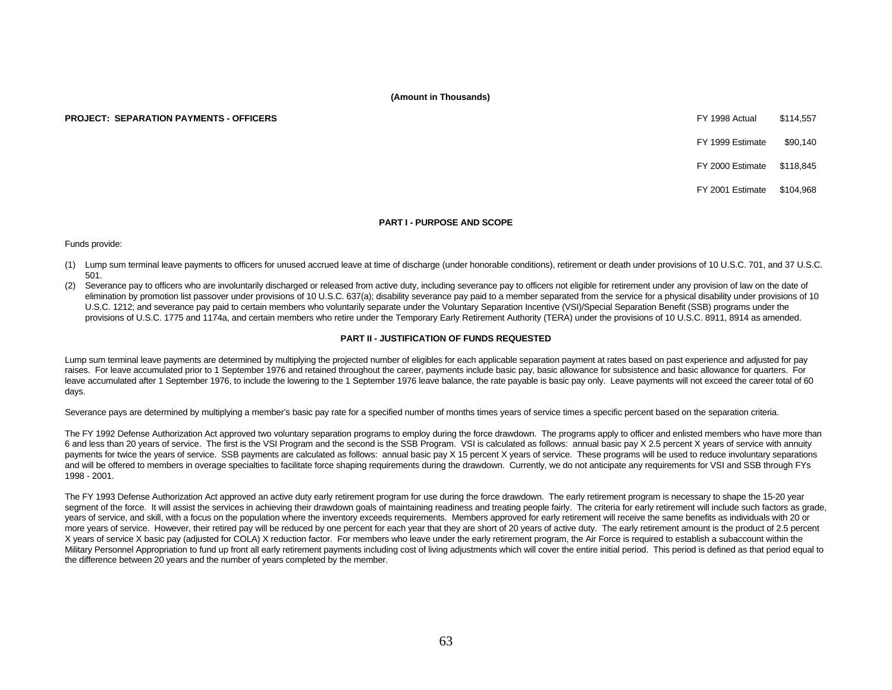**(Amount in Thousands)**

**PROJECT: SEPARATION PAYMENTS - OFFICERS**

| | |
|---|---|
| FY 1998 Actual | $114,557 |
| FY 1999 Estimate | $90,140 |
| FY 2000 Estimate | $118,845 |
| FY 2001 Estimate | $104,968 |

**PART I - PURPOSE AND SCOPE**

Funds provide:

(1) Lump sum terminal leave payments to officers for unused accrued leave at time of discharge (under honorable conditions), retirement or death under provisions of 10 U.S.C. 701, and 37 U.S.C. 501.

(2) Severance pay to officers who are involuntarily discharged or released from active duty, including severance pay to officers not eligible for retirement under any provision of law on the date of elimination by promotion list passover under provisions of 10 U.S.C. 637(a); disability severance pay paid to a member separated from the service for a physical disability under provisions of 10 U.S.C. 1212; and severance pay paid to certain members who voluntarily separate under the Voluntary Separation Incentive (VSI)/Special Separation Benefit (SSB) programs under the provisions of U.S.C. 1775 and 1174a, and certain members who retire under the Temporary Early Retirement Authority (TERA) under the provisions of 10 U.S.C. 8911, 8914 as amended.

**PART II - JUSTIFICATION OF FUNDS REQUESTED**

Lump sum terminal leave payments are determined by multiplying the projected number of eligibles for each applicable separation payment at rates based on past experience and adjusted for pay raises. For leave accumulated prior to 1 September 1976 and retained throughout the career, payments include basic pay, basic allowance for subsistence and basic allowance for quarters. For leave accumulated after 1 September 1976, to include the lowering to the 1 September 1976 leave balance, the rate payable is basic pay only. Leave payments will not exceed the career total of 60 days.

Severance pays are determined by multiplying a member's basic pay rate for a specified number of months times years of service times a specific percent based on the separation criteria.

The FY 1992 Defense Authorization Act approved two voluntary separation programs to employ during the force drawdown. The programs apply to officer and enlisted members who have more than 6 and less than 20 years of service. The first is the VSI Program and the second is the SSB Program. VSI is calculated as follows: annual basic pay X 2.5 percent X years of service with annuity payments for twice the years of service. SSB payments are calculated as follows: annual basic pay X 15 percent X years of service. These programs will be used to reduce involuntary separations and will be offered to members in overage specialties to facilitate force shaping requirements during the drawdown. Currently, we do not anticipate any requirements for VSI and SSB through FYs 1998 - 2001.

The FY 1993 Defense Authorization Act approved an active duty early retirement program for use during the force drawdown. The early retirement program is necessary to shape the 15-20 year segment of the force. It will assist the services in achieving their drawdown goals of maintaining readiness and treating people fairly. The criteria for early retirement will include such factors as grade, years of service, and skill, with a focus on the population where the inventory exceeds requirements. Members approved for early retirement will receive the same benefits as individuals with 20 or more years of service. However, their retired pay will be reduced by one percent for each year that they are short of 20 years of active duty. The early retirement amount is the product of 2.5 percent X years of service X basic pay (adjusted for COLA) X reduction factor. For members who leave under the early retirement program, the Air Force is required to establish a subaccount within the Military Personnel Appropriation to fund up front all early retirement payments including cost of living adjustments which will cover the entire initial period. This period is defined as that period equal to the difference between 20 years and the number of years completed by the member.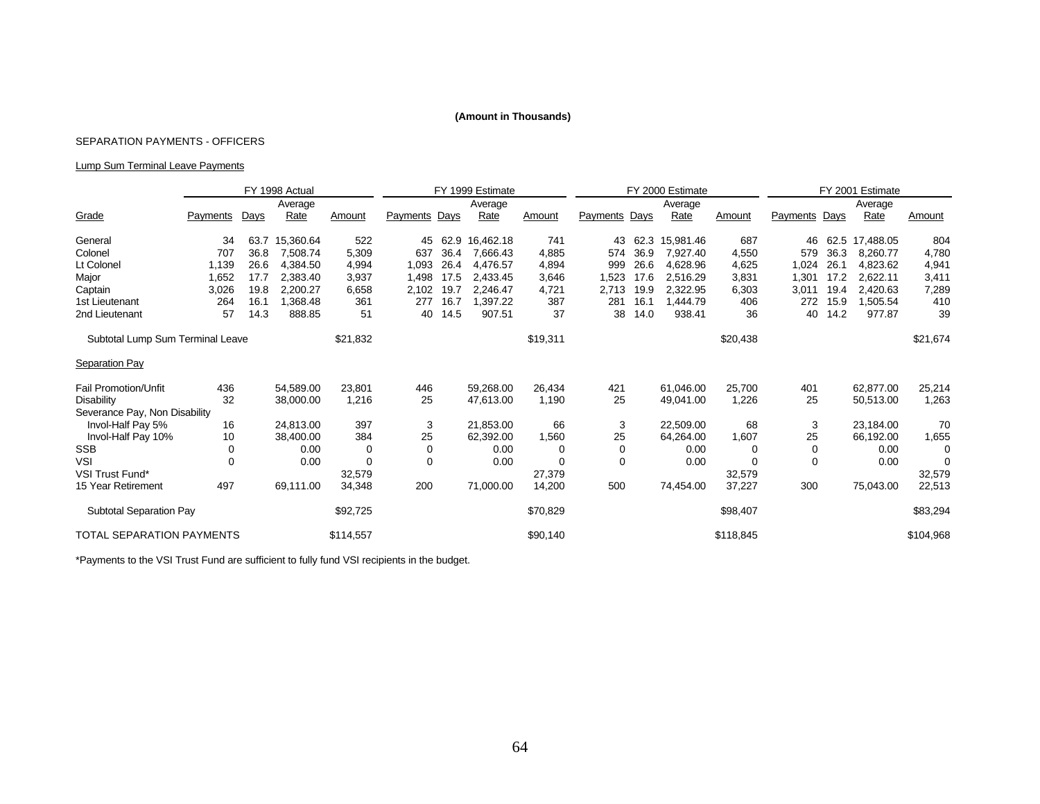**(Amount in Thousands)**

SEPARATION PAYMENTS - OFFICERS

Lump Sum Terminal Leave Payments

| | FY 1998 Actual | | | | FY 1999 Estimate | | | | FY 2000 Estimate | | | | FY 2001 Estimate | | | |
|---|---|---|---|---|---|---|---|---|---|---|---|---|---|---|---|---|
| Grade | Payments | Days | Average Rate | Amount | Payments | Days | Average Rate | Amount | Payments | Days | Average Rate | Amount | Payments | Days | Average Rate | Amount |
| General | 34 | 63.7 | 15,360.64 | 522 | 45 | 62.9 | 16,462.18 | 741 | 43 | 62.3 | 15,981.46 | 687 | 46 | 62.5 | 17,488.05 | 804 |
| Colonel | 707 | 36.8 | 7,508.74 | 5,309 | 637 | 36.4 | 7,666.43 | 4,885 | 574 | 36.9 | 7,927.40 | 4,550 | 579 | 36.3 | 8,260.77 | 4,780 |
| Lt Colonel | 1,139 | 26.6 | 4,384.50 | 4,994 | 1,093 | 26.4 | 4,476.57 | 4,894 | 999 | 26.6 | 4,628.96 | 4,625 | 1,024 | 26.1 | 4,823.62 | 4,941 |
| Major | 1,652 | 17.7 | 2,383.40 | 3,937 | 1,498 | 17.5 | 2,433.45 | 3,646 | 1,523 | 17.6 | 2,516.29 | 3,831 | 1,301 | 17.2 | 2,622.11 | 3,411 |
| Captain | 3,026 | 19.8 | 2,200.27 | 6,658 | 2,102 | 19.7 | 2,246.47 | 4,721 | 2,713 | 19.9 | 2,322.95 | 6,303 | 3,011 | 19.4 | 2,420.63 | 7,289 |
| 1st Lieutenant | 264 | 16.1 | 1,368.48 | 361 | 277 | 16.7 | 1,397.22 | 387 | 281 | 16.1 | 1,444.79 | 406 | 272 | 15.9 | 1,505.54 | 410 |
| 2nd Lieutenant | 57 | 14.3 | 888.85 | 51 | 40 | 14.5 | 907.51 | 37 | 38 | 14.0 | 938.41 | 36 | 40 | 14.2 | 977.87 | 39 |
| Subtotal Lump Sum Terminal Leave | | | | $21,832 | | | | $19,311 | | | | $20,438 | | | | $21,674 |
| Separation Pay | | | | | | | | | | | | | | | | |
| Fail Promotion/Unfit | 436 | | 54,589.00 | 23,801 | 446 | | 59,268.00 | 26,434 | 421 | | 61,046.00 | 25,700 | 401 | | 62,877.00 | 25,214 |
| Disability | 32 | | 38,000.00 | 1,216 | 25 | | 47,613.00 | 1,190 | 25 | | 49,041.00 | 1,226 | 25 | | 50,513.00 | 1,263 |
| Severance Pay, Non Disability | | | | | | | | | | | | | | | | |
| Invol-Half Pay 5% | 16 | | 24,813.00 | 397 | 3 | | 21,853.00 | 66 | 3 | | 22,509.00 | 68 | 3 | | 23,184.00 | 70 |
| Invol-Half Pay 10% | 10 | | 38,400.00 | 384 | 25 | | 62,392.00 | 1,560 | 25 | | 64,264.00 | 1,607 | 25 | | 66,192.00 | 1,655 |
| SSB | 0 | | 0.00 | 0 | 0 | | 0.00 | 0 | 0 | | 0.00 | 0 | 0 | | 0.00 | 0 |
| VSI | 0 | | 0.00 | 0 | 0 | | 0.00 | 0 | 0 | | 0.00 | 0 | 0 | | 0.00 | 0 |
| VSI Trust Fund* | | | | 32,579 | | | | 27,379 | | | | 32,579 | | | | 32,579 |
| 15 Year Retirement | 497 | | 69,111.00 | 34,348 | 200 | | 71,000.00 | 14,200 | 500 | | 74,454.00 | 37,227 | 300 | | 75,043.00 | 22,513 |
| Subtotal Separation Pay | | | | $92,725 | | | | $70,829 | | | | $98,407 | | | | $83,294 |
| TOTAL SEPARATION PAYMENTS | | | | $114,557 | | | | $90,140 | | | | $118,845 | | | | $104,968 |

*Payments to the VSI Trust Fund are sufficient to fully fund VSI recipients in the budget.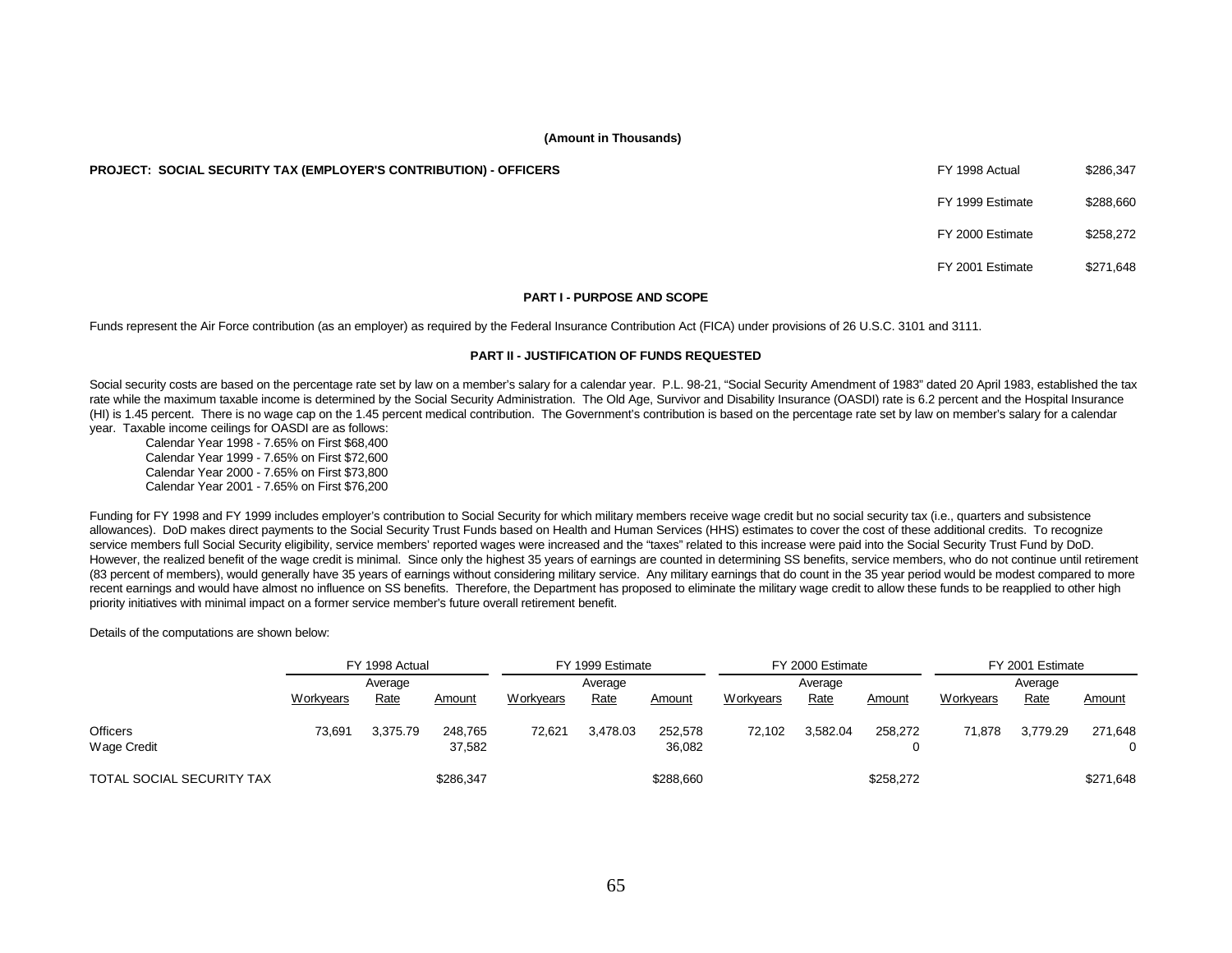**(Amount in Thousands)**

**PROJECT: SOCIAL SECURITY TAX (EMPLOYER'S CONTRIBUTION) - OFFICERS**

| | |
|---|---|
| FY 1998 Actual | $286,347 |
| FY 1999 Estimate | $288,660 |
| FY 2000 Estimate | $258,272 |
| FY 2001 Estimate | $271,648 |

**PART I - PURPOSE AND SCOPE**

Funds represent the Air Force contribution (as an employer) as required by the Federal Insurance Contribution Act (FICA) under provisions of 26 U.S.C. 3101 and 3111.

**PART II - JUSTIFICATION OF FUNDS REQUESTED**

Social security costs are based on the percentage rate set by law on a member's salary for a calendar year. P.L. 98-21, "Social Security Amendment of 1983" dated 20 April 1983, established the tax rate while the maximum taxable income is determined by the Social Security Administration. The Old Age, Survivor and Disability Insurance (OASDI) rate is 6.2 percent and the Hospital Insurance (HI) is 1.45 percent. There is no wage cap on the 1.45 percent medical contribution. The Government's contribution is based on the percentage rate set by law on member's salary for a calendar year. Taxable income ceilings for OASDI are as follows:

Calendar Year 1998 - 7.65% on First $68,400
Calendar Year 1999 - 7.65% on First $72,600
Calendar Year 2000 - 7.65% on First $73,800
Calendar Year 2001 - 7.65% on First $76,200

Funding for FY 1998 and FY 1999 includes employer's contribution to Social Security for which military members receive wage credit but no social security tax (i.e., quarters and subsistence allowances). DoD makes direct payments to the Social Security Trust Funds based on Health and Human Services (HHS) estimates to cover the cost of these additional credits. To recognize service members full Social Security eligibility, service members' reported wages were increased and the "taxes" related to this increase were paid into the Social Security Trust Fund by DoD. However, the realized benefit of the wage credit is minimal. Since only the highest 35 years of earnings are counted in determining SS benefits, service members, who do not continue until retirement (83 percent of members), would generally have 35 years of earnings without considering military service. Any military earnings that do count in the 35 year period would be modest compared to more recent earnings and would have almost no influence on SS benefits. Therefore, the Department has proposed to eliminate the military wage credit to allow these funds to be reapplied to other high priority initiatives with minimal impact on a former service member's future overall retirement benefit.

Details of the computations are shown below:

| | FY 1998 Actual | | | FY 1999 Estimate | | | FY 2000 Estimate | | | FY 2001 Estimate | | |
|---|---|---|---|---|---|---|---|---|---|---|---|---|
| | Workyears | Average Rate | Amount | Workyears | Average Rate | Amount | Workyears | Average Rate | Amount | Workyears | Average Rate | Amount |
| Officers | 73,691 | 3,375.79 | 248,765 | 72,621 | 3,478.03 | 252,578 | 72,102 | 3,582.04 | 258,272 | 71,878 | 3,779.29 | 271,648 |
| Wage Credit | | | 37,582 | | | 36,082 | | | 0 | | | 0 |
| TOTAL SOCIAL SECURITY TAX | | | $286,347 | | | $288,660 | | | $258,272 | | | $271,648 |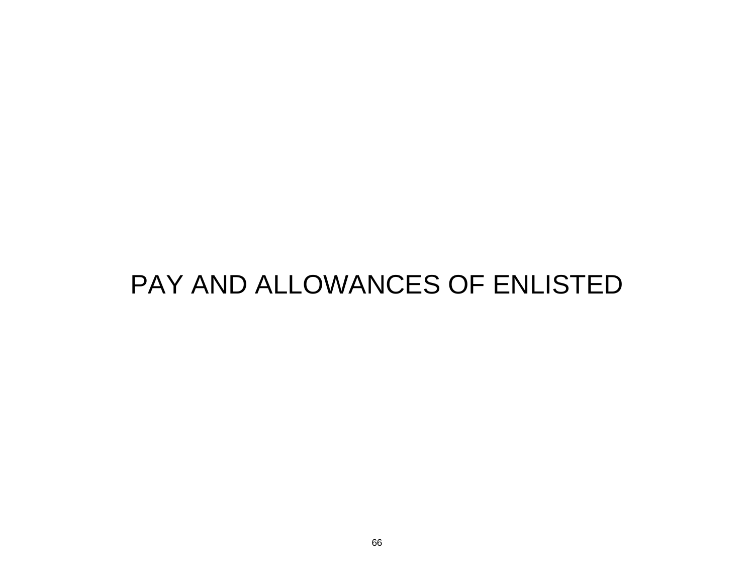# PAY AND ALLOWANCES OF ENLISTED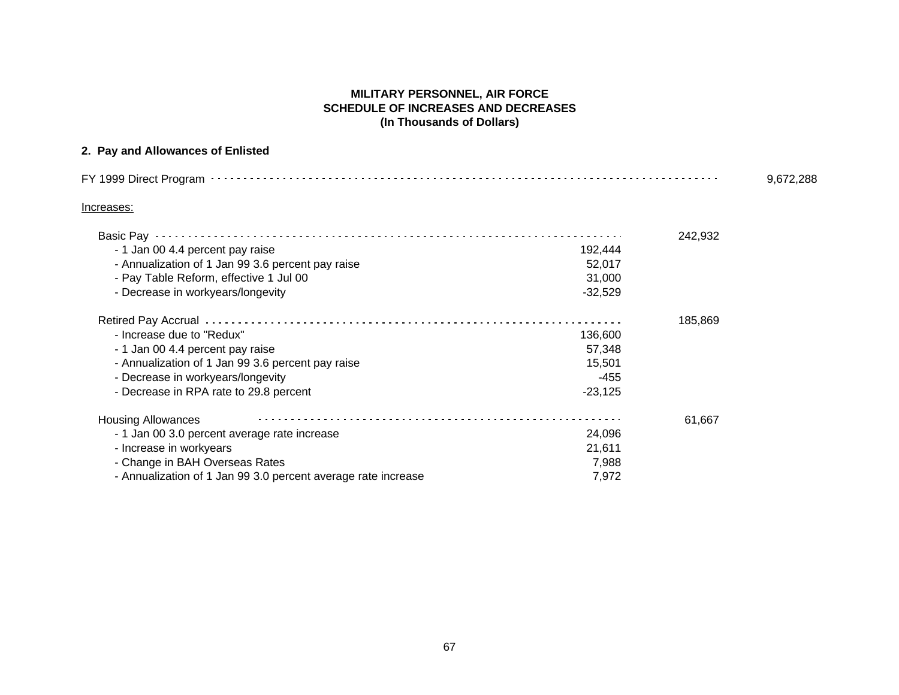**MILITARY PERSONNEL, AIR FORCE**
**SCHEDULE OF INCREASES AND DECREASES**
**(In Thousands of Dollars)**

**2. Pay and Allowances of Enlisted**

| | | | |
|---|---|---|---|
| FY 1999 Direct Program | | | 9,672,288 |
| Increases: | | | |
| Basic Pay | | 242,932 | |
| - 1 Jan 00 4.4 percent pay raise | 192,444 | | |
| - Annualization of 1 Jan 99 3.6 percent pay raise | 52,017 | | |
| - Pay Table Reform, effective 1 Jul 00 | 31,000 | | |
| - Decrease in workyears/longevity | -32,529 | | |
| Retired Pay Accrual | | 185,869 | |
| - Increase due to "Redux" | 136,600 | | |
| - 1 Jan 00 4.4 percent pay raise | 57,348 | | |
| - Annualization of 1 Jan 99 3.6 percent pay raise | 15,501 | | |
| - Decrease in workyears/longevity | -455 | | |
| - Decrease in RPA rate to 29.8 percent | -23,125 | | |
| Housing Allowances | | 61,667 | |
| - 1 Jan 00 3.0 percent average rate increase | 24,096 | | |
| - Increase in workyears | 21,611 | | |
| - Change in BAH Overseas Rates | 7,988 | | |
| - Annualization of 1 Jan 99 3.0 percent average rate increase | 7,972 | | |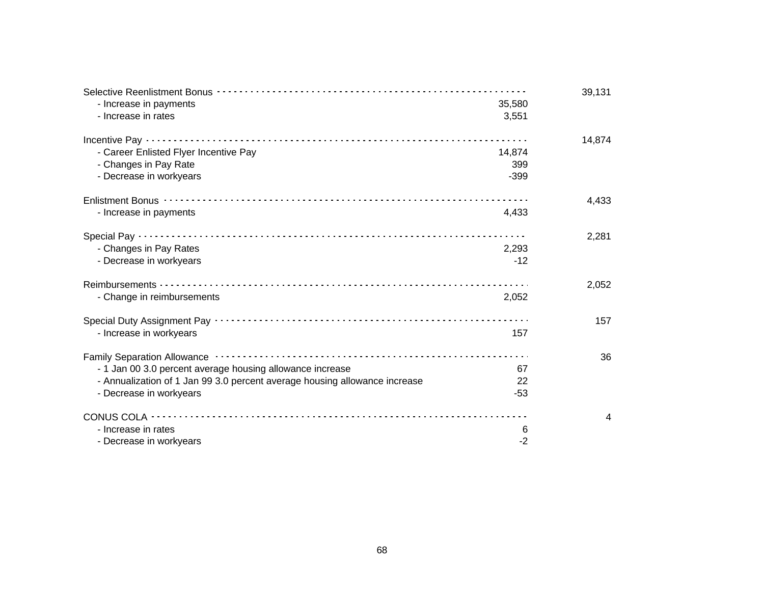| | | |
|---|---|---|
| Selective Reenlistment Bonus | | 39,131 |
| - Increase in payments | 35,580 | |
| - Increase in rates | 3,551 | |
| | | |
| Incentive Pay | | 14,874 |
| - Career Enlisted Flyer Incentive Pay | 14,874 | |
| - Changes in Pay Rate | 399 | |
| - Decrease in workyears | -399 | |
| | | |
| Enlistment Bonus | | 4,433 |
| - Increase in payments | 4,433 | |
| | | |
| Special Pay | | 2,281 |
| - Changes in Pay Rates | 2,293 | |
| - Decrease in workyears | -12 | |
| | | |
| Reimbursements | | 2,052 |
| - Change in reimbursements | 2,052 | |
| | | |
| Special Duty Assignment Pay | | 157 |
| - Increase in workyears | 157 | |
| | | |
| Family Separation Allowance | | 36 |
| - 1 Jan 00 3.0 percent average housing allowance increase | 67 | |
| - Annualization of 1 Jan 99 3.0 percent average housing allowance increase | 22 | |
| - Decrease in workyears | -53 | |
| | | |
| CONUS COLA | | 4 |
| - Increase in rates | 6 | |
| - Decrease in workyears | -2 | |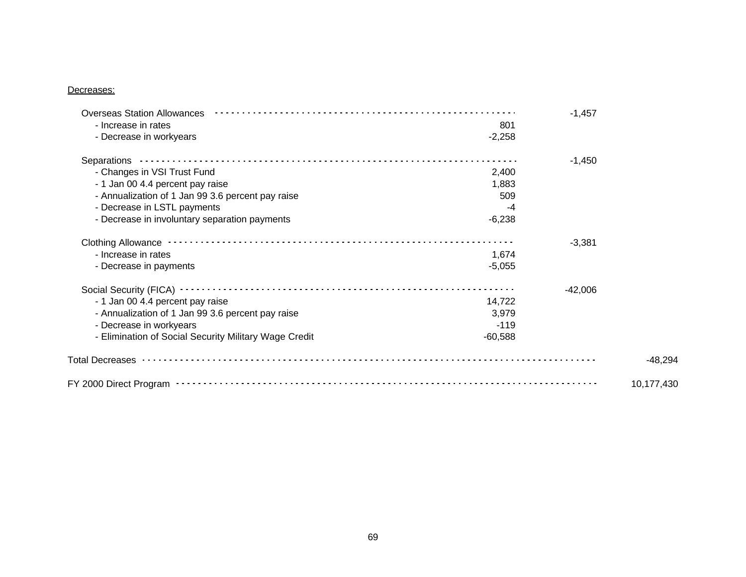Decreases:

| | | | |
|---|---|---|---|
| Overseas Station Allowances | | -1,457 | |
| - Increase in rates | 801 | | |
| - Decrease in workyears | -2,258 | | |
| Separations | | -1,450 | |
| - Changes in VSI Trust Fund | 2,400 | | |
| - 1 Jan 00 4.4 percent pay raise | 1,883 | | |
| - Annualization of 1 Jan 99 3.6 percent pay raise | 509 | | |
| - Decrease in LSTL payments | -4 | | |
| - Decrease in involuntary separation payments | -6,238 | | |
| Clothing Allowance | | -3,381 | |
| - Increase in rates | 1,674 | | |
| - Decrease in payments | -5,055 | | |
| Social Security (FICA) | | -42,006 | |
| - 1 Jan 00 4.4 percent pay raise | 14,722 | | |
| - Annualization of 1 Jan 99 3.6 percent pay raise | 3,979 | | |
| - Decrease in workyears | -119 | | |
| - Elimination of Social Security Military Wage Credit | -60,588 | | |
| Total Decreases | | | -48,294 |
| FY 2000 Direct Program | | | 10,177,430 |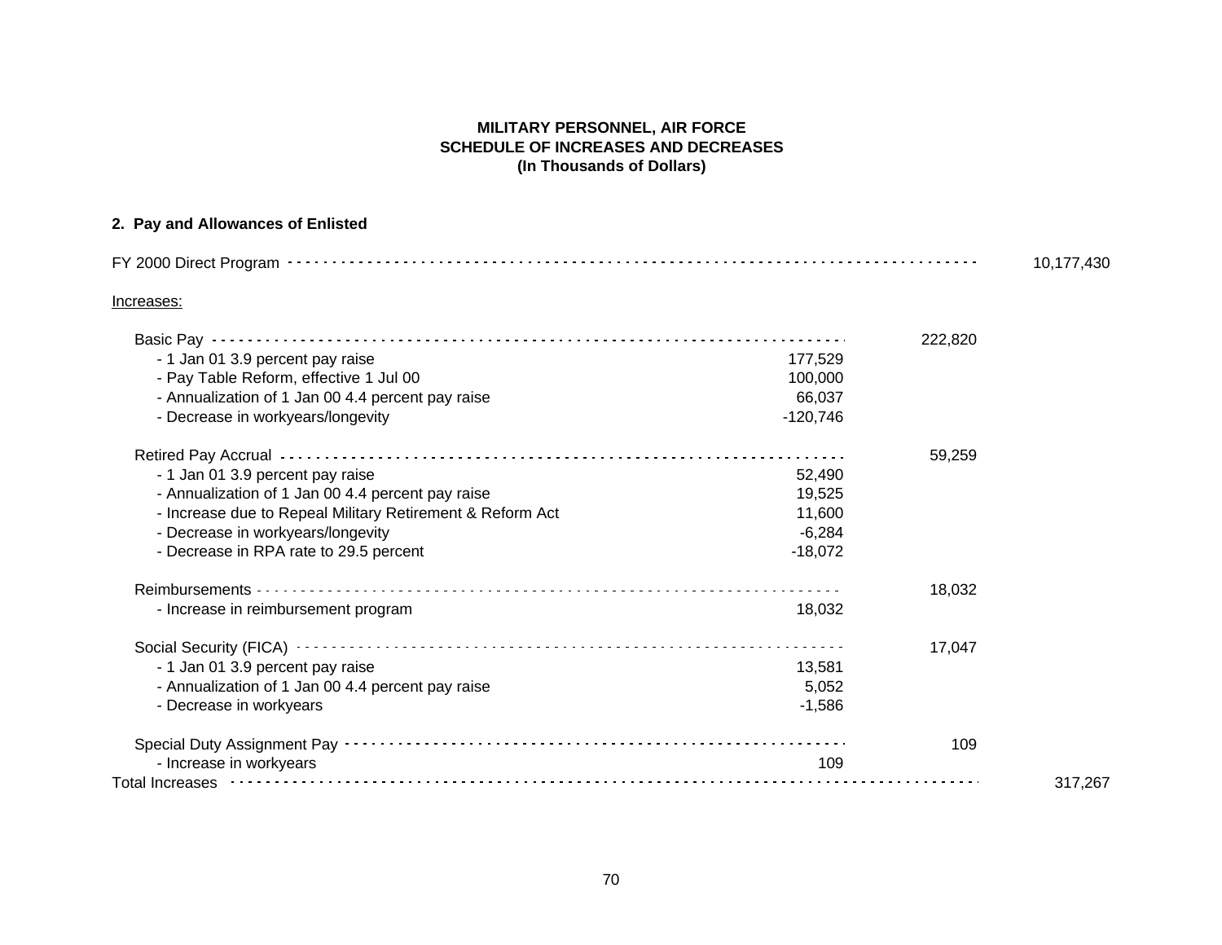**MILITARY PERSONNEL, AIR FORCE**
**SCHEDULE OF INCREASES AND DECREASES**
**(In Thousands of Dollars)**

**2. Pay and Allowances of Enlisted**

| | | | |
|---|---|---|---|
| FY 2000 Direct Program | | | 10,177,430 |
| Increases: | | | |
| Basic Pay | | 222,820 | |
| - 1 Jan 01 3.9 percent pay raise | 177,529 | | |
| - Pay Table Reform, effective 1 Jul 00 | 100,000 | | |
| - Annualization of 1 Jan 00 4.4 percent pay raise | 66,037 | | |
| - Decrease in workyears/longevity | -120,746 | | |
| Retired Pay Accrual | | 59,259 | |
| - 1 Jan 01 3.9 percent pay raise | 52,490 | | |
| - Annualization of 1 Jan 00 4.4 percent pay raise | 19,525 | | |
| - Increase due to Repeal Military Retirement & Reform Act | 11,600 | | |
| - Decrease in workyears/longevity | -6,284 | | |
| - Decrease in RPA rate to 29.5 percent | -18,072 | | |
| Reimbursements | | 18,032 | |
| - Increase in reimbursement program | 18,032 | | |
| Social Security (FICA) | | 17,047 | |
| - 1 Jan 01 3.9 percent pay raise | 13,581 | | |
| - Annualization of 1 Jan 00 4.4 percent pay raise | 5,052 | | |
| - Decrease in workyears | -1,586 | | |
| Special Duty Assignment Pay | | 109 | |
| - Increase in workyears | 109 | | |
| Total Increases | | | 317,267 |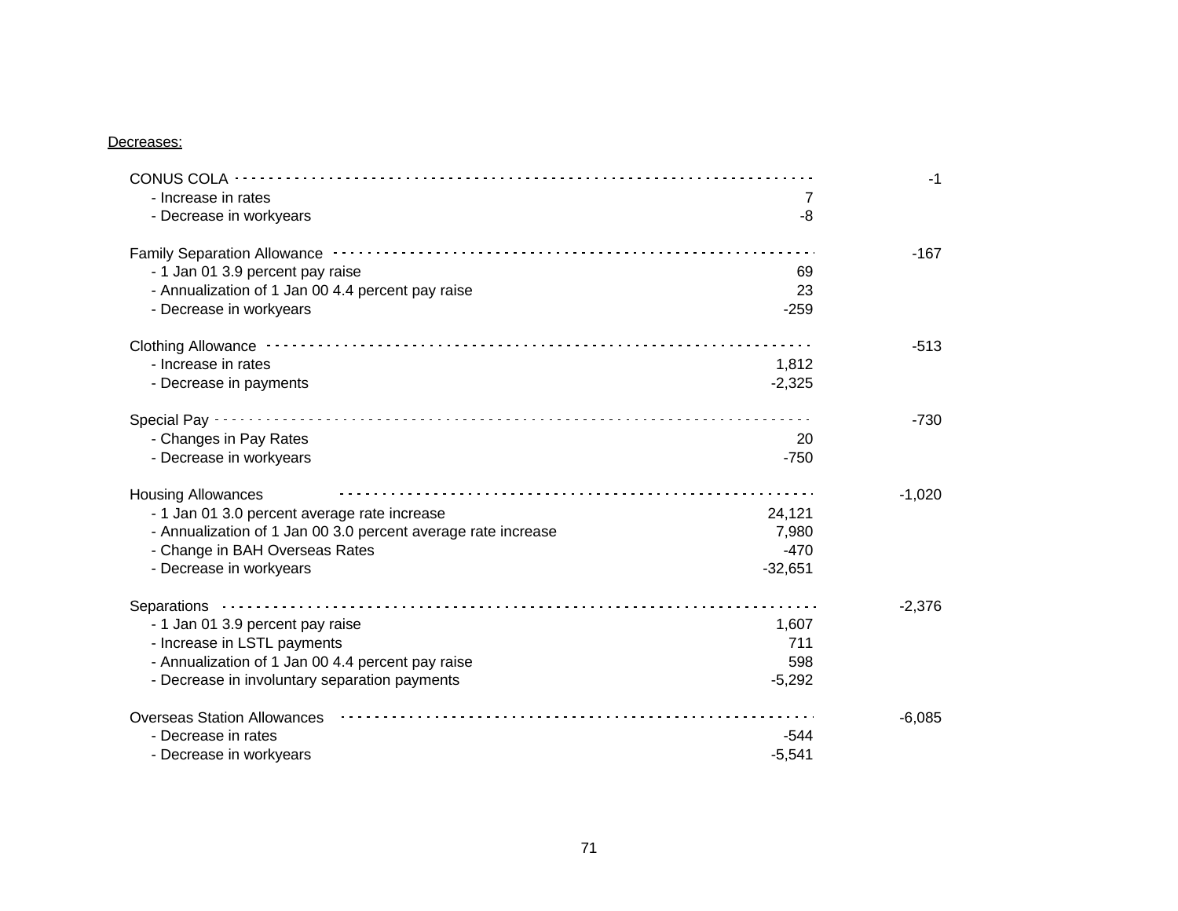Decreases:

| | | |
|---|---|---|
| CONUS COLA | | -1 |
| - Increase in rates | 7 | |
| - Decrease in workyears | -8 | |
| Family Separation Allowance | | -167 |
| - 1 Jan 01 3.9 percent pay raise | 69 | |
| - Annualization of 1 Jan 00 4.4 percent pay raise | 23 | |
| - Decrease in workyears | -259 | |
| Clothing Allowance | | -513 |
| - Increase in rates | 1,812 | |
| - Decrease in payments | -2,325 | |
| Special Pay | | -730 |
| - Changes in Pay Rates | 20 | |
| - Decrease in workyears | -750 | |
| Housing Allowances | | -1,020 |
| - 1 Jan 01 3.0 percent average rate increase | 24,121 | |
| - Annualization of 1 Jan 00 3.0 percent average rate increase | 7,980 | |
| - Change in BAH Overseas Rates | -470 | |
| - Decrease in workyears | -32,651 | |
| Separations | | -2,376 |
| - 1 Jan 01 3.9 percent pay raise | 1,607 | |
| - Increase in LSTL payments | 711 | |
| - Annualization of 1 Jan 00 4.4 percent pay raise | 598 | |
| - Decrease in involuntary separation payments | -5,292 | |
| Overseas Station Allowances | | -6,085 |
| - Decrease in rates | -544 | |
| - Decrease in workyears | -5,541 | |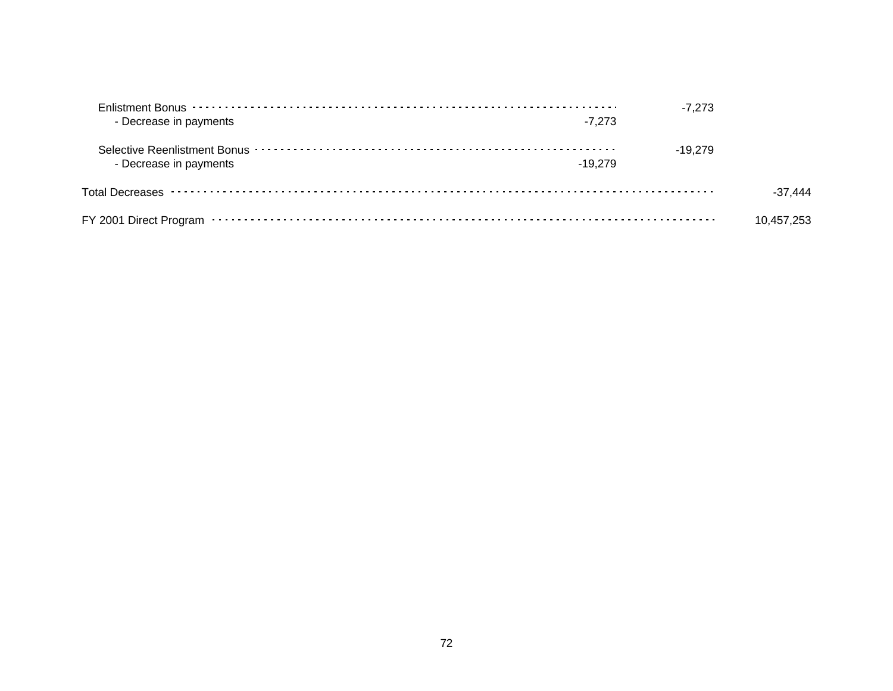| Item | Detail | Subtotal | Total |
|---|---|---|---|
| Enlistment Bonus | | -7,273 | |
| - Decrease in payments | -7,273 | | |
| Selective Reenlistment Bonus | | -19,279 | |
| - Decrease in payments | -19,279 | | |
| Total Decreases | | | -37,444 |
| FY 2001 Direct Program | | | 10,457,253 |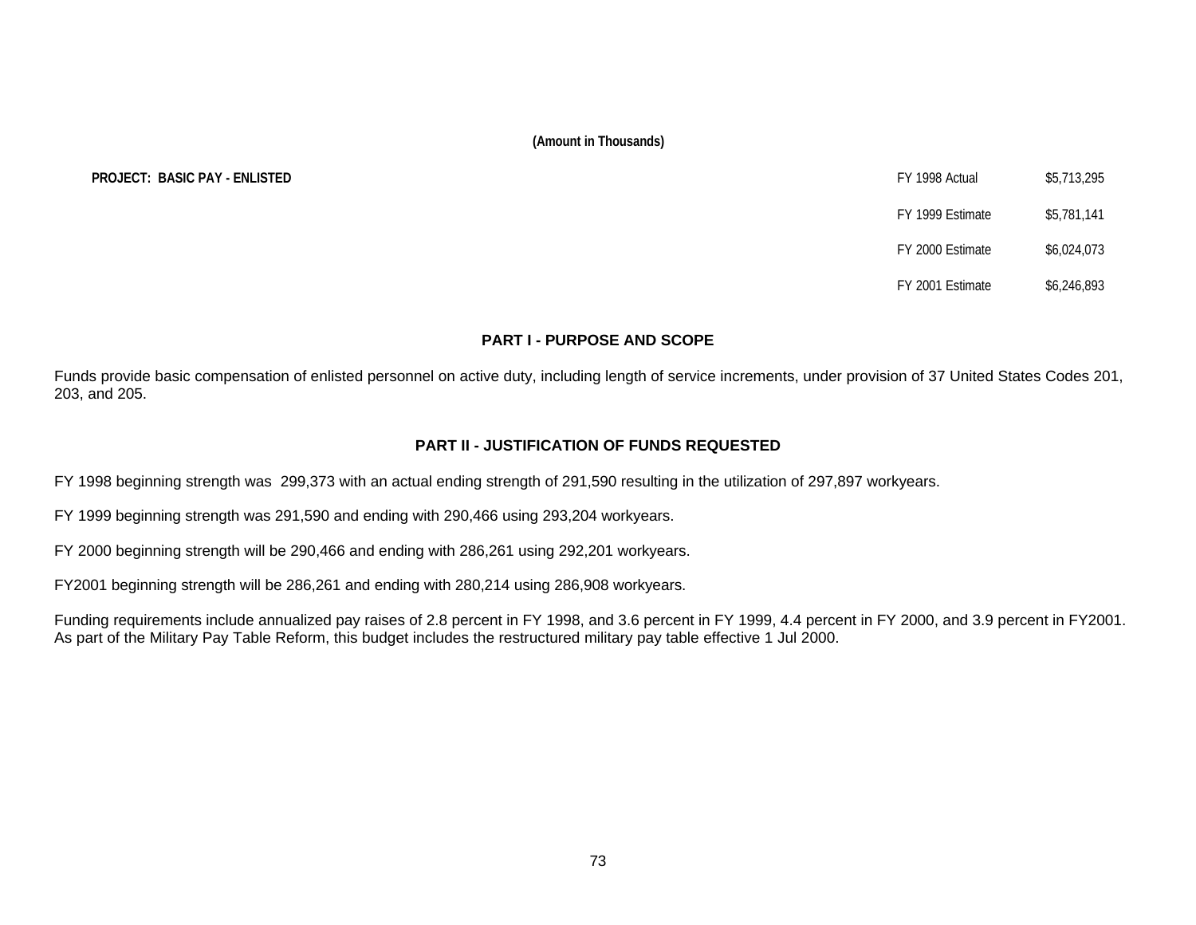(Amount in Thousands)

**PROJECT: BASIC PAY - ENLISTED**

| | |
|---|---|
| FY 1998 Actual | $5,713,295 |
| FY 1999 Estimate | $5,781,141 |
| FY 2000 Estimate | $6,024,073 |
| FY 2001 Estimate | $6,246,893 |

## PART I - PURPOSE AND SCOPE

Funds provide basic compensation of enlisted personnel on active duty, including length of service increments, under provision of 37 United States Codes 201, 203, and 205.

## PART II - JUSTIFICATION OF FUNDS REQUESTED

FY 1998 beginning strength was 299,373 with an actual ending strength of 291,590 resulting in the utilization of 297,897 workyears.

FY 1999 beginning strength was 291,590 and ending with 290,466 using 293,204 workyears.

FY 2000 beginning strength will be 290,466 and ending with 286,261 using 292,201 workyears.

FY2001 beginning strength will be 286,261 and ending with 280,214 using 286,908 workyears.

Funding requirements include annualized pay raises of 2.8 percent in FY 1998, and 3.6 percent in FY 1999, 4.4 percent in FY 2000, and 3.9 percent in FY2001. As part of the Military Pay Table Reform, this budget includes the restructured military pay table effective 1 Jul 2000.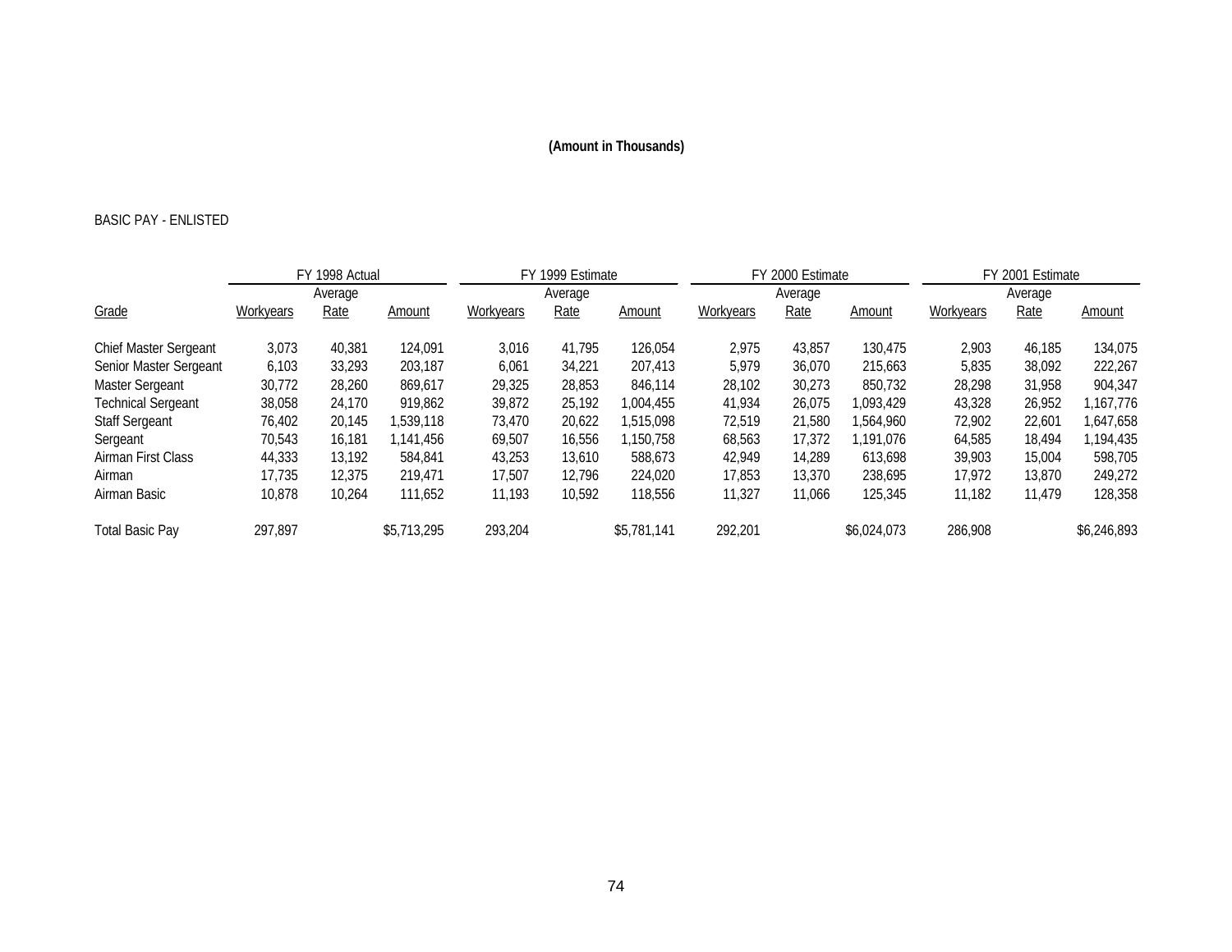**(Amount in Thousands)**

BASIC PAY - ENLISTED

| | FY 1998 Actual | | | FY 1999 Estimate | | | FY 2000 Estimate | | | FY 2001 Estimate | | |
|---|---|---|---|---|---|---|---|---|---|---|---|---|
| Grade | Workyears | Average Rate | Amount | Workyears | Average Rate | Amount | Workyears | Average Rate | Amount | Workyears | Average Rate | Amount |
| Chief Master Sergeant | 3,073 | 40,381 | 124,091 | 3,016 | 41,795 | 126,054 | 2,975 | 43,857 | 130,475 | 2,903 | 46,185 | 134,075 |
| Senior Master Sergeant | 6,103 | 33,293 | 203,187 | 6,061 | 34,221 | 207,413 | 5,979 | 36,070 | 215,663 | 5,835 | 38,092 | 222,267 |
| Master Sergeant | 30,772 | 28,260 | 869,617 | 29,325 | 28,853 | 846,114 | 28,102 | 30,273 | 850,732 | 28,298 | 31,958 | 904,347 |
| Technical Sergeant | 38,058 | 24,170 | 919,862 | 39,872 | 25,192 | 1,004,455 | 41,934 | 26,075 | 1,093,429 | 43,328 | 26,952 | 1,167,776 |
| Staff Sergeant | 76,402 | 20,145 | 1,539,118 | 73,470 | 20,622 | 1,515,098 | 72,519 | 21,580 | 1,564,960 | 72,902 | 22,601 | 1,647,658 |
| Sergeant | 70,543 | 16,181 | 1,141,456 | 69,507 | 16,556 | 1,150,758 | 68,563 | 17,372 | 1,191,076 | 64,585 | 18,494 | 1,194,435 |
| Airman First Class | 44,333 | 13,192 | 584,841 | 43,253 | 13,610 | 588,673 | 42,949 | 14,289 | 613,698 | 39,903 | 15,004 | 598,705 |
| Airman | 17,735 | 12,375 | 219,471 | 17,507 | 12,796 | 224,020 | 17,853 | 13,370 | 238,695 | 17,972 | 13,870 | 249,272 |
| Airman Basic | 10,878 | 10,264 | 111,652 | 11,193 | 10,592 | 118,556 | 11,327 | 11,066 | 125,345 | 11,182 | 11,479 | 128,358 |
| Total Basic Pay | 297,897 | | $5,713,295 | 293,204 | | $5,781,141 | 292,201 | | $6,024,073 | 286,908 | | $6,246,893 |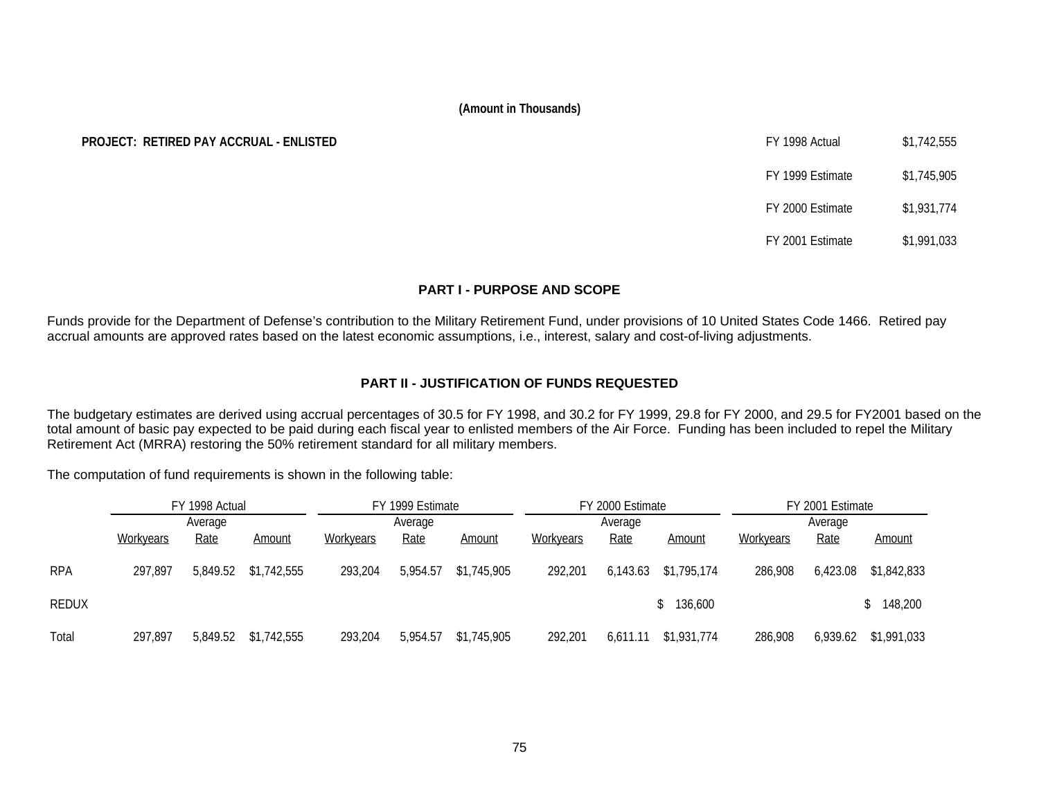(Amount in Thousands)

**PROJECT: RETIRED PAY ACCRUAL - ENLISTED**

| | |
|---|---|
| FY 1998 Actual | $1,742,555 |
| FY 1999 Estimate | $1,745,905 |
| FY 2000 Estimate | $1,931,774 |
| FY 2001 Estimate | $1,991,033 |

## PART I - PURPOSE AND SCOPE

Funds provide for the Department of Defense's contribution to the Military Retirement Fund, under provisions of 10 United States Code 1466. Retired pay accrual amounts are approved rates based on the latest economic assumptions, i.e., interest, salary and cost-of-living adjustments.

## PART II - JUSTIFICATION OF FUNDS REQUESTED

The budgetary estimates are derived using accrual percentages of 30.5 for FY 1998, and 30.2 for FY 1999, 29.8 for FY 2000, and 29.5 for FY2001 based on the total amount of basic pay expected to be paid during each fiscal year to enlisted members of the Air Force. Funding has been included to repel the Military Retirement Act (MRRA) restoring the 50% retirement standard for all military members.

The computation of fund requirements is shown in the following table:

| | FY 1998 Actual | | | FY 1999 Estimate | | | FY 2000 Estimate | | | FY 2001 Estimate | | |
|---|---|---|---|---|---|---|---|---|---|---|---|---|
| | Workyears | Average Rate | Amount | Workyears | Average Rate | Amount | Workyears | Average Rate | Amount | Workyears | Average Rate | Amount |
| RPA | 297,897 | 5,849.52 | $1,742,555 | 293,204 | 5,954.57 | $1,745,905 | 292,201 | 6,143.63 | $1,795,174 | 286,908 | 6,423.08 | $1,842,833 |
| REDUX | | | | | | | | | $ 136,600 | | | $ 148,200 |
| Total | 297,897 | 5,849.52 | $1,742,555 | 293,204 | 5,954.57 | $1,745,905 | 292,201 | 6,611.11 | $1,931,774 | 286,908 | 6,939.62 | $1,991,033 |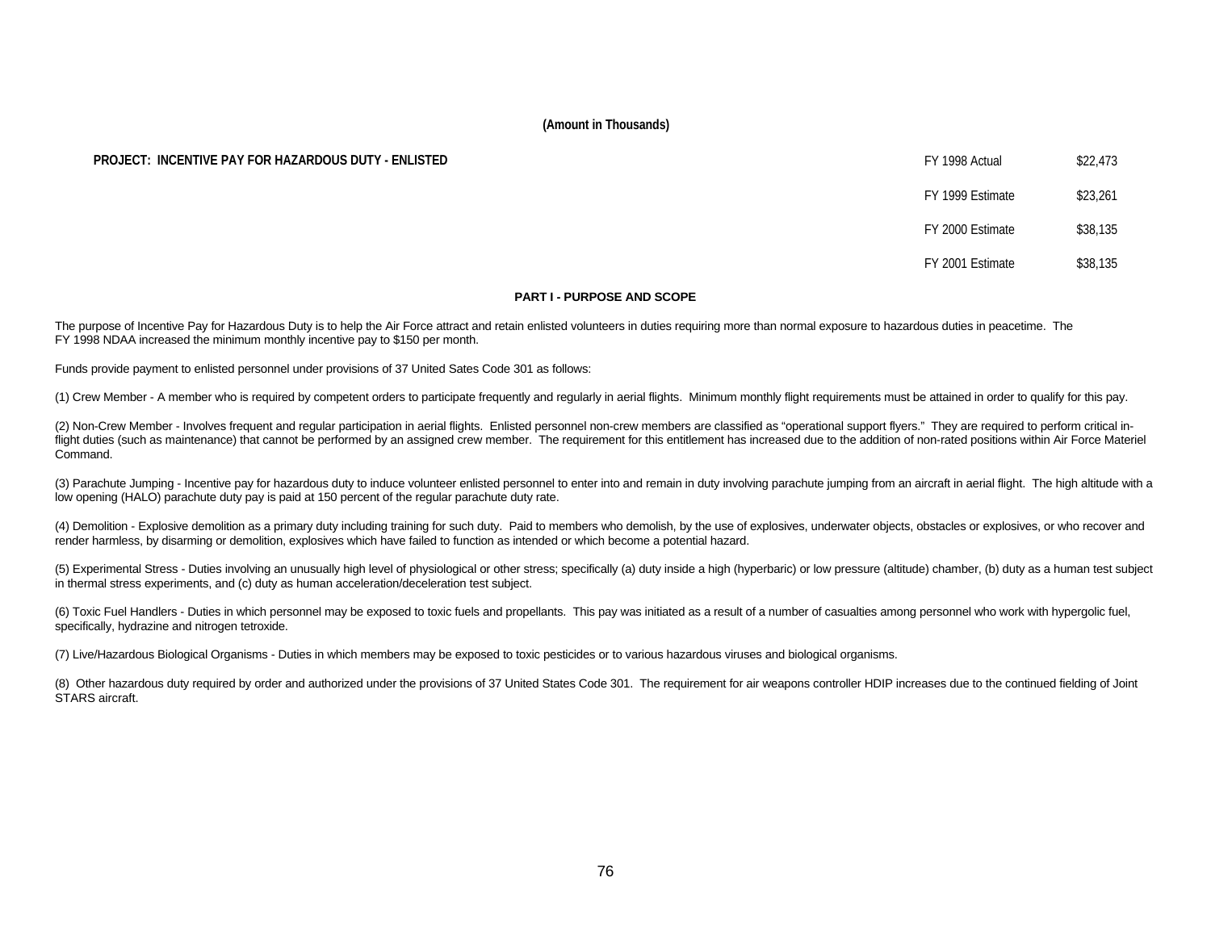**(Amount in Thousands)**

**PROJECT: INCENTIVE PAY FOR HAZARDOUS DUTY - ENLISTED**

| | |
|---|---|
| FY 1998 Actual | $22,473 |
| FY 1999 Estimate | $23,261 |
| FY 2000 Estimate | $38,135 |
| FY 2001 Estimate | $38,135 |

## PART I - PURPOSE AND SCOPE

The purpose of Incentive Pay for Hazardous Duty is to help the Air Force attract and retain enlisted volunteers in duties requiring more than normal exposure to hazardous duties in peacetime. The FY 1998 NDAA increased the minimum monthly incentive pay to $150 per month.

Funds provide payment to enlisted personnel under provisions of 37 United Sates Code 301 as follows:

(1) Crew Member - A member who is required by competent orders to participate frequently and regularly in aerial flights. Minimum monthly flight requirements must be attained in order to qualify for this pay.

(2) Non-Crew Member - Involves frequent and regular participation in aerial flights. Enlisted personnel non-crew members are classified as "operational support flyers." They are required to perform critical in-flight duties (such as maintenance) that cannot be performed by an assigned crew member. The requirement for this entitlement has increased due to the addition of non-rated positions within Air Force Materiel Command.

(3) Parachute Jumping - Incentive pay for hazardous duty to induce volunteer enlisted personnel to enter into and remain in duty involving parachute jumping from an aircraft in aerial flight. The high altitude with a low opening (HALO) parachute duty pay is paid at 150 percent of the regular parachute duty rate.

(4) Demolition - Explosive demolition as a primary duty including training for such duty. Paid to members who demolish, by the use of explosives, underwater objects, obstacles or explosives, or who recover and render harmless, by disarming or demolition, explosives which have failed to function as intended or which become a potential hazard.

(5) Experimental Stress - Duties involving an unusually high level of physiological or other stress; specifically (a) duty inside a high (hyperbaric) or low pressure (altitude) chamber, (b) duty as a human test subject in thermal stress experiments, and (c) duty as human acceleration/deceleration test subject.

(6) Toxic Fuel Handlers - Duties in which personnel may be exposed to toxic fuels and propellants. This pay was initiated as a result of a number of casualties among personnel who work with hypergolic fuel, specifically, hydrazine and nitrogen tetroxide.

(7) Live/Hazardous Biological Organisms - Duties in which members may be exposed to toxic pesticides or to various hazardous viruses and biological organisms.

(8) Other hazardous duty required by order and authorized under the provisions of 37 United States Code 301. The requirement for air weapons controller HDIP increases due to the continued fielding of Joint STARS aircraft.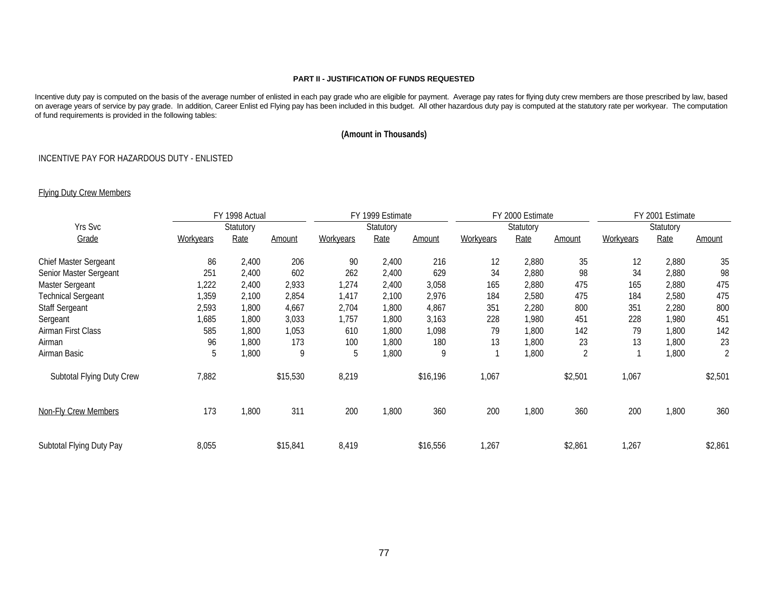**PART II - JUSTIFICATION OF FUNDS REQUESTED**

Incentive duty pay is computed on the basis of the average number of enlisted in each pay grade who are eligible for payment. Average pay rates for flying duty crew members are those prescribed by law, based on average years of service by pay grade. In addition, Career Enlist ed Flying pay has been included in this budget. All other hazardous duty pay is computed at the statutory rate per workyear. The computation of fund requirements is provided in the following tables:

**(Amount in Thousands)**

INCENTIVE PAY FOR HAZARDOUS DUTY - ENLISTED

Flying Duty Crew Members

| Yrs Svc | FY 1998 Actual | | | FY 1999 Estimate | | | FY 2000 Estimate | | | FY 2001 Estimate | | |
|---|---|---|---|---|---|---|---|---|---|---|---|---|
| Grade | Workyears | Statutory Rate | Amount | Workyears | Statutory Rate | Amount | Workyears | Statutory Rate | Amount | Workyears | Statutory Rate | Amount |
| Chief Master Sergeant | 86 | 2,400 | 206 | 90 | 2,400 | 216 | 12 | 2,880 | 35 | 12 | 2,880 | 35 |
| Senior Master Sergeant | 251 | 2,400 | 602 | 262 | 2,400 | 629 | 34 | 2,880 | 98 | 34 | 2,880 | 98 |
| Master Sergeant | 1,222 | 2,400 | 2,933 | 1,274 | 2,400 | 3,058 | 165 | 2,880 | 475 | 165 | 2,880 | 475 |
| Technical Sergeant | 1,359 | 2,100 | 2,854 | 1,417 | 2,100 | 2,976 | 184 | 2,580 | 475 | 184 | 2,580 | 475 |
| Staff Sergeant | 2,593 | 1,800 | 4,667 | 2,704 | 1,800 | 4,867 | 351 | 2,280 | 800 | 351 | 2,280 | 800 |
| Sergeant | 1,685 | 1,800 | 3,033 | 1,757 | 1,800 | 3,163 | 228 | 1,980 | 451 | 228 | 1,980 | 451 |
| Airman First Class | 585 | 1,800 | 1,053 | 610 | 1,800 | 1,098 | 79 | 1,800 | 142 | 79 | 1,800 | 142 |
| Airman | 96 | 1,800 | 173 | 100 | 1,800 | 180 | 13 | 1,800 | 23 | 13 | 1,800 | 23 |
| Airman Basic | 5 | 1,800 | 9 | 5 | 1,800 | 9 | 1 | 1,800 | 2 | 1 | 1,800 | 2 |
| Subtotal Flying Duty Crew | 7,882 | | $15,530 | 8,219 | | $16,196 | 1,067 | | $2,501 | 1,067 | | $2,501 |
| Non-Fly Crew Members | 173 | 1,800 | 311 | 200 | 1,800 | 360 | 200 | 1,800 | 360 | 200 | 1,800 | 360 |
| Subtotal Flying Duty Pay | 8,055 | | $15,841 | 8,419 | | $16,556 | 1,267 | | $2,861 | 1,267 | | $2,861 |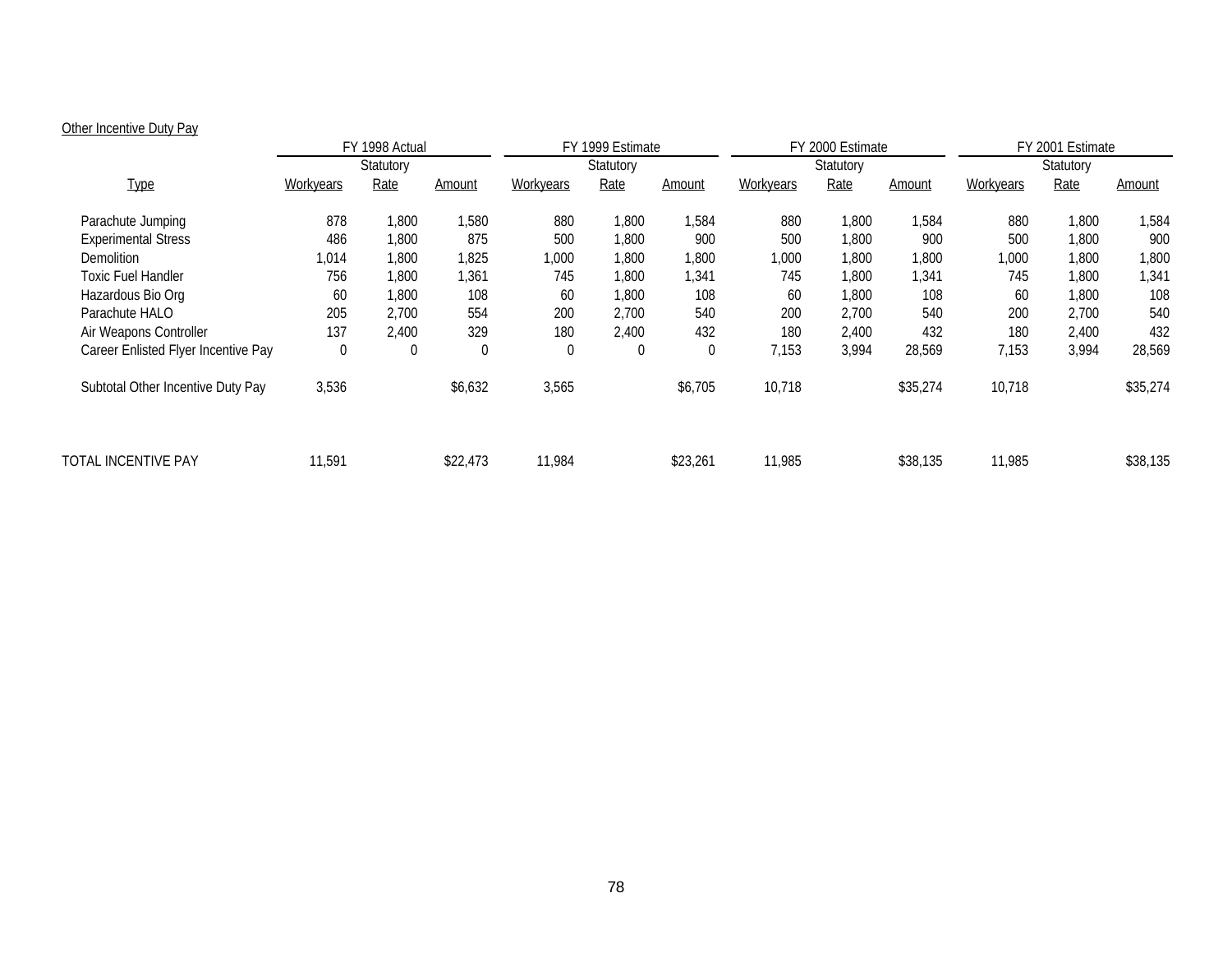Other Incentive Duty Pay

| Type | FY 1998 Actual | | | FY 1999 Estimate | | | FY 2000 Estimate | | | FY 2001 Estimate | | |
|---|---|---|---|---|---|---|---|---|---|---|---|---|
| | | Statutory | | | Statutory | | | Statutory | | | Statutory | |
| | Workyears | Rate | Amount | Workyears | Rate | Amount | Workyears | Rate | Amount | Workyears | Rate | Amount |
| Parachute Jumping | 878 | 1,800 | 1,580 | 880 | 1,800 | 1,584 | 880 | 1,800 | 1,584 | 880 | 1,800 | 1,584 |
| Experimental Stress | 486 | 1,800 | 875 | 500 | 1,800 | 900 | 500 | 1,800 | 900 | 500 | 1,800 | 900 |
| Demolition | 1,014 | 1,800 | 1,825 | 1,000 | 1,800 | 1,800 | 1,000 | 1,800 | 1,800 | 1,000 | 1,800 | 1,800 |
| Toxic Fuel Handler | 756 | 1,800 | 1,361 | 745 | 1,800 | 1,341 | 745 | 1,800 | 1,341 | 745 | 1,800 | 1,341 |
| Hazardous Bio Org | 60 | 1,800 | 108 | 60 | 1,800 | 108 | 60 | 1,800 | 108 | 60 | 1,800 | 108 |
| Parachute HALO | 205 | 2,700 | 554 | 200 | 2,700 | 540 | 200 | 2,700 | 540 | 200 | 2,700 | 540 |
| Air Weapons Controller | 137 | 2,400 | 329 | 180 | 2,400 | 432 | 180 | 2,400 | 432 | 180 | 2,400 | 432 |
| Career Enlisted Flyer Incentive Pay | 0 | 0 | 0 | 0 | 0 | 0 | 7,153 | 3,994 | 28,569 | 7,153 | 3,994 | 28,569 |
| Subtotal Other Incentive Duty Pay | 3,536 | | $6,632 | 3,565 | | $6,705 | 10,718 | | $35,274 | 10,718 | | $35,274 |
| TOTAL INCENTIVE PAY | 11,591 | | $22,473 | 11,984 | | $23,261 | 11,985 | | $38,135 | 11,985 | | $38,135 |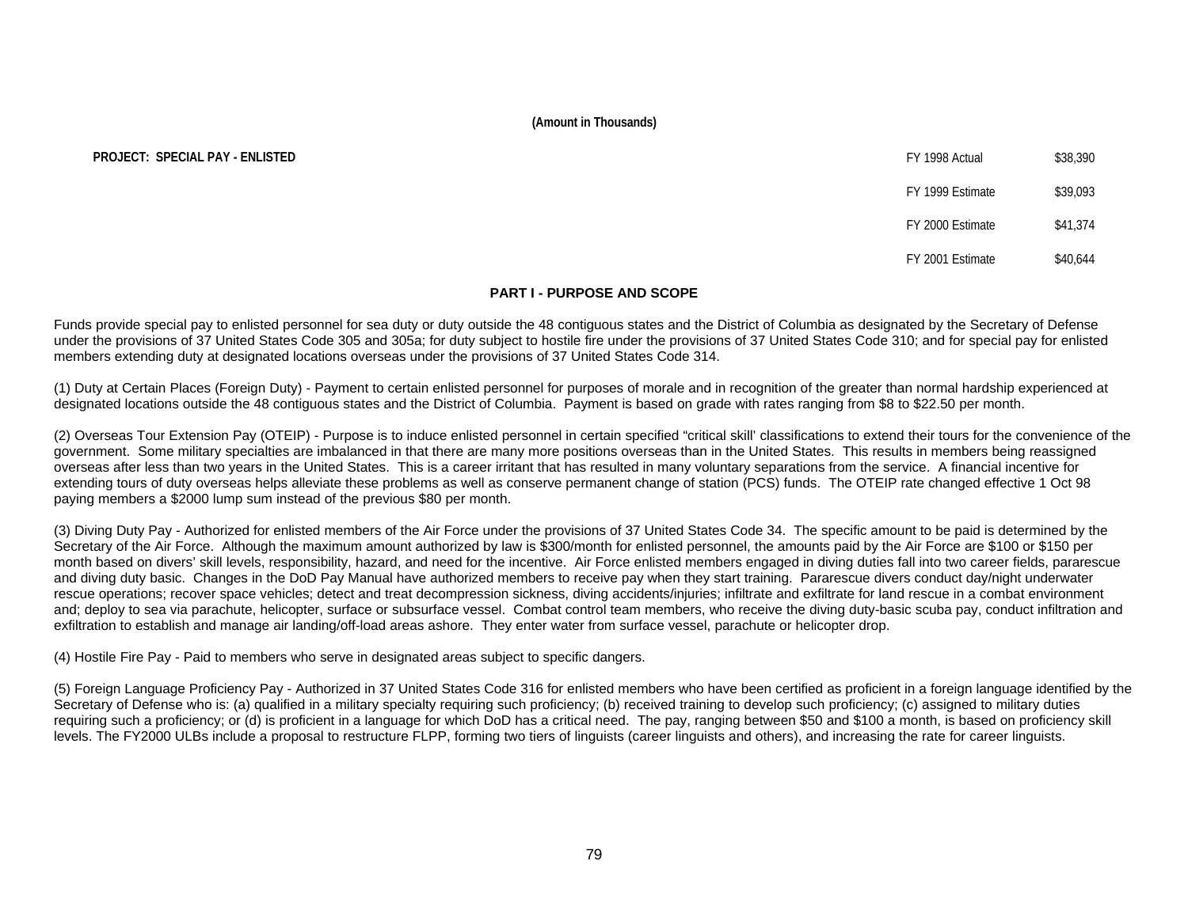**(Amount in Thousands)**

**PROJECT: SPECIAL PAY - ENLISTED**

| | |
|---|---|
| FY 1998 Actual | $38,390 |
| FY 1999 Estimate | $39,093 |
| FY 2000 Estimate | $41,374 |
| FY 2001 Estimate | $40,644 |

## PART I - PURPOSE AND SCOPE

Funds provide special pay to enlisted personnel for sea duty or duty outside the 48 contiguous states and the District of Columbia as designated by the Secretary of Defense under the provisions of 37 United States Code 305 and 305a; for duty subject to hostile fire under the provisions of 37 United States Code 310; and for special pay for enlisted members extending duty at designated locations overseas under the provisions of 37 United States Code 314.

(1) Duty at Certain Places (Foreign Duty) - Payment to certain enlisted personnel for purposes of morale and in recognition of the greater than normal hardship experienced at designated locations outside the 48 contiguous states and the District of Columbia. Payment is based on grade with rates ranging from $8 to $22.50 per month.

(2) Overseas Tour Extension Pay (OTEIP) - Purpose is to induce enlisted personnel in certain specified "critical skill' classifications to extend their tours for the convenience of the government. Some military specialties are imbalanced in that there are many more positions overseas than in the United States. This results in members being reassigned overseas after less than two years in the United States. This is a career irritant that has resulted in many voluntary separations from the service. A financial incentive for extending tours of duty overseas helps alleviate these problems as well as conserve permanent change of station (PCS) funds. The OTEIP rate changed effective 1 Oct 98 paying members a $2000 lump sum instead of the previous $80 per month.

(3) Diving Duty Pay - Authorized for enlisted members of the Air Force under the provisions of 37 United States Code 34. The specific amount to be paid is determined by the Secretary of the Air Force. Although the maximum amount authorized by law is $300/month for enlisted personnel, the amounts paid by the Air Force are $100 or $150 per month based on divers' skill levels, responsibility, hazard, and need for the incentive. Air Force enlisted members engaged in diving duties fall into two career fields, pararescue and diving duty basic. Changes in the DoD Pay Manual have authorized members to receive pay when they start training. Pararescue divers conduct day/night underwater rescue operations; recover space vehicles; detect and treat decompression sickness, diving accidents/injuries; infiltrate and exfiltrate for land rescue in a combat environment and; deploy to sea via parachute, helicopter, surface or subsurface vessel. Combat control team members, who receive the diving duty-basic scuba pay, conduct infiltration and exfiltration to establish and manage air landing/off-load areas ashore. They enter water from surface vessel, parachute or helicopter drop.

(4) Hostile Fire Pay - Paid to members who serve in designated areas subject to specific dangers.

(5) Foreign Language Proficiency Pay - Authorized in 37 United States Code 316 for enlisted members who have been certified as proficient in a foreign language identified by the Secretary of Defense who is: (a) qualified in a military specialty requiring such proficiency; (b) received training to develop such proficiency; (c) assigned to military duties requiring such a proficiency; or (d) is proficient in a language for which DoD has a critical need. The pay, ranging between $50 and $100 a month, is based on proficiency skill levels. The FY2000 ULBs include a proposal to restructure FLPP, forming two tiers of linguists (career linguists and others), and increasing the rate for career linguists.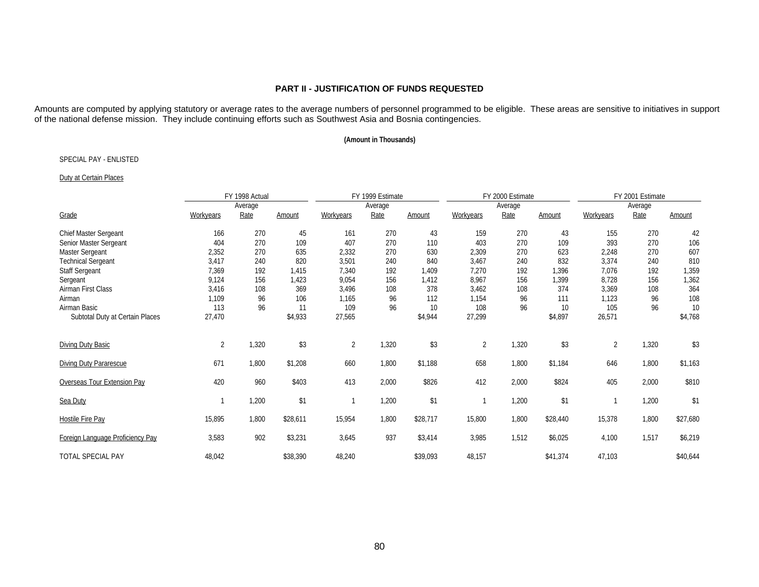## PART II - JUSTIFICATION OF FUNDS REQUESTED

Amounts are computed by applying statutory or average rates to the average numbers of personnel programmed to be eligible. These areas are sensitive to initiatives in support of the national defense mission. They include continuing efforts such as Southwest Asia and Bosnia contingencies.

**(Amount in Thousands)**

SPECIAL PAY - ENLISTED

Duty at Certain Places

| | FY 1998 Actual | | | FY 1999 Estimate | | | FY 2000 Estimate | | | FY 2001 Estimate | | |
|---|---|---|---|---|---|---|---|---|---|---|---|---|
| Grade | Workyears | Average Rate | Amount | Workyears | Average Rate | Amount | Workyears | Average Rate | Amount | Workyears | Average Rate | Amount |
| Chief Master Sergeant | 166 | 270 | 45 | 161 | 270 | 43 | 159 | 270 | 43 | 155 | 270 | 42 |
| Senior Master Sergeant | 404 | 270 | 109 | 407 | 270 | 110 | 403 | 270 | 109 | 393 | 270 | 106 |
| Master Sergeant | 2,352 | 270 | 635 | 2,332 | 270 | 630 | 2,309 | 270 | 623 | 2,248 | 270 | 607 |
| Technical Sergeant | 3,417 | 240 | 820 | 3,501 | 240 | 840 | 3,467 | 240 | 832 | 3,374 | 240 | 810 |
| Staff Sergeant | 7,369 | 192 | 1,415 | 7,340 | 192 | 1,409 | 7,270 | 192 | 1,396 | 7,076 | 192 | 1,359 |
| Sergeant | 9,124 | 156 | 1,423 | 9,054 | 156 | 1,412 | 8,967 | 156 | 1,399 | 8,728 | 156 | 1,362 |
| Airman First Class | 3,416 | 108 | 369 | 3,496 | 108 | 378 | 3,462 | 108 | 374 | 3,369 | 108 | 364 |
| Airman | 1,109 | 96 | 106 | 1,165 | 96 | 112 | 1,154 | 96 | 111 | 1,123 | 96 | 108 |
| Airman Basic | 113 | 96 | 11 | 109 | 96 | 10 | 108 | 96 | 10 | 105 | 96 | 10 |
| Subtotal Duty at Certain Places | 27,470 | | $4,933 | 27,565 | | $4,944 | 27,299 | | $4,897 | 26,571 | | $4,768 |
| Diving Duty Basic | 2 | 1,320 | $3 | 2 | 1,320 | $3 | 2 | 1,320 | $3 | 2 | 1,320 | $3 |
| Diving Duty Pararescue | 671 | 1,800 | $1,208 | 660 | 1,800 | $1,188 | 658 | 1,800 | $1,184 | 646 | 1,800 | $1,163 |
| Overseas Tour Extension Pay | 420 | 960 | $403 | 413 | 2,000 | $826 | 412 | 2,000 | $824 | 405 | 2,000 | $810 |
| Sea Duty | 1 | 1,200 | $1 | 1 | 1,200 | $1 | 1 | 1,200 | $1 | 1 | 1,200 | $1 |
| Hostile Fire Pay | 15,895 | 1,800 | $28,611 | 15,954 | 1,800 | $28,717 | 15,800 | 1,800 | $28,440 | 15,378 | 1,800 | $27,680 |
| Foreign Language Proficiency Pay | 3,583 | 902 | $3,231 | 3,645 | 937 | $3,414 | 3,985 | 1,512 | $6,025 | 4,100 | 1,517 | $6,219 |
| TOTAL SPECIAL PAY | 48,042 | | $38,390 | 48,240 | | $39,093 | 48,157 | | $41,374 | 47,103 | | $40,644 |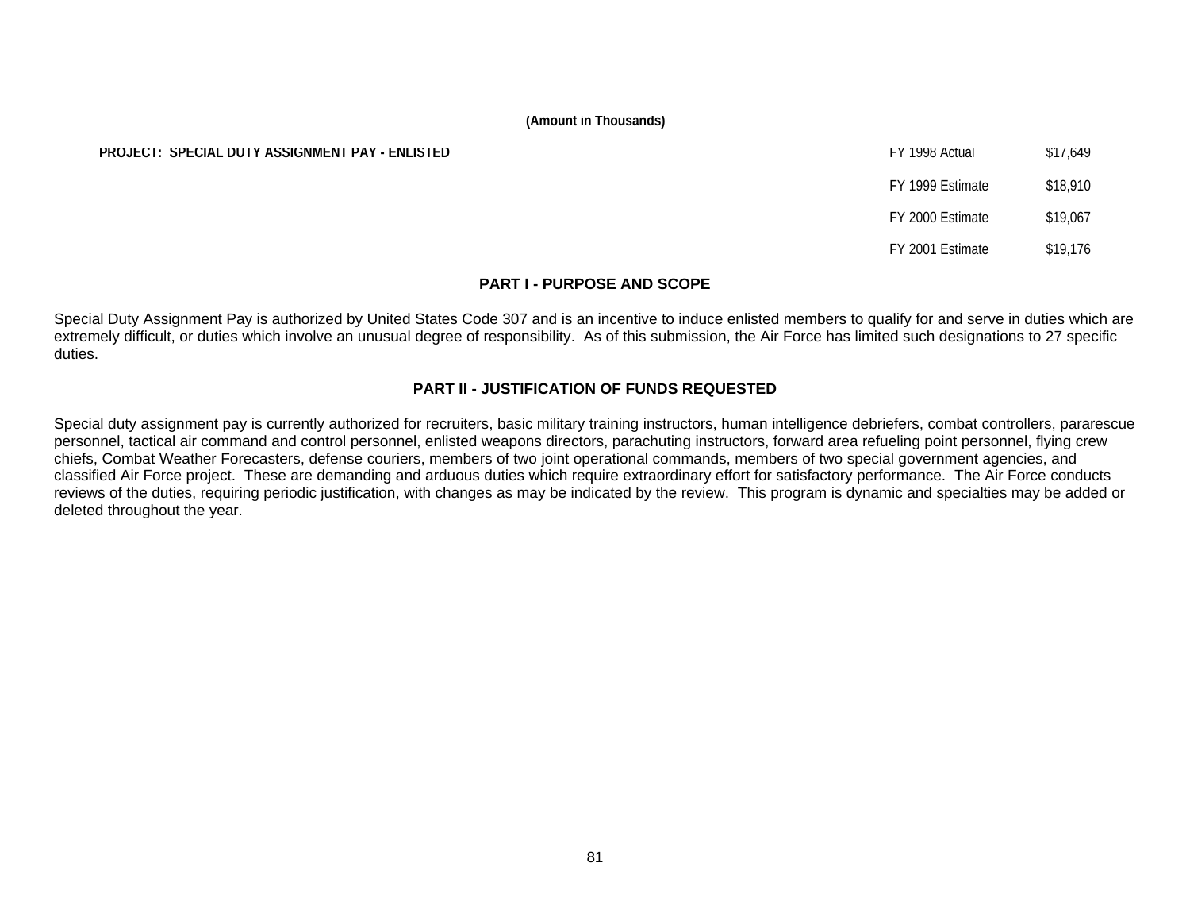(Amount in Thousands)

**PROJECT: SPECIAL DUTY ASSIGNMENT PAY - ENLISTED**

| | |
|---|---|
| FY 1998 Actual | $17,649 |
| FY 1999 Estimate | $18,910 |
| FY 2000 Estimate | $19,067 |
| FY 2001 Estimate | $19,176 |

## PART I - PURPOSE AND SCOPE

Special Duty Assignment Pay is authorized by United States Code 307 and is an incentive to induce enlisted members to qualify for and serve in duties which are extremely difficult, or duties which involve an unusual degree of responsibility. As of this submission, the Air Force has limited such designations to 27 specific duties.

## PART II - JUSTIFICATION OF FUNDS REQUESTED

Special duty assignment pay is currently authorized for recruiters, basic military training instructors, human intelligence debriefers, combat controllers, pararescue personnel, tactical air command and control personnel, enlisted weapons directors, parachuting instructors, forward area refueling point personnel, flying crew chiefs, Combat Weather Forecasters, defense couriers, members of two joint operational commands, members of two special government agencies, and classified Air Force project. These are demanding and arduous duties which require extraordinary effort for satisfactory performance. The Air Force conducts reviews of the duties, requiring periodic justification, with changes as may be indicated by the review. This program is dynamic and specialties may be added or deleted throughout the year.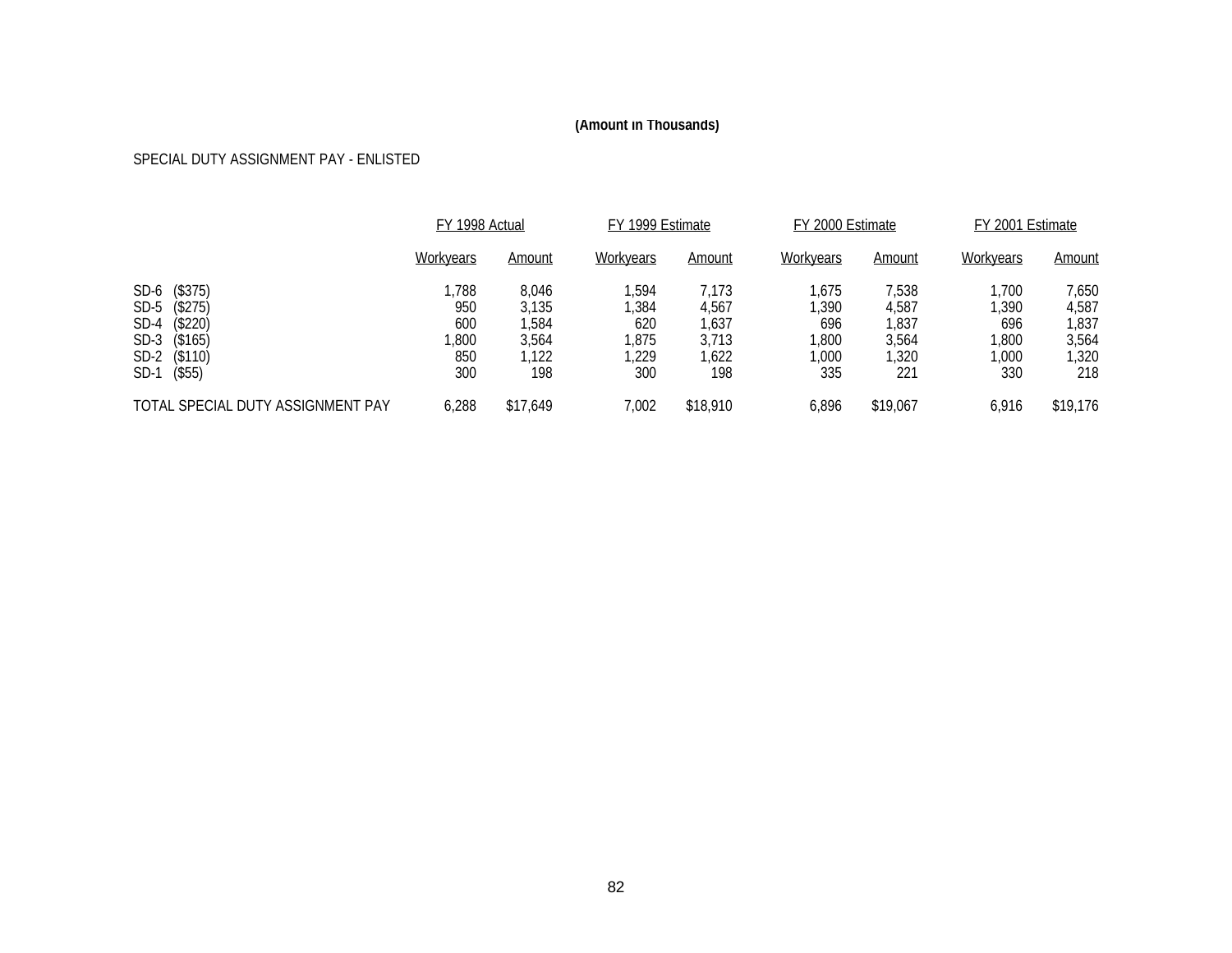**(Amount in Thousands)**

SPECIAL DUTY ASSIGNMENT PAY - ENLISTED

| | FY 1998 Actual | | FY 1999 Estimate | | FY 2000 Estimate | | FY 2001 Estimate | |
|---|---|---|---|---|---|---|---|---|
| | Workyears | Amount | Workyears | Amount | Workyears | Amount | Workyears | Amount |
| SD-6 ($375) | 1,788 | 8,046 | 1,594 | 7,173 | 1,675 | 7,538 | 1,700 | 7,650 |
| SD-5 ($275) | 950 | 3,135 | 1,384 | 4,567 | 1,390 | 4,587 | 1,390 | 4,587 |
| SD-4 ($220) | 600 | 1,584 | 620 | 1,637 | 696 | 1,837 | 696 | 1,837 |
| SD-3 ($165) | 1,800 | 3,564 | 1,875 | 3,713 | 1,800 | 3,564 | 1,800 | 3,564 |
| SD-2 ($110) | 850 | 1,122 | 1,229 | 1,622 | 1,000 | 1,320 | 1,000 | 1,320 |
| SD-1 ($55) | 300 | 198 | 300 | 198 | 335 | 221 | 330 | 218 |
| TOTAL SPECIAL DUTY ASSIGNMENT PAY | 6,288 | $17,649 | 7,002 | $18,910 | 6,896 | $19,067 | 6,916 | $19,176 |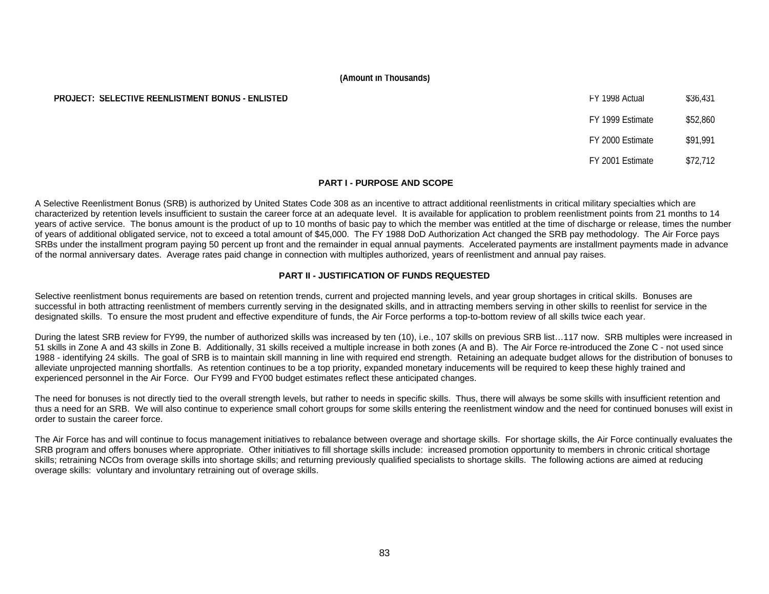(Amount in Thousands)

**PROJECT: SELECTIVE REENLISTMENT BONUS - ENLISTED**

| | |
|---|---|
| FY 1998 Actual | $36,431 |
| FY 1999 Estimate | $52,860 |
| FY 2000 Estimate | $91,991 |
| FY 2001 Estimate | $72,712 |

## PART I - PURPOSE AND SCOPE

A Selective Reenlistment Bonus (SRB) is authorized by United States Code 308 as an incentive to attract additional reenlistments in critical military specialties which are characterized by retention levels insufficient to sustain the career force at an adequate level. It is available for application to problem reenlistment points from 21 months to 14 years of active service. The bonus amount is the product of up to 10 months of basic pay to which the member was entitled at the time of discharge or release, times the number of years of additional obligated service, not to exceed a total amount of $45,000. The FY 1988 DoD Authorization Act changed the SRB pay methodology. The Air Force pays SRBs under the installment program paying 50 percent up front and the remainder in equal annual payments. Accelerated payments are installment payments made in advance of the normal anniversary dates. Average rates paid change in connection with multiples authorized, years of reenlistment and annual pay raises.

## PART II - JUSTIFICATION OF FUNDS REQUESTED

Selective reenlistment bonus requirements are based on retention trends, current and projected manning levels, and year group shortages in critical skills. Bonuses are successful in both attracting reenlistment of members currently serving in the designated skills, and in attracting members serving in other skills to reenlist for service in the designated skills. To ensure the most prudent and effective expenditure of funds, the Air Force performs a top-to-bottom review of all skills twice each year.

During the latest SRB review for FY99, the number of authorized skills was increased by ten (10), i.e., 107 skills on previous SRB list…117 now. SRB multiples were increased in 51 skills in Zone A and 43 skills in Zone B. Additionally, 31 skills received a multiple increase in both zones (A and B). The Air Force re-introduced the Zone C - not used since 1988 - identifying 24 skills. The goal of SRB is to maintain skill manning in line with required end strength. Retaining an adequate budget allows for the distribution of bonuses to alleviate unprojected manning shortfalls. As retention continues to be a top priority, expanded monetary inducements will be required to keep these highly trained and experienced personnel in the Air Force. Our FY99 and FY00 budget estimates reflect these anticipated changes.

The need for bonuses is not directly tied to the overall strength levels, but rather to needs in specific skills. Thus, there will always be some skills with insufficient retention and thus a need for an SRB. We will also continue to experience small cohort groups for some skills entering the reenlistment window and the need for continued bonuses will exist in order to sustain the career force.

The Air Force has and will continue to focus management initiatives to rebalance between overage and shortage skills. For shortage skills, the Air Force continually evaluates the SRB program and offers bonuses where appropriate. Other initiatives to fill shortage skills include: increased promotion opportunity to members in chronic critical shortage skills; retraining NCOs from overage skills into shortage skills; and returning previously qualified specialists to shortage skills. The following actions are aimed at reducing overage skills: voluntary and involuntary retraining out of overage skills.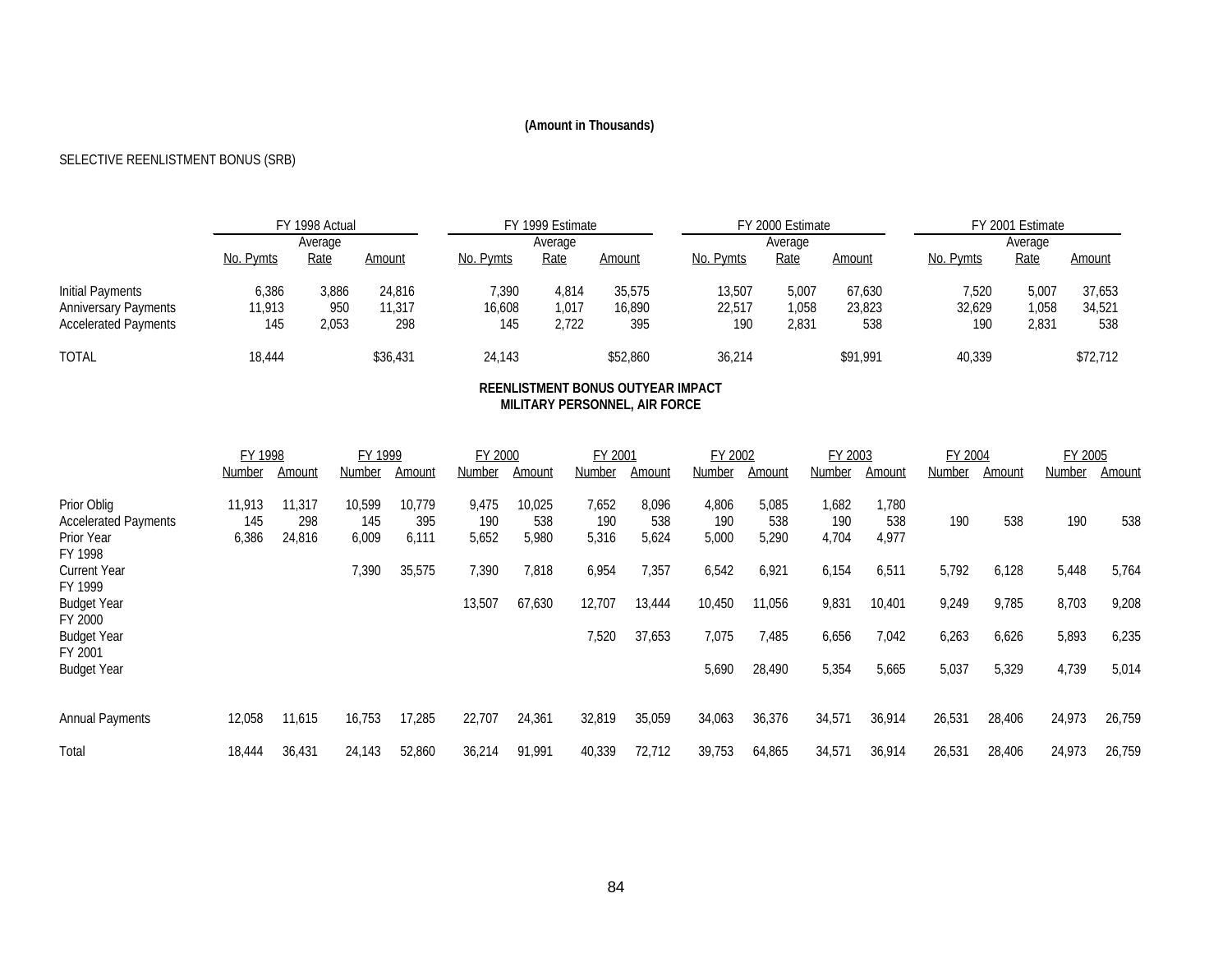**(Amount in Thousands)**

SELECTIVE REENLISTMENT BONUS (SRB)

| | FY 1998 Actual | | | FY 1999 Estimate | | | FY 2000 Estimate | | | FY 2001 Estimate | | |
|---|---|---|---|---|---|---|---|---|---|---|---|---|
| | No. Pymts | Average Rate | Amount | No. Pymts | Average Rate | Amount | No. Pymts | Average Rate | Amount | No. Pymts | Average Rate | Amount |
| Initial Payments | 6,386 | 3,886 | 24,816 | 7,390 | 4,814 | 35,575 | 13,507 | 5,007 | 67,630 | 7,520 | 5,007 | 37,653 |
| Anniversary Payments | 11,913 | 950 | 11,317 | 16,608 | 1,017 | 16,890 | 22,517 | 1,058 | 23,823 | 32,629 | 1,058 | 34,521 |
| Accelerated Payments | 145 | 2,053 | 298 | 145 | 2,722 | 395 | 190 | 2,831 | 538 | 190 | 2,831 | 538 |
| TOTAL | 18,444 | | $36,431 | 24,143 | | $52,860 | 36,214 | | $91,991 | 40,339 | | $72,712 |

**REENLISTMENT BONUS OUTYEAR IMPACT**
**MILITARY PERSONNEL, AIR FORCE**

| | FY 1998 | | FY 1999 | | FY 2000 | | FY 2001 | | FY 2002 | | FY 2003 | | FY 2004 | | FY 2005 | |
|---|---|---|---|---|---|---|---|---|---|---|---|---|---|---|---|---|
| | Number | Amount | Number | Amount | Number | Amount | Number | Amount | Number | Amount | Number | Amount | Number | Amount | Number | Amount |
| Prior Oblig | 11,913 | 11,317 | 10,599 | 10,779 | 9,475 | 10,025 | 7,652 | 8,096 | 4,806 | 5,085 | 1,682 | 1,780 | | | | |
| Accelerated Payments | 145 | 298 | 145 | 395 | 190 | 538 | 190 | 538 | 190 | 538 | 190 | 538 | 190 | 538 | 190 | 538 |
| Prior Year | 6,386 | 24,816 | 6,009 | 6,111 | 5,652 | 5,980 | 5,316 | 5,624 | 5,000 | 5,290 | 4,704 | 4,977 | | | | |
| FY 1998 Current Year | | | 7,390 | 35,575 | 7,390 | 7,818 | 6,954 | 7,357 | 6,542 | 6,921 | 6,154 | 6,511 | 5,792 | 6,128 | 5,448 | 5,764 |
| FY 1999 Budget Year | | | | | 13,507 | 67,630 | 12,707 | 13,444 | 10,450 | 11,056 | 9,831 | 10,401 | 9,249 | 9,785 | 8,703 | 9,208 |
| FY 2000 Budget Year | | | | | | | 7,520 | 37,653 | 7,075 | 7,485 | 6,656 | 7,042 | 6,263 | 6,626 | 5,893 | 6,235 |
| FY 2001 Budget Year | | | | | | | | | 5,690 | 28,490 | 5,354 | 5,665 | 5,037 | 5,329 | 4,739 | 5,014 |
| Annual Payments | 12,058 | 11,615 | 16,753 | 17,285 | 22,707 | 24,361 | 32,819 | 35,059 | 34,063 | 36,376 | 34,571 | 36,914 | 26,531 | 28,406 | 24,973 | 26,759 |
| Total | 18,444 | 36,431 | 24,143 | 52,860 | 36,214 | 91,991 | 40,339 | 72,712 | 39,753 | 64,865 | 34,571 | 36,914 | 26,531 | 28,406 | 24,973 | 26,759 |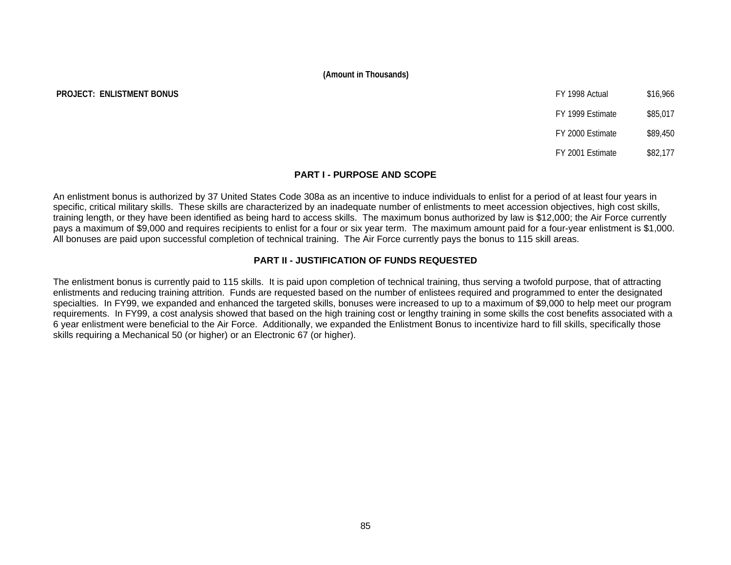**(Amount in Thousands)**

**PROJECT: ENLISTMENT BONUS**

| | |
|---|---|
| FY 1998 Actual | $16,966 |
| FY 1999 Estimate | $85,017 |
| FY 2000 Estimate | $89,450 |
| FY 2001 Estimate | $82,177 |

## PART I - PURPOSE AND SCOPE

An enlistment bonus is authorized by 37 United States Code 308a as an incentive to induce individuals to enlist for a period of at least four years in specific, critical military skills. These skills are characterized by an inadequate number of enlistments to meet accession objectives, high cost skills, training length, or they have been identified as being hard to access skills. The maximum bonus authorized by law is $12,000; the Air Force currently pays a maximum of $9,000 and requires recipients to enlist for a four or six year term. The maximum amount paid for a four-year enlistment is $1,000. All bonuses are paid upon successful completion of technical training. The Air Force currently pays the bonus to 115 skill areas.

## PART II - JUSTIFICATION OF FUNDS REQUESTED

The enlistment bonus is currently paid to 115 skills. It is paid upon completion of technical training, thus serving a twofold purpose, that of attracting enlistments and reducing training attrition. Funds are requested based on the number of enlistees required and programmed to enter the designated specialties. In FY99, we expanded and enhanced the targeted skills, bonuses were increased to up to a maximum of $9,000 to help meet our program requirements. In FY99, a cost analysis showed that based on the high training cost or lengthy training in some skills the cost benefits associated with a 6 year enlistment were beneficial to the Air Force. Additionally, we expanded the Enlistment Bonus to incentivize hard to fill skills, specifically those skills requiring a Mechanical 50 (or higher) or an Electronic 67 (or higher).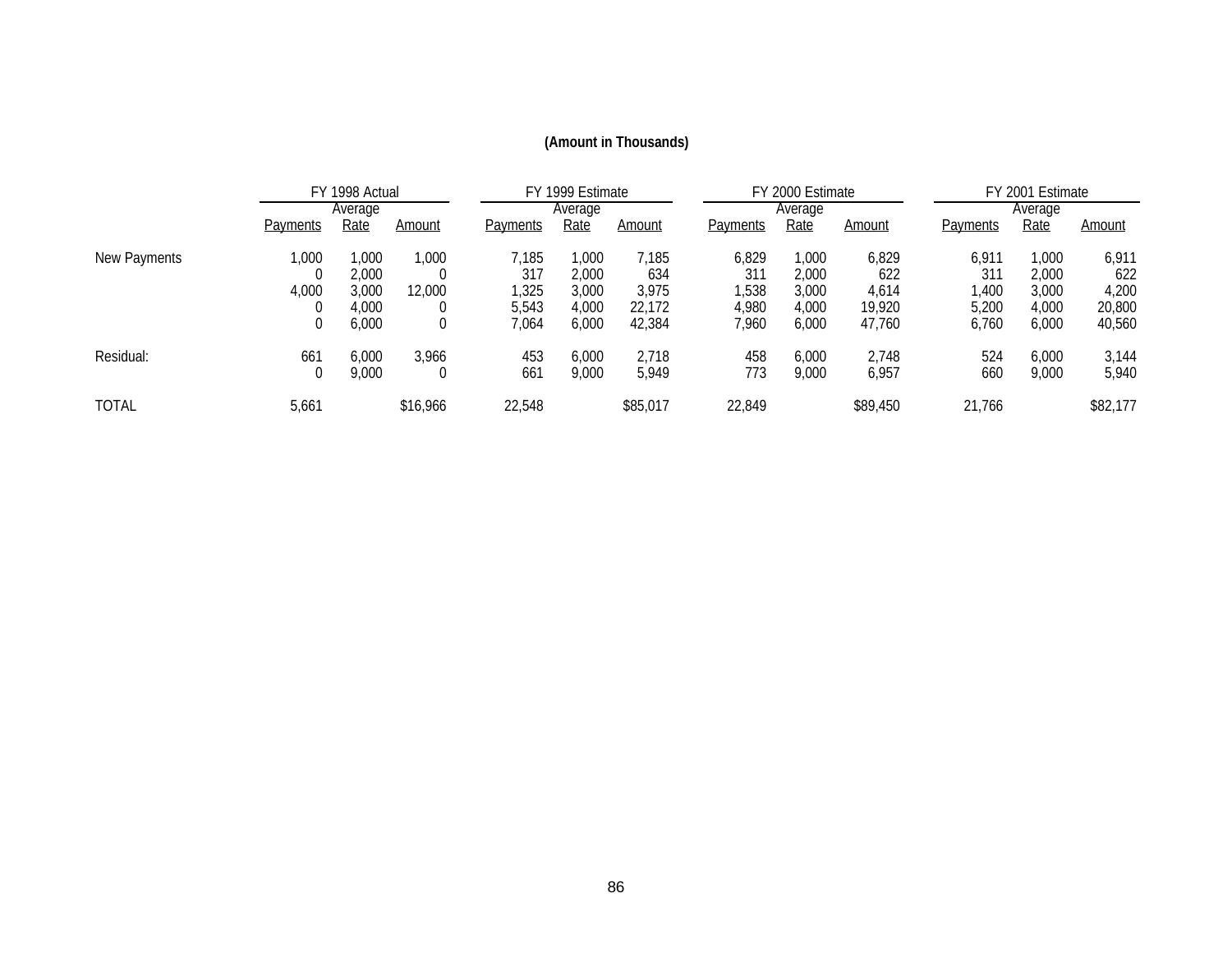**(Amount in Thousands)**

| | FY 1998 Actual | | | FY 1999 Estimate | | | FY 2000 Estimate | | | FY 2001 Estimate | | |
|---|---|---|---|---|---|---|---|---|---|---|---|---|
| | Payments | Average Rate | Amount | Payments | Average Rate | Amount | Payments | Average Rate | Amount | Payments | Average Rate | Amount |
| New Payments | 1,000 | 1,000 | 1,000 | 7,185 | 1,000 | 7,185 | 6,829 | 1,000 | 6,829 | 6,911 | 1,000 | 6,911 |
| | 0 | 2,000 | 0 | 317 | 2,000 | 634 | 311 | 2,000 | 622 | 311 | 2,000 | 622 |
| | 4,000 | 3,000 | 12,000 | 1,325 | 3,000 | 3,975 | 1,538 | 3,000 | 4,614 | 1,400 | 3,000 | 4,200 |
| | 0 | 4,000 | 0 | 5,543 | 4,000 | 22,172 | 4,980 | 4,000 | 19,920 | 5,200 | 4,000 | 20,800 |
| | 0 | 6,000 | 0 | 7,064 | 6,000 | 42,384 | 7,960 | 6,000 | 47,760 | 6,760 | 6,000 | 40,560 |
| Residual: | 661 | 6,000 | 3,966 | 453 | 6,000 | 2,718 | 458 | 6,000 | 2,748 | 524 | 6,000 | 3,144 |
| | 0 | 9,000 | 0 | 661 | 9,000 | 5,949 | 773 | 9,000 | 6,957 | 660 | 9,000 | 5,940 |
| TOTAL | 5,661 | | $16,966 | 22,548 | | $85,017 | 22,849 | | $89,450 | 21,766 | | $82,177 |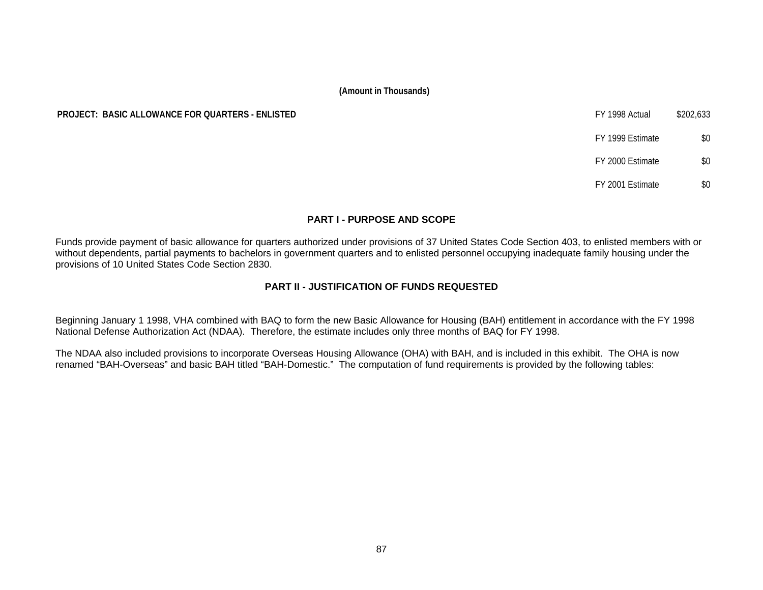**(Amount in Thousands)**

| **PROJECT: BASIC ALLOWANCE FOR QUARTERS - ENLISTED** | | |
|---|---|---|
| | FY 1998 Actual | $202,633 |
| | FY 1999 Estimate | $0 |
| | FY 2000 Estimate | $0 |
| | FY 2001 Estimate | $0 |

## PART I - PURPOSE AND SCOPE

Funds provide payment of basic allowance for quarters authorized under provisions of 37 United States Code Section 403, to enlisted members with or without dependents, partial payments to bachelors in government quarters and to enlisted personnel occupying inadequate family housing under the provisions of 10 United States Code Section 2830.

## PART II - JUSTIFICATION OF FUNDS REQUESTED

Beginning January 1 1998, VHA combined with BAQ to form the new Basic Allowance for Housing (BAH) entitlement in accordance with the FY 1998 National Defense Authorization Act (NDAA). Therefore, the estimate includes only three months of BAQ for FY 1998.

The NDAA also included provisions to incorporate Overseas Housing Allowance (OHA) with BAH, and is included in this exhibit. The OHA is now renamed "BAH-Overseas" and basic BAH titled "BAH-Domestic." The computation of fund requirements is provided by the following tables: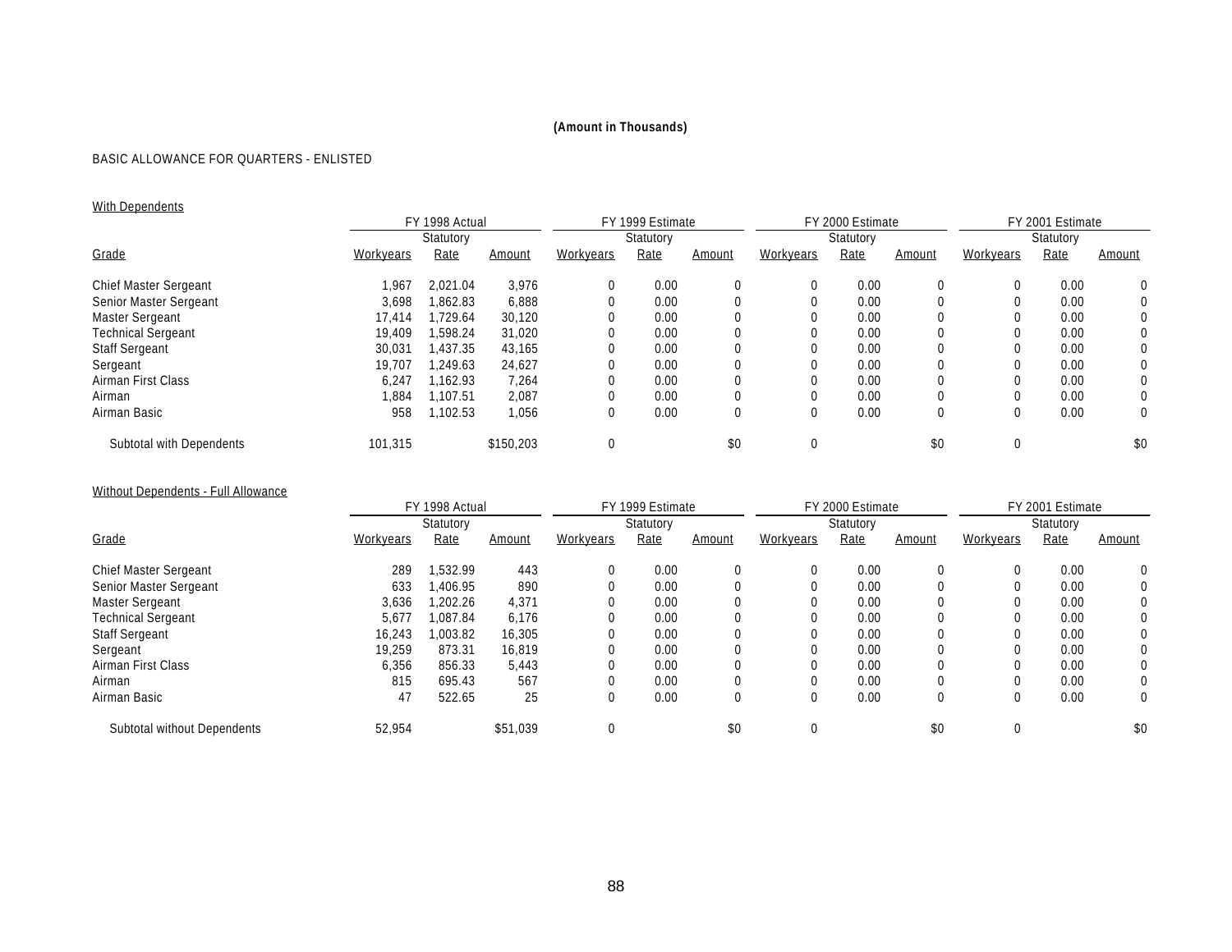**(Amount in Thousands)**

BASIC ALLOWANCE FOR QUARTERS - ENLISTED

With Dependents

| | FY 1998 Actual | | | FY 1999 Estimate | | | FY 2000 Estimate | | | FY 2001 Estimate | | |
|---|---|---|---|---|---|---|---|---|---|---|---|---|
| | | Statutory | | | Statutory | | | Statutory | | | Statutory | |
| Grade | Workyears | Rate | Amount | Workyears | Rate | Amount | Workyears | Rate | Amount | Workyears | Rate | Amount |
| Chief Master Sergeant | 1,967 | 2,021.04 | 3,976 | 0 | 0.00 | 0 | 0 | 0.00 | 0 | 0 | 0.00 | 0 |
| Senior Master Sergeant | 3,698 | 1,862.83 | 6,888 | 0 | 0.00 | 0 | 0 | 0.00 | 0 | 0 | 0.00 | 0 |
| Master Sergeant | 17,414 | 1,729.64 | 30,120 | 0 | 0.00 | 0 | 0 | 0.00 | 0 | 0 | 0.00 | 0 |
| Technical Sergeant | 19,409 | 1,598.24 | 31,020 | 0 | 0.00 | 0 | 0 | 0.00 | 0 | 0 | 0.00 | 0 |
| Staff Sergeant | 30,031 | 1,437.35 | 43,165 | 0 | 0.00 | 0 | 0 | 0.00 | 0 | 0 | 0.00 | 0 |
| Sergeant | 19,707 | 1,249.63 | 24,627 | 0 | 0.00 | 0 | 0 | 0.00 | 0 | 0 | 0.00 | 0 |
| Airman First Class | 6,247 | 1,162.93 | 7,264 | 0 | 0.00 | 0 | 0 | 0.00 | 0 | 0 | 0.00 | 0 |
| Airman | 1,884 | 1,107.51 | 2,087 | 0 | 0.00 | 0 | 0 | 0.00 | 0 | 0 | 0.00 | 0 |
| Airman Basic | 958 | 1,102.53 | 1,056 | 0 | 0.00 | 0 | 0 | 0.00 | 0 | 0 | 0.00 | 0 |
| Subtotal with Dependents | 101,315 | | $150,203 | 0 | | $0 | 0 | | $0 | 0 | | $0 |

Without Dependents - Full Allowance

| | FY 1998 Actual | | | FY 1999 Estimate | | | FY 2000 Estimate | | | FY 2001 Estimate | | |
|---|---|---|---|---|---|---|---|---|---|---|---|---|
| | | Statutory | | | Statutory | | | Statutory | | | Statutory | |
| Grade | Workyears | Rate | Amount | Workyears | Rate | Amount | Workyears | Rate | Amount | Workyears | Rate | Amount |
| Chief Master Sergeant | 289 | 1,532.99 | 443 | 0 | 0.00 | 0 | 0 | 0.00 | 0 | 0 | 0.00 | 0 |
| Senior Master Sergeant | 633 | 1,406.95 | 890 | 0 | 0.00 | 0 | 0 | 0.00 | 0 | 0 | 0.00 | 0 |
| Master Sergeant | 3,636 | 1,202.26 | 4,371 | 0 | 0.00 | 0 | 0 | 0.00 | 0 | 0 | 0.00 | 0 |
| Technical Sergeant | 5,677 | 1,087.84 | 6,176 | 0 | 0.00 | 0 | 0 | 0.00 | 0 | 0 | 0.00 | 0 |
| Staff Sergeant | 16,243 | 1,003.82 | 16,305 | 0 | 0.00 | 0 | 0 | 0.00 | 0 | 0 | 0.00 | 0 |
| Sergeant | 19,259 | 873.31 | 16,819 | 0 | 0.00 | 0 | 0 | 0.00 | 0 | 0 | 0.00 | 0 |
| Airman First Class | 6,356 | 856.33 | 5,443 | 0 | 0.00 | 0 | 0 | 0.00 | 0 | 0 | 0.00 | 0 |
| Airman | 815 | 695.43 | 567 | 0 | 0.00 | 0 | 0 | 0.00 | 0 | 0 | 0.00 | 0 |
| Airman Basic | 47 | 522.65 | 25 | 0 | 0.00 | 0 | 0 | 0.00 | 0 | 0 | 0.00 | 0 |
| Subtotal without Dependents | 52,954 | | $51,039 | 0 | | $0 | 0 | | $0 | 0 | | $0 |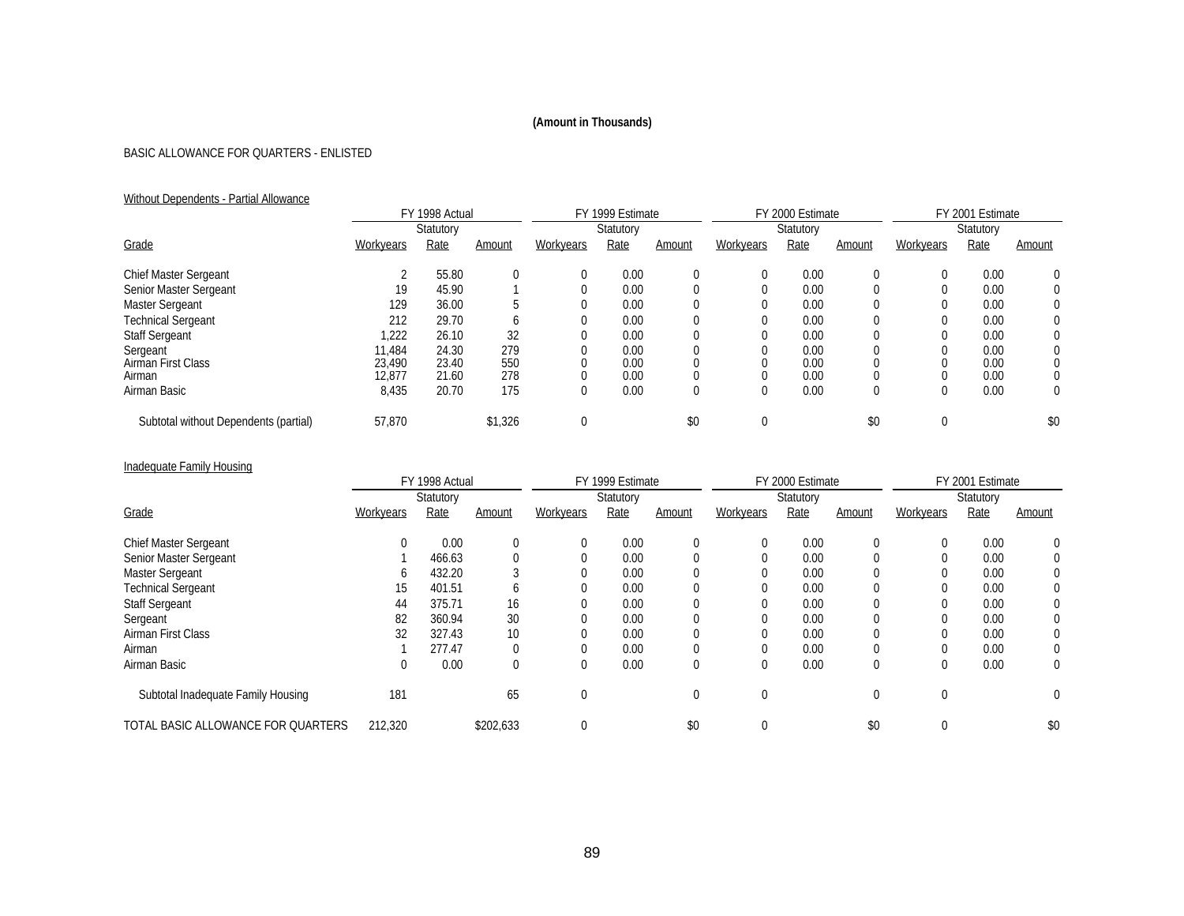**(Amount in Thousands)**

BASIC ALLOWANCE FOR QUARTERS - ENLISTED

Without Dependents - Partial Allowance

| | FY 1998 Actual | | | FY 1999 Estimate | | | FY 2000 Estimate | | | FY 2001 Estimate | | |
|---|---|---|---|---|---|---|---|---|---|---|---|---|
| | | Statutory | | | Statutory | | | Statutory | | | Statutory | |
| Grade | Workyears | Rate | Amount | Workyears | Rate | Amount | Workyears | Rate | Amount | Workyears | Rate | Amount |
| Chief Master Sergeant | 2 | 55.80 | 0 | 0 | 0.00 | 0 | 0 | 0.00 | 0 | 0 | 0.00 | 0 |
| Senior Master Sergeant | 19 | 45.90 | 1 | 0 | 0.00 | 0 | 0 | 0.00 | 0 | 0 | 0.00 | 0 |
| Master Sergeant | 129 | 36.00 | 5 | 0 | 0.00 | 0 | 0 | 0.00 | 0 | 0 | 0.00 | 0 |
| Technical Sergeant | 212 | 29.70 | 6 | 0 | 0.00 | 0 | 0 | 0.00 | 0 | 0 | 0.00 | 0 |
| Staff Sergeant | 1,222 | 26.10 | 32 | 0 | 0.00 | 0 | 0 | 0.00 | 0 | 0 | 0.00 | 0 |
| Sergeant | 11,484 | 24.30 | 279 | 0 | 0.00 | 0 | 0 | 0.00 | 0 | 0 | 0.00 | 0 |
| Airman First Class | 23,490 | 23.40 | 550 | 0 | 0.00 | 0 | 0 | 0.00 | 0 | 0 | 0.00 | 0 |
| Airman | 12,877 | 21.60 | 278 | 0 | 0.00 | 0 | 0 | 0.00 | 0 | 0 | 0.00 | 0 |
| Airman Basic | 8,435 | 20.70 | 175 | 0 | 0.00 | 0 | 0 | 0.00 | 0 | 0 | 0.00 | 0 |
| Subtotal without Dependents (partial) | 57,870 | | $1,326 | 0 | | $0 | 0 | | $0 | 0 | | $0 |

Inadequate Family Housing

| | FY 1998 Actual | | | FY 1999 Estimate | | | FY 2000 Estimate | | | FY 2001 Estimate | | |
|---|---|---|---|---|---|---|---|---|---|---|---|---|
| | | Statutory | | | Statutory | | | Statutory | | | Statutory | |
| Grade | Workyears | Rate | Amount | Workyears | Rate | Amount | Workyears | Rate | Amount | Workyears | Rate | Amount |
| Chief Master Sergeant | 0 | 0.00 | 0 | 0 | 0.00 | 0 | 0 | 0.00 | 0 | 0 | 0.00 | 0 |
| Senior Master Sergeant | 1 | 466.63 | 0 | 0 | 0.00 | 0 | 0 | 0.00 | 0 | 0 | 0.00 | 0 |
| Master Sergeant | 6 | 432.20 | 3 | 0 | 0.00 | 0 | 0 | 0.00 | 0 | 0 | 0.00 | 0 |
| Technical Sergeant | 15 | 401.51 | 6 | 0 | 0.00 | 0 | 0 | 0.00 | 0 | 0 | 0.00 | 0 |
| Staff Sergeant | 44 | 375.71 | 16 | 0 | 0.00 | 0 | 0 | 0.00 | 0 | 0 | 0.00 | 0 |
| Sergeant | 82 | 360.94 | 30 | 0 | 0.00 | 0 | 0 | 0.00 | 0 | 0 | 0.00 | 0 |
| Airman First Class | 32 | 327.43 | 10 | 0 | 0.00 | 0 | 0 | 0.00 | 0 | 0 | 0.00 | 0 |
| Airman | 1 | 277.47 | 0 | 0 | 0.00 | 0 | 0 | 0.00 | 0 | 0 | 0.00 | 0 |
| Airman Basic | 0 | 0.00 | 0 | 0 | 0.00 | 0 | 0 | 0.00 | 0 | 0 | 0.00 | 0 |
| Subtotal Inadequate Family Housing | 181 | | 65 | 0 | | 0 | 0 | | 0 | 0 | | 0 |
| TOTAL BASIC ALLOWANCE FOR QUARTERS | 212,320 | | $202,633 | 0 | | $0 | 0 | | $0 | 0 | | $0 |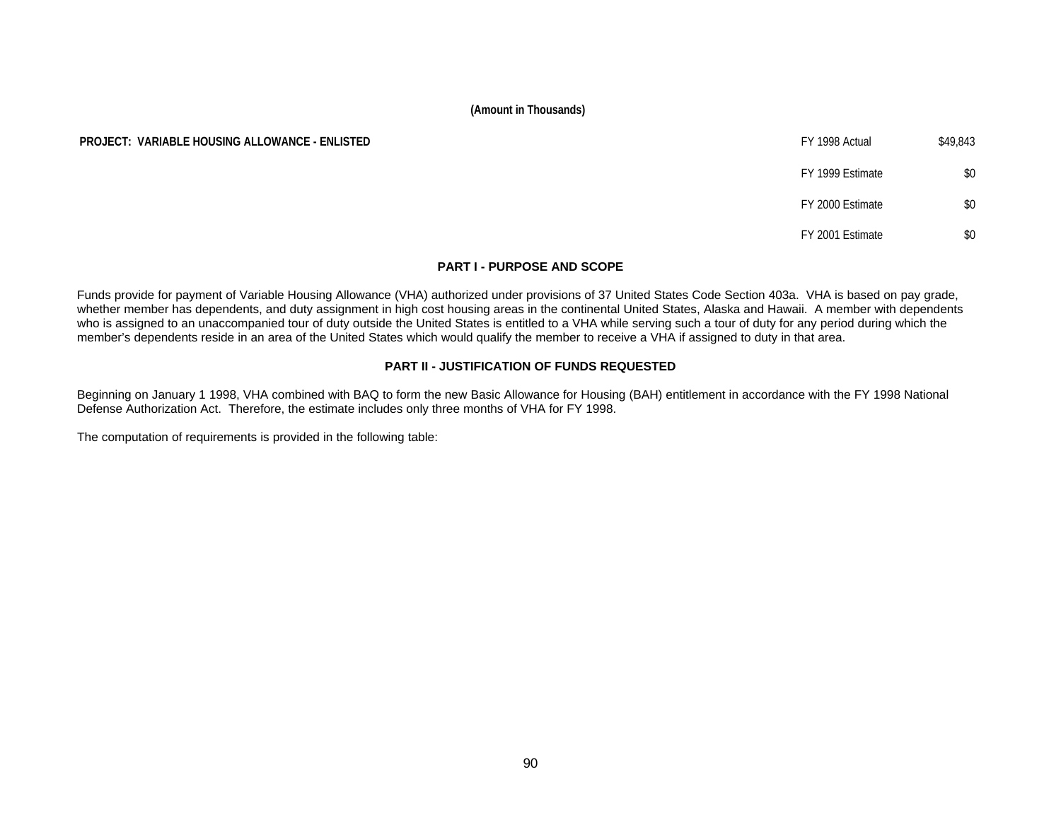(Amount in Thousands)

| PROJECT: VARIABLE HOUSING ALLOWANCE - ENLISTED | | |
|---|---|---|
| | FY 1998 Actual | $49,843 |
| | FY 1999 Estimate | $0 |
| | FY 2000 Estimate | $0 |
| | FY 2001 Estimate | $0 |

## PART I - PURPOSE AND SCOPE

Funds provide for payment of Variable Housing Allowance (VHA) authorized under provisions of 37 United States Code Section 403a. VHA is based on pay grade, whether member has dependents, and duty assignment in high cost housing areas in the continental United States, Alaska and Hawaii. A member with dependents who is assigned to an unaccompanied tour of duty outside the United States is entitled to a VHA while serving such a tour of duty for any period during which the member's dependents reside in an area of the United States which would qualify the member to receive a VHA if assigned to duty in that area.

## PART II - JUSTIFICATION OF FUNDS REQUESTED

Beginning on January 1 1998, VHA combined with BAQ to form the new Basic Allowance for Housing (BAH) entitlement in accordance with the FY 1998 National Defense Authorization Act. Therefore, the estimate includes only three months of VHA for FY 1998.

The computation of requirements is provided in the following table: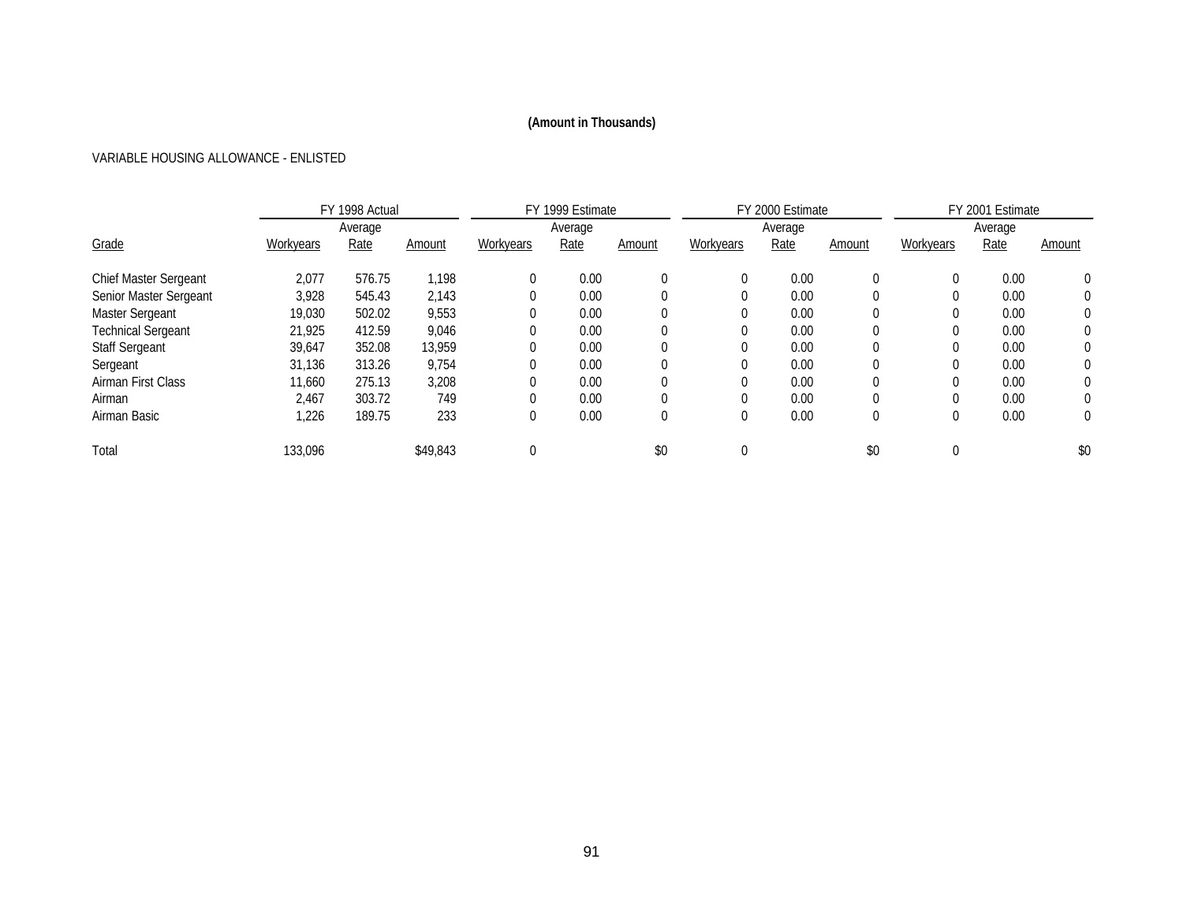**(Amount in Thousands)**

VARIABLE HOUSING ALLOWANCE - ENLISTED

| | FY 1998 Actual | | | FY 1999 Estimate | | | FY 2000 Estimate | | | FY 2001 Estimate | | |
|---|---|---|---|---|---|---|---|---|---|---|---|---|
| Grade | Workyears | Average Rate | Amount | Workyears | Average Rate | Amount | Workyears | Average Rate | Amount | Workyears | Average Rate | Amount |
| Chief Master Sergeant | 2,077 | 576.75 | 1,198 | 0 | 0.00 | 0 | 0 | 0.00 | 0 | 0 | 0.00 | 0 |
| Senior Master Sergeant | 3,928 | 545.43 | 2,143 | 0 | 0.00 | 0 | 0 | 0.00 | 0 | 0 | 0.00 | 0 |
| Master Sergeant | 19,030 | 502.02 | 9,553 | 0 | 0.00 | 0 | 0 | 0.00 | 0 | 0 | 0.00 | 0 |
| Technical Sergeant | 21,925 | 412.59 | 9,046 | 0 | 0.00 | 0 | 0 | 0.00 | 0 | 0 | 0.00 | 0 |
| Staff Sergeant | 39,647 | 352.08 | 13,959 | 0 | 0.00 | 0 | 0 | 0.00 | 0 | 0 | 0.00 | 0 |
| Sergeant | 31,136 | 313.26 | 9,754 | 0 | 0.00 | 0 | 0 | 0.00 | 0 | 0 | 0.00 | 0 |
| Airman First Class | 11,660 | 275.13 | 3,208 | 0 | 0.00 | 0 | 0 | 0.00 | 0 | 0 | 0.00 | 0 |
| Airman | 2,467 | 303.72 | 749 | 0 | 0.00 | 0 | 0 | 0.00 | 0 | 0 | 0.00 | 0 |
| Airman Basic | 1,226 | 189.75 | 233 | 0 | 0.00 | 0 | 0 | 0.00 | 0 | 0 | 0.00 | 0 |
| Total | 133,096 | | $49,843 | 0 | | $0 | 0 | | $0 | 0 | | $0 |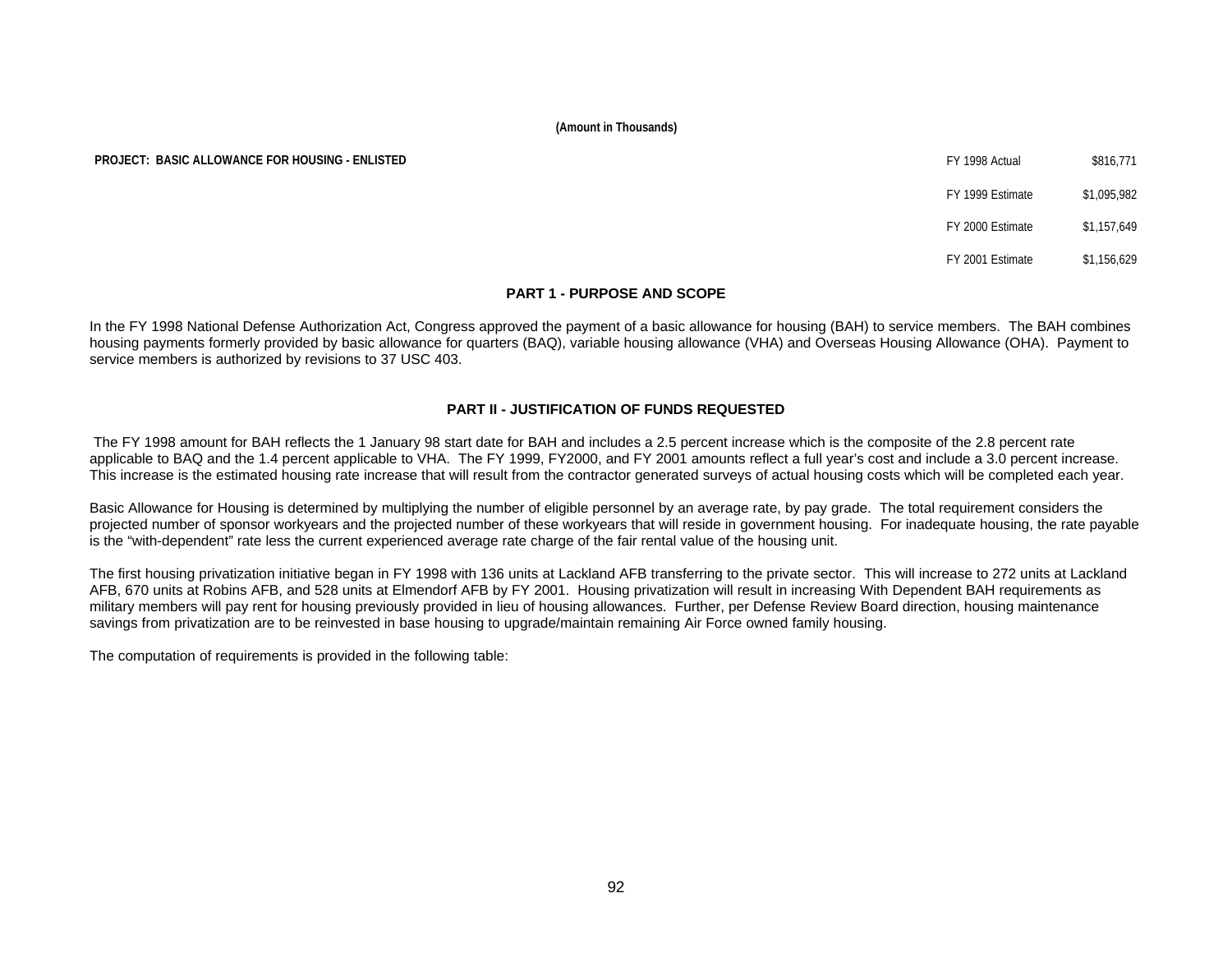**(Amount in Thousands)**

**PROJECT: BASIC ALLOWANCE FOR HOUSING - ENLISTED**

| | |
|---|---|
| FY 1998 Actual | $816,771 |
| FY 1999 Estimate | $1,095,982 |
| FY 2000 Estimate | $1,157,649 |
| FY 2001 Estimate | $1,156,629 |

## PART 1 - PURPOSE AND SCOPE

In the FY 1998 National Defense Authorization Act, Congress approved the payment of a basic allowance for housing (BAH) to service members. The BAH combines housing payments formerly provided by basic allowance for quarters (BAQ), variable housing allowance (VHA) and Overseas Housing Allowance (OHA). Payment to service members is authorized by revisions to 37 USC 403.

## PART II - JUSTIFICATION OF FUNDS REQUESTED

The FY 1998 amount for BAH reflects the 1 January 98 start date for BAH and includes a 2.5 percent increase which is the composite of the 2.8 percent rate applicable to BAQ and the 1.4 percent applicable to VHA. The FY 1999, FY2000, and FY 2001 amounts reflect a full year's cost and include a 3.0 percent increase. This increase is the estimated housing rate increase that will result from the contractor generated surveys of actual housing costs which will be completed each year.

Basic Allowance for Housing is determined by multiplying the number of eligible personnel by an average rate, by pay grade. The total requirement considers the projected number of sponsor workyears and the projected number of these workyears that will reside in government housing. For inadequate housing, the rate payable is the "with-dependent" rate less the current experienced average rate charge of the fair rental value of the housing unit.

The first housing privatization initiative began in FY 1998 with 136 units at Lackland AFB transferring to the private sector. This will increase to 272 units at Lackland AFB, 670 units at Robins AFB, and 528 units at Elmendorf AFB by FY 2001. Housing privatization will result in increasing With Dependent BAH requirements as military members will pay rent for housing previously provided in lieu of housing allowances. Further, per Defense Review Board direction, housing maintenance savings from privatization are to be reinvested in base housing to upgrade/maintain remaining Air Force owned family housing.

The computation of requirements is provided in the following table: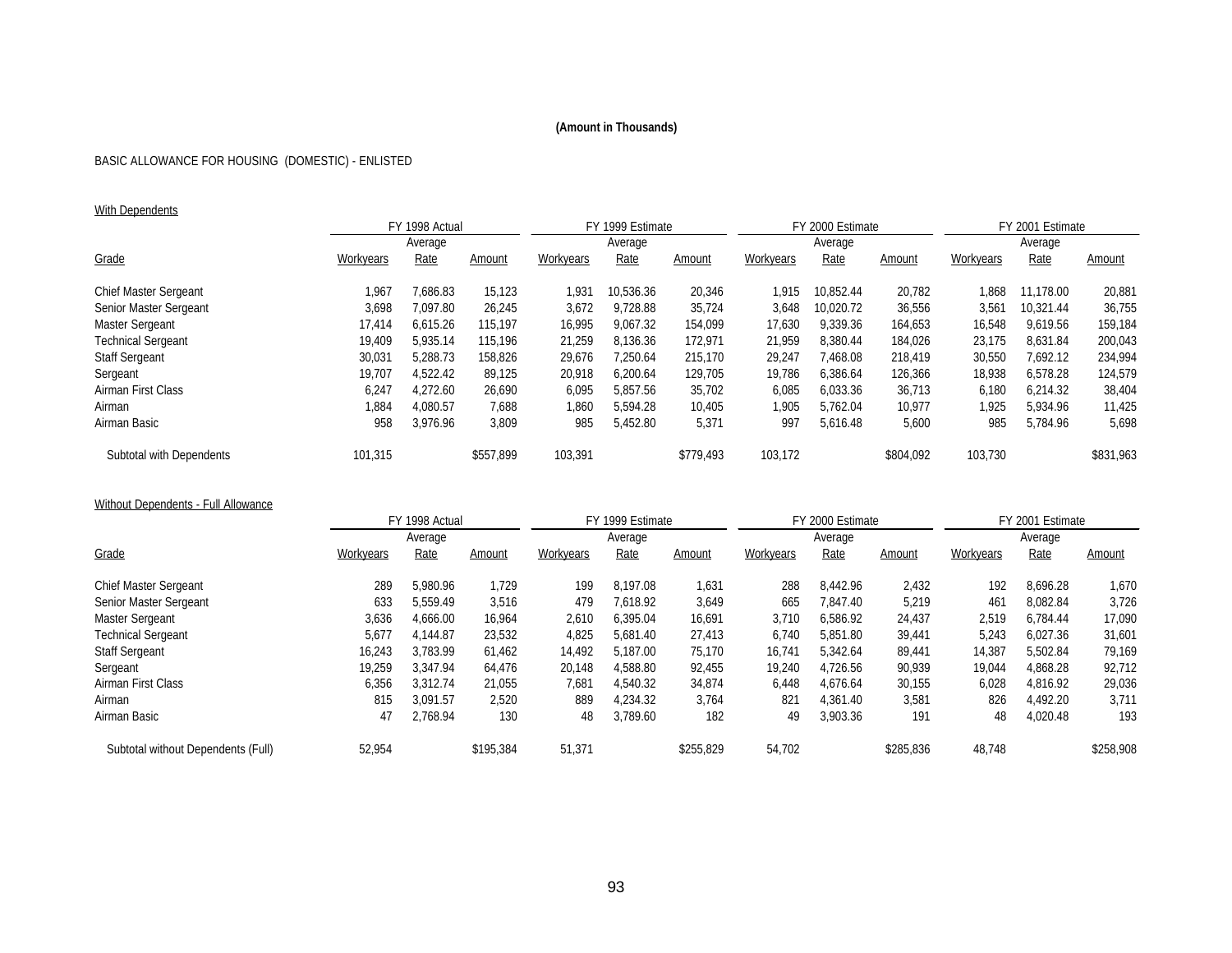**(Amount in Thousands)**

BASIC ALLOWANCE FOR HOUSING (DOMESTIC) - ENLISTED

With Dependents

| | FY 1998 Actual | | | FY 1999 Estimate | | | FY 2000 Estimate | | | FY 2001 Estimate | | |
|---|---|---|---|---|---|---|---|---|---|---|---|---|
| | | Average | | | Average | | | Average | | | Average | |
| Grade | Workyears | Rate | Amount | Workyears | Rate | Amount | Workyears | Rate | Amount | Workyears | Rate | Amount |
| Chief Master Sergeant | 1,967 | 7,686.83 | 15,123 | 1,931 | 10,536.36 | 20,346 | 1,915 | 10,852.44 | 20,782 | 1,868 | 11,178.00 | 20,881 |
| Senior Master Sergeant | 3,698 | 7,097.80 | 26,245 | 3,672 | 9,728.88 | 35,724 | 3,648 | 10,020.72 | 36,556 | 3,561 | 10,321.44 | 36,755 |
| Master Sergeant | 17,414 | 6,615.26 | 115,197 | 16,995 | 9,067.32 | 154,099 | 17,630 | 9,339.36 | 164,653 | 16,548 | 9,619.56 | 159,184 |
| Technical Sergeant | 19,409 | 5,935.14 | 115,196 | 21,259 | 8,136.36 | 172,971 | 21,959 | 8,380.44 | 184,026 | 23,175 | 8,631.84 | 200,043 |
| Staff Sergeant | 30,031 | 5,288.73 | 158,826 | 29,676 | 7,250.64 | 215,170 | 29,247 | 7,468.08 | 218,419 | 30,550 | 7,692.12 | 234,994 |
| Sergeant | 19,707 | 4,522.42 | 89,125 | 20,918 | 6,200.64 | 129,705 | 19,786 | 6,386.64 | 126,366 | 18,938 | 6,578.28 | 124,579 |
| Airman First Class | 6,247 | 4,272.60 | 26,690 | 6,095 | 5,857.56 | 35,702 | 6,085 | 6,033.36 | 36,713 | 6,180 | 6,214.32 | 38,404 |
| Airman | 1,884 | 4,080.57 | 7,688 | 1,860 | 5,594.28 | 10,405 | 1,905 | 5,762.04 | 10,977 | 1,925 | 5,934.96 | 11,425 |
| Airman Basic | 958 | 3,976.96 | 3,809 | 985 | 5,452.80 | 5,371 | 997 | 5,616.48 | 5,600 | 985 | 5,784.96 | 5,698 |
| Subtotal with Dependents | 101,315 | | $557,899 | 103,391 | | $779,493 | 103,172 | | $804,092 | 103,730 | | $831,963 |

Without Dependents - Full Allowance

| | FY 1998 Actual | | | FY 1999 Estimate | | | FY 2000 Estimate | | | FY 2001 Estimate | | |
|---|---|---|---|---|---|---|---|---|---|---|---|---|
| | | Average | | | Average | | | Average | | | Average | |
| Grade | Workyears | Rate | Amount | Workyears | Rate | Amount | Workyears | Rate | Amount | Workyears | Rate | Amount |
| Chief Master Sergeant | 289 | 5,980.96 | 1,729 | 199 | 8,197.08 | 1,631 | 288 | 8,442.96 | 2,432 | 192 | 8,696.28 | 1,670 |
| Senior Master Sergeant | 633 | 5,559.49 | 3,516 | 479 | 7,618.92 | 3,649 | 665 | 7,847.40 | 5,219 | 461 | 8,082.84 | 3,726 |
| Master Sergeant | 3,636 | 4,666.00 | 16,964 | 2,610 | 6,395.04 | 16,691 | 3,710 | 6,586.92 | 24,437 | 2,519 | 6,784.44 | 17,090 |
| Technical Sergeant | 5,677 | 4,144.87 | 23,532 | 4,825 | 5,681.40 | 27,413 | 6,740 | 5,851.80 | 39,441 | 5,243 | 6,027.36 | 31,601 |
| Staff Sergeant | 16,243 | 3,783.99 | 61,462 | 14,492 | 5,187.00 | 75,170 | 16,741 | 5,342.64 | 89,441 | 14,387 | 5,502.84 | 79,169 |
| Sergeant | 19,259 | 3,347.94 | 64,476 | 20,148 | 4,588.80 | 92,455 | 19,240 | 4,726.56 | 90,939 | 19,044 | 4,868.28 | 92,712 |
| Airman First Class | 6,356 | 3,312.74 | 21,055 | 7,681 | 4,540.32 | 34,874 | 6,448 | 4,676.64 | 30,155 | 6,028 | 4,816.92 | 29,036 |
| Airman | 815 | 3,091.57 | 2,520 | 889 | 4,234.32 | 3,764 | 821 | 4,361.40 | 3,581 | 826 | 4,492.20 | 3,711 |
| Airman Basic | 47 | 2,768.94 | 130 | 48 | 3,789.60 | 182 | 49 | 3,903.36 | 191 | 48 | 4,020.48 | 193 |
| Subtotal without Dependents (Full) | 52,954 | | $195,384 | 51,371 | | $255,829 | 54,702 | | $285,836 | 48,748 | | $258,908 |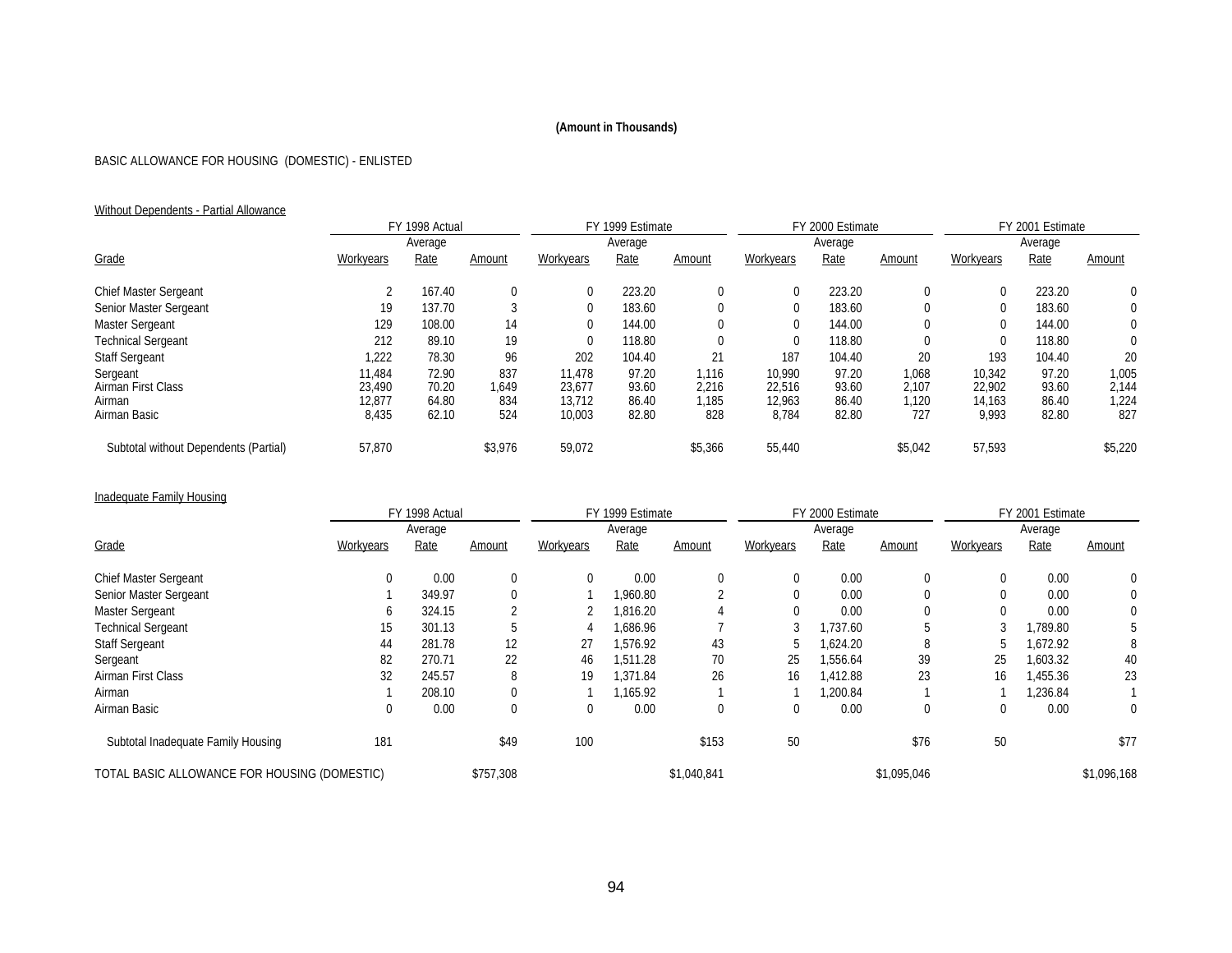**(Amount in Thousands)**

BASIC ALLOWANCE FOR HOUSING (DOMESTIC) - ENLISTED

Without Dependents - Partial Allowance

| | FY 1998 Actual | | | FY 1999 Estimate | | | FY 2000 Estimate | | | FY 2001 Estimate | | |
|---|---|---|---|---|---|---|---|---|---|---|---|---|
| Grade | Workyears | Average Rate | Amount | Workyears | Average Rate | Amount | Workyears | Average Rate | Amount | Workyears | Average Rate | Amount |
| Chief Master Sergeant | 2 | 167.40 | 0 | 0 | 223.20 | 0 | 0 | 223.20 | 0 | 0 | 223.20 | 0 |
| Senior Master Sergeant | 19 | 137.70 | 3 | 0 | 183.60 | 0 | 0 | 183.60 | 0 | 0 | 183.60 | 0 |
| Master Sergeant | 129 | 108.00 | 14 | 0 | 144.00 | 0 | 0 | 144.00 | 0 | 0 | 144.00 | 0 |
| Technical Sergeant | 212 | 89.10 | 19 | 0 | 118.80 | 0 | 0 | 118.80 | 0 | 0 | 118.80 | 0 |
| Staff Sergeant | 1,222 | 78.30 | 96 | 202 | 104.40 | 21 | 187 | 104.40 | 20 | 193 | 104.40 | 20 |
| Sergeant | 11,484 | 72.90 | 837 | 11,478 | 97.20 | 1,116 | 10,990 | 97.20 | 1,068 | 10,342 | 97.20 | 1,005 |
| Airman First Class | 23,490 | 70.20 | 1,649 | 23,677 | 93.60 | 2,216 | 22,516 | 93.60 | 2,107 | 22,902 | 93.60 | 2,144 |
| Airman | 12,877 | 64.80 | 834 | 13,712 | 86.40 | 1,185 | 12,963 | 86.40 | 1,120 | 14,163 | 86.40 | 1,224 |
| Airman Basic | 8,435 | 62.10 | 524 | 10,003 | 82.80 | 828 | 8,784 | 82.80 | 727 | 9,993 | 82.80 | 827 |
| Subtotal without Dependents (Partial) | 57,870 | | $3,976 | 59,072 | | $5,366 | 55,440 | | $5,042 | 57,593 | | $5,220 |

Inadequate Family Housing

| | FY 1998 Actual | | | FY 1999 Estimate | | | FY 2000 Estimate | | | FY 2001 Estimate | | |
|---|---|---|---|---|---|---|---|---|---|---|---|---|
| Grade | Workyears | Average Rate | Amount | Workyears | Average Rate | Amount | Workyears | Average Rate | Amount | Workyears | Average Rate | Amount |
| Chief Master Sergeant | 0 | 0.00 | 0 | 0 | 0.00 | 0 | 0 | 0.00 | 0 | 0 | 0.00 | 0 |
| Senior Master Sergeant | 1 | 349.97 | 0 | 1 | 1,960.80 | 2 | 0 | 0.00 | 0 | 0 | 0.00 | 0 |
| Master Sergeant | 6 | 324.15 | 2 | 2 | 1,816.20 | 4 | 0 | 0.00 | 0 | 0 | 0.00 | 0 |
| Technical Sergeant | 15 | 301.13 | 5 | 4 | 1,686.96 | 7 | 3 | 1,737.60 | 5 | 3 | 1,789.80 | 5 |
| Staff Sergeant | 44 | 281.78 | 12 | 27 | 1,576.92 | 43 | 5 | 1,624.20 | 8 | 5 | 1,672.92 | 8 |
| Sergeant | 82 | 270.71 | 22 | 46 | 1,511.28 | 70 | 25 | 1,556.64 | 39 | 25 | 1,603.32 | 40 |
| Airman First Class | 32 | 245.57 | 8 | 19 | 1,371.84 | 26 | 16 | 1,412.88 | 23 | 16 | 1,455.36 | 23 |
| Airman | 1 | 208.10 | 0 | 1 | 1,165.92 | 1 | 1 | 1,200.84 | 1 | 1 | 1,236.84 | 1 |
| Airman Basic | 0 | 0.00 | 0 | 0 | 0.00 | 0 | 0 | 0.00 | 0 | 0 | 0.00 | 0 |
| Subtotal Inadequate Family Housing | 181 | | $49 | 100 | | $153 | 50 | | $76 | 50 | | $77 |
| TOTAL BASIC ALLOWANCE FOR HOUSING (DOMESTIC) | | | $757,308 | | | $1,040,841 | | | $1,095,046 | | | $1,096,168 |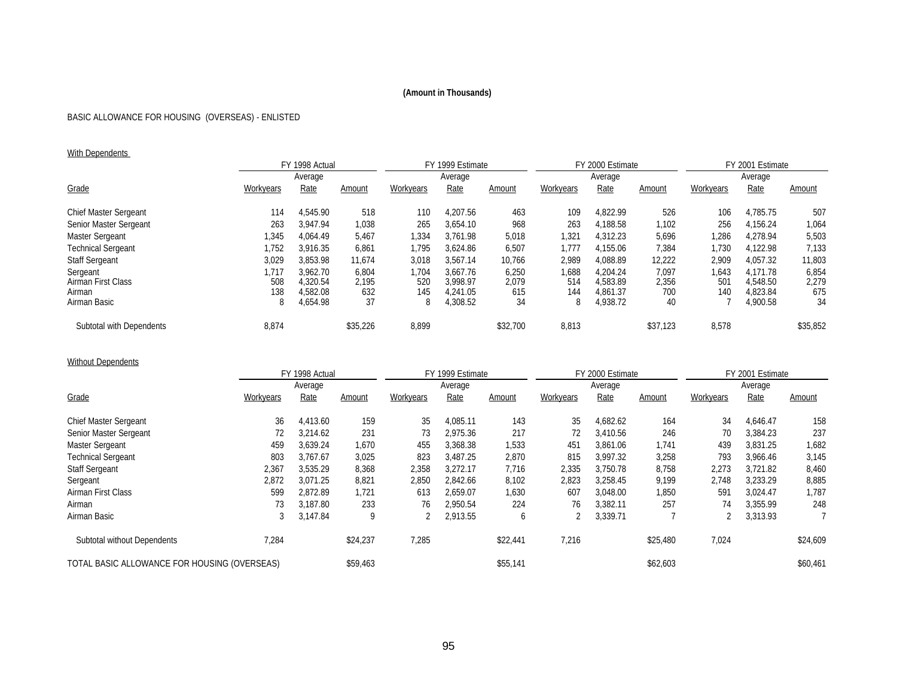**(Amount in Thousands)**

BASIC ALLOWANCE FOR HOUSING (OVERSEAS) - ENLISTED

With Dependents

| | FY 1998 Actual | | | FY 1999 Estimate | | | FY 2000 Estimate | | | FY 2001 Estimate | | |
|---|---|---|---|---|---|---|---|---|---|---|---|---|
| Grade | Workyears | Average Rate | Amount | Workyears | Average Rate | Amount | Workyears | Average Rate | Amount | Workyears | Average Rate | Amount |
| Chief Master Sergeant | 114 | 4,545.90 | 518 | 110 | 4,207.56 | 463 | 109 | 4,822.99 | 526 | 106 | 4,785.75 | 507 |
| Senior Master Sergeant | 263 | 3,947.94 | 1,038 | 265 | 3,654.10 | 968 | 263 | 4,188.58 | 1,102 | 256 | 4,156.24 | 1,064 |
| Master Sergeant | 1,345 | 4,064.49 | 5,467 | 1,334 | 3,761.98 | 5,018 | 1,321 | 4,312.23 | 5,696 | 1,286 | 4,278.94 | 5,503 |
| Technical Sergeant | 1,752 | 3,916.35 | 6,861 | 1,795 | 3,624.86 | 6,507 | 1,777 | 4,155.06 | 7,384 | 1,730 | 4,122.98 | 7,133 |
| Staff Sergeant | 3,029 | 3,853.98 | 11,674 | 3,018 | 3,567.14 | 10,766 | 2,989 | 4,088.89 | 12,222 | 2,909 | 4,057.32 | 11,803 |
| Sergeant | 1,717 | 3,962.70 | 6,804 | 1,704 | 3,667.76 | 6,250 | 1,688 | 4,204.24 | 7,097 | 1,643 | 4,171.78 | 6,854 |
| Airman First Class | 508 | 4,320.54 | 2,195 | 520 | 3,998.97 | 2,079 | 514 | 4,583.89 | 2,356 | 501 | 4,548.50 | 2,279 |
| Airman | 138 | 4,582.08 | 632 | 145 | 4,241.05 | 615 | 144 | 4,861.37 | 700 | 140 | 4,823.84 | 675 |
| Airman Basic | 8 | 4,654.98 | 37 | 8 | 4,308.52 | 34 | 8 | 4,938.72 | 40 | 7 | 4,900.58 | 34 |
| Subtotal with Dependents | 8,874 | | $35,226 | 8,899 | | $32,700 | 8,813 | | $37,123 | 8,578 | | $35,852 |

Without Dependents

| | FY 1998 Actual | | | FY 1999 Estimate | | | FY 2000 Estimate | | | FY 2001 Estimate | | |
|---|---|---|---|---|---|---|---|---|---|---|---|---|
| Grade | Workyears | Average Rate | Amount | Workyears | Average Rate | Amount | Workyears | Average Rate | Amount | Workyears | Average Rate | Amount |
| Chief Master Sergeant | 36 | 4,413.60 | 159 | 35 | 4,085.11 | 143 | 35 | 4,682.62 | 164 | 34 | 4,646.47 | 158 |
| Senior Master Sergeant | 72 | 3,214.62 | 231 | 73 | 2,975.36 | 217 | 72 | 3,410.56 | 246 | 70 | 3,384.23 | 237 |
| Master Sergeant | 459 | 3,639.24 | 1,670 | 455 | 3,368.38 | 1,533 | 451 | 3,861.06 | 1,741 | 439 | 3,831.25 | 1,682 |
| Technical Sergeant | 803 | 3,767.67 | 3,025 | 823 | 3,487.25 | 2,870 | 815 | 3,997.32 | 3,258 | 793 | 3,966.46 | 3,145 |
| Staff Sergeant | 2,367 | 3,535.29 | 8,368 | 2,358 | 3,272.17 | 7,716 | 2,335 | 3,750.78 | 8,758 | 2,273 | 3,721.82 | 8,460 |
| Sergeant | 2,872 | 3,071.25 | 8,821 | 2,850 | 2,842.66 | 8,102 | 2,823 | 3,258.45 | 9,199 | 2,748 | 3,233.29 | 8,885 |
| Airman First Class | 599 | 2,872.89 | 1,721 | 613 | 2,659.07 | 1,630 | 607 | 3,048.00 | 1,850 | 591 | 3,024.47 | 1,787 |
| Airman | 73 | 3,187.80 | 233 | 76 | 2,950.54 | 224 | 76 | 3,382.11 | 257 | 74 | 3,355.99 | 248 |
| Airman Basic | 3 | 3,147.84 | 9 | 2 | 2,913.55 | 6 | 2 | 3,339.71 | 7 | 2 | 3,313.93 | 7 |
| Subtotal without Dependents | 7,284 | | $24,237 | 7,285 | | $22,441 | 7,216 | | $25,480 | 7,024 | | $24,609 |
| TOTAL BASIC ALLOWANCE FOR HOUSING (OVERSEAS) | | | $59,463 | | | $55,141 | | | $62,603 | | | $60,461 |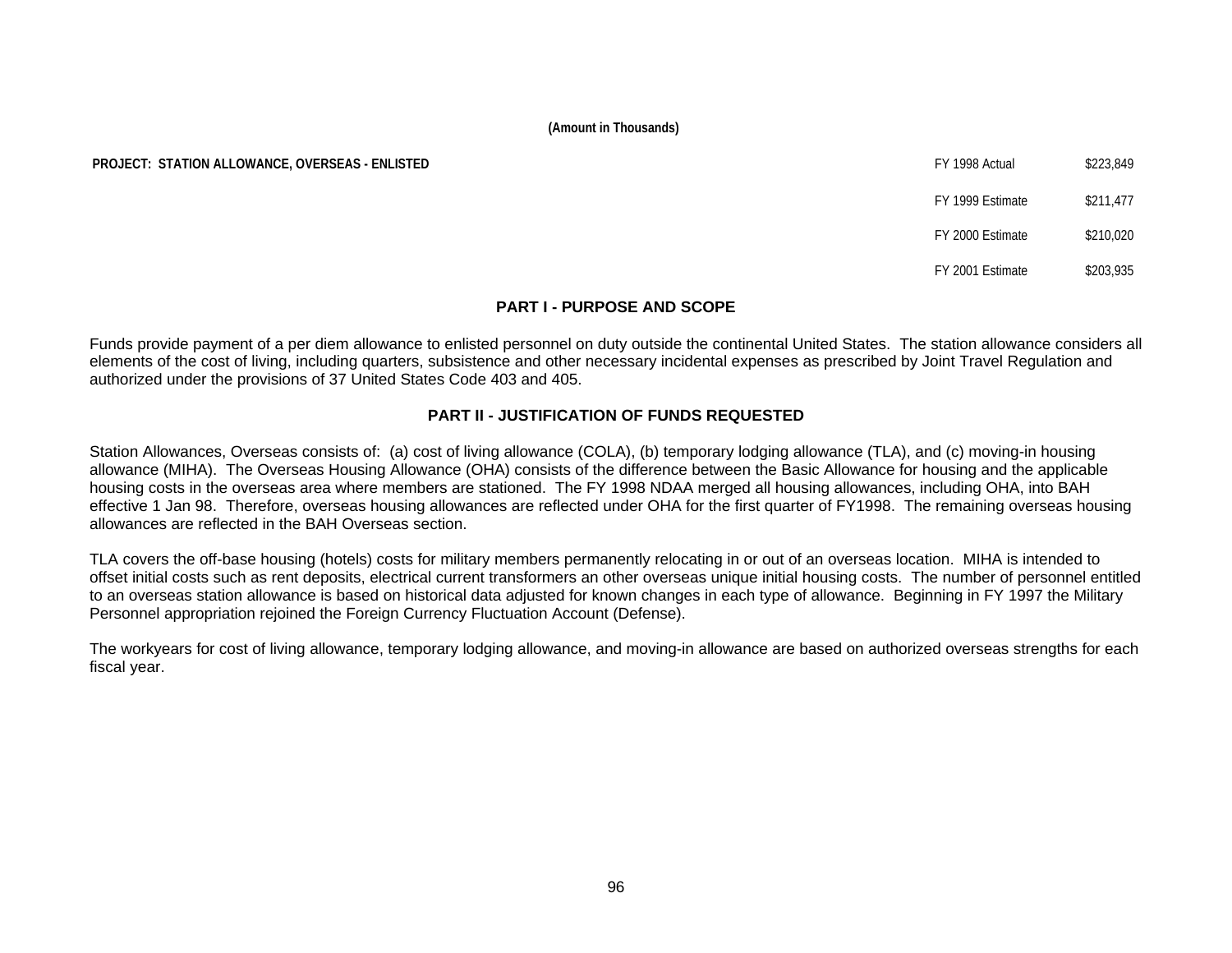(Amount in Thousands)

**PROJECT: STATION ALLOWANCE, OVERSEAS - ENLISTED**

| | |
|---|---|
| FY 1998 Actual | $223,849 |
| FY 1999 Estimate | $211,477 |
| FY 2000 Estimate | $210,020 |
| FY 2001 Estimate | $203,935 |

## PART I - PURPOSE AND SCOPE

Funds provide payment of a per diem allowance to enlisted personnel on duty outside the continental United States. The station allowance considers all elements of the cost of living, including quarters, subsistence and other necessary incidental expenses as prescribed by Joint Travel Regulation and authorized under the provisions of 37 United States Code 403 and 405.

## PART II - JUSTIFICATION OF FUNDS REQUESTED

Station Allowances, Overseas consists of: (a) cost of living allowance (COLA), (b) temporary lodging allowance (TLA), and (c) moving-in housing allowance (MIHA). The Overseas Housing Allowance (OHA) consists of the difference between the Basic Allowance for housing and the applicable housing costs in the overseas area where members are stationed. The FY 1998 NDAA merged all housing allowances, including OHA, into BAH effective 1 Jan 98. Therefore, overseas housing allowances are reflected under OHA for the first quarter of FY1998. The remaining overseas housing allowances are reflected in the BAH Overseas section.

TLA covers the off-base housing (hotels) costs for military members permanently relocating in or out of an overseas location. MIHA is intended to offset initial costs such as rent deposits, electrical current transformers an other overseas unique initial housing costs. The number of personnel entitled to an overseas station allowance is based on historical data adjusted for known changes in each type of allowance. Beginning in FY 1997 the Military Personnel appropriation rejoined the Foreign Currency Fluctuation Account (Defense).

The workyears for cost of living allowance, temporary lodging allowance, and moving-in allowance are based on authorized overseas strengths for each fiscal year.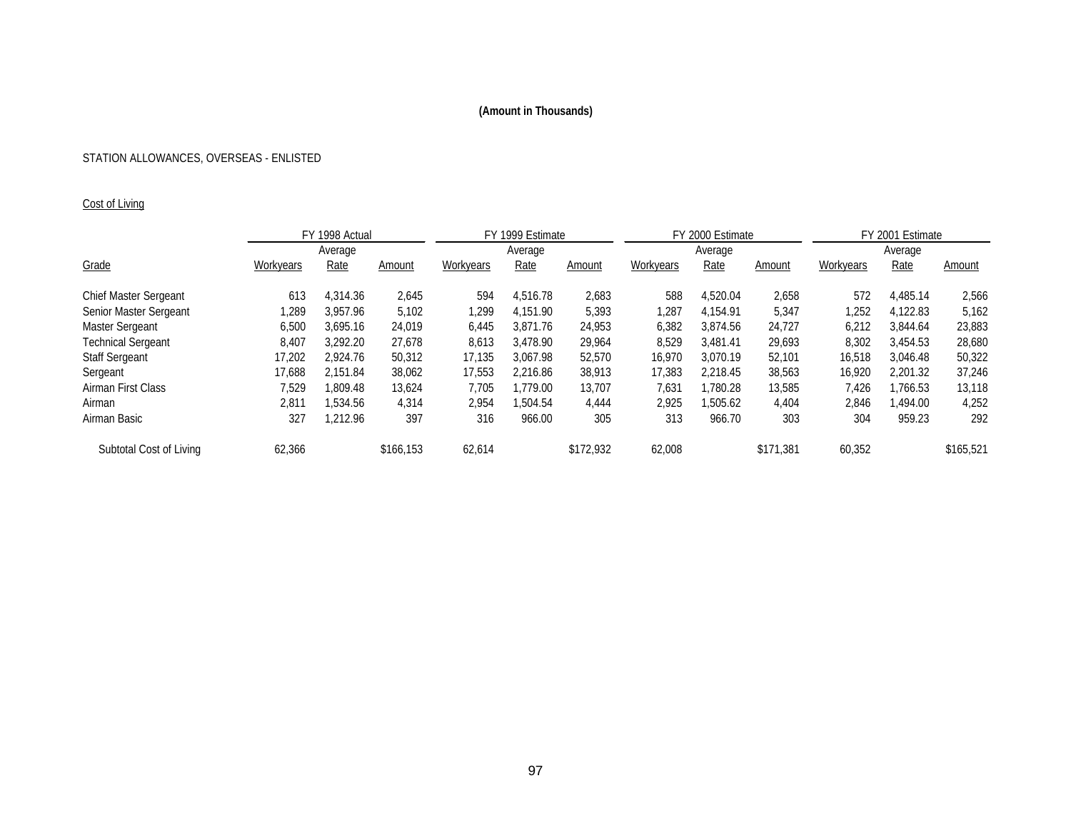**(Amount in Thousands)**

STATION ALLOWANCES, OVERSEAS - ENLISTED

Cost of Living

| | FY 1998 Actual | | | FY 1999 Estimate | | | FY 2000 Estimate | | | FY 2001 Estimate | | |
|---|---|---|---|---|---|---|---|---|---|---|---|---|
| Grade | Workyears | Average Rate | Amount | Workyears | Average Rate | Amount | Workyears | Average Rate | Amount | Workyears | Average Rate | Amount |
| Chief Master Sergeant | 613 | 4,314.36 | 2,645 | 594 | 4,516.78 | 2,683 | 588 | 4,520.04 | 2,658 | 572 | 4,485.14 | 2,566 |
| Senior Master Sergeant | 1,289 | 3,957.96 | 5,102 | 1,299 | 4,151.90 | 5,393 | 1,287 | 4,154.91 | 5,347 | 1,252 | 4,122.83 | 5,162 |
| Master Sergeant | 6,500 | 3,695.16 | 24,019 | 6,445 | 3,871.76 | 24,953 | 6,382 | 3,874.56 | 24,727 | 6,212 | 3,844.64 | 23,883 |
| Technical Sergeant | 8,407 | 3,292.20 | 27,678 | 8,613 | 3,478.90 | 29,964 | 8,529 | 3,481.41 | 29,693 | 8,302 | 3,454.53 | 28,680 |
| Staff Sergeant | 17,202 | 2,924.76 | 50,312 | 17,135 | 3,067.98 | 52,570 | 16,970 | 3,070.19 | 52,101 | 16,518 | 3,046.48 | 50,322 |
| Sergeant | 17,688 | 2,151.84 | 38,062 | 17,553 | 2,216.86 | 38,913 | 17,383 | 2,218.45 | 38,563 | 16,920 | 2,201.32 | 37,246 |
| Airman First Class | 7,529 | 1,809.48 | 13,624 | 7,705 | 1,779.00 | 13,707 | 7,631 | 1,780.28 | 13,585 | 7,426 | 1,766.53 | 13,118 |
| Airman | 2,811 | 1,534.56 | 4,314 | 2,954 | 1,504.54 | 4,444 | 2,925 | 1,505.62 | 4,404 | 2,846 | 1,494.00 | 4,252 |
| Airman Basic | 327 | 1,212.96 | 397 | 316 | 966.00 | 305 | 313 | 966.70 | 303 | 304 | 959.23 | 292 |
| Subtotal Cost of Living | 62,366 | | $166,153 | 62,614 | | $172,932 | 62,008 | | $171,381 | 60,352 | | $165,521 |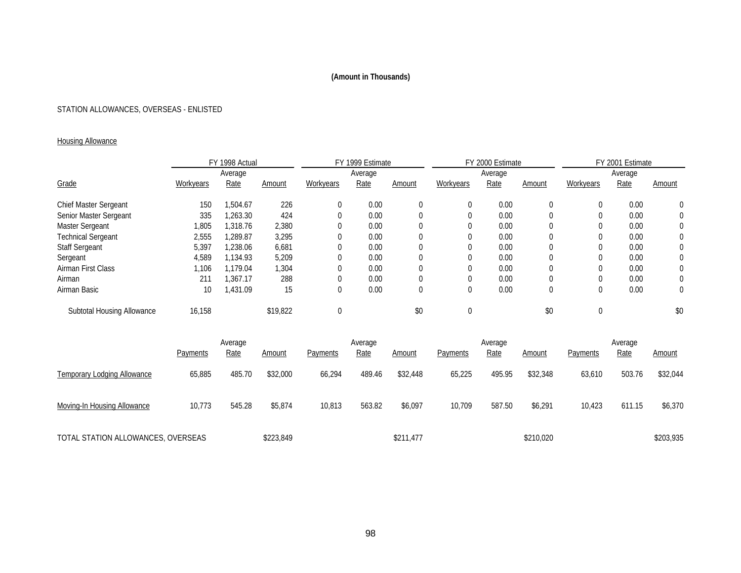**(Amount in Thousands)**

STATION ALLOWANCES, OVERSEAS - ENLISTED

Housing Allowance

| | FY 1998 Actual | | | FY 1999 Estimate | | | FY 2000 Estimate | | | FY 2001 Estimate | | |
|---|---|---|---|---|---|---|---|---|---|---|---|---|
| Grade | Workyears | Average Rate | Amount | Workyears | Average Rate | Amount | Workyears | Average Rate | Amount | Workyears | Average Rate | Amount |
| Chief Master Sergeant | 150 | 1,504.67 | 226 | 0 | 0.00 | 0 | 0 | 0.00 | 0 | 0 | 0.00 | 0 |
| Senior Master Sergeant | 335 | 1,263.30 | 424 | 0 | 0.00 | 0 | 0 | 0.00 | 0 | 0 | 0.00 | 0 |
| Master Sergeant | 1,805 | 1,318.76 | 2,380 | 0 | 0.00 | 0 | 0 | 0.00 | 0 | 0 | 0.00 | 0 |
| Technical Sergeant | 2,555 | 1,289.87 | 3,295 | 0 | 0.00 | 0 | 0 | 0.00 | 0 | 0 | 0.00 | 0 |
| Staff Sergeant | 5,397 | 1,238.06 | 6,681 | 0 | 0.00 | 0 | 0 | 0.00 | 0 | 0 | 0.00 | 0 |
| Sergeant | 4,589 | 1,134.93 | 5,209 | 0 | 0.00 | 0 | 0 | 0.00 | 0 | 0 | 0.00 | 0 |
| Airman First Class | 1,106 | 1,179.04 | 1,304 | 0 | 0.00 | 0 | 0 | 0.00 | 0 | 0 | 0.00 | 0 |
| Airman | 211 | 1,367.17 | 288 | 0 | 0.00 | 0 | 0 | 0.00 | 0 | 0 | 0.00 | 0 |
| Airman Basic | 10 | 1,431.09 | 15 | 0 | 0.00 | 0 | 0 | 0.00 | 0 | 0 | 0.00 | 0 |
| Subtotal Housing Allowance | 16,158 | | $19,822 | 0 | | $0 | 0 | | $0 | 0 | | $0 |

| | Payments | Average Rate | Amount | Payments | Average Rate | Amount | Payments | Average Rate | Amount | Payments | Average Rate | Amount |
|---|---|---|---|---|---|---|---|---|---|---|---|---|
| Temporary Lodging Allowance | 65,885 | 485.70 | $32,000 | 66,294 | 489.46 | $32,448 | 65,225 | 495.95 | $32,348 | 63,610 | 503.76 | $32,044 |
| Moving-In Housing Allowance | 10,773 | 545.28 | $5,874 | 10,813 | 563.82 | $6,097 | 10,709 | 587.50 | $6,291 | 10,423 | 611.15 | $6,370 |
| TOTAL STATION ALLOWANCES, OVERSEAS | | | $223,849 | | | $211,477 | | | $210,020 | | | $203,935 |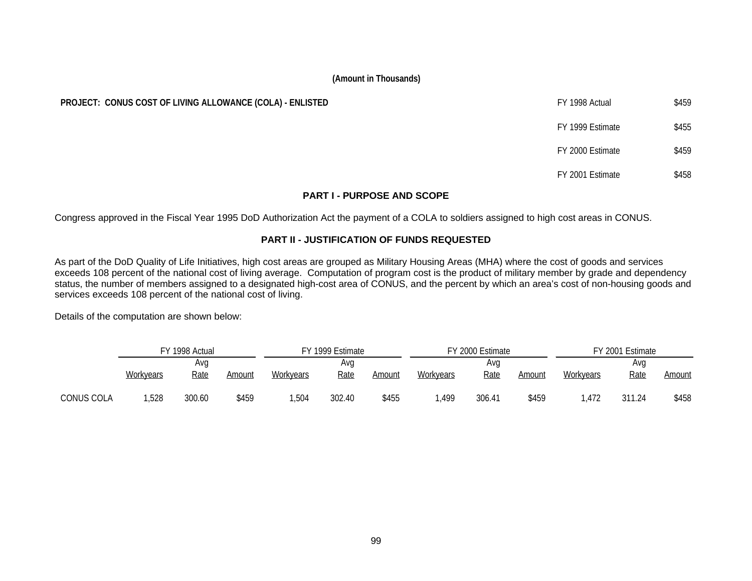**(Amount in Thousands)**

**PROJECT: CONUS COST OF LIVING ALLOWANCE (COLA) - ENLISTED**

| | |
|---|---|
| FY 1998 Actual | $459 |
| FY 1999 Estimate | $455 |
| FY 2000 Estimate | $459 |
| FY 2001 Estimate | $458 |

## PART I - PURPOSE AND SCOPE

Congress approved in the Fiscal Year 1995 DoD Authorization Act the payment of a COLA to soldiers assigned to high cost areas in CONUS.

## PART II - JUSTIFICATION OF FUNDS REQUESTED

As part of the DoD Quality of Life Initiatives, high cost areas are grouped as Military Housing Areas (MHA) where the cost of goods and services exceeds 108 percent of the national cost of living average. Computation of program cost is the product of military member by grade and dependency status, the number of members assigned to a designated high-cost area of CONUS, and the percent by which an area's cost of non-housing goods and services exceeds 108 percent of the national cost of living.

Details of the computation are shown below:

| | FY 1998 Actual | | | FY 1999 Estimate | | | FY 2000 Estimate | | | FY 2001 Estimate | | |
|---|---|---|---|---|---|---|---|---|---|---|---|---|
| | Workyears | Avg Rate | Amount | Workyears | Avg Rate | Amount | Workyears | Avg Rate | Amount | Workyears | Avg Rate | Amount |
| CONUS COLA | 1,528 | 300.60 | $459 | 1,504 | 302.40 | $455 | 1,499 | 306.41 | $459 | 1,472 | 311.24 | $458 |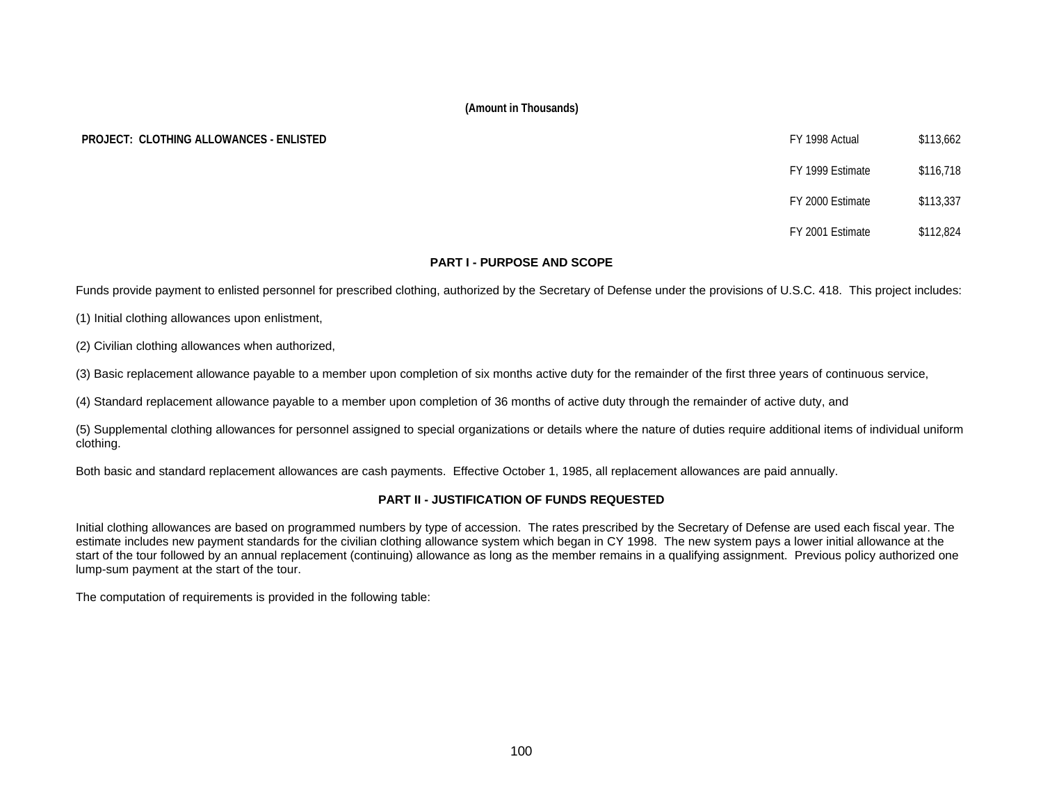**(Amount in Thousands)**

**PROJECT: CLOTHING ALLOWANCES - ENLISTED**

| | |
|---|---|
| FY 1998 Actual | $113,662 |
| FY 1999 Estimate | $116,718 |
| FY 2000 Estimate | $113,337 |
| FY 2001 Estimate | $112,824 |

## PART I - PURPOSE AND SCOPE

Funds provide payment to enlisted personnel for prescribed clothing, authorized by the Secretary of Defense under the provisions of U.S.C. 418. This project includes:

(1) Initial clothing allowances upon enlistment,

(2) Civilian clothing allowances when authorized,

(3) Basic replacement allowance payable to a member upon completion of six months active duty for the remainder of the first three years of continuous service,

(4) Standard replacement allowance payable to a member upon completion of 36 months of active duty through the remainder of active duty, and

(5) Supplemental clothing allowances for personnel assigned to special organizations or details where the nature of duties require additional items of individual uniform clothing.

Both basic and standard replacement allowances are cash payments. Effective October 1, 1985, all replacement allowances are paid annually.

## PART II - JUSTIFICATION OF FUNDS REQUESTED

Initial clothing allowances are based on programmed numbers by type of accession. The rates prescribed by the Secretary of Defense are used each fiscal year. The estimate includes new payment standards for the civilian clothing allowance system which began in CY 1998. The new system pays a lower initial allowance at the start of the tour followed by an annual replacement (continuing) allowance as long as the member remains in a qualifying assignment. Previous policy authorized one lump-sum payment at the start of the tour.

The computation of requirements is provided in the following table: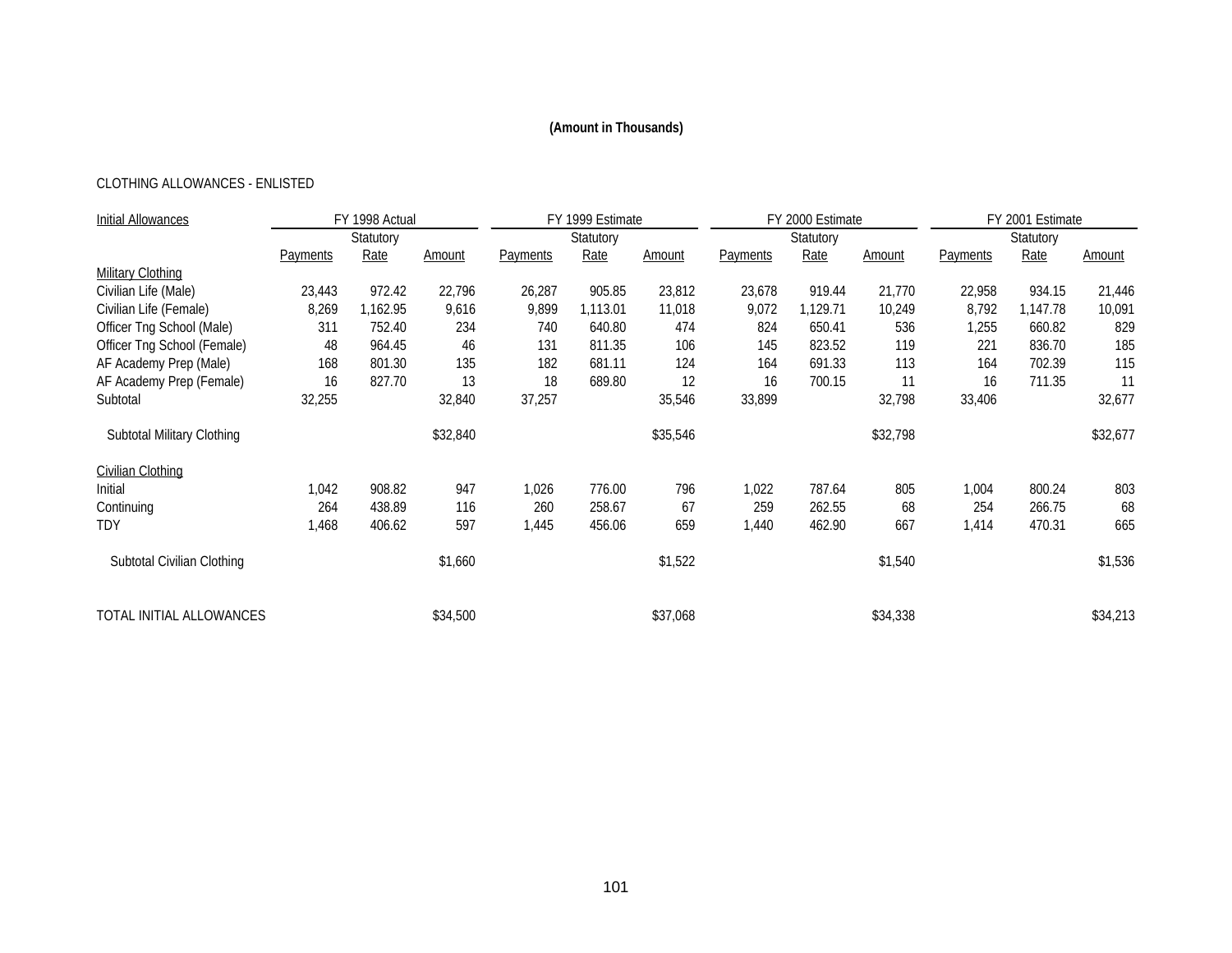**(Amount in Thousands)**

CLOTHING ALLOWANCES - ENLISTED

| Initial Allowances | FY 1998 Actual | | | FY 1999 Estimate | | | FY 2000 Estimate | | | FY 2001 Estimate | | |
|---|---|---|---|---|---|---|---|---|---|---|---|---|
| | | Statutory | | | Statutory | | | Statutory | | | Statutory | |
| | Payments | Rate | Amount | Payments | Rate | Amount | Payments | Rate | Amount | Payments | Rate | Amount |
| Military Clothing | | | | | | | | | | | | |
| Civilian Life (Male) | 23,443 | 972.42 | 22,796 | 26,287 | 905.85 | 23,812 | 23,678 | 919.44 | 21,770 | 22,958 | 934.15 | 21,446 |
| Civilian Life (Female) | 8,269 | 1,162.95 | 9,616 | 9,899 | 1,113.01 | 11,018 | 9,072 | 1,129.71 | 10,249 | 8,792 | 1,147.78 | 10,091 |
| Officer Tng School (Male) | 311 | 752.40 | 234 | 740 | 640.80 | 474 | 824 | 650.41 | 536 | 1,255 | 660.82 | 829 |
| Officer Tng School (Female) | 48 | 964.45 | 46 | 131 | 811.35 | 106 | 145 | 823.52 | 119 | 221 | 836.70 | 185 |
| AF Academy Prep (Male) | 168 | 801.30 | 135 | 182 | 681.11 | 124 | 164 | 691.33 | 113 | 164 | 702.39 | 115 |
| AF Academy Prep (Female) | 16 | 827.70 | 13 | 18 | 689.80 | 12 | 16 | 700.15 | 11 | 16 | 711.35 | 11 |
| Subtotal | 32,255 | | 32,840 | 37,257 | | 35,546 | 33,899 | | 32,798 | 33,406 | | 32,677 |
| Subtotal Military Clothing | | | $32,840 | | | $35,546 | | | $32,798 | | | $32,677 |
| Civilian Clothing | | | | | | | | | | | | |
| Initial | 1,042 | 908.82 | 947 | 1,026 | 776.00 | 796 | 1,022 | 787.64 | 805 | 1,004 | 800.24 | 803 |
| Continuing | 264 | 438.89 | 116 | 260 | 258.67 | 67 | 259 | 262.55 | 68 | 254 | 266.75 | 68 |
| TDY | 1,468 | 406.62 | 597 | 1,445 | 456.06 | 659 | 1,440 | 462.90 | 667 | 1,414 | 470.31 | 665 |
| Subtotal Civilian Clothing | | | $1,660 | | | $1,522 | | | $1,540 | | | $1,536 |
| TOTAL INITIAL ALLOWANCES | | | $34,500 | | | $37,068 | | | $34,338 | | | $34,213 |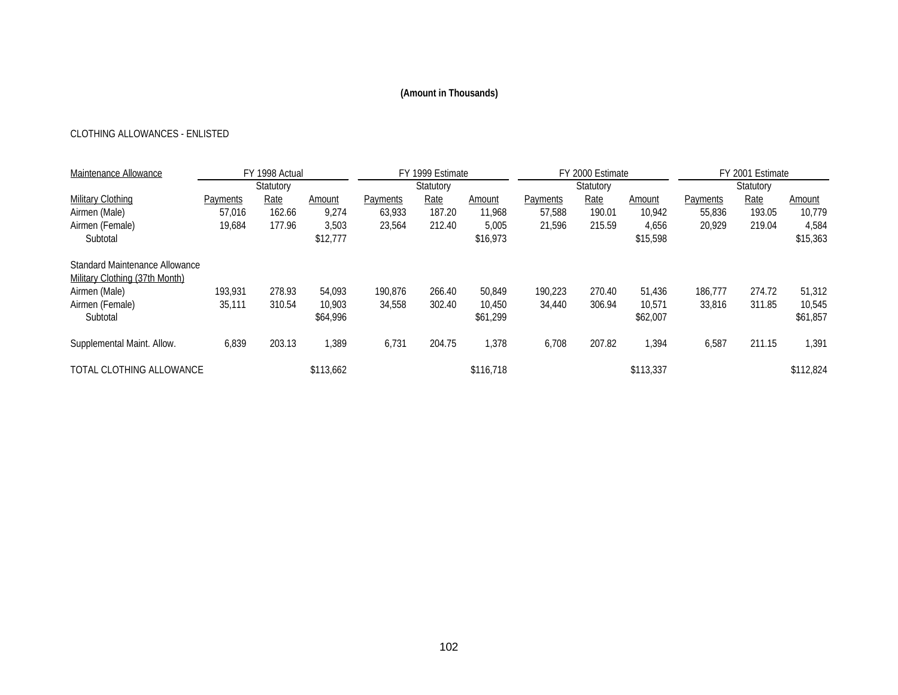**(Amount in Thousands)**

CLOTHING ALLOWANCES - ENLISTED

| Maintenance Allowance | FY 1998 Actual | | | FY 1999 Estimate | | | FY 2000 Estimate | | | FY 2001 Estimate | | |
|---|---|---|---|---|---|---|---|---|---|---|---|---|
| | | Statutory | | | Statutory | | | Statutory | | | Statutory | |
| Military Clothing | Payments | Rate | Amount | Payments | Rate | Amount | Payments | Rate | Amount | Payments | Rate | Amount |
| Airmen (Male) | 57,016 | 162.66 | 9,274 | 63,933 | 187.20 | 11,968 | 57,588 | 190.01 | 10,942 | 55,836 | 193.05 | 10,779 |
| Airmen (Female) | 19,684 | 177.96 | 3,503 | 23,564 | 212.40 | 5,005 | 21,596 | 215.59 | 4,656 | 20,929 | 219.04 | 4,584 |
| Subtotal | | | $12,777 | | | $16,973 | | | $15,598 | | | $15,363 |
| Standard Maintenance Allowance | | | | | | | | | | | | |
| Military Clothing (37th Month) | | | | | | | | | | | | |
| Airmen (Male) | 193,931 | 278.93 | 54,093 | 190,876 | 266.40 | 50,849 | 190,223 | 270.40 | 51,436 | 186,777 | 274.72 | 51,312 |
| Airmen (Female) | 35,111 | 310.54 | 10,903 | 34,558 | 302.40 | 10,450 | 34,440 | 306.94 | 10,571 | 33,816 | 311.85 | 10,545 |
| Subtotal | | | $64,996 | | | $61,299 | | | $62,007 | | | $61,857 |
| Supplemental Maint. Allow. | 6,839 | 203.13 | 1,389 | 6,731 | 204.75 | 1,378 | 6,708 | 207.82 | 1,394 | 6,587 | 211.15 | 1,391 |
| TOTAL CLOTHING ALLOWANCE | | | $113,662 | | | $116,718 | | | $113,337 | | | $112,824 |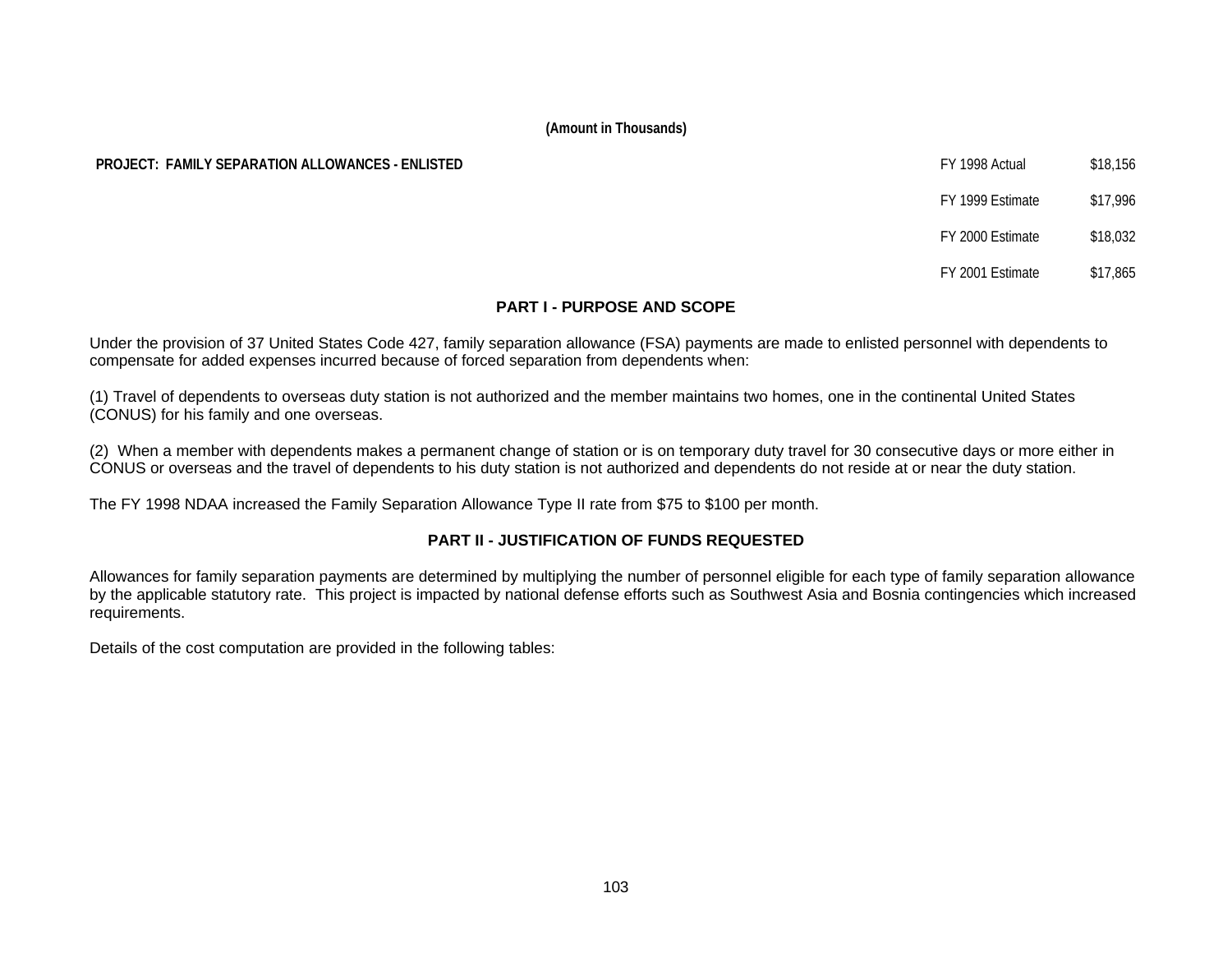**(Amount in Thousands)**

| **PROJECT: FAMILY SEPARATION ALLOWANCES - ENLISTED** | | |
|---|---|---|
| | FY 1998 Actual | $18,156 |
| | FY 1999 Estimate | $17,996 |
| | FY 2000 Estimate | $18,032 |
| | FY 2001 Estimate | $17,865 |

## PART I - PURPOSE AND SCOPE

Under the provision of 37 United States Code 427, family separation allowance (FSA) payments are made to enlisted personnel with dependents to compensate for added expenses incurred because of forced separation from dependents when:

(1) Travel of dependents to overseas duty station is not authorized and the member maintains two homes, one in the continental United States (CONUS) for his family and one overseas.

(2) When a member with dependents makes a permanent change of station or is on temporary duty travel for 30 consecutive days or more either in CONUS or overseas and the travel of dependents to his duty station is not authorized and dependents do not reside at or near the duty station.

The FY 1998 NDAA increased the Family Separation Allowance Type II rate from $75 to $100 per month.

## PART II - JUSTIFICATION OF FUNDS REQUESTED

Allowances for family separation payments are determined by multiplying the number of personnel eligible for each type of family separation allowance by the applicable statutory rate. This project is impacted by national defense efforts such as Southwest Asia and Bosnia contingencies which increased requirements.

Details of the cost computation are provided in the following tables: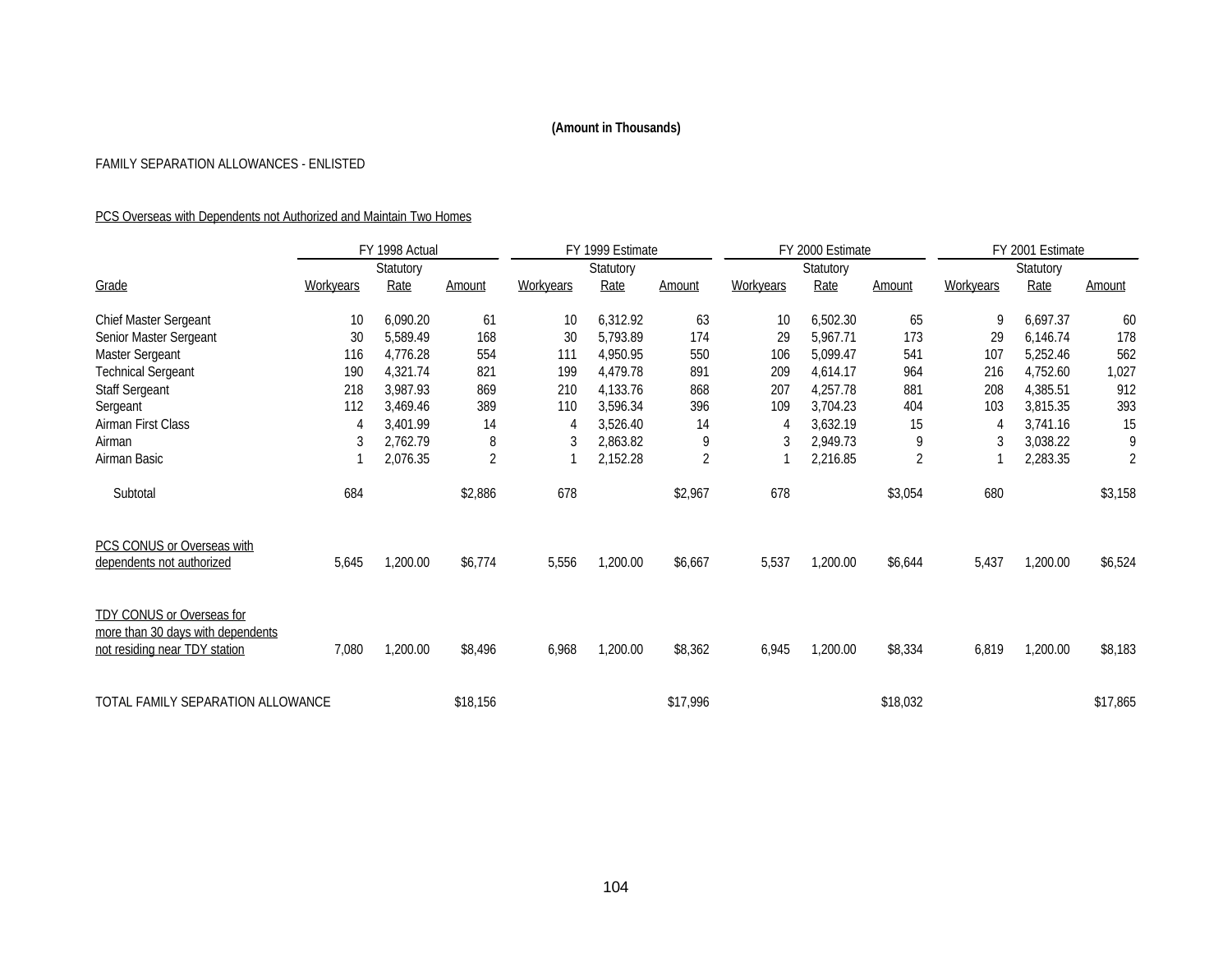**(Amount in Thousands)**

FAMILY SEPARATION ALLOWANCES - ENLISTED

PCS Overseas with Dependents not Authorized and Maintain Two Homes

| | FY 1998 Actual | | | FY 1999 Estimate | | | FY 2000 Estimate | | | FY 2001 Estimate | | |
|---|---|---|---|---|---|---|---|---|---|---|---|---|
| Grade | Workyears | Statutory Rate | Amount | Workyears | Statutory Rate | Amount | Workyears | Statutory Rate | Amount | Workyears | Statutory Rate | Amount |
| Chief Master Sergeant | 10 | 6,090.20 | 61 | 10 | 6,312.92 | 63 | 10 | 6,502.30 | 65 | 9 | 6,697.37 | 60 |
| Senior Master Sergeant | 30 | 5,589.49 | 168 | 30 | 5,793.89 | 174 | 29 | 5,967.71 | 173 | 29 | 6,146.74 | 178 |
| Master Sergeant | 116 | 4,776.28 | 554 | 111 | 4,950.95 | 550 | 106 | 5,099.47 | 541 | 107 | 5,252.46 | 562 |
| Technical Sergeant | 190 | 4,321.74 | 821 | 199 | 4,479.78 | 891 | 209 | 4,614.17 | 964 | 216 | 4,752.60 | 1,027 |
| Staff Sergeant | 218 | 3,987.93 | 869 | 210 | 4,133.76 | 868 | 207 | 4,257.78 | 881 | 208 | 4,385.51 | 912 |
| Sergeant | 112 | 3,469.46 | 389 | 110 | 3,596.34 | 396 | 109 | 3,704.23 | 404 | 103 | 3,815.35 | 393 |
| Airman First Class | 4 | 3,401.99 | 14 | 4 | 3,526.40 | 14 | 4 | 3,632.19 | 15 | 4 | 3,741.16 | 15 |
| Airman | 3 | 2,762.79 | 8 | 3 | 2,863.82 | 9 | 3 | 2,949.73 | 9 | 3 | 3,038.22 | 9 |
| Airman Basic | 1 | 2,076.35 | 2 | 1 | 2,152.28 | 2 | 1 | 2,216.85 | 2 | 1 | 2,283.35 | 2 |
| Subtotal | 684 | | $2,886 | 678 | | $2,967 | 678 | | $3,054 | 680 | | $3,158 |
| PCS CONUS or Overseas with dependents not authorized | 5,645 | 1,200.00 | $6,774 | 5,556 | 1,200.00 | $6,667 | 5,537 | 1,200.00 | $6,644 | 5,437 | 1,200.00 | $6,524 |
| TDY CONUS or Overseas for more than 30 days with dependents not residing near TDY station | 7,080 | 1,200.00 | $8,496 | 6,968 | 1,200.00 | $8,362 | 6,945 | 1,200.00 | $8,334 | 6,819 | 1,200.00 | $8,183 |
| TOTAL FAMILY SEPARATION ALLOWANCE | | | $18,156 | | | $17,996 | | | $18,032 | | | $17,865 |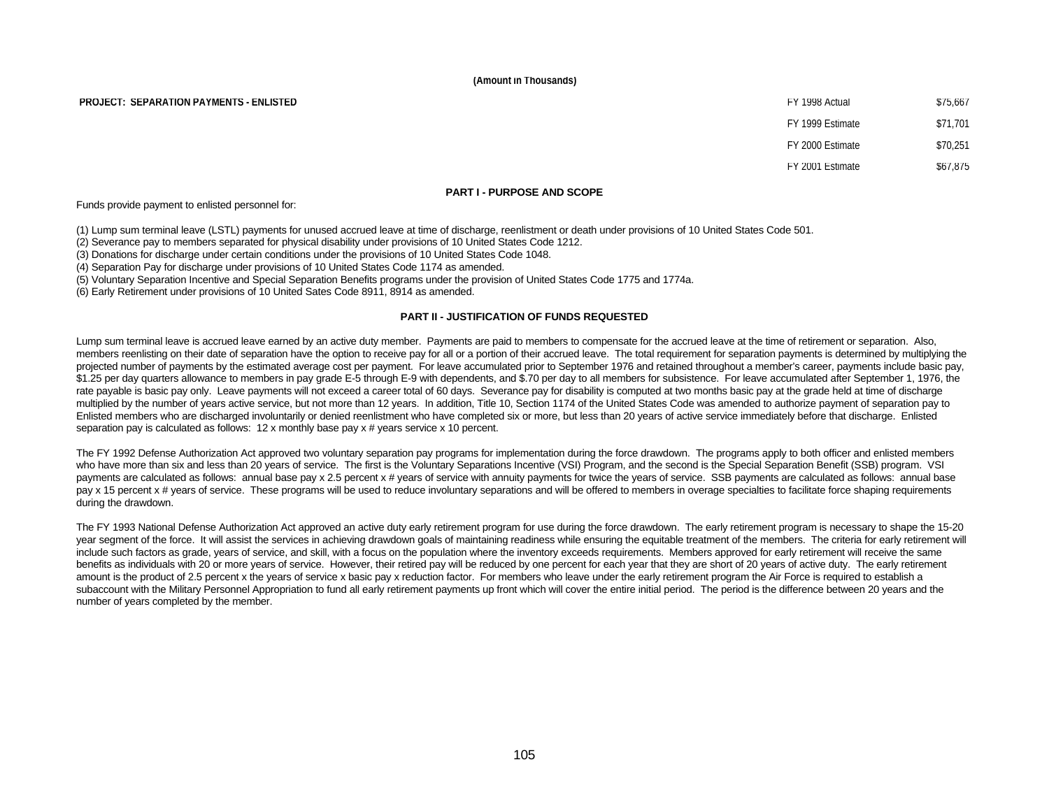(Amount in Thousands)

**PROJECT: SEPARATION PAYMENTS - ENLISTED**

| | |
|---|---|
| FY 1998 Actual | $75,667 |
| FY 1999 Estimate | $71,701 |
| FY 2000 Estimate | $70,251 |
| FY 2001 Estimate | $67,875 |

## PART I - PURPOSE AND SCOPE

Funds provide payment to enlisted personnel for:

(1) Lump sum terminal leave (LSTL) payments for unused accrued leave at time of discharge, reenlistment or death under provisions of 10 United States Code 501.
(2) Severance pay to members separated for physical disability under provisions of 10 United States Code 1212.
(3) Donations for discharge under certain conditions under the provisions of 10 United States Code 1048.
(4) Separation Pay for discharge under provisions of 10 United States Code 1174 as amended.
(5) Voluntary Separation Incentive and Special Separation Benefits programs under the provision of United States Code 1775 and 1774a.
(6) Early Retirement under provisions of 10 United Sates Code 8911, 8914 as amended.

## PART II - JUSTIFICATION OF FUNDS REQUESTED

Lump sum terminal leave is accrued leave earned by an active duty member. Payments are paid to members to compensate for the accrued leave at the time of retirement or separation. Also, members reenlisting on their date of separation have the option to receive pay for all or a portion of their accrued leave. The total requirement for separation payments is determined by multiplying the projected number of payments by the estimated average cost per payment. For leave accumulated prior to September 1976 and retained throughout a member's career, payments include basic pay, $1.25 per day quarters allowance to members in pay grade E-5 through E-9 with dependents, and $.70 per day to all members for subsistence. For leave accumulated after September 1, 1976, the rate payable is basic pay only. Leave payments will not exceed a career total of 60 days. Severance pay for disability is computed at two months basic pay at the grade held at time of discharge multiplied by the number of years active service, but not more than 12 years. In addition, Title 10, Section 1174 of the United States Code was amended to authorize payment of separation pay to Enlisted members who are discharged involuntarily or denied reenlistment who have completed six or more, but less than 20 years of active service immediately before that discharge. Enlisted separation pay is calculated as follows: 12 x monthly base pay x # years service x 10 percent.

The FY 1992 Defense Authorization Act approved two voluntary separation pay programs for implementation during the force drawdown. The programs apply to both officer and enlisted members who have more than six and less than 20 years of service. The first is the Voluntary Separations Incentive (VSI) Program, and the second is the Special Separation Benefit (SSB) program. VSI payments are calculated as follows: annual base pay x 2.5 percent x # years of service with annuity payments for twice the years of service. SSB payments are calculated as follows: annual base pay x 15 percent x # years of service. These programs will be used to reduce involuntary separations and will be offered to members in overage specialties to facilitate force shaping requirements during the drawdown.

The FY 1993 National Defense Authorization Act approved an active duty early retirement program for use during the force drawdown. The early retirement program is necessary to shape the 15-20 year segment of the force. It will assist the services in achieving drawdown goals of maintaining readiness while ensuring the equitable treatment of the members. The criteria for early retirement will include such factors as grade, years of service, and skill, with a focus on the population where the inventory exceeds requirements. Members approved for early retirement will receive the same benefits as individuals with 20 or more years of service. However, their retired pay will be reduced by one percent for each year that they are short of 20 years of active duty. The early retirement amount is the product of 2.5 percent x the years of service x basic pay x reduction factor. For members who leave under the early retirement program the Air Force is required to establish a subaccount with the Military Personnel Appropriation to fund all early retirement payments up front which will cover the entire initial period. The period is the difference between 20 years and the number of years completed by the member.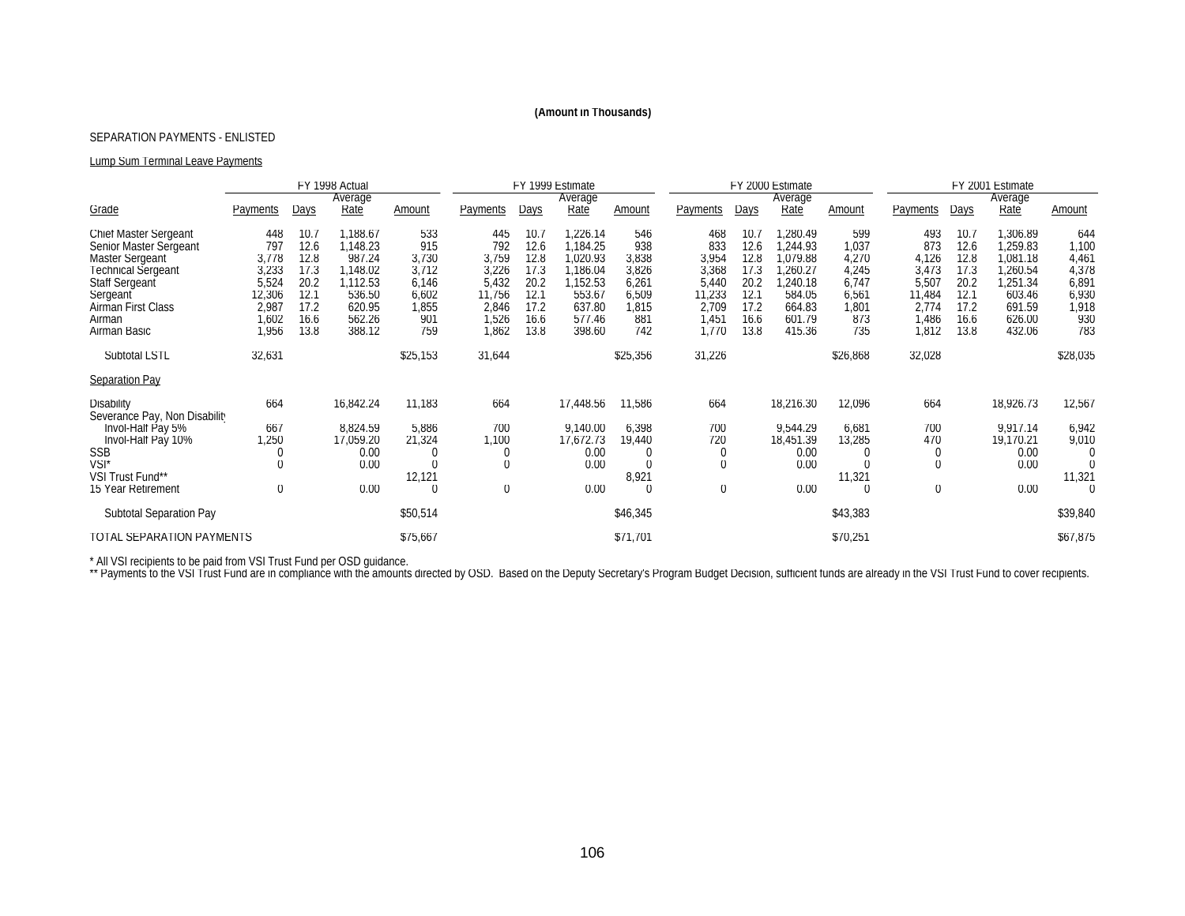**(Amount in Thousands)**

SEPARATION PAYMENTS - ENLISTED

Lump Sum Terminal Leave Payments

| Grade | FY 1998 Actual Payments | Days | Average Rate | Amount | FY 1999 Estimate Payments | Days | Average Rate | Amount | FY 2000 Estimate Payments | Days | Average Rate | Amount | FY 2001 Estimate Payments | Days | Average Rate | Amount |
|---|---|---|---|---|---|---|---|---|---|---|---|---|---|---|---|---|
| Chief Master Sergeant | 448 | 10.7 | 1,188.67 | 533 | 445 | 10.7 | 1,226.14 | 546 | 468 | 10.7 | 1,280.49 | 599 | 493 | 10.7 | 1,306.89 | 644 |
| Senior Master Sergeant | 797 | 12.6 | 1,148.23 | 915 | 792 | 12.6 | 1,184.25 | 938 | 833 | 12.6 | 1,244.93 | 1,037 | 873 | 12.6 | 1,259.83 | 1,100 |
| Master Sergeant | 3,778 | 12.8 | 987.24 | 3,730 | 3,759 | 12.8 | 1,020.93 | 3,838 | 3,954 | 12.8 | 1,079.88 | 4,270 | 4,126 | 12.8 | 1,081.18 | 4,461 |
| Technical Sergeant | 3,233 | 17.3 | 1,148.02 | 3,712 | 3,226 | 17.3 | 1,186.04 | 3,826 | 3,368 | 17.3 | 1,260.27 | 4,245 | 3,473 | 17.3 | 1,260.54 | 4,378 |
| Staff Sergeant | 5,524 | 20.2 | 1,112.53 | 6,146 | 5,432 | 20.2 | 1,152.53 | 6,261 | 5,440 | 20.2 | 1,240.18 | 6,747 | 5,507 | 20.2 | 1,251.34 | 6,891 |
| Sergeant | 12,306 | 12.1 | 536.50 | 6,602 | 11,756 | 12.1 | 553.67 | 6,509 | 11,233 | 12.1 | 584.05 | 6,561 | 11,484 | 12.1 | 603.46 | 6,930 |
| Airman First Class | 2,987 | 17.2 | 620.95 | 1,855 | 2,846 | 17.2 | 637.80 | 1,815 | 2,709 | 17.2 | 664.83 | 1,801 | 2,774 | 17.2 | 691.59 | 1,918 |
| Airman | 1,602 | 16.6 | 562.26 | 901 | 1,526 | 16.6 | 577.46 | 881 | 1,451 | 16.6 | 601.79 | 873 | 1,486 | 16.6 | 626.00 | 930 |
| Airman Basic | 1,956 | 13.8 | 388.12 | 759 | 1,862 | 13.8 | 398.60 | 742 | 1,770 | 13.8 | 415.36 | 735 | 1,812 | 13.8 | 432.06 | 783 |
| Subtotal LSTL | 32,631 | | | $25,153 | 31,644 | | | $25,356 | 31,226 | | | $26,868 | 32,028 | | | $28,035 |
| Separation Pay | | | | | | | | | | | | | | | | |
| Disability | 664 | | 16,842.24 | 11,183 | 664 | | 17,448.56 | 11,586 | 664 | | 18,216.30 | 12,096 | 664 | | 18,926.73 | 12,567 |
| Severance Pay, Non Disability | | | | | | | | | | | | | | | | |
| Invol-Half Pay 5% | 667 | | 8,824.59 | 5,886 | 700 | | 9,140.00 | 6,398 | 700 | | 9,544.29 | 6,681 | 700 | | 9,917.14 | 6,942 |
| Invol-Half Pay 10% | 1,250 | | 17,059.20 | 21,324 | 1,100 | | 17,672.73 | 19,440 | 720 | | 18,451.39 | 13,285 | 470 | | 19,170.21 | 9,010 |
| SSB | 0 | | 0.00 | 0 | 0 | | 0.00 | 0 | 0 | | 0.00 | 0 | 0 | | 0.00 | 0 |
| VSI* | 0 | | 0.00 | 0 | 0 | | 0.00 | 0 | 0 | | 0.00 | 0 | 0 | | 0.00 | 0 |
| VSI Trust Fund** | | | | 12,121 | | | | 8,921 | | | | 11,321 | | | | 11,321 |
| 15 Year Retirement | 0 | | 0.00 | 0 | 0 | | 0.00 | 0 | 0 | | 0.00 | 0 | 0 | | 0.00 | 0 |
| Subtotal Separation Pay | | | | $50,514 | | | | $46,345 | | | | $43,383 | | | | $39,840 |
| TOTAL SEPARATION PAYMENTS | | | | $75,667 | | | | $71,701 | | | | $70,251 | | | | $67,875 |

* All VSI recipients to be paid from VSI Trust Fund per OSD guidance.

** Payments to the VSI Trust Fund are in compliance with the amounts directed by OSD. Based on the Deputy Secretary's Program Budget Decision, sufficient funds are already in the VSI Trust Fund to cover recipients.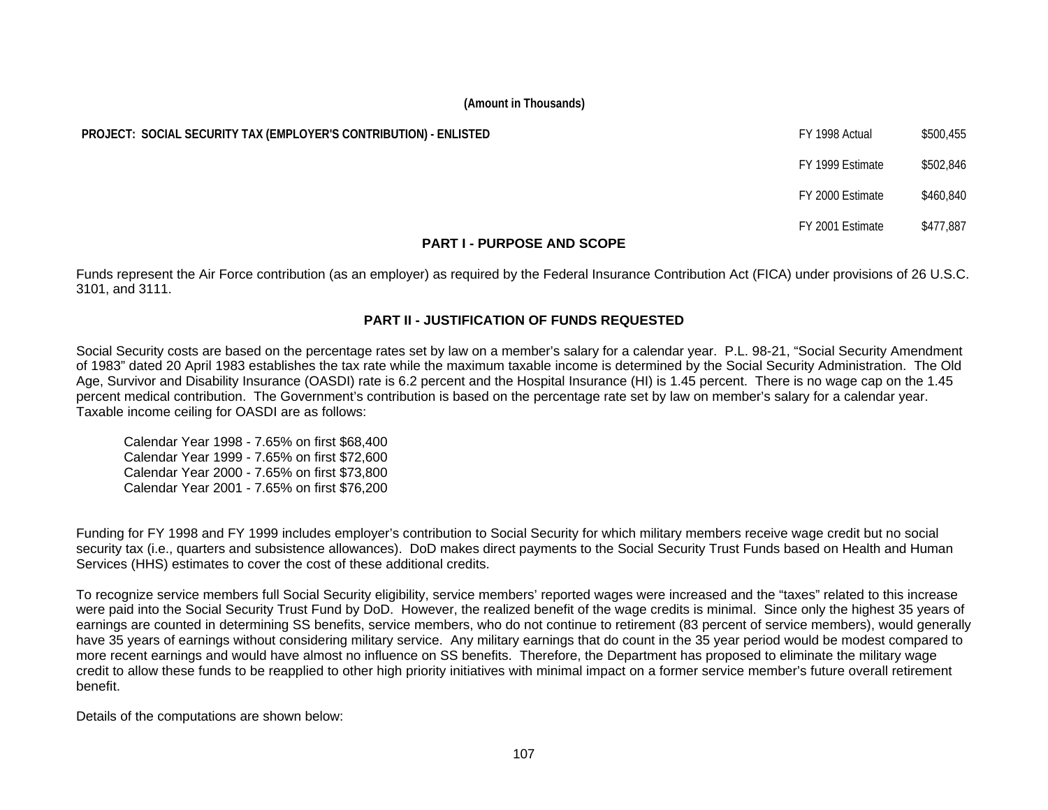(Amount in Thousands)

**PROJECT: SOCIAL SECURITY TAX (EMPLOYER'S CONTRIBUTION) - ENLISTED**

| | |
|---|---|
| FY 1998 Actual | $500,455 |
| FY 1999 Estimate | $502,846 |
| FY 2000 Estimate | $460,840 |
| FY 2001 Estimate | $477,887 |

## PART I - PURPOSE AND SCOPE

Funds represent the Air Force contribution (as an employer) as required by the Federal Insurance Contribution Act (FICA) under provisions of 26 U.S.C. 3101, and 3111.

## PART II - JUSTIFICATION OF FUNDS REQUESTED

Social Security costs are based on the percentage rates set by law on a member's salary for a calendar year. P.L. 98-21, "Social Security Amendment of 1983" dated 20 April 1983 establishes the tax rate while the maximum taxable income is determined by the Social Security Administration. The Old Age, Survivor and Disability Insurance (OASDI) rate is 6.2 percent and the Hospital Insurance (HI) is 1.45 percent. There is no wage cap on the 1.45 percent medical contribution. The Government's contribution is based on the percentage rate set by law on member's salary for a calendar year. Taxable income ceiling for OASDI are as follows:

Calendar Year 1998 - 7.65% on first $68,400
Calendar Year 1999 - 7.65% on first $72,600
Calendar Year 2000 - 7.65% on first $73,800
Calendar Year 2001 - 7.65% on first $76,200

Funding for FY 1998 and FY 1999 includes employer's contribution to Social Security for which military members receive wage credit but no social security tax (i.e., quarters and subsistence allowances). DoD makes direct payments to the Social Security Trust Funds based on Health and Human Services (HHS) estimates to cover the cost of these additional credits.

To recognize service members full Social Security eligibility, service members' reported wages were increased and the "taxes" related to this increase were paid into the Social Security Trust Fund by DoD. However, the realized benefit of the wage credits is minimal. Since only the highest 35 years of earnings are counted in determining SS benefits, service members, who do not continue to retirement (83 percent of service members), would generally have 35 years of earnings without considering military service. Any military earnings that do count in the 35 year period would be modest compared to more recent earnings and would have almost no influence on SS benefits. Therefore, the Department has proposed to eliminate the military wage credit to allow these funds to be reapplied to other high priority initiatives with minimal impact on a former service member's future overall retirement benefit.

Details of the computations are shown below: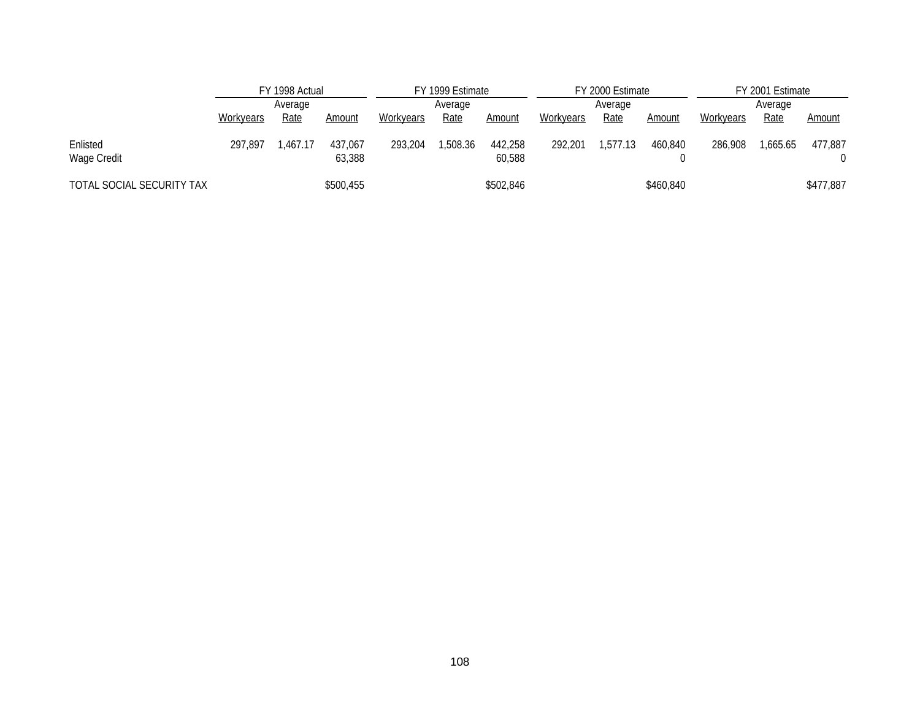| | FY 1998 Actual | | | FY 1999 Estimate | | | FY 2000 Estimate | | | FY 2001 Estimate | | |
|---|---|---|---|---|---|---|---|---|---|---|---|---|
| | Workyears | Average Rate | Amount | Workyears | Average Rate | Amount | Workyears | Average Rate | Amount | Workyears | Average Rate | Amount |
| Enlisted | 297,897 | 1,467.17 | 437,067 | 293,204 | 1,508.36 | 442,258 | 292,201 | 1,577.13 | 460,840 | 286,908 | 1,665.65 | 477,887 |
| Wage Credit | | | 63,388 | | | 60,588 | | | 0 | | | 0 |
| TOTAL SOCIAL SECURITY TAX | | | $500,455 | | | $502,846 | | | $460,840 | | | $477,887 |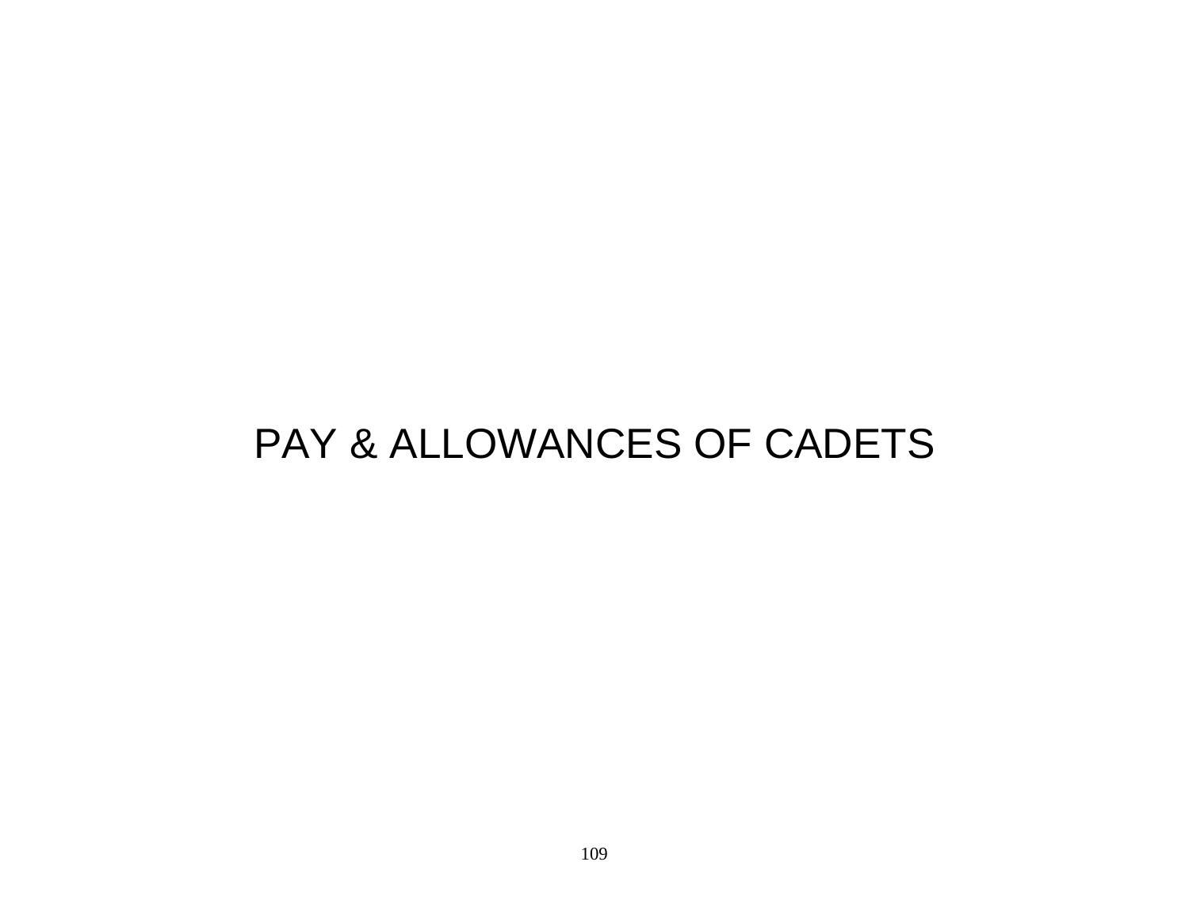# PAY & ALLOWANCES OF CADETS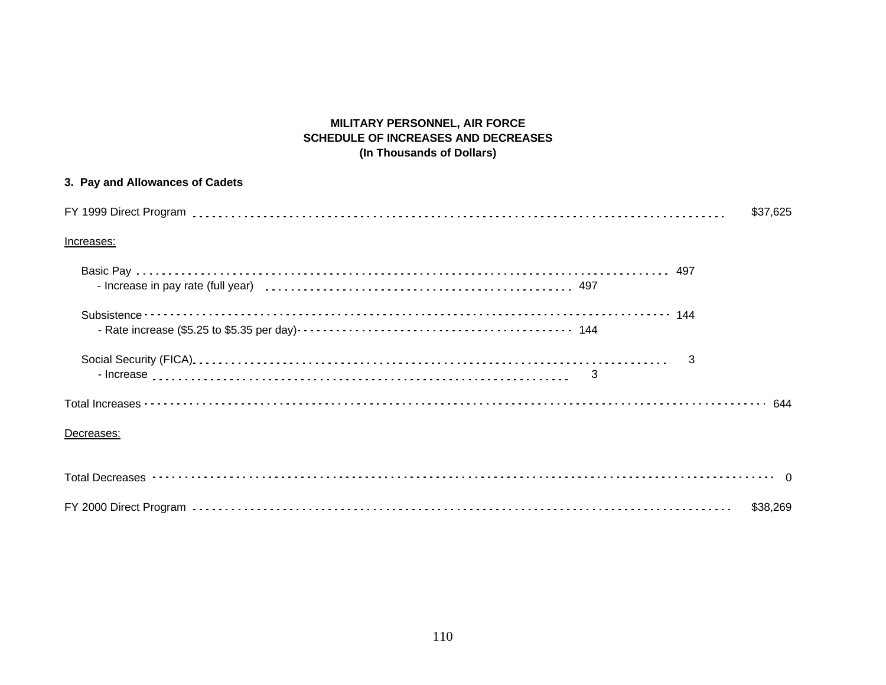**MILITARY PERSONNEL, AIR FORCE**
**SCHEDULE OF INCREASES AND DECREASES**
**(In Thousands of Dollars)**

**3. Pay and Allowances of Cadets**

| | | | |
|---|---|---|---|
| FY 1999 Direct Program | | | $37,625 |
| Increases: | | | |
| Basic Pay | | 497 | |
| - Increase in pay rate (full year) | 497 | | |
| Subsistence | | 144 | |
| - Rate increase ($5.25 to $5.35 per day) | 144 | | |
| Social Security (FICA) | | 3 | |
| - Increase | 3 | | |
| Total Increases | | | 644 |
| Decreases: | | | |
| Total Decreases | | | 0 |
| FY 2000 Direct Program | | | $38,269 |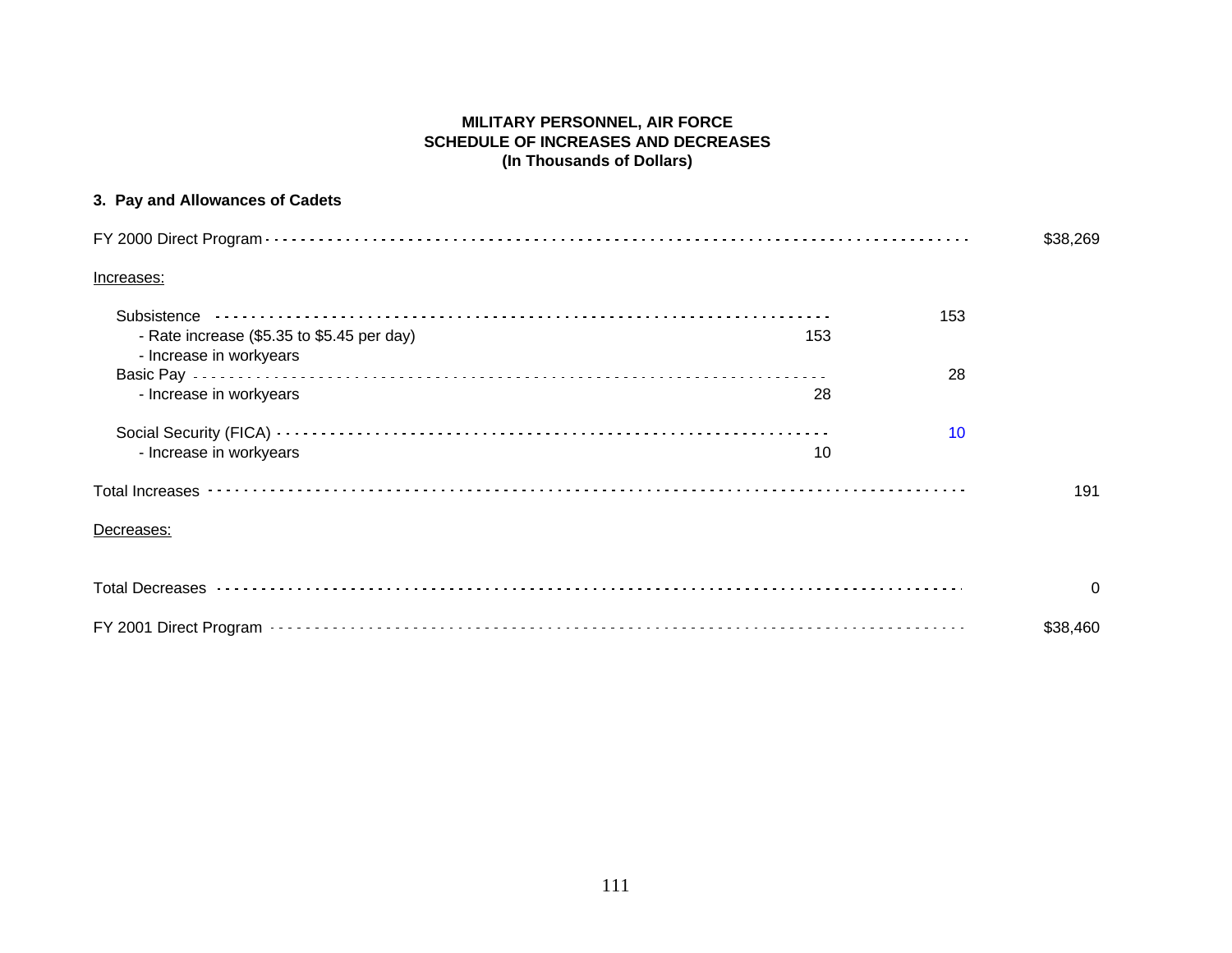**MILITARY PERSONNEL, AIR FORCE**
**SCHEDULE OF INCREASES AND DECREASES**
**(In Thousands of Dollars)**

**3. Pay and Allowances of Cadets**

| | | | |
|---|---|---|---|
| FY 2000 Direct Program | | | $38,269 |
| Increases: | | | |
| Subsistence | | 153 | |
| - Rate increase ($5.35 to $5.45 per day) | 153 | | |
| - Increase in workyears | | | |
| Basic Pay | | 28 | |
| - Increase in workyears | 28 | | |
| Social Security (FICA) | | 10 | |
| - Increase in workyears | 10 | | |
| Total Increases | | | 191 |
| Decreases: | | | |
| Total Decreases | | | 0 |
| FY 2001 Direct Program | | | $38,460 |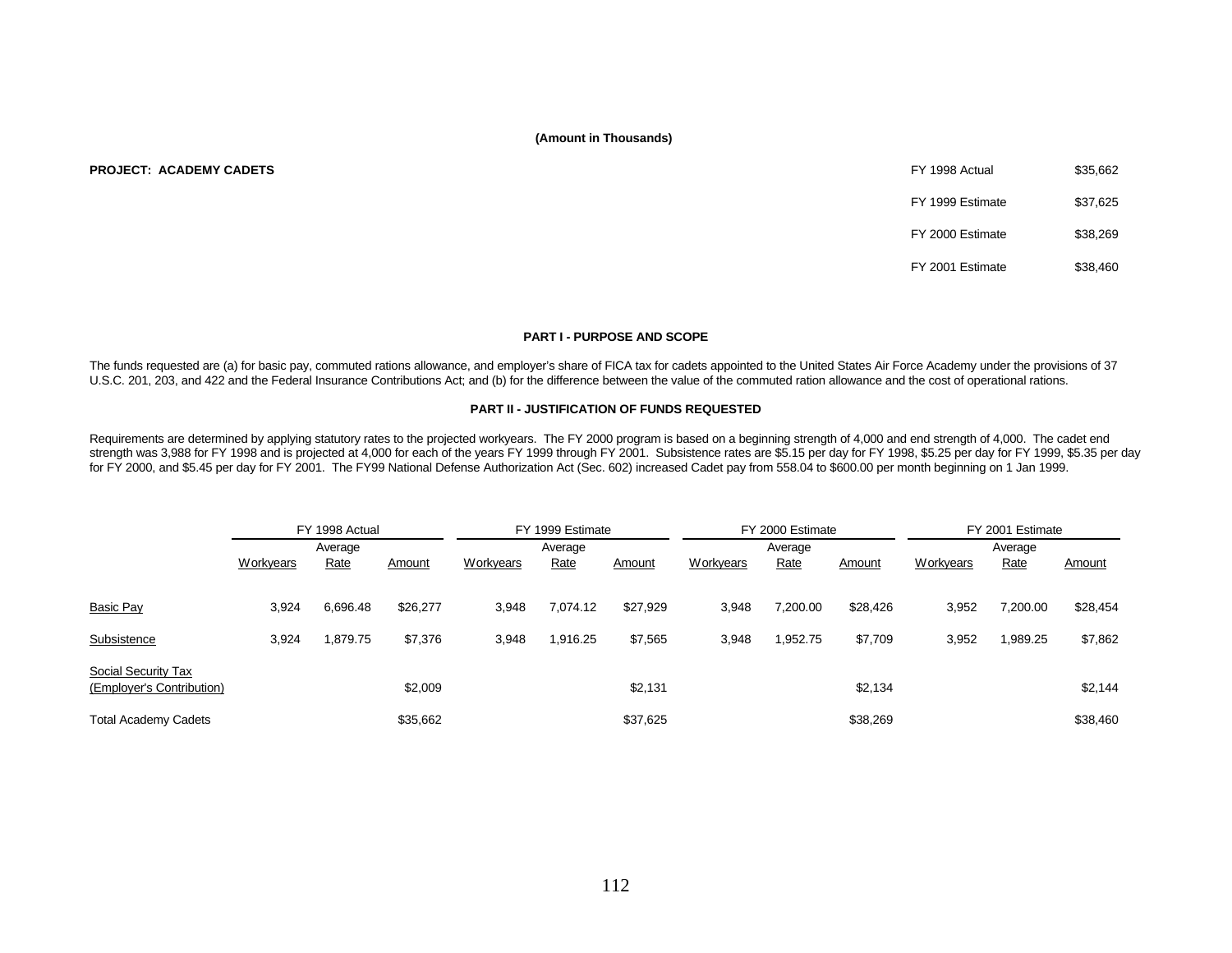**(Amount in Thousands)**

**PROJECT: ACADEMY CADETS**

| | |
|---|---|
| FY 1998 Actual | $35,662 |
| FY 1999 Estimate | $37,625 |
| FY 2000 Estimate | $38,269 |
| FY 2001 Estimate | $38,460 |

**PART I - PURPOSE AND SCOPE**

The funds requested are (a) for basic pay, commuted rations allowance, and employer's share of FICA tax for cadets appointed to the United States Air Force Academy under the provisions of 37 U.S.C. 201, 203, and 422 and the Federal Insurance Contributions Act; and (b) for the difference between the value of the commuted ration allowance and the cost of operational rations.

**PART II - JUSTIFICATION OF FUNDS REQUESTED**

Requirements are determined by applying statutory rates to the projected workyears. The FY 2000 program is based on a beginning strength of 4,000 and end strength of 4,000. The cadet end strength was 3,988 for FY 1998 and is projected at 4,000 for each of the years FY 1999 through FY 2001. Subsistence rates are $5.15 per day for FY 1998, $5.25 per day for FY 1999, $5.35 per day for FY 2000, and $5.45 per day for FY 2001. The FY99 National Defense Authorization Act (Sec. 602) increased Cadet pay from 558.04 to $600.00 per month beginning on 1 Jan 1999.

| | FY 1998 Actual | | | FY 1999 Estimate | | | FY 2000 Estimate | | | FY 2001 Estimate | | |
|---|---|---|---|---|---|---|---|---|---|---|---|---|
| | Workyears | Average Rate | Amount | Workyears | Average Rate | Amount | Workyears | Average Rate | Amount | Workyears | Average Rate | Amount |
| Basic Pay | 3,924 | 6,696.48 | $26,277 | 3,948 | 7,074.12 | $27,929 | 3,948 | 7,200.00 | $28,426 | 3,952 | 7,200.00 | $28,454 |
| Subsistence | 3,924 | 1,879.75 | $7,376 | 3,948 | 1,916.25 | $7,565 | 3,948 | 1,952.75 | $7,709 | 3,952 | 1,989.25 | $7,862 |
| Social Security Tax (Employer's Contribution) | | | $2,009 | | | $2,131 | | | $2,134 | | | $2,144 |
| Total Academy Cadets | | | $35,662 | | | $37,625 | | | $38,269 | | | $38,460 |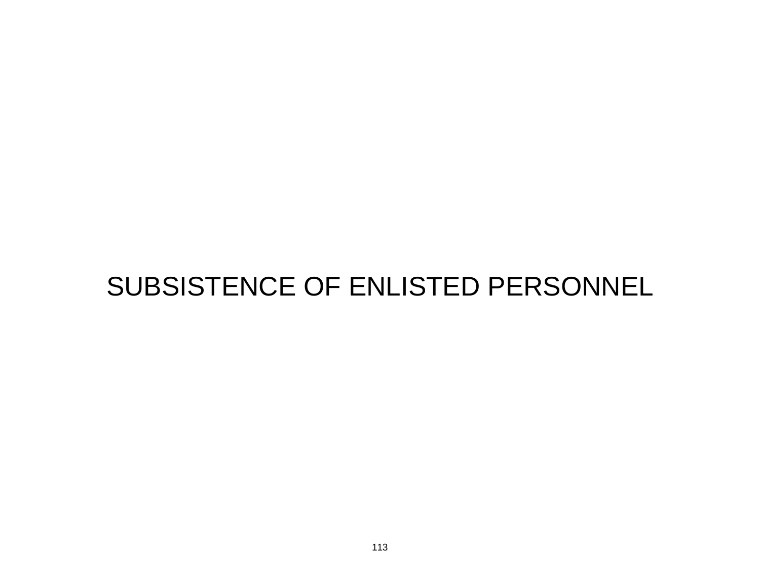# SUBSISTENCE OF ENLISTED PERSONNEL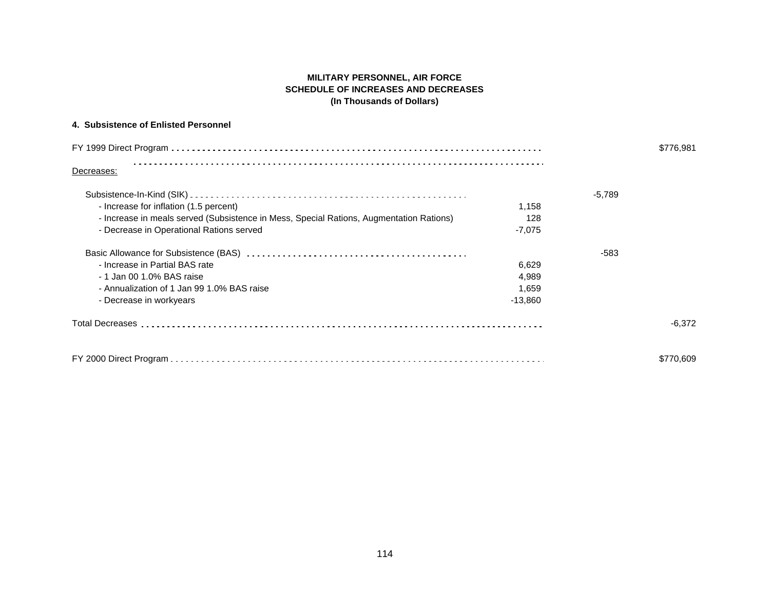**MILITARY PERSONNEL, AIR FORCE**
**SCHEDULE OF INCREASES AND DECREASES**
**(In Thousands of Dollars)**

**4. Subsistence of Enlisted Personnel**

| | | | |
|---|---|---|---|
| FY 1999 Direct Program | | | $776,981 |
| Decreases: | | | |
| Subsistence-In-Kind (SIK) | | -5,789 | |
| - Increase for inflation (1.5 percent) | 1,158 | | |
| - Increase in meals served (Subsistence in Mess, Special Rations, Augmentation Rations) | 128 | | |
| - Decrease in Operational Rations served | -7,075 | | |
| Basic Allowance for Subsistence (BAS) | | -583 | |
| - Increase in Partial BAS rate | 6,629 | | |
| - 1 Jan 00 1.0% BAS raise | 4,989 | | |
| - Annualization of 1 Jan 99 1.0% BAS raise | 1,659 | | |
| - Decrease in workyears | -13,860 | | |
| Total Decreases | | | -6,372 |
| FY 2000 Direct Program | | | $770,609 |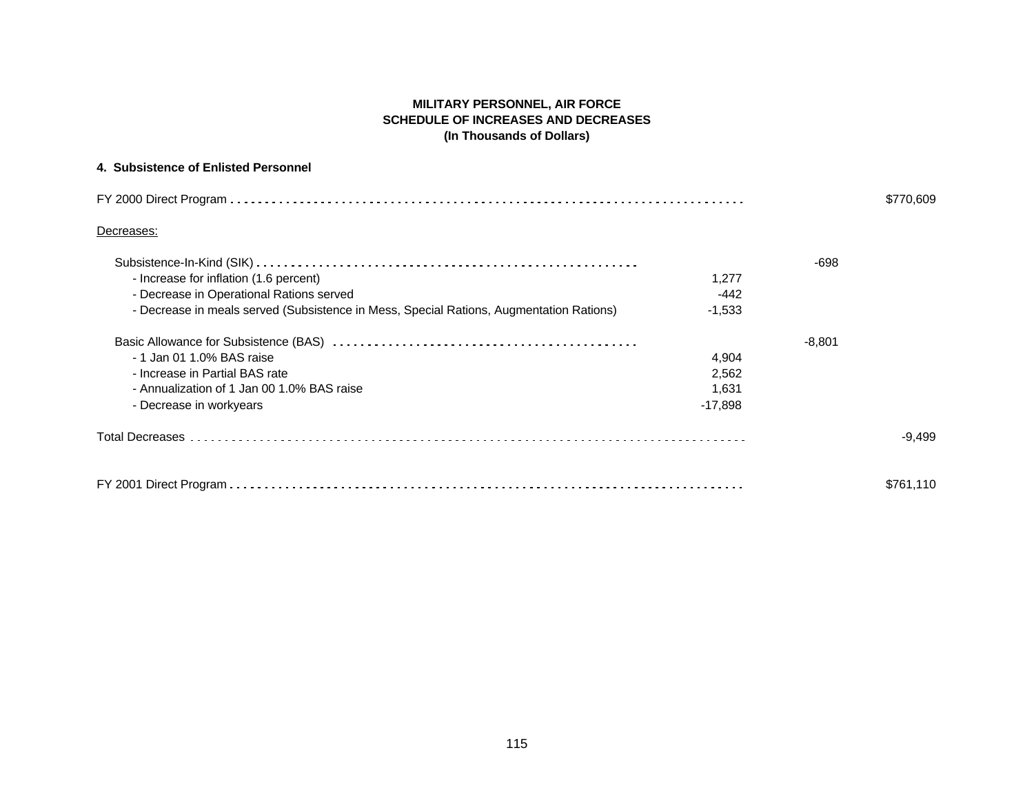**MILITARY PERSONNEL, AIR FORCE**
**SCHEDULE OF INCREASES AND DECREASES**
**(In Thousands of Dollars)**

**4. Subsistence of Enlisted Personnel**

| | | | |
|---|---|---|---|
| FY 2000 Direct Program | | | $770,609 |
| Decreases: | | | |
| Subsistence-In-Kind (SIK) | | -698 | |
| - Increase for inflation (1.6 percent) | 1,277 | | |
| - Decrease in Operational Rations served | -442 | | |
| - Decrease in meals served (Subsistence in Mess, Special Rations, Augmentation Rations) | -1,533 | | |
| Basic Allowance for Subsistence (BAS) | | -8,801 | |
| - 1 Jan 01 1.0% BAS raise | 4,904 | | |
| - Increase in Partial BAS rate | 2,562 | | |
| - Annualization of 1 Jan 00 1.0% BAS raise | 1,631 | | |
| - Decrease in workyears | -17,898 | | |
| Total Decreases | | | -9,499 |
| FY 2001 Direct Program | | | $761,110 |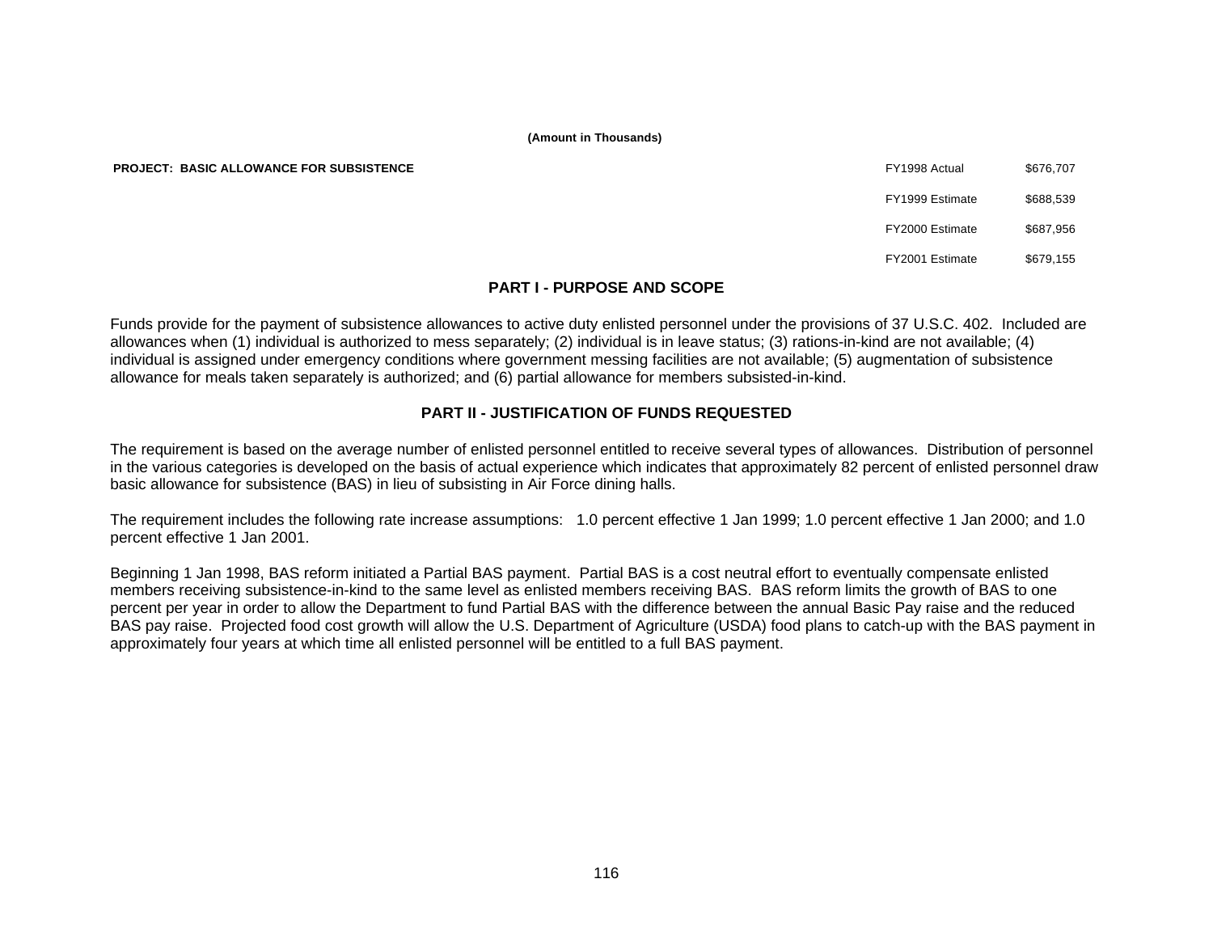(Amount in Thousands)

**PROJECT: BASIC ALLOWANCE FOR SUBSISTENCE**

| | |
|---|---|
| FY1998 Actual | $676,707 |
| FY1999 Estimate | $688,539 |
| FY2000 Estimate | $687,956 |
| FY2001 Estimate | $679,155 |

## PART I - PURPOSE AND SCOPE

Funds provide for the payment of subsistence allowances to active duty enlisted personnel under the provisions of 37 U.S.C. 402. Included are allowances when (1) individual is authorized to mess separately; (2) individual is in leave status; (3) rations-in-kind are not available; (4) individual is assigned under emergency conditions where government messing facilities are not available; (5) augmentation of subsistence allowance for meals taken separately is authorized; and (6) partial allowance for members subsisted-in-kind.

## PART II - JUSTIFICATION OF FUNDS REQUESTED

The requirement is based on the average number of enlisted personnel entitled to receive several types of allowances. Distribution of personnel in the various categories is developed on the basis of actual experience which indicates that approximately 82 percent of enlisted personnel draw basic allowance for subsistence (BAS) in lieu of subsisting in Air Force dining halls.

The requirement includes the following rate increase assumptions: 1.0 percent effective 1 Jan 1999; 1.0 percent effective 1 Jan 2000; and 1.0 percent effective 1 Jan 2001.

Beginning 1 Jan 1998, BAS reform initiated a Partial BAS payment. Partial BAS is a cost neutral effort to eventually compensate enlisted members receiving subsistence-in-kind to the same level as enlisted members receiving BAS. BAS reform limits the growth of BAS to one percent per year in order to allow the Department to fund Partial BAS with the difference between the annual Basic Pay raise and the reduced BAS pay raise. Projected food cost growth will allow the U.S. Department of Agriculture (USDA) food plans to catch-up with the BAS payment in approximately four years at which time all enlisted personnel will be entitled to a full BAS payment.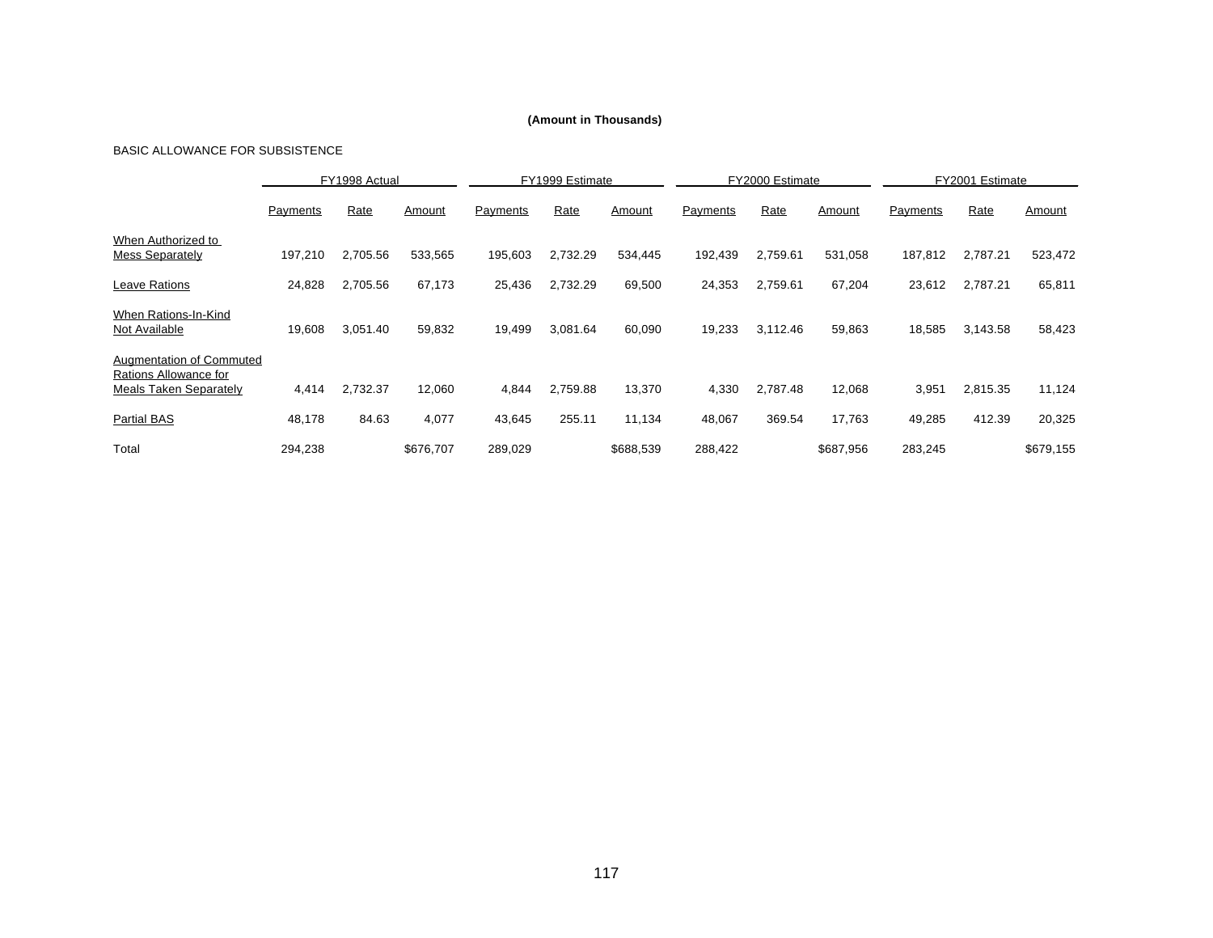**(Amount in Thousands)**

BASIC ALLOWANCE FOR SUBSISTENCE

| | FY1998 Actual | | | FY1999 Estimate | | | FY2000 Estimate | | | FY2001 Estimate | | |
|---|---|---|---|---|---|---|---|---|---|---|---|---|
| | Payments | Rate | Amount | Payments | Rate | Amount | Payments | Rate | Amount | Payments | Rate | Amount |
| When Authorized to Mess Separately | 197,210 | 2,705.56 | 533,565 | 195,603 | 2,732.29 | 534,445 | 192,439 | 2,759.61 | 531,058 | 187,812 | 2,787.21 | 523,472 |
| Leave Rations | 24,828 | 2,705.56 | 67,173 | 25,436 | 2,732.29 | 69,500 | 24,353 | 2,759.61 | 67,204 | 23,612 | 2,787.21 | 65,811 |
| When Rations-In-Kind Not Available | 19,608 | 3,051.40 | 59,832 | 19,499 | 3,081.64 | 60,090 | 19,233 | 3,112.46 | 59,863 | 18,585 | 3,143.58 | 58,423 |
| Augmentation of Commuted Rations Allowance for Meals Taken Separately | 4,414 | 2,732.37 | 12,060 | 4,844 | 2,759.88 | 13,370 | 4,330 | 2,787.48 | 12,068 | 3,951 | 2,815.35 | 11,124 |
| Partial BAS | 48,178 | 84.63 | 4,077 | 43,645 | 255.11 | 11,134 | 48,067 | 369.54 | 17,763 | 49,285 | 412.39 | 20,325 |
| Total | 294,238 | | $676,707 | 289,029 | | $688,539 | 288,422 | | $687,956 | 283,245 | | $679,155 |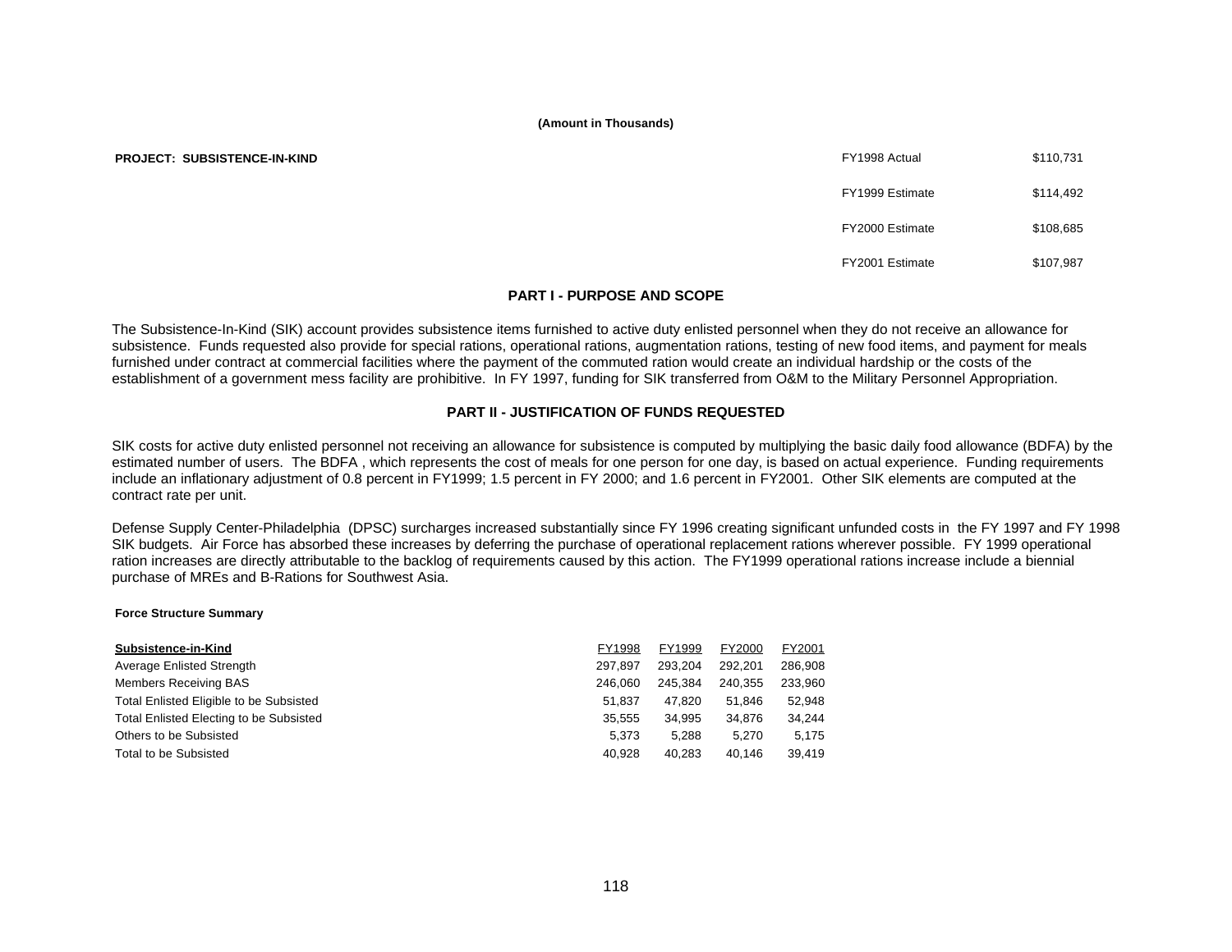**(Amount in Thousands)**

| **PROJECT: SUBSISTENCE-IN-KIND** | | |
|---|---|---|
| | FY1998 Actual | $110,731 |
| | FY1999 Estimate | $114,492 |
| | FY2000 Estimate | $108,685 |
| | FY2001 Estimate | $107,987 |

## PART I - PURPOSE AND SCOPE

The Subsistence-In-Kind (SIK) account provides subsistence items furnished to active duty enlisted personnel when they do not receive an allowance for subsistence. Funds requested also provide for special rations, operational rations, augmentation rations, testing of new food items, and payment for meals furnished under contract at commercial facilities where the payment of the commuted ration would create an individual hardship or the costs of the establishment of a government mess facility are prohibitive. In FY 1997, funding for SIK transferred from O&M to the Military Personnel Appropriation.

## PART II - JUSTIFICATION OF FUNDS REQUESTED

SIK costs for active duty enlisted personnel not receiving an allowance for subsistence is computed by multiplying the basic daily food allowance (BDFA) by the estimated number of users. The BDFA , which represents the cost of meals for one person for one day, is based on actual experience. Funding requirements include an inflationary adjustment of 0.8 percent in FY1999; 1.5 percent in FY 2000; and 1.6 percent in FY2001. Other SIK elements are computed at the contract rate per unit.

Defense Supply Center-Philadelphia (DPSC) surcharges increased substantially since FY 1996 creating significant unfunded costs in the FY 1997 and FY 1998 SIK budgets. Air Force has absorbed these increases by deferring the purchase of operational replacement rations wherever possible. FY 1999 operational ration increases are directly attributable to the backlog of requirements caused by this action. The FY1999 operational rations increase include a biennial purchase of MREs and B-Rations for Southwest Asia.

**Force Structure Summary**

| **Subsistence-in-Kind** | FY1998 | FY1999 | FY2000 | FY2001 |
|---|---|---|---|---|
| Average Enlisted Strength | 297,897 | 293,204 | 292,201 | 286,908 |
| Members Receiving BAS | 246,060 | 245,384 | 240,355 | 233,960 |
| Total Enlisted Eligible to be Subsisted | 51,837 | 47,820 | 51,846 | 52,948 |
| Total Enlisted Electing to be Subsisted | 35,555 | 34,995 | 34,876 | 34,244 |
| Others to be Subsisted | 5,373 | 5,288 | 5,270 | 5,175 |
| Total to be Subsisted | 40,928 | 40,283 | 40,146 | 39,419 |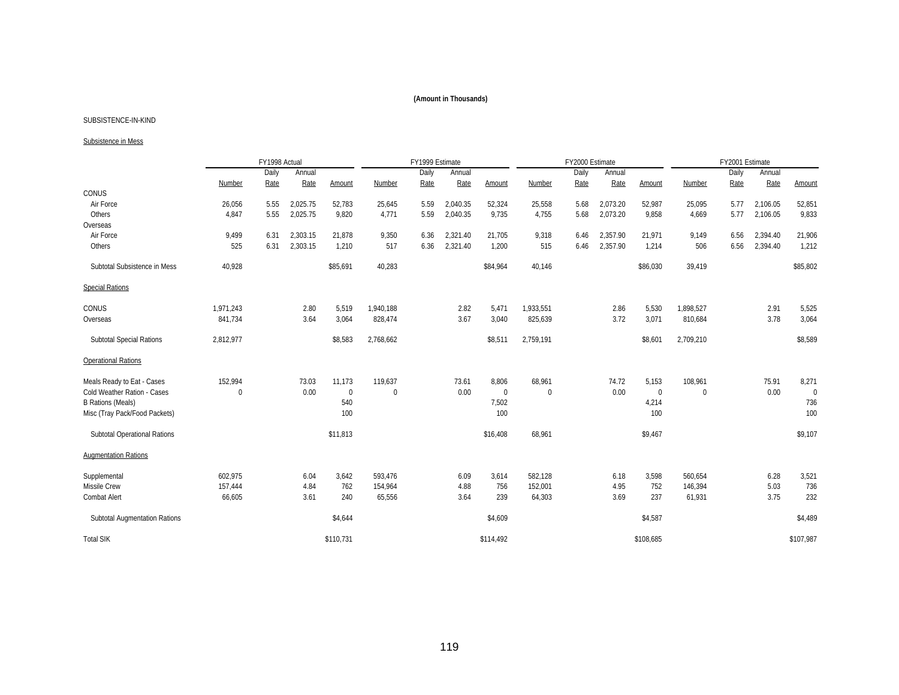**(Amount in Thousands)**

SUBSISTENCE-IN-KIND

Subsistence in Mess

| | FY1998 Actual | | | | FY1999 Estimate | | | | FY2000 Estimate | | | | FY2001 Estimate | | | |
|---|---|---|---|---|---|---|---|---|---|---|---|---|---|---|---|---|
| | Number | Daily Rate | Annual Rate | Amount | Number | Daily Rate | Annual Rate | Amount | Number | Daily Rate | Annual Rate | Amount | Number | Daily Rate | Annual Rate | Amount |
| CONUS | | | | | | | | | | | | | | | | |
| Air Force | 26,056 | 5.55 | 2,025.75 | 52,783 | 25,645 | 5.59 | 2,040.35 | 52,324 | 25,558 | 5.68 | 2,073.20 | 52,987 | 25,095 | 5.77 | 2,106.05 | 52,851 |
| Others | 4,847 | 5.55 | 2,025.75 | 9,820 | 4,771 | 5.59 | 2,040.35 | 9,735 | 4,755 | 5.68 | 2,073.20 | 9,858 | 4,669 | 5.77 | 2,106.05 | 9,833 |
| Overseas | | | | | | | | | | | | | | | | |
| Air Force | 9,499 | 6.31 | 2,303.15 | 21,878 | 9,350 | 6.36 | 2,321.40 | 21,705 | 9,318 | 6.46 | 2,357.90 | 21,971 | 9,149 | 6.56 | 2,394.40 | 21,906 |
| Others | 525 | 6.31 | 2,303.15 | 1,210 | 517 | 6.36 | 2,321.40 | 1,200 | 515 | 6.46 | 2,357.90 | 1,214 | 506 | 6.56 | 2,394.40 | 1,212 |
| Subtotal Subsistence in Mess | 40,928 | | | $85,691 | 40,283 | | | $84,964 | 40,146 | | | $86,030 | 39,419 | | | $85,802 |
| Special Rations | | | | | | | | | | | | | | | | |
| CONUS | 1,971,243 | | 2.80 | 5,519 | 1,940,188 | | 2.82 | 5,471 | 1,933,551 | | 2.86 | 5,530 | 1,898,527 | | 2.91 | 5,525 |
| Overseas | 841,734 | | 3.64 | 3,064 | 828,474 | | 3.67 | 3,040 | 825,639 | | 3.72 | 3,071 | 810,684 | | 3.78 | 3,064 |
| Subtotal Special Rations | 2,812,977 | | | $8,583 | 2,768,662 | | | $8,511 | 2,759,191 | | | $8,601 | 2,709,210 | | | $8,589 |
| Operational Rations | | | | | | | | | | | | | | | | |
| Meals Ready to Eat - Cases | 152,994 | | 73.03 | 11,173 | 119,637 | | 73.61 | 8,806 | 68,961 | | 74.72 | 5,153 | 108,961 | | 75.91 | 8,271 |
| Cold Weather Ration - Cases | 0 | | 0.00 | 0 | 0 | | 0.00 | 0 | 0 | | 0.00 | 0 | 0 | | 0.00 | 0 |
| B Rations (Meals) | | | | 540 | | | | 7,502 | | | | 4,214 | | | | 736 |
| Misc (Tray Pack/Food Packets) | | | | 100 | | | | 100 | | | | 100 | | | | 100 |
| Subtotal Operational Rations | | | | $11,813 | | | | $16,408 | 68,961 | | | $9,467 | | | | $9,107 |
| Augmentation Rations | | | | | | | | | | | | | | | | |
| Supplemental | 602,975 | | 6.04 | 3,642 | 593,476 | | 6.09 | 3,614 | 582,128 | | 6.18 | 3,598 | 560,654 | | 6.28 | 3,521 |
| Missile Crew | 157,444 | | 4.84 | 762 | 154,964 | | 4.88 | 756 | 152,001 | | 4.95 | 752 | 146,394 | | 5.03 | 736 |
| Combat Alert | 66,605 | | 3.61 | 240 | 65,556 | | 3.64 | 239 | 64,303 | | 3.69 | 237 | 61,931 | | 3.75 | 232 |
| Subtotal Augmentation Rations | | | | $4,644 | | | | $4,609 | | | | $4,587 | | | | $4,489 |
| Total SIK | | | | $110,731 | | | | $114,492 | | | | $108,685 | | | | $107,987 |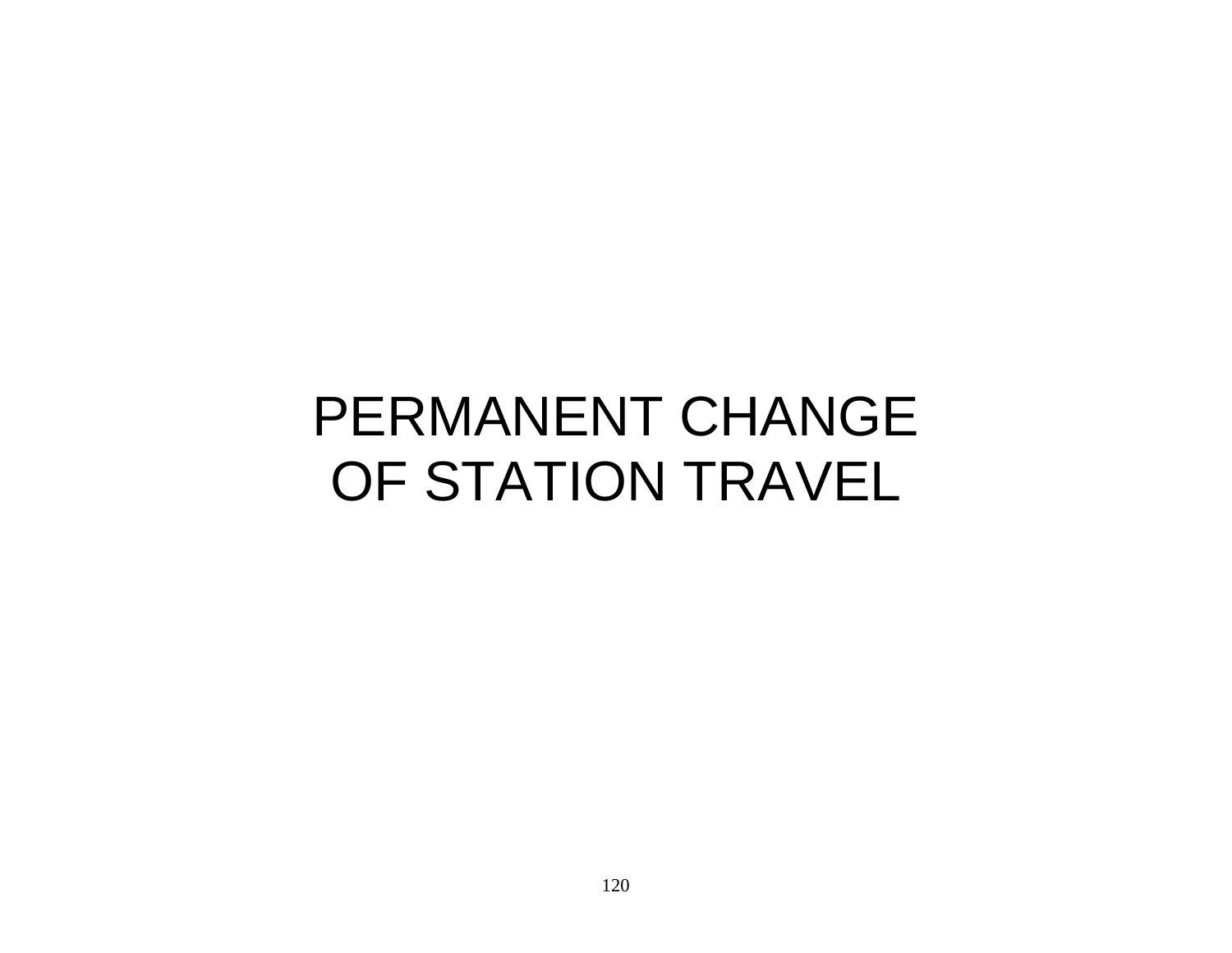# PERMANENT CHANGE OF STATION TRAVEL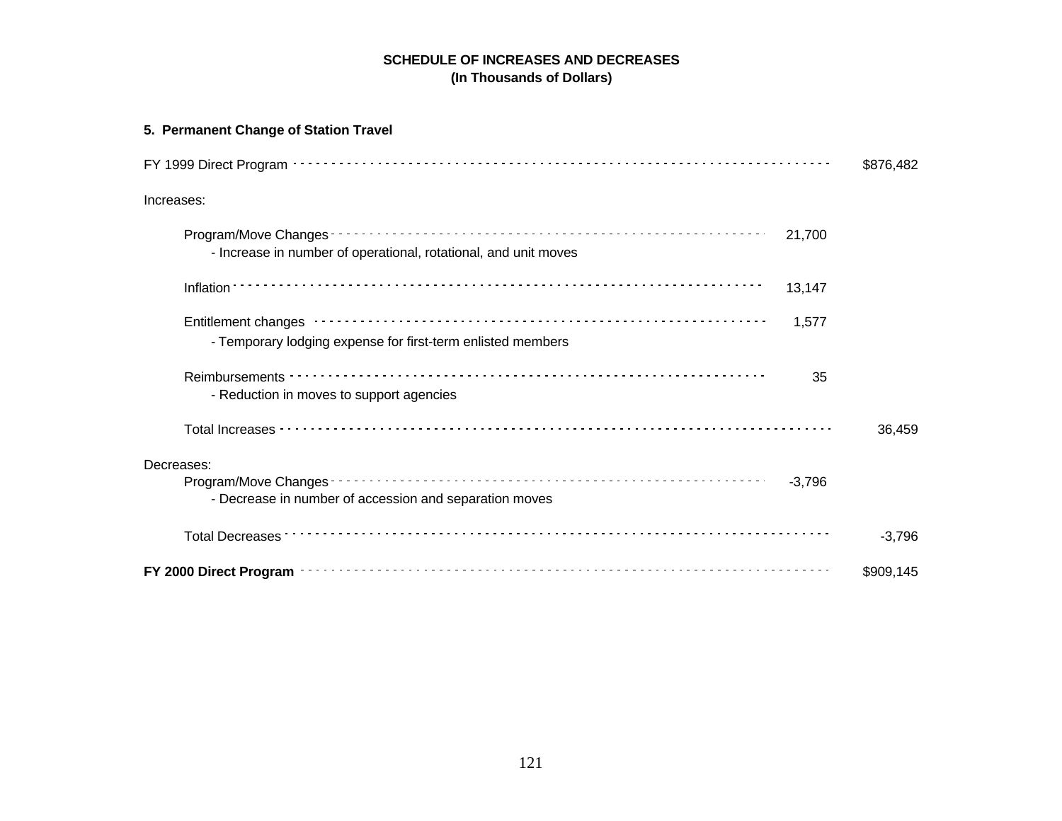**SCHEDULE OF INCREASES AND DECREASES**
**(In Thousands of Dollars)**

**5. Permanent Change of Station Travel**

| | | |
|---|---|---|
| FY 1999 Direct Program | | $876,482 |
| Increases: | | |
| Program/Move Changes<br>- Increase in number of operational, rotational, and unit moves | 21,700 | |
| Inflation | 13,147 | |
| Entitlement changes<br>- Temporary lodging expense for first-term enlisted members | 1,577 | |
| Reimbursements<br>- Reduction in moves to support agencies | 35 | |
| Total Increases | | 36,459 |
| Decreases: | | |
| Program/Move Changes<br>- Decrease in number of accession and separation moves | -3,796 | |
| Total Decreases | | -3,796 |
| **FY 2000 Direct Program** | | $909,145 |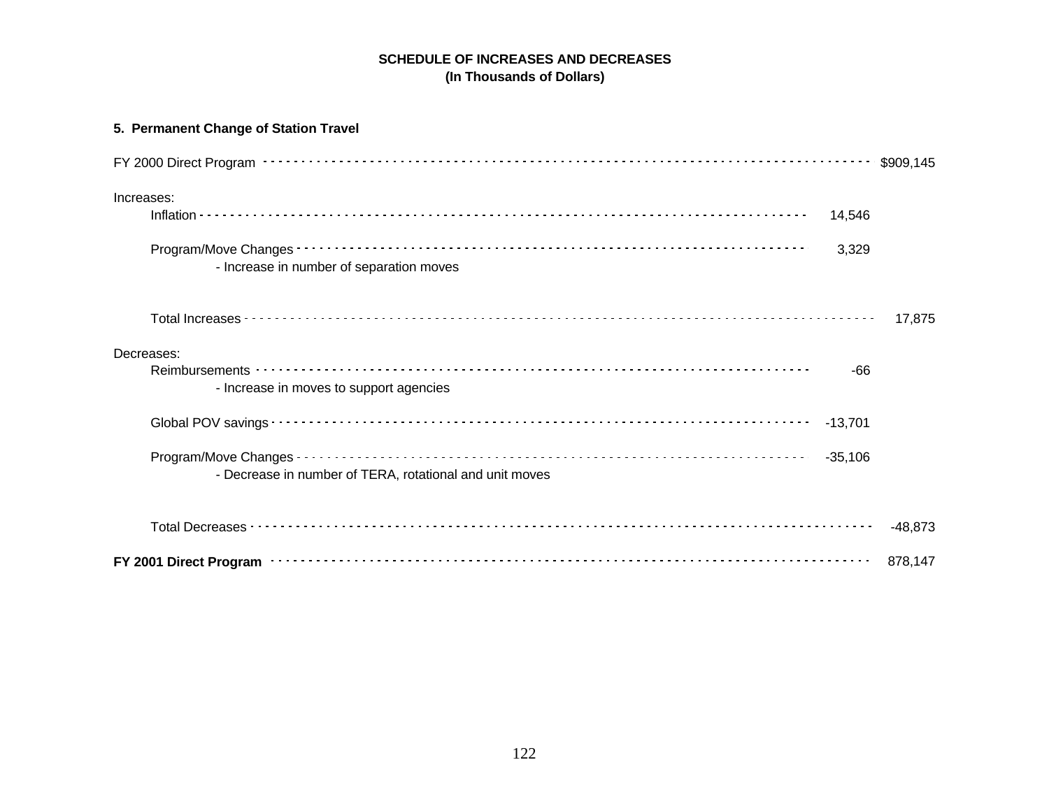# SCHEDULE OF INCREASES AND DECREASES
## (In Thousands of Dollars)

### 5. Permanent Change of Station Travel

| | | |
|---|---|---|
| FY 2000 Direct Program | | $909,145 |
| Increases: | | |
| Inflation | 14,546 | |
| Program/Move Changes<br>- Increase in number of separation moves | 3,329 | |
| Total Increases | | 17,875 |
| Decreases: | | |
| Reimbursements<br>- Increase in moves to support agencies | -66 | |
| Global POV savings | -13,701 | |
| Program/Move Changes<br>- Decrease in number of TERA, rotational and unit moves | -35,106 | |
| Total Decreases | | -48,873 |
| **FY 2001 Direct Program** | | 878,147 |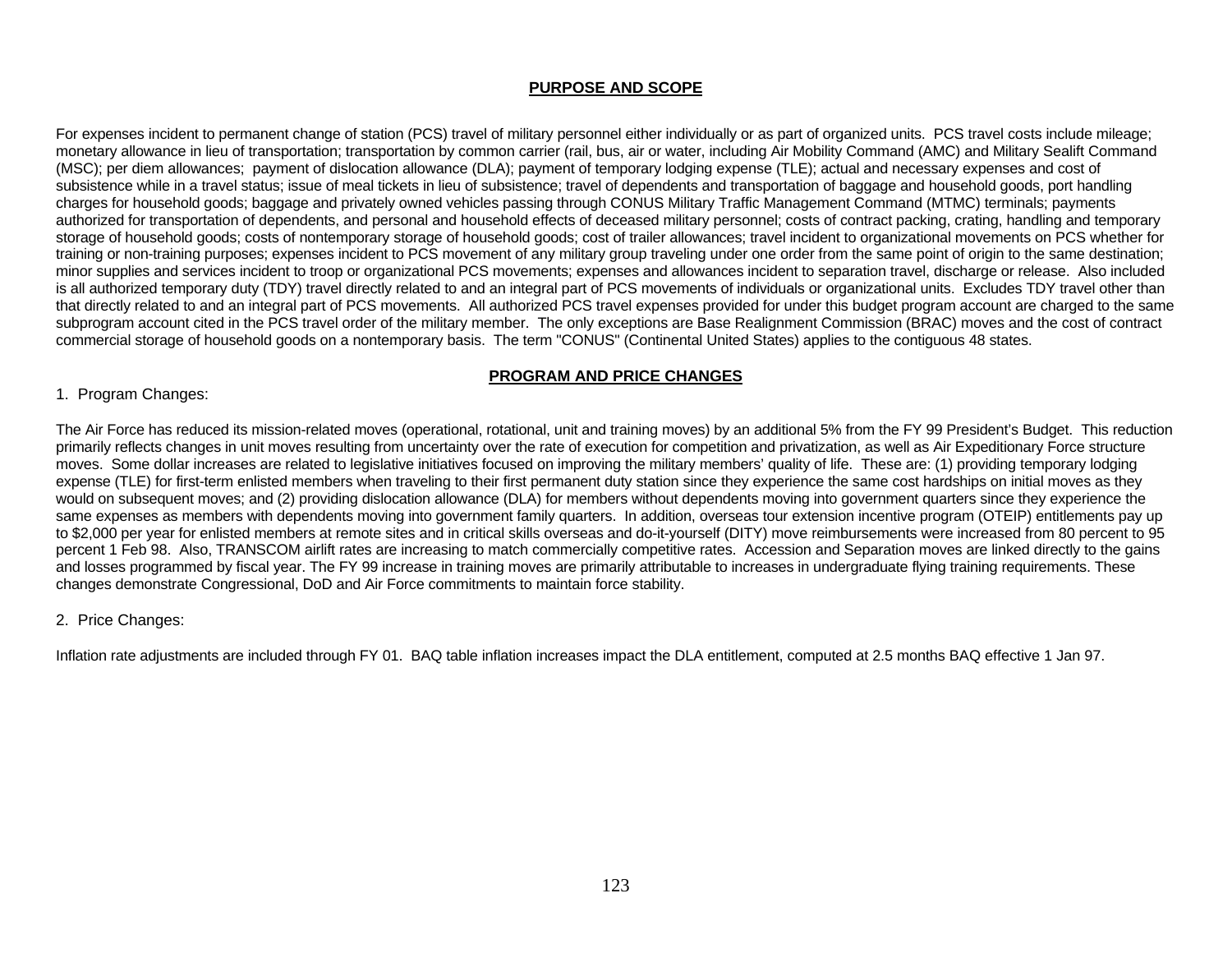## PURPOSE AND SCOPE

For expenses incident to permanent change of station (PCS) travel of military personnel either individually or as part of organized units. PCS travel costs include mileage; monetary allowance in lieu of transportation; transportation by common carrier (rail, bus, air or water, including Air Mobility Command (AMC) and Military Sealift Command (MSC); per diem allowances; payment of dislocation allowance (DLA); payment of temporary lodging expense (TLE); actual and necessary expenses and cost of subsistence while in a travel status; issue of meal tickets in lieu of subsistence; travel of dependents and transportation of baggage and household goods, port handling charges for household goods; baggage and privately owned vehicles passing through CONUS Military Traffic Management Command (MTMC) terminals; payments authorized for transportation of dependents, and personal and household effects of deceased military personnel; costs of contract packing, crating, handling and temporary storage of household goods; costs of nontemporary storage of household goods; cost of trailer allowances; travel incident to organizational movements on PCS whether for training or non-training purposes; expenses incident to PCS movement of any military group traveling under one order from the same point of origin to the same destination; minor supplies and services incident to troop or organizational PCS movements; expenses and allowances incident to separation travel, discharge or release. Also included is all authorized temporary duty (TDY) travel directly related to and an integral part of PCS movements of individuals or organizational units. Excludes TDY travel other than that directly related to and an integral part of PCS movements. All authorized PCS travel expenses provided for under this budget program account are charged to the same subprogram account cited in the PCS travel order of the military member. The only exceptions are Base Realignment Commission (BRAC) moves and the cost of contract commercial storage of household goods on a nontemporary basis. The term "CONUS" (Continental United States) applies to the contiguous 48 states.

## PROGRAM AND PRICE CHANGES

1. Program Changes:

The Air Force has reduced its mission-related moves (operational, rotational, unit and training moves) by an additional 5% from the FY 99 President's Budget. This reduction primarily reflects changes in unit moves resulting from uncertainty over the rate of execution for competition and privatization, as well as Air Expeditionary Force structure moves. Some dollar increases are related to legislative initiatives focused on improving the military members' quality of life. These are: (1) providing temporary lodging expense (TLE) for first-term enlisted members when traveling to their first permanent duty station since they experience the same cost hardships on initial moves as they would on subsequent moves; and (2) providing dislocation allowance (DLA) for members without dependents moving into government quarters since they experience the same expenses as members with dependents moving into government family quarters. In addition, overseas tour extension incentive program (OTEIP) entitlements pay up to $2,000 per year for enlisted members at remote sites and in critical skills overseas and do-it-yourself (DITY) move reimbursements were increased from 80 percent to 95 percent 1 Feb 98. Also, TRANSCOM airlift rates are increasing to match commercially competitive rates. Accession and Separation moves are linked directly to the gains and losses programmed by fiscal year. The FY 99 increase in training moves are primarily attributable to increases in undergraduate flying training requirements. These changes demonstrate Congressional, DoD and Air Force commitments to maintain force stability.

2. Price Changes:

Inflation rate adjustments are included through FY 01. BAQ table inflation increases impact the DLA entitlement, computed at 2.5 months BAQ effective 1 Jan 97.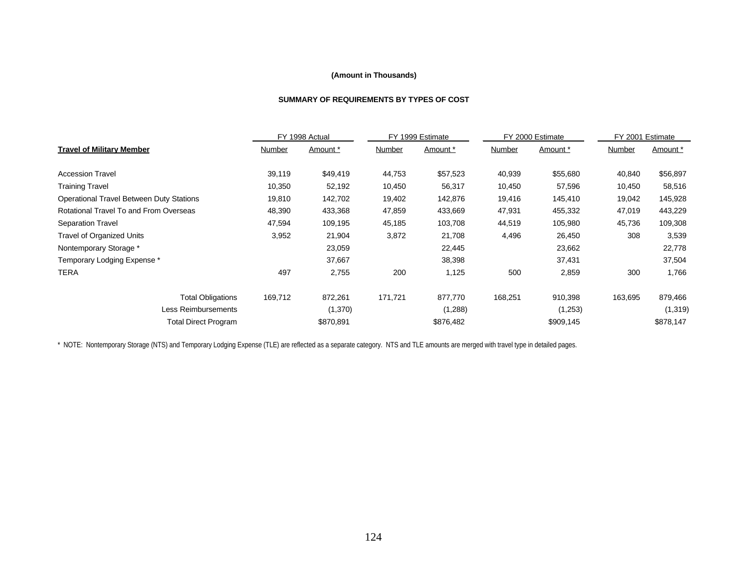**(Amount in Thousands)**

**SUMMARY OF REQUIREMENTS BY TYPES OF COST**

| | FY 1998 Actual | | FY 1999 Estimate | | FY 2000 Estimate | | FY 2001 Estimate | |
|---|---|---|---|---|---|---|---|---|
| **Travel of Military Member** | Number | Amount * | Number | Amount * | Number | Amount * | Number | Amount * |
| Accession Travel | 39,119 | $49,419 | 44,753 | $57,523 | 40,939 | $55,680 | 40,840 | $56,897 |
| Training Travel | 10,350 | 52,192 | 10,450 | 56,317 | 10,450 | 57,596 | 10,450 | 58,516 |
| Operational Travel Between Duty Stations | 19,810 | 142,702 | 19,402 | 142,876 | 19,416 | 145,410 | 19,042 | 145,928 |
| Rotational Travel To and From Overseas | 48,390 | 433,368 | 47,859 | 433,669 | 47,931 | 455,332 | 47,019 | 443,229 |
| Separation Travel | 47,594 | 109,195 | 45,185 | 103,708 | 44,519 | 105,980 | 45,736 | 109,308 |
| Travel of Organized Units | 3,952 | 21,904 | 3,872 | 21,708 | 4,496 | 26,450 | 308 | 3,539 |
| Nontemporary Storage * | | 23,059 | | 22,445 | | 23,662 | | 22,778 |
| Temporary Lodging Expense * | | 37,667 | | 38,398 | | 37,431 | | 37,504 |
| TERA | 497 | 2,755 | 200 | 1,125 | 500 | 2,859 | 300 | 1,766 |
| Total Obligations | 169,712 | 872,261 | 171,721 | 877,770 | 168,251 | 910,398 | 163,695 | 879,466 |
| Less Reimbursements | | (1,370) | | (1,288) | | (1,253) | | (1,319) |
| Total Direct Program | | $870,891 | | $876,482 | | $909,145 | | $878,147 |

* NOTE: Nontemporary Storage (NTS) and Temporary Lodging Expense (TLE) are reflected as a separate category. NTS and TLE amounts are merged with travel type in detailed pages.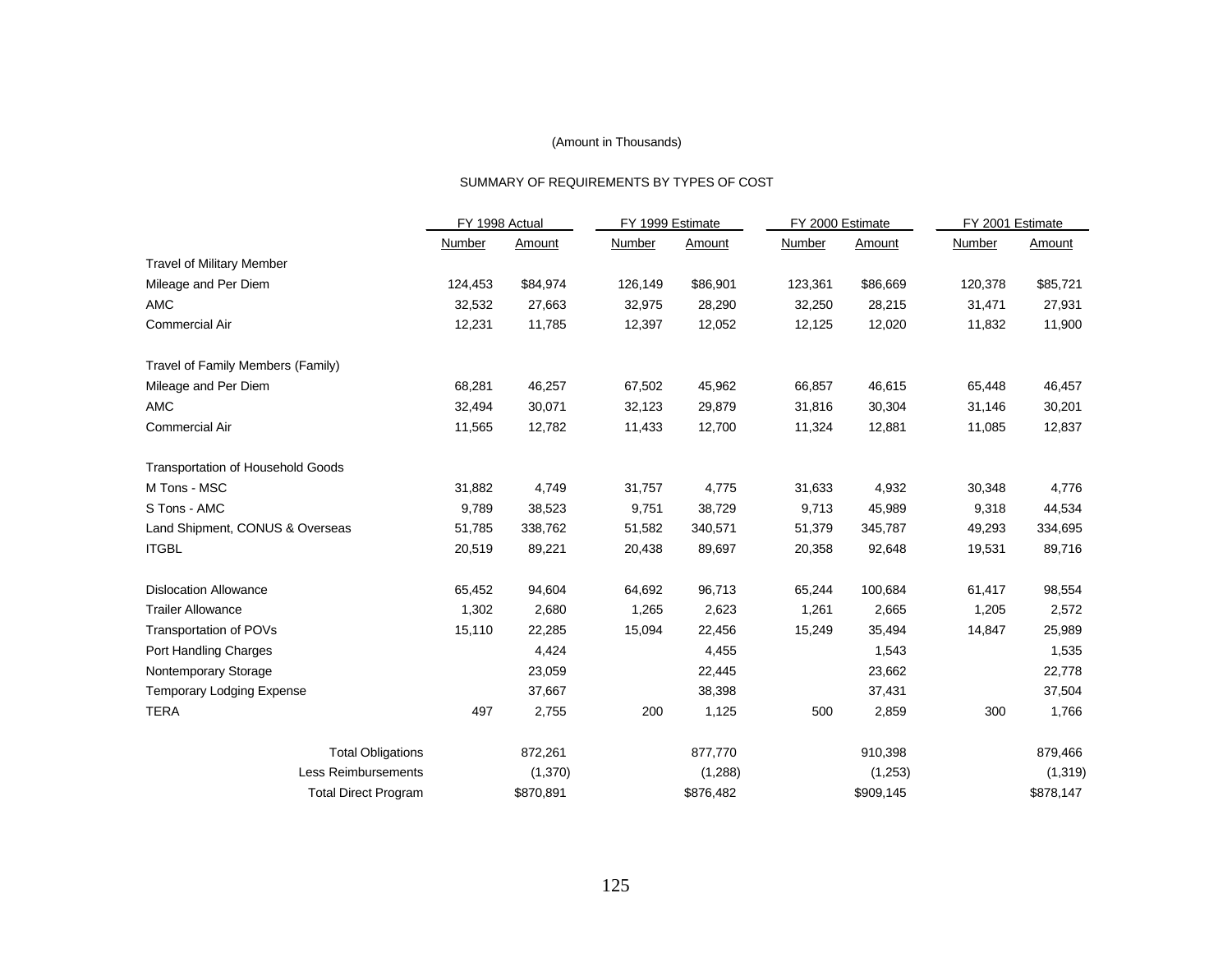(Amount in Thousands)

SUMMARY OF REQUIREMENTS BY TYPES OF COST

| | FY 1998 Actual | | FY 1999 Estimate | | FY 2000 Estimate | | FY 2001 Estimate | |
|---|---|---|---|---|---|---|---|---|
| | Number | Amount | Number | Amount | Number | Amount | Number | Amount |
| Travel of Military Member | | | | | | | | |
| Mileage and Per Diem | 124,453 | $84,974 | 126,149 | $86,901 | 123,361 | $86,669 | 120,378 | $85,721 |
| AMC | 32,532 | 27,663 | 32,975 | 28,290 | 32,250 | 28,215 | 31,471 | 27,931 |
| Commercial Air | 12,231 | 11,785 | 12,397 | 12,052 | 12,125 | 12,020 | 11,832 | 11,900 |
| Travel of Family Members (Family) | | | | | | | | |
| Mileage and Per Diem | 68,281 | 46,257 | 67,502 | 45,962 | 66,857 | 46,615 | 65,448 | 46,457 |
| AMC | 32,494 | 30,071 | 32,123 | 29,879 | 31,816 | 30,304 | 31,146 | 30,201 |
| Commercial Air | 11,565 | 12,782 | 11,433 | 12,700 | 11,324 | 12,881 | 11,085 | 12,837 |
| Transportation of Household Goods | | | | | | | | |
| M Tons - MSC | 31,882 | 4,749 | 31,757 | 4,775 | 31,633 | 4,932 | 30,348 | 4,776 |
| S Tons - AMC | 9,789 | 38,523 | 9,751 | 38,729 | 9,713 | 45,989 | 9,318 | 44,534 |
| Land Shipment, CONUS & Overseas | 51,785 | 338,762 | 51,582 | 340,571 | 51,379 | 345,787 | 49,293 | 334,695 |
| ITGBL | 20,519 | 89,221 | 20,438 | 89,697 | 20,358 | 92,648 | 19,531 | 89,716 |
| Dislocation Allowance | 65,452 | 94,604 | 64,692 | 96,713 | 65,244 | 100,684 | 61,417 | 98,554 |
| Trailer Allowance | 1,302 | 2,680 | 1,265 | 2,623 | 1,261 | 2,665 | 1,205 | 2,572 |
| Transportation of POVs | 15,110 | 22,285 | 15,094 | 22,456 | 15,249 | 35,494 | 14,847 | 25,989 |
| Port Handling Charges | | 4,424 | | 4,455 | | 1,543 | | 1,535 |
| Nontemporary Storage | | 23,059 | | 22,445 | | 23,662 | | 22,778 |
| Temporary Lodging Expense | | 37,667 | | 38,398 | | 37,431 | | 37,504 |
| TERA | 497 | 2,755 | 200 | 1,125 | 500 | 2,859 | 300 | 1,766 |
| Total Obligations | | 872,261 | | 877,770 | | 910,398 | | 879,466 |
| Less Reimbursements | | (1,370) | | (1,288) | | (1,253) | | (1,319) |
| Total Direct Program | | $870,891 | | $876,482 | | $909,145 | | $878,147 |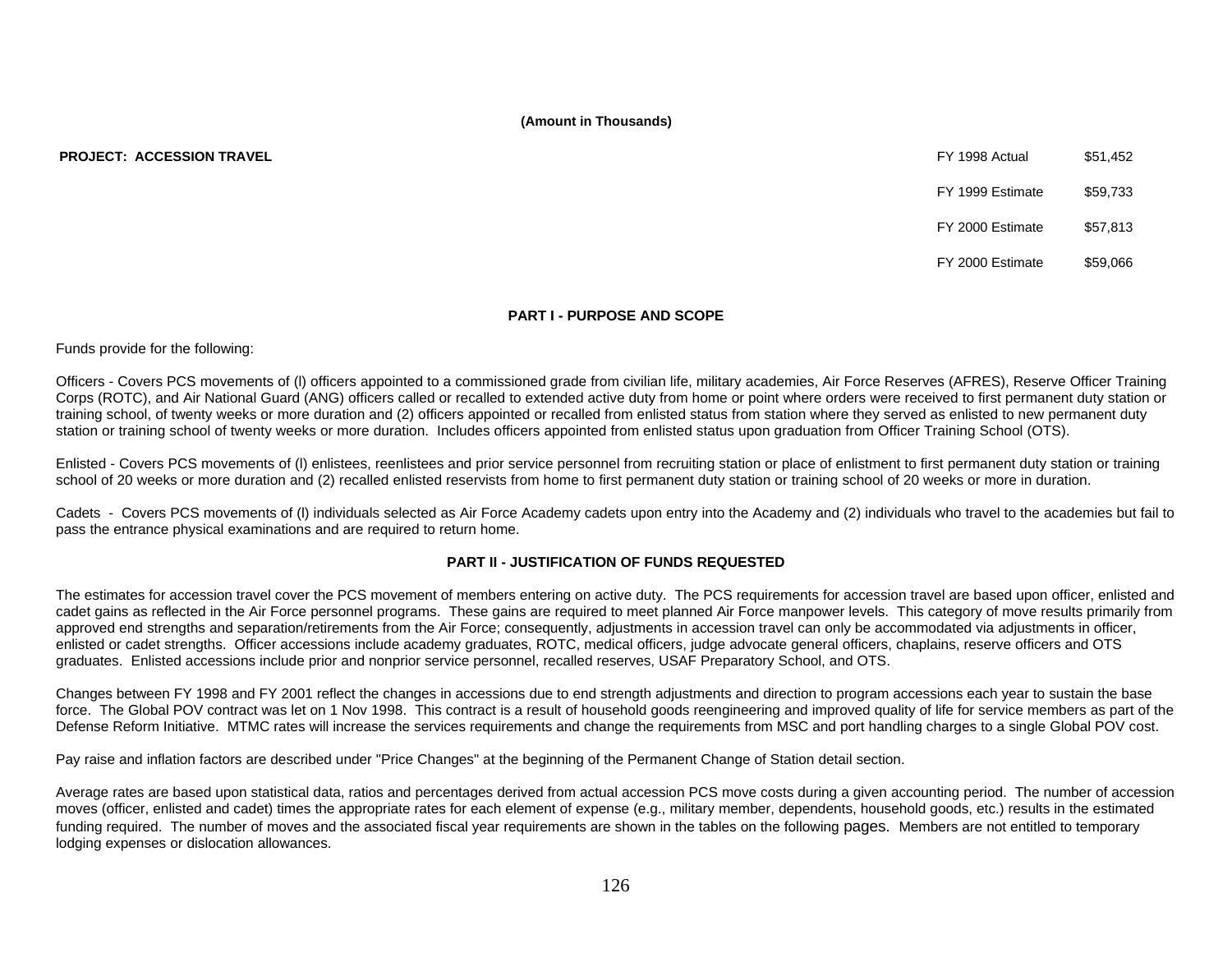**(Amount in Thousands)**

| **PROJECT: ACCESSION TRAVEL** | | |
|---|---|---|
| | FY 1998 Actual | $51,452 |
| | FY 1999 Estimate | $59,733 |
| | FY 2000 Estimate | $57,813 |
| | FY 2000 Estimate | $59,066 |

## PART I - PURPOSE AND SCOPE

Funds provide for the following:

Officers - Covers PCS movements of (l) officers appointed to a commissioned grade from civilian life, military academies, Air Force Reserves (AFRES), Reserve Officer Training Corps (ROTC), and Air National Guard (ANG) officers called or recalled to extended active duty from home or point where orders were received to first permanent duty station or training school, of twenty weeks or more duration and (2) officers appointed or recalled from enlisted status from station where they served as enlisted to new permanent duty station or training school of twenty weeks or more duration. Includes officers appointed from enlisted status upon graduation from Officer Training School (OTS).

Enlisted - Covers PCS movements of (l) enlistees, reenlistees and prior service personnel from recruiting station or place of enlistment to first permanent duty station or training school of 20 weeks or more duration and (2) recalled enlisted reservists from home to first permanent duty station or training school of 20 weeks or more in duration.

Cadets - Covers PCS movements of (l) individuals selected as Air Force Academy cadets upon entry into the Academy and (2) individuals who travel to the academies but fail to pass the entrance physical examinations and are required to return home.

## PART II - JUSTIFICATION OF FUNDS REQUESTED

The estimates for accession travel cover the PCS movement of members entering on active duty. The PCS requirements for accession travel are based upon officer, enlisted and cadet gains as reflected in the Air Force personnel programs. These gains are required to meet planned Air Force manpower levels. This category of move results primarily from approved end strengths and separation/retirements from the Air Force; consequently, adjustments in accession travel can only be accommodated via adjustments in officer, enlisted or cadet strengths. Officer accessions include academy graduates, ROTC, medical officers, judge advocate general officers, chaplains, reserve officers and OTS graduates. Enlisted accessions include prior and nonprior service personnel, recalled reserves, USAF Preparatory School, and OTS.

Changes between FY 1998 and FY 2001 reflect the changes in accessions due to end strength adjustments and direction to program accessions each year to sustain the base force. The Global POV contract was let on 1 Nov 1998. This contract is a result of household goods reengineering and improved quality of life for service members as part of the Defense Reform Initiative. MTMC rates will increase the services requirements and change the requirements from MSC and port handling charges to a single Global POV cost.

Pay raise and inflation factors are described under "Price Changes" at the beginning of the Permanent Change of Station detail section.

Average rates are based upon statistical data, ratios and percentages derived from actual accession PCS move costs during a given accounting period. The number of accession moves (officer, enlisted and cadet) times the appropriate rates for each element of expense (e.g., military member, dependents, household goods, etc.) results in the estimated funding required. The number of moves and the associated fiscal year requirements are shown in the tables on the following pages. Members are not entitled to temporary lodging expenses or dislocation allowances.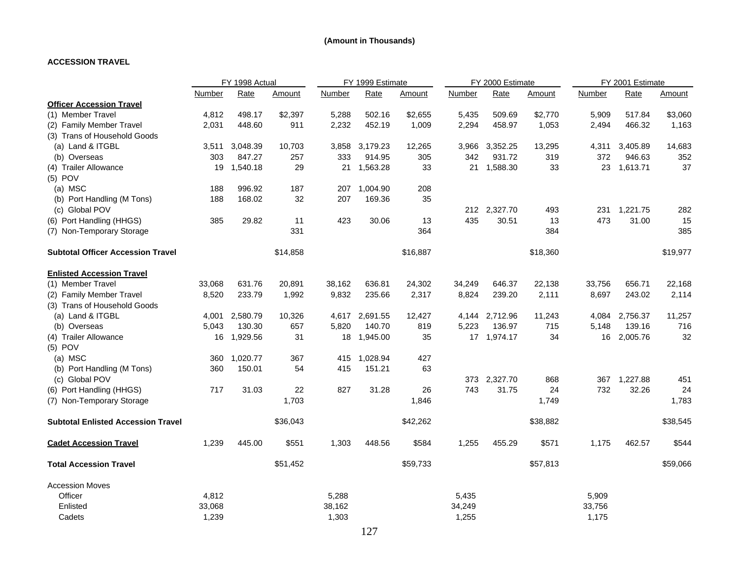**(Amount in Thousands)**

**ACCESSION TRAVEL**

| | FY 1998 Actual | | | FY 1999 Estimate | | | FY 2000 Estimate | | | FY 2001 Estimate | | |
|---|---|---|---|---|---|---|---|---|---|---|---|---|
| | Number | Rate | Amount | Number | Rate | Amount | Number | Rate | Amount | Number | Rate | Amount |
| **Officer Accession Travel** | | | | | | | | | | | | |
| (1) Member Travel | 4,812 | 498.17 | $2,397 | 5,288 | 502.16 | $2,655 | 5,435 | 509.69 | $2,770 | 5,909 | 517.84 | $3,060 |
| (2) Family Member Travel | 2,031 | 448.60 | 911 | 2,232 | 452.19 | 1,009 | 2,294 | 458.97 | 1,053 | 2,494 | 466.32 | 1,163 |
| (3) Trans of Household Goods | | | | | | | | | | | | |
| (a) Land & ITGBL | 3,511 | 3,048.39 | 10,703 | 3,858 | 3,179.23 | 12,265 | 3,966 | 3,352.25 | 13,295 | 4,311 | 3,405.89 | 14,683 |
| (b) Overseas | 303 | 847.27 | 257 | 333 | 914.95 | 305 | 342 | 931.72 | 319 | 372 | 946.63 | 352 |
| (4) Trailer Allowance | 19 | 1,540.18 | 29 | 21 | 1,563.28 | 33 | 21 | 1,588.30 | 33 | 23 | 1,613.71 | 37 |
| (5) POV | | | | | | | | | | | | |
| (a) MSC | 188 | 996.92 | 187 | 207 | 1,004.90 | 208 | | | | | | |
| (b) Port Handling (M Tons) | 188 | 168.02 | 32 | 207 | 169.36 | 35 | | | | | | |
| (c) Global POV | | | | | | | 212 | 2,327.70 | 493 | 231 | 1,221.75 | 282 |
| (6) Port Handling (HHGS) | 385 | 29.82 | 11 | 423 | 30.06 | 13 | 435 | 30.51 | 13 | 473 | 31.00 | 15 |
| (7) Non-Temporary Storage | | | 331 | | | 364 | | | 384 | | | 385 |
| **Subtotal Officer Accession Travel** | | | $14,858 | | | $16,887 | | | $18,360 | | | $19,977 |
| **Enlisted Accession Travel** | | | | | | | | | | | | |
| (1) Member Travel | 33,068 | 631.76 | 20,891 | 38,162 | 636.81 | 24,302 | 34,249 | 646.37 | 22,138 | 33,756 | 656.71 | 22,168 |
| (2) Family Member Travel | 8,520 | 233.79 | 1,992 | 9,832 | 235.66 | 2,317 | 8,824 | 239.20 | 2,111 | 8,697 | 243.02 | 2,114 |
| (3) Trans of Household Goods | | | | | | | | | | | | |
| (a) Land & ITGBL | 4,001 | 2,580.79 | 10,326 | 4,617 | 2,691.55 | 12,427 | 4,144 | 2,712.96 | 11,243 | 4,084 | 2,756.37 | 11,257 |
| (b) Overseas | 5,043 | 130.30 | 657 | 5,820 | 140.70 | 819 | 5,223 | 136.97 | 715 | 5,148 | 139.16 | 716 |
| (4) Trailer Allowance | 16 | 1,929.56 | 31 | 18 | 1,945.00 | 35 | 17 | 1,974.17 | 34 | 16 | 2,005.76 | 32 |
| (5) POV | | | | | | | | | | | | |
| (a) MSC | 360 | 1,020.77 | 367 | 415 | 1,028.94 | 427 | | | | | | |
| (b) Port Handling (M Tons) | 360 | 150.01 | 54 | 415 | 151.21 | 63 | | | | | | |
| (c) Global POV | | | | | | | 373 | 2,327.70 | 868 | 367 | 1,227.88 | 451 |
| (6) Port Handling (HHGS) | 717 | 31.03 | 22 | 827 | 31.28 | 26 | 743 | 31.75 | 24 | 732 | 32.26 | 24 |
| (7) Non-Temporary Storage | | | 1,703 | | | 1,846 | | | 1,749 | | | 1,783 |
| **Subtotal Enlisted Accession Travel** | | | $36,043 | | | $42,262 | | | $38,882 | | | $38,545 |
| **Cadet Accession Travel** | 1,239 | 445.00 | $551 | 1,303 | 448.56 | $584 | 1,255 | 455.29 | $571 | 1,175 | 462.57 | $544 |
| **Total Accession Travel** | | | $51,452 | | | $59,733 | | | $57,813 | | | $59,066 |
| Accession Moves | | | | | | | | | | | | |
| Officer | 4,812 | | | 5,288 | | | 5,435 | | | 5,909 | | |
| Enlisted | 33,068 | | | 38,162 | | | 34,249 | | | 33,756 | | |
| Cadets | 1,239 | | | 1,303 | | | 1,255 | | | 1,175 | | |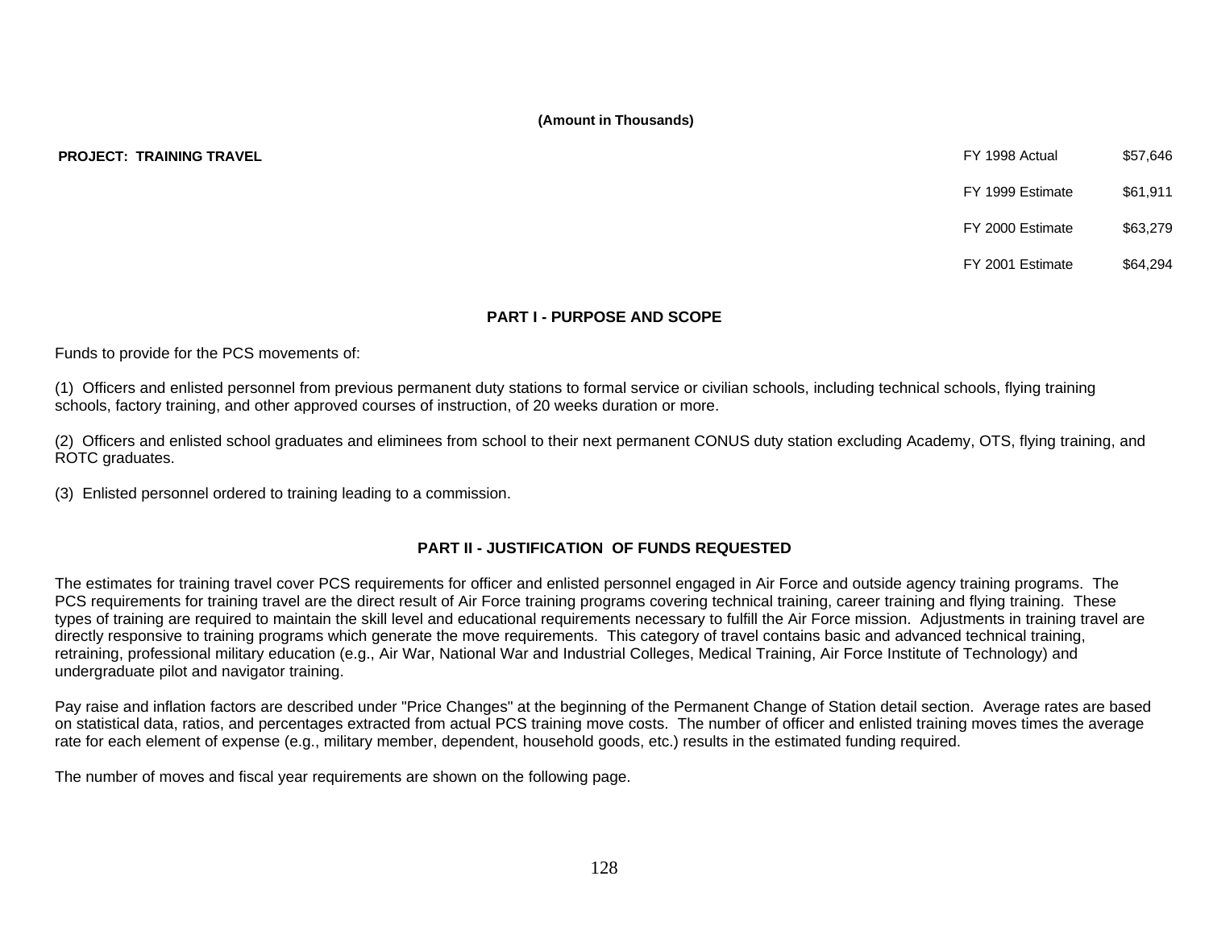**(Amount in Thousands)**

**PROJECT: TRAINING TRAVEL**

| | |
|---|---|
| FY 1998 Actual | $57,646 |
| FY 1999 Estimate | $61,911 |
| FY 2000 Estimate | $63,279 |
| FY 2001 Estimate | $64,294 |

## PART I - PURPOSE AND SCOPE

Funds to provide for the PCS movements of:

(1) Officers and enlisted personnel from previous permanent duty stations to formal service or civilian schools, including technical schools, flying training schools, factory training, and other approved courses of instruction, of 20 weeks duration or more.

(2) Officers and enlisted school graduates and eliminees from school to their next permanent CONUS duty station excluding Academy, OTS, flying training, and ROTC graduates.

(3) Enlisted personnel ordered to training leading to a commission.

## PART II - JUSTIFICATION OF FUNDS REQUESTED

The estimates for training travel cover PCS requirements for officer and enlisted personnel engaged in Air Force and outside agency training programs. The PCS requirements for training travel are the direct result of Air Force training programs covering technical training, career training and flying training. These types of training are required to maintain the skill level and educational requirements necessary to fulfill the Air Force mission. Adjustments in training travel are directly responsive to training programs which generate the move requirements. This category of travel contains basic and advanced technical training, retraining, professional military education (e.g., Air War, National War and Industrial Colleges, Medical Training, Air Force Institute of Technology) and undergraduate pilot and navigator training.

Pay raise and inflation factors are described under "Price Changes" at the beginning of the Permanent Change of Station detail section. Average rates are based on statistical data, ratios, and percentages extracted from actual PCS training move costs. The number of officer and enlisted training moves times the average rate for each element of expense (e.g., military member, dependent, household goods, etc.) results in the estimated funding required.

The number of moves and fiscal year requirements are shown on the following page.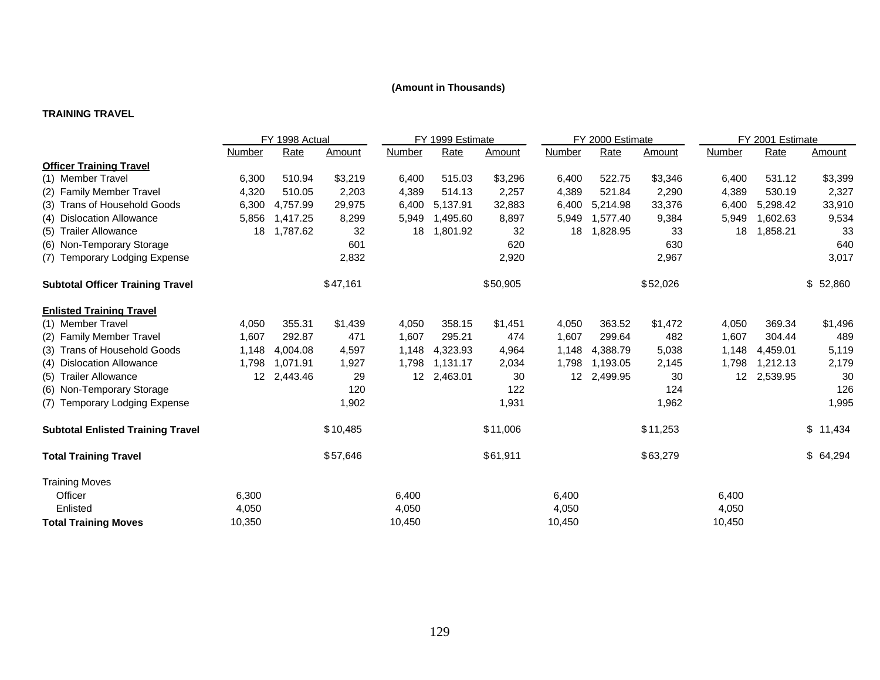**(Amount in Thousands)**

**TRAINING TRAVEL**

| | FY 1998 Actual | | | FY 1999 Estimate | | | FY 2000 Estimate | | | FY 2001 Estimate | | |
|---|---|---|---|---|---|---|---|---|---|---|---|---|
| | Number | Rate | Amount | Number | Rate | Amount | Number | Rate | Amount | Number | Rate | Amount |
| **Officer Training Travel** | | | | | | | | | | | | |
| (1) Member Travel | 6,300 | 510.94 | $3,219 | 6,400 | 515.03 | $3,296 | 6,400 | 522.75 | $3,346 | 6,400 | 531.12 | $3,399 |
| (2) Family Member Travel | 4,320 | 510.05 | 2,203 | 4,389 | 514.13 | 2,257 | 4,389 | 521.84 | 2,290 | 4,389 | 530.19 | 2,327 |
| (3) Trans of Household Goods | 6,300 | 4,757.99 | 29,975 | 6,400 | 5,137.91 | 32,883 | 6,400 | 5,214.98 | 33,376 | 6,400 | 5,298.42 | 33,910 |
| (4) Dislocation Allowance | 5,856 | 1,417.25 | 8,299 | 5,949 | 1,495.60 | 8,897 | 5,949 | 1,577.40 | 9,384 | 5,949 | 1,602.63 | 9,534 |
| (5) Trailer Allowance | 18 | 1,787.62 | 32 | 18 | 1,801.92 | 32 | 18 | 1,828.95 | 33 | 18 | 1,858.21 | 33 |
| (6) Non-Temporary Storage | | | 601 | | | 620 | | | 630 | | | 640 |
| (7) Temporary Lodging Expense | | | 2,832 | | | 2,920 | | | 2,967 | | | 3,017 |
| **Subtotal Officer Training Travel** | | | $47,161 | | | $50,905 | | | $52,026 | | | $ 52,860 |
| **Enlisted Training Travel** | | | | | | | | | | | | |
| (1) Member Travel | 4,050 | 355.31 | $1,439 | 4,050 | 358.15 | $1,451 | 4,050 | 363.52 | $1,472 | 4,050 | 369.34 | $1,496 |
| (2) Family Member Travel | 1,607 | 292.87 | 471 | 1,607 | 295.21 | 474 | 1,607 | 299.64 | 482 | 1,607 | 304.44 | 489 |
| (3) Trans of Household Goods | 1,148 | 4,004.08 | 4,597 | 1,148 | 4,323.93 | 4,964 | 1,148 | 4,388.79 | 5,038 | 1,148 | 4,459.01 | 5,119 |
| (4) Dislocation Allowance | 1,798 | 1,071.91 | 1,927 | 1,798 | 1,131.17 | 2,034 | 1,798 | 1,193.05 | 2,145 | 1,798 | 1,212.13 | 2,179 |
| (5) Trailer Allowance | 12 | 2,443.46 | 29 | 12 | 2,463.01 | 30 | 12 | 2,499.95 | 30 | 12 | 2,539.95 | 30 |
| (6) Non-Temporary Storage | | | 120 | | | 122 | | | 124 | | | 126 |
| (7) Temporary Lodging Expense | | | 1,902 | | | 1,931 | | | 1,962 | | | 1,995 |
| **Subtotal Enlisted Training Travel** | | | $10,485 | | | $11,006 | | | $11,253 | | | $ 11,434 |
| **Total Training Travel** | | | $57,646 | | | $61,911 | | | $63,279 | | | $ 64,294 |
| Training Moves | | | | | | | | | | | | |
| Officer | 6,300 | | | 6,400 | | | 6,400 | | | 6,400 | | |
| Enlisted | 4,050 | | | 4,050 | | | 4,050 | | | 4,050 | | |
| **Total Training Moves** | 10,350 | | | 10,450 | | | 10,450 | | | 10,450 | | |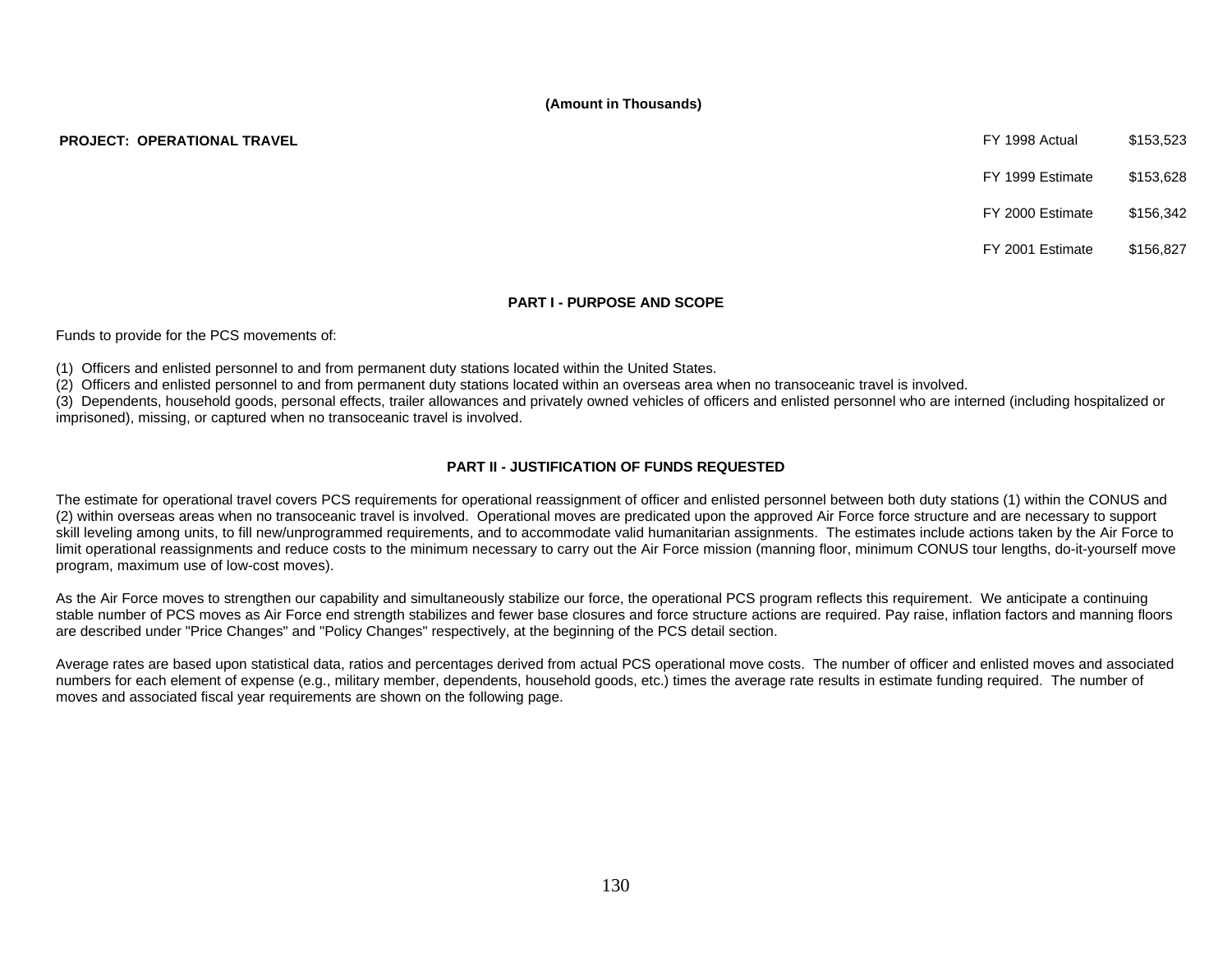**(Amount in Thousands)**

**PROJECT: OPERATIONAL TRAVEL**

| | |
|---|---|
| FY 1998 Actual | $153,523 |
| FY 1999 Estimate | $153,628 |
| FY 2000 Estimate | $156,342 |
| FY 2001 Estimate | $156,827 |

## PART I - PURPOSE AND SCOPE

Funds to provide for the PCS movements of:

(1) Officers and enlisted personnel to and from permanent duty stations located within the United States.
(2) Officers and enlisted personnel to and from permanent duty stations located within an overseas area when no transoceanic travel is involved.
(3) Dependents, household goods, personal effects, trailer allowances and privately owned vehicles of officers and enlisted personnel who are interned (including hospitalized or imprisoned), missing, or captured when no transoceanic travel is involved.

## PART II - JUSTIFICATION OF FUNDS REQUESTED

The estimate for operational travel covers PCS requirements for operational reassignment of officer and enlisted personnel between both duty stations (1) within the CONUS and (2) within overseas areas when no transoceanic travel is involved. Operational moves are predicated upon the approved Air Force force structure and are necessary to support skill leveling among units, to fill new/unprogrammed requirements, and to accommodate valid humanitarian assignments. The estimates include actions taken by the Air Force to limit operational reassignments and reduce costs to the minimum necessary to carry out the Air Force mission (manning floor, minimum CONUS tour lengths, do-it-yourself move program, maximum use of low-cost moves).

As the Air Force moves to strengthen our capability and simultaneously stabilize our force, the operational PCS program reflects this requirement. We anticipate a continuing stable number of PCS moves as Air Force end strength stabilizes and fewer base closures and force structure actions are required. Pay raise, inflation factors and manning floors are described under "Price Changes" and "Policy Changes" respectively, at the beginning of the PCS detail section.

Average rates are based upon statistical data, ratios and percentages derived from actual PCS operational move costs. The number of officer and enlisted moves and associated numbers for each element of expense (e.g., military member, dependents, household goods, etc.) times the average rate results in estimate funding required. The number of moves and associated fiscal year requirements are shown on the following page.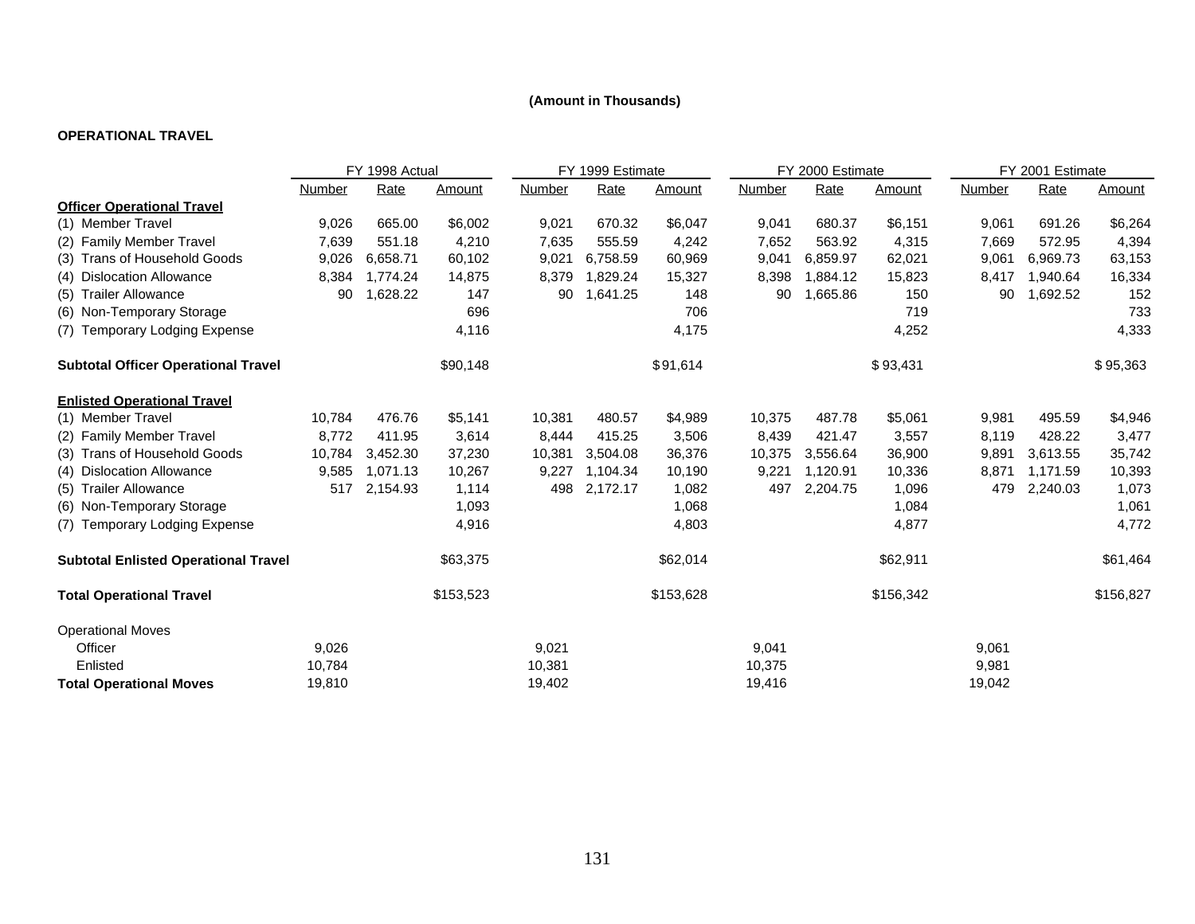**(Amount in Thousands)**

**OPERATIONAL TRAVEL**

| | FY 1998 Actual | | | FY 1999 Estimate | | | FY 2000 Estimate | | | FY 2001 Estimate | | |
|---|---|---|---|---|---|---|---|---|---|---|---|---|
| | Number | Rate | Amount | Number | Rate | Amount | Number | Rate | Amount | Number | Rate | Amount |
| **Officer Operational Travel** | | | | | | | | | | | | |
| (1) Member Travel | 9,026 | 665.00 | $6,002 | 9,021 | 670.32 | $6,047 | 9,041 | 680.37 | $6,151 | 9,061 | 691.26 | $6,264 |
| (2) Family Member Travel | 7,639 | 551.18 | 4,210 | 7,635 | 555.59 | 4,242 | 7,652 | 563.92 | 4,315 | 7,669 | 572.95 | 4,394 |
| (3) Trans of Household Goods | 9,026 | 6,658.71 | 60,102 | 9,021 | 6,758.59 | 60,969 | 9,041 | 6,859.97 | 62,021 | 9,061 | 6,969.73 | 63,153 |
| (4) Dislocation Allowance | 8,384 | 1,774.24 | 14,875 | 8,379 | 1,829.24 | 15,327 | 8,398 | 1,884.12 | 15,823 | 8,417 | 1,940.64 | 16,334 |
| (5) Trailer Allowance | 90 | 1,628.22 | 147 | 90 | 1,641.25 | 148 | 90 | 1,665.86 | 150 | 90 | 1,692.52 | 152 |
| (6) Non-Temporary Storage | | | 696 | | | 706 | | | 719 | | | 733 |
| (7) Temporary Lodging Expense | | | 4,116 | | | 4,175 | | | 4,252 | | | 4,333 |
| **Subtotal Officer Operational Travel** | | | $90,148 | | | $91,614 | | | $93,431 | | | $95,363 |
| **Enlisted Operational Travel** | | | | | | | | | | | | |
| (1) Member Travel | 10,784 | 476.76 | $5,141 | 10,381 | 480.57 | $4,989 | 10,375 | 487.78 | $5,061 | 9,981 | 495.59 | $4,946 |
| (2) Family Member Travel | 8,772 | 411.95 | 3,614 | 8,444 | 415.25 | 3,506 | 8,439 | 421.47 | 3,557 | 8,119 | 428.22 | 3,477 |
| (3) Trans of Household Goods | 10,784 | 3,452.30 | 37,230 | 10,381 | 3,504.08 | 36,376 | 10,375 | 3,556.64 | 36,900 | 9,891 | 3,613.55 | 35,742 |
| (4) Dislocation Allowance | 9,585 | 1,071.13 | 10,267 | 9,227 | 1,104.34 | 10,190 | 9,221 | 1,120.91 | 10,336 | 8,871 | 1,171.59 | 10,393 |
| (5) Trailer Allowance | 517 | 2,154.93 | 1,114 | 498 | 2,172.17 | 1,082 | 497 | 2,204.75 | 1,096 | 479 | 2,240.03 | 1,073 |
| (6) Non-Temporary Storage | | | 1,093 | | | 1,068 | | | 1,084 | | | 1,061 |
| (7) Temporary Lodging Expense | | | 4,916 | | | 4,803 | | | 4,877 | | | 4,772 |
| **Subtotal Enlisted Operational Travel** | | | $63,375 | | | $62,014 | | | $62,911 | | | $61,464 |
| **Total Operational Travel** | | | $153,523 | | | $153,628 | | | $156,342 | | | $156,827 |
| Operational Moves | | | | | | | | | | | | |
| Officer | 9,026 | | | 9,021 | | | 9,041 | | | 9,061 | | |
| Enlisted | 10,784 | | | 10,381 | | | 10,375 | | | 9,981 | | |
| **Total Operational Moves** | 19,810 | | | 19,402 | | | 19,416 | | | 19,042 | | |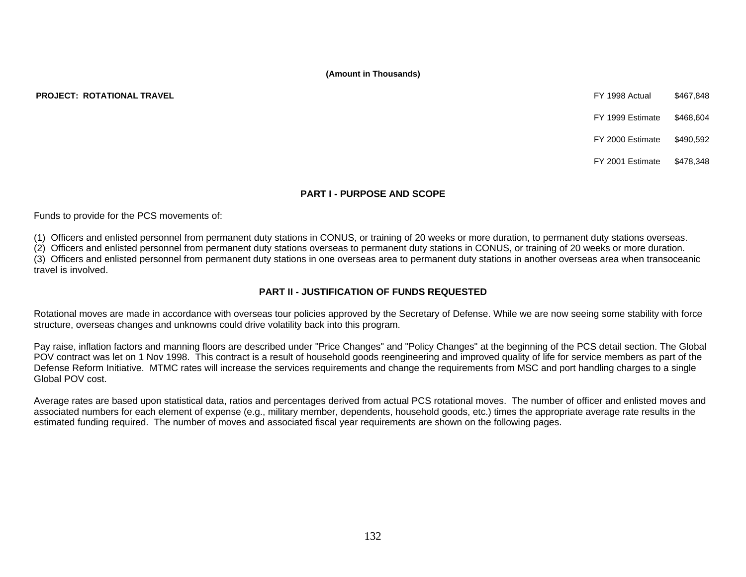**(Amount in Thousands)**

**PROJECT: ROTATIONAL TRAVEL**

| | |
|---|---|
| FY 1998 Actual | $467,848 |
| FY 1999 Estimate | $468,604 |
| FY 2000 Estimate | $490,592 |
| FY 2001 Estimate | $478,348 |

## PART I - PURPOSE AND SCOPE

Funds to provide for the PCS movements of:

(1) Officers and enlisted personnel from permanent duty stations in CONUS, or training of 20 weeks or more duration, to permanent duty stations overseas.
(2) Officers and enlisted personnel from permanent duty stations overseas to permanent duty stations in CONUS, or training of 20 weeks or more duration.
(3) Officers and enlisted personnel from permanent duty stations in one overseas area to permanent duty stations in another overseas area when transoceanic travel is involved.

## PART II - JUSTIFICATION OF FUNDS REQUESTED

Rotational moves are made in accordance with overseas tour policies approved by the Secretary of Defense. While we are now seeing some stability with force structure, overseas changes and unknowns could drive volatility back into this program.

Pay raise, inflation factors and manning floors are described under "Price Changes" and "Policy Changes" at the beginning of the PCS detail section. The Global POV contract was let on 1 Nov 1998. This contract is a result of household goods reengineering and improved quality of life for service members as part of the Defense Reform Initiative. MTMC rates will increase the services requirements and change the requirements from MSC and port handling charges to a single Global POV cost.

Average rates are based upon statistical data, ratios and percentages derived from actual PCS rotational moves. The number of officer and enlisted moves and associated numbers for each element of expense (e.g., military member, dependents, household goods, etc.) times the appropriate average rate results in the estimated funding required. The number of moves and associated fiscal year requirements are shown on the following pages.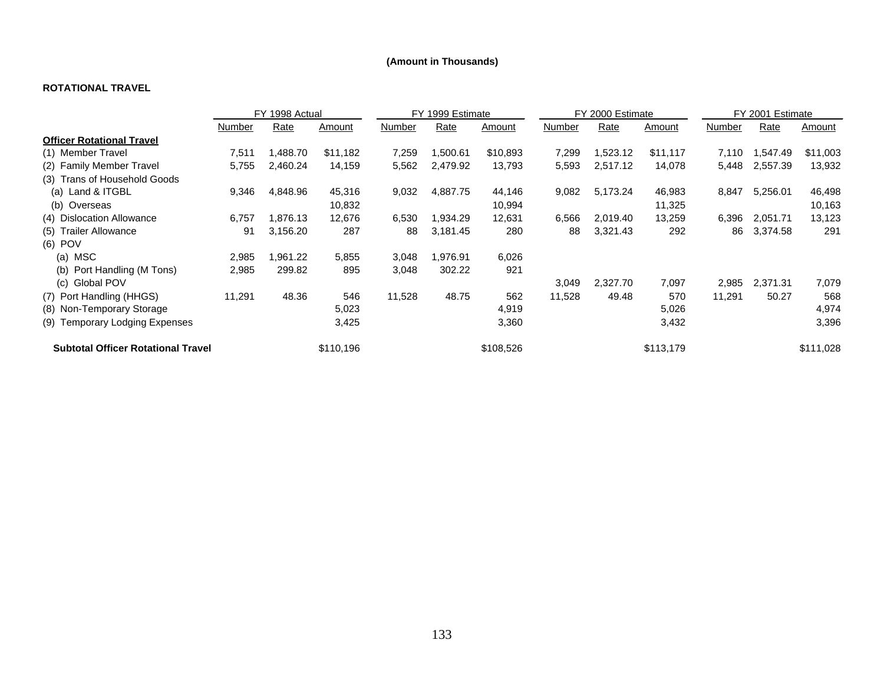**(Amount in Thousands)**

**ROTATIONAL TRAVEL**

| | FY 1998 Actual | | | FY 1999 Estimate | | | FY 2000 Estimate | | | FY 2001 Estimate | | |
|---|---|---|---|---|---|---|---|---|---|---|---|---|
| | Number | Rate | Amount | Number | Rate | Amount | Number | Rate | Amount | Number | Rate | Amount |
| **Officer Rotational Travel** | | | | | | | | | | | | |
| (1) Member Travel | 7,511 | 1,488.70 | $11,182 | 7,259 | 1,500.61 | $10,893 | 7,299 | 1,523.12 | $11,117 | 7,110 | 1,547.49 | $11,003 |
| (2) Family Member Travel | 5,755 | 2,460.24 | 14,159 | 5,562 | 2,479.92 | 13,793 | 5,593 | 2,517.12 | 14,078 | 5,448 | 2,557.39 | 13,932 |
| (3) Trans of Household Goods | | | | | | | | | | | | |
| (a) Land & ITGBL | 9,346 | 4,848.96 | 45,316 | 9,032 | 4,887.75 | 44,146 | 9,082 | 5,173.24 | 46,983 | 8,847 | 5,256.01 | 46,498 |
| (b) Overseas | | | 10,832 | | | 10,994 | | | 11,325 | | | 10,163 |
| (4) Dislocation Allowance | 6,757 | 1,876.13 | 12,676 | 6,530 | 1,934.29 | 12,631 | 6,566 | 2,019.40 | 13,259 | 6,396 | 2,051.71 | 13,123 |
| (5) Trailer Allowance | 91 | 3,156.20 | 287 | 88 | 3,181.45 | 280 | 88 | 3,321.43 | 292 | 86 | 3,374.58 | 291 |
| (6) POV | | | | | | | | | | | | |
| (a) MSC | 2,985 | 1,961.22 | 5,855 | 3,048 | 1,976.91 | 6,026 | | | | | | |
| (b) Port Handling (M Tons) | 2,985 | 299.82 | 895 | 3,048 | 302.22 | 921 | | | | | | |
| (c) Global POV | | | | | | | 3,049 | 2,327.70 | 7,097 | 2,985 | 2,371.31 | 7,079 |
| (7) Port Handling (HHGS) | 11,291 | 48.36 | 546 | 11,528 | 48.75 | 562 | 11,528 | 49.48 | 570 | 11,291 | 50.27 | 568 |
| (8) Non-Temporary Storage | | | 5,023 | | | 4,919 | | | 5,026 | | | 4,974 |
| (9) Temporary Lodging Expenses | | | 3,425 | | | 3,360 | | | 3,432 | | | 3,396 |
| **Subtotal Officer Rotational Travel** | | | $110,196 | | | $108,526 | | | $113,179 | | | $111,028 |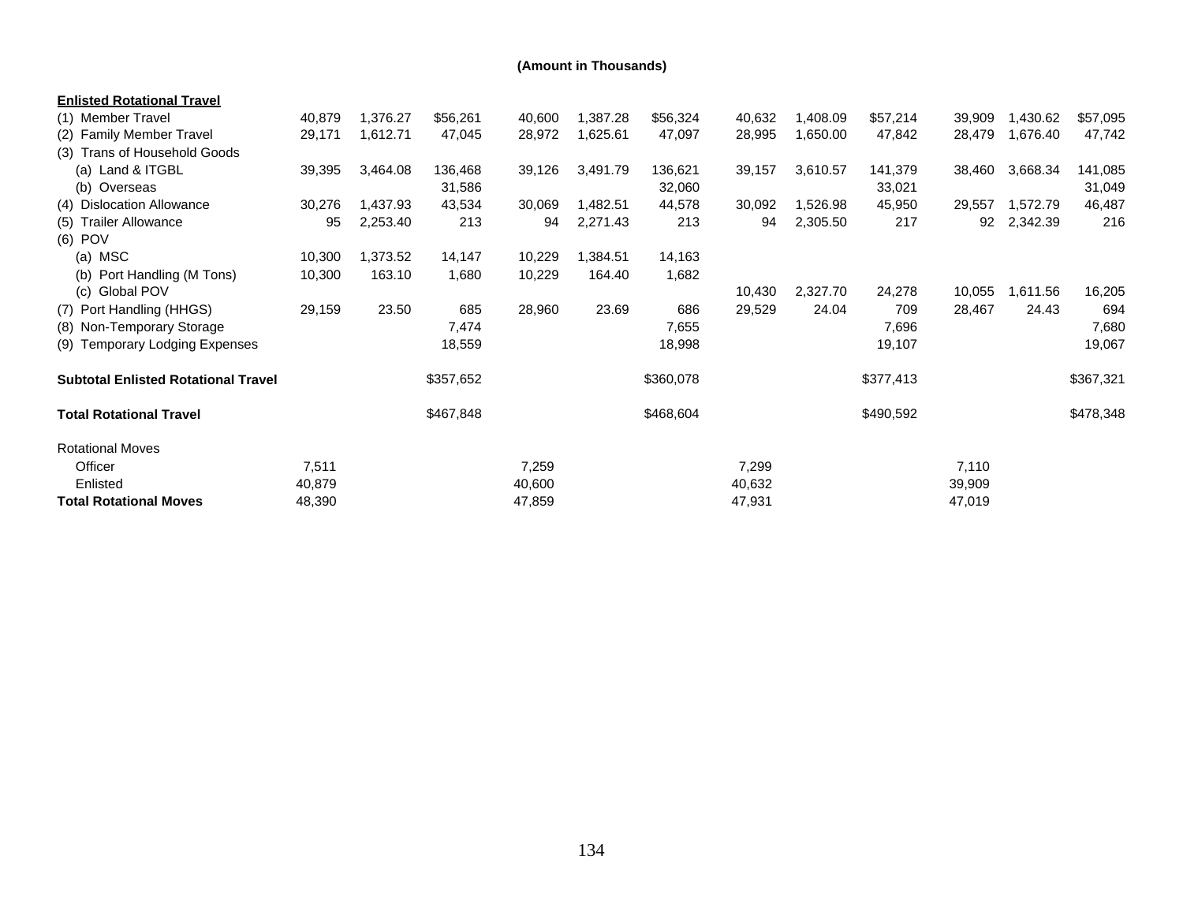**(Amount in Thousands)**

| | | | | | | | | | | | | |
|---|---|---|---|---|---|---|---|---|---|---|---|---|
| **Enlisted Rotational Travel** | | | | | | | | | | | | |
| (1) Member Travel | 40,879 | 1,376.27 | $56,261 | 40,600 | 1,387.28 | $56,324 | 40,632 | 1,408.09 | $57,214 | 39,909 | 1,430.62 | $57,095 |
| (2) Family Member Travel | 29,171 | 1,612.71 | 47,045 | 28,972 | 1,625.61 | 47,097 | 28,995 | 1,650.00 | 47,842 | 28,479 | 1,676.40 | 47,742 |
| (3) Trans of Household Goods | | | | | | | | | | | | |
| (a) Land & ITGBL | 39,395 | 3,464.08 | 136,468 | 39,126 | 3,491.79 | 136,621 | 39,157 | 3,610.57 | 141,379 | 38,460 | 3,668.34 | 141,085 |
| (b) Overseas | | | 31,586 | | | 32,060 | | | 33,021 | | | 31,049 |
| (4) Dislocation Allowance | 30,276 | 1,437.93 | 43,534 | 30,069 | 1,482.51 | 44,578 | 30,092 | 1,526.98 | 45,950 | 29,557 | 1,572.79 | 46,487 |
| (5) Trailer Allowance | 95 | 2,253.40 | 213 | 94 | 2,271.43 | 213 | 94 | 2,305.50 | 217 | 92 | 2,342.39 | 216 |
| (6) POV | | | | | | | | | | | | |
| (a) MSC | 10,300 | 1,373.52 | 14,147 | 10,229 | 1,384.51 | 14,163 | | | | | | |
| (b) Port Handling (M Tons) | 10,300 | 163.10 | 1,680 | 10,229 | 164.40 | 1,682 | | | | | | |
| (c) Global POV | | | | | | | 10,430 | 2,327.70 | 24,278 | 10,055 | 1,611.56 | 16,205 |
| (7) Port Handling (HHGS) | 29,159 | 23.50 | 685 | 28,960 | 23.69 | 686 | 29,529 | 24.04 | 709 | 28,467 | 24.43 | 694 |
| (8) Non-Temporary Storage | | | 7,474 | | | 7,655 | | | 7,696 | | | 7,680 |
| (9) Temporary Lodging Expenses | | | 18,559 | | | 18,998 | | | 19,107 | | | 19,067 |
| **Subtotal Enlisted Rotational Travel** | | | $357,652 | | | $360,078 | | | $377,413 | | | $367,321 |
| **Total Rotational Travel** | | | $467,848 | | | $468,604 | | | $490,592 | | | $478,348 |
| Rotational Moves | | | | | | | | | | | | |
| Officer | 7,511 | | | 7,259 | | | 7,299 | | | 7,110 | | |
| Enlisted | 40,879 | | | 40,600 | | | 40,632 | | | 39,909 | | |
| **Total Rotational Moves** | 48,390 | | | 47,859 | | | 47,931 | | | 47,019 | | |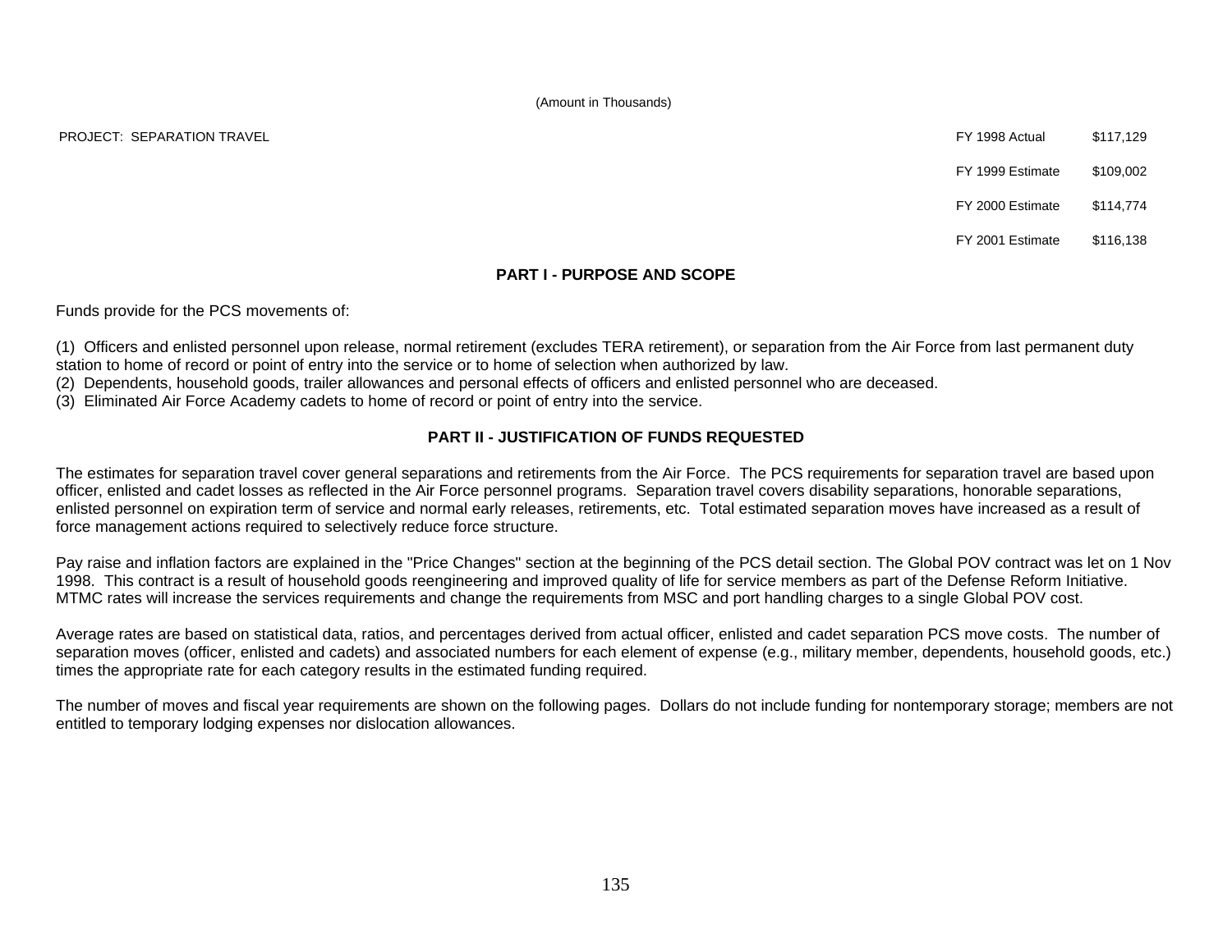(Amount in Thousands)

| PROJECT: SEPARATION TRAVEL | | |
|---|---|---|
| | FY 1998 Actual | $117,129 |
| | FY 1999 Estimate | $109,002 |
| | FY 2000 Estimate | $114,774 |
| | FY 2001 Estimate | $116,138 |

## PART I - PURPOSE AND SCOPE

Funds provide for the PCS movements of:

(1) Officers and enlisted personnel upon release, normal retirement (excludes TERA retirement), or separation from the Air Force from last permanent duty station to home of record or point of entry into the service or to home of selection when authorized by law.
(2) Dependents, household goods, trailer allowances and personal effects of officers and enlisted personnel who are deceased.
(3) Eliminated Air Force Academy cadets to home of record or point of entry into the service.

## PART II - JUSTIFICATION OF FUNDS REQUESTED

The estimates for separation travel cover general separations and retirements from the Air Force. The PCS requirements for separation travel are based upon officer, enlisted and cadet losses as reflected in the Air Force personnel programs. Separation travel covers disability separations, honorable separations, enlisted personnel on expiration term of service and normal early releases, retirements, etc. Total estimated separation moves have increased as a result of force management actions required to selectively reduce force structure.

Pay raise and inflation factors are explained in the "Price Changes" section at the beginning of the PCS detail section. The Global POV contract was let on 1 Nov 1998. This contract is a result of household goods reengineering and improved quality of life for service members as part of the Defense Reform Initiative. MTMC rates will increase the services requirements and change the requirements from MSC and port handling charges to a single Global POV cost.

Average rates are based on statistical data, ratios, and percentages derived from actual officer, enlisted and cadet separation PCS move costs. The number of separation moves (officer, enlisted and cadets) and associated numbers for each element of expense (e.g., military member, dependents, household goods, etc.) times the appropriate rate for each category results in the estimated funding required.

The number of moves and fiscal year requirements are shown on the following pages. Dollars do not include funding for nontemporary storage; members are not entitled to temporary lodging expenses nor dislocation allowances.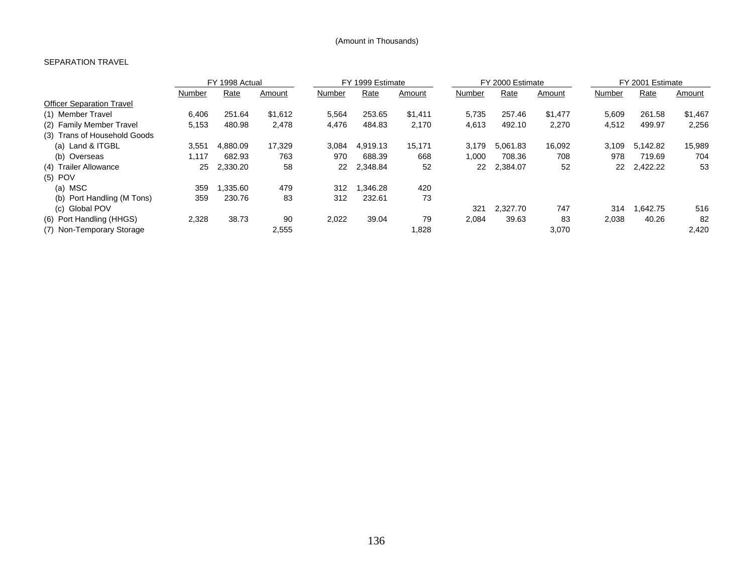(Amount in Thousands)

SEPARATION TRAVEL

| | FY 1998 Actual | | | FY 1999 Estimate | | | FY 2000 Estimate | | | FY 2001 Estimate | | |
|---|---|---|---|---|---|---|---|---|---|---|---|---|
| | Number | Rate | Amount | Number | Rate | Amount | Number | Rate | Amount | Number | Rate | Amount |
| Officer Separation Travel | | | | | | | | | | | | |
| (1) Member Travel | 6,406 | 251.64 | $1,612 | 5,564 | 253.65 | $1,411 | 5,735 | 257.46 | $1,477 | 5,609 | 261.58 | $1,467 |
| (2) Family Member Travel | 5,153 | 480.98 | 2,478 | 4,476 | 484.83 | 2,170 | 4,613 | 492.10 | 2,270 | 4,512 | 499.97 | 2,256 |
| (3) Trans of Household Goods | | | | | | | | | | | | |
| (a) Land & ITGBL | 3,551 | 4,880.09 | 17,329 | 3,084 | 4,919.13 | 15,171 | 3,179 | 5,061.83 | 16,092 | 3,109 | 5,142.82 | 15,989 |
| (b) Overseas | 1,117 | 682.93 | 763 | 970 | 688.39 | 668 | 1,000 | 708.36 | 708 | 978 | 719.69 | 704 |
| (4) Trailer Allowance | 25 | 2,330.20 | 58 | 22 | 2,348.84 | 52 | 22 | 2,384.07 | 52 | 22 | 2,422.22 | 53 |
| (5) POV | | | | | | | | | | | | |
| (a) MSC | 359 | 1,335.60 | 479 | 312 | 1,346.28 | 420 | | | | | | |
| (b) Port Handling (M Tons) | 359 | 230.76 | 83 | 312 | 232.61 | 73 | | | | | | |
| (c) Global POV | | | | | | | 321 | 2,327.70 | 747 | 314 | 1,642.75 | 516 |
| (6) Port Handling (HHGS) | 2,328 | 38.73 | 90 | 2,022 | 39.04 | 79 | 2,084 | 39.63 | 83 | 2,038 | 40.26 | 82 |
| (7) Non-Temporary Storage | | | 2,555 | | | 1,828 | | | 3,070 | | | 2,420 |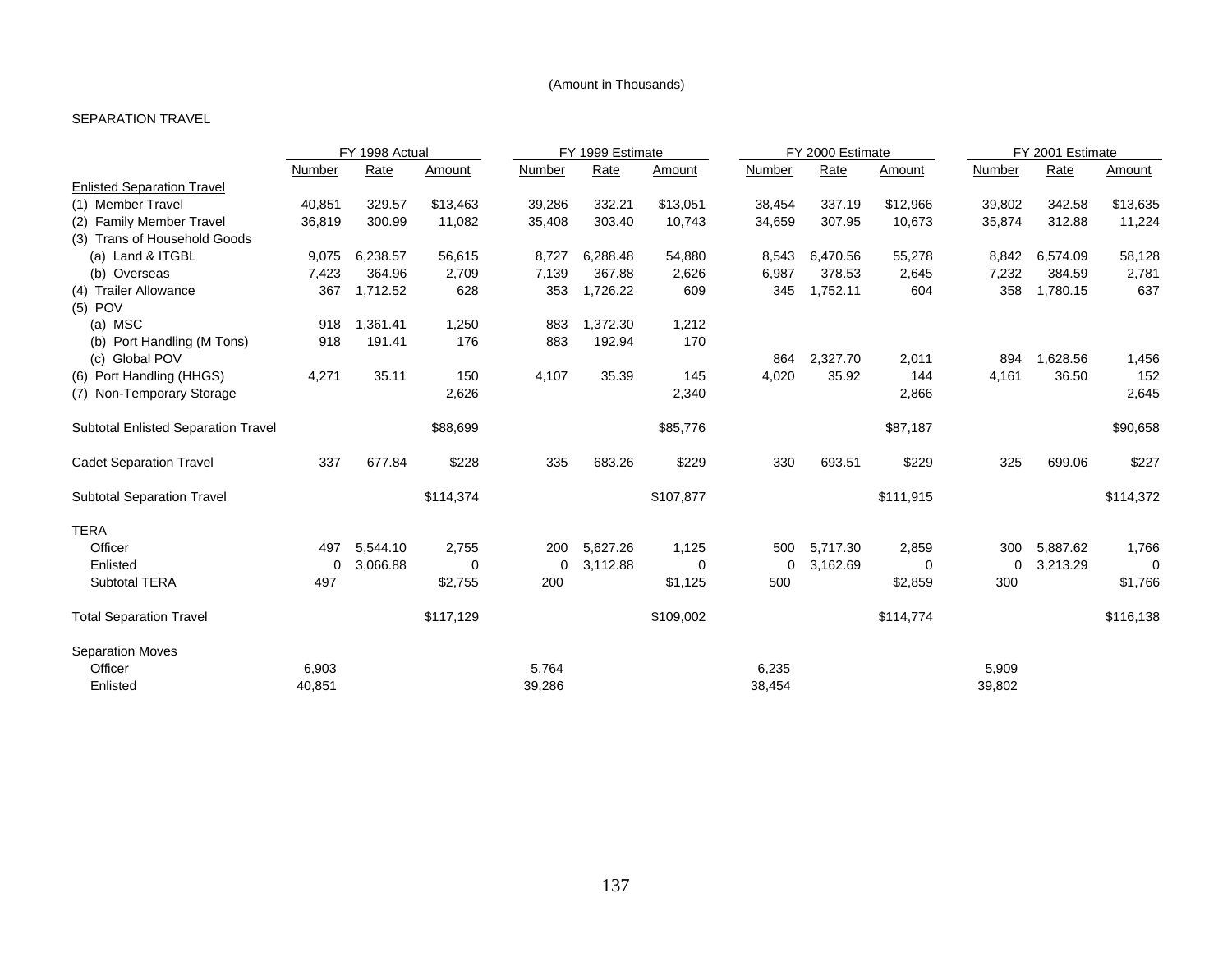(Amount in Thousands)

SEPARATION TRAVEL

| | FY 1998 Actual | | | FY 1999 Estimate | | | FY 2000 Estimate | | | FY 2001 Estimate | | |
|---|---|---|---|---|---|---|---|---|---|---|---|---|
| | Number | Rate | Amount | Number | Rate | Amount | Number | Rate | Amount | Number | Rate | Amount |
| Enlisted Separation Travel | | | | | | | | | | | | |
| (1) Member Travel | 40,851 | 329.57 | $13,463 | 39,286 | 332.21 | $13,051 | 38,454 | 337.19 | $12,966 | 39,802 | 342.58 | $13,635 |
| (2) Family Member Travel | 36,819 | 300.99 | 11,082 | 35,408 | 303.40 | 10,743 | 34,659 | 307.95 | 10,673 | 35,874 | 312.88 | 11,224 |
| (3) Trans of Household Goods | | | | | | | | | | | | |
| (a) Land & ITGBL | 9,075 | 6,238.57 | 56,615 | 8,727 | 6,288.48 | 54,880 | 8,543 | 6,470.56 | 55,278 | 8,842 | 6,574.09 | 58,128 |
| (b) Overseas | 7,423 | 364.96 | 2,709 | 7,139 | 367.88 | 2,626 | 6,987 | 378.53 | 2,645 | 7,232 | 384.59 | 2,781 |
| (4) Trailer Allowance | 367 | 1,712.52 | 628 | 353 | 1,726.22 | 609 | 345 | 1,752.11 | 604 | 358 | 1,780.15 | 637 |
| (5) POV | | | | | | | | | | | | |
| (a) MSC | 918 | 1,361.41 | 1,250 | 883 | 1,372.30 | 1,212 | | | | | | |
| (b) Port Handling (M Tons) | 918 | 191.41 | 176 | 883 | 192.94 | 170 | | | | | | |
| (c) Global POV | | | | | | | 864 | 2,327.70 | 2,011 | 894 | 1,628.56 | 1,456 |
| (6) Port Handling (HHGS) | 4,271 | 35.11 | 150 | 4,107 | 35.39 | 145 | 4,020 | 35.92 | 144 | 4,161 | 36.50 | 152 |
| (7) Non-Temporary Storage | | | 2,626 | | | 2,340 | | | 2,866 | | | 2,645 |
| Subtotal Enlisted Separation Travel | | | $88,699 | | | $85,776 | | | $87,187 | | | $90,658 |
| Cadet Separation Travel | 337 | 677.84 | $228 | 335 | 683.26 | $229 | 330 | 693.51 | $229 | 325 | 699.06 | $227 |
| Subtotal Separation Travel | | | $114,374 | | | $107,877 | | | $111,915 | | | $114,372 |
| TERA | | | | | | | | | | | | |
| Officer | 497 | 5,544.10 | 2,755 | 200 | 5,627.26 | 1,125 | 500 | 5,717.30 | 2,859 | 300 | 5,887.62 | 1,766 |
| Enlisted | 0 | 3,066.88 | 0 | 0 | 3,112.88 | 0 | 0 | 3,162.69 | 0 | 0 | 3,213.29 | 0 |
| Subtotal TERA | 497 | | $2,755 | 200 | | $1,125 | 500 | | $2,859 | 300 | | $1,766 |
| Total Separation Travel | | | $117,129 | | | $109,002 | | | $114,774 | | | $116,138 |
| Separation Moves | | | | | | | | | | | | |
| Officer | 6,903 | | | 5,764 | | | 6,235 | | | 5,909 | | |
| Enlisted | 40,851 | | | 39,286 | | | 38,454 | | | 39,802 | | |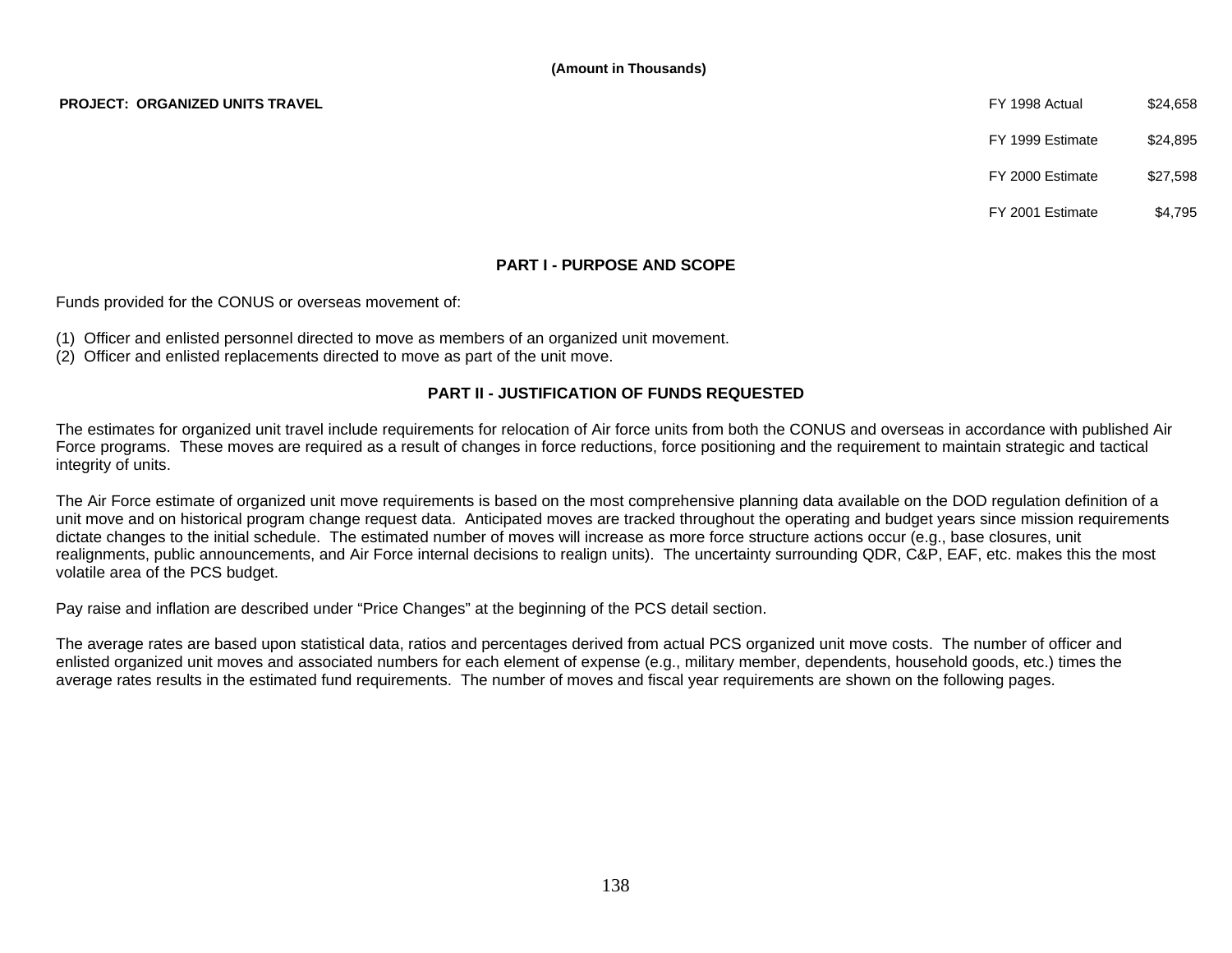**(Amount in Thousands)**

**PROJECT: ORGANIZED UNITS TRAVEL**

| | |
|---|---|
| FY 1998 Actual | $24,658 |
| FY 1999 Estimate | $24,895 |
| FY 2000 Estimate | $27,598 |
| FY 2001 Estimate | $4,795 |

## PART I - PURPOSE AND SCOPE

Funds provided for the CONUS or overseas movement of:

(1) Officer and enlisted personnel directed to move as members of an organized unit movement.
(2) Officer and enlisted replacements directed to move as part of the unit move.

## PART II - JUSTIFICATION OF FUNDS REQUESTED

The estimates for organized unit travel include requirements for relocation of Air force units from both the CONUS and overseas in accordance with published Air Force programs. These moves are required as a result of changes in force reductions, force positioning and the requirement to maintain strategic and tactical integrity of units.

The Air Force estimate of organized unit move requirements is based on the most comprehensive planning data available on the DOD regulation definition of a unit move and on historical program change request data. Anticipated moves are tracked throughout the operating and budget years since mission requirements dictate changes to the initial schedule. The estimated number of moves will increase as more force structure actions occur (e.g., base closures, unit realignments, public announcements, and Air Force internal decisions to realign units). The uncertainty surrounding QDR, C&P, EAF, etc. makes this the most volatile area of the PCS budget.

Pay raise and inflation are described under "Price Changes" at the beginning of the PCS detail section.

The average rates are based upon statistical data, ratios and percentages derived from actual PCS organized unit move costs. The number of officer and enlisted organized unit moves and associated numbers for each element of expense (e.g., military member, dependents, household goods, etc.) times the average rates results in the estimated fund requirements. The number of moves and fiscal year requirements are shown on the following pages.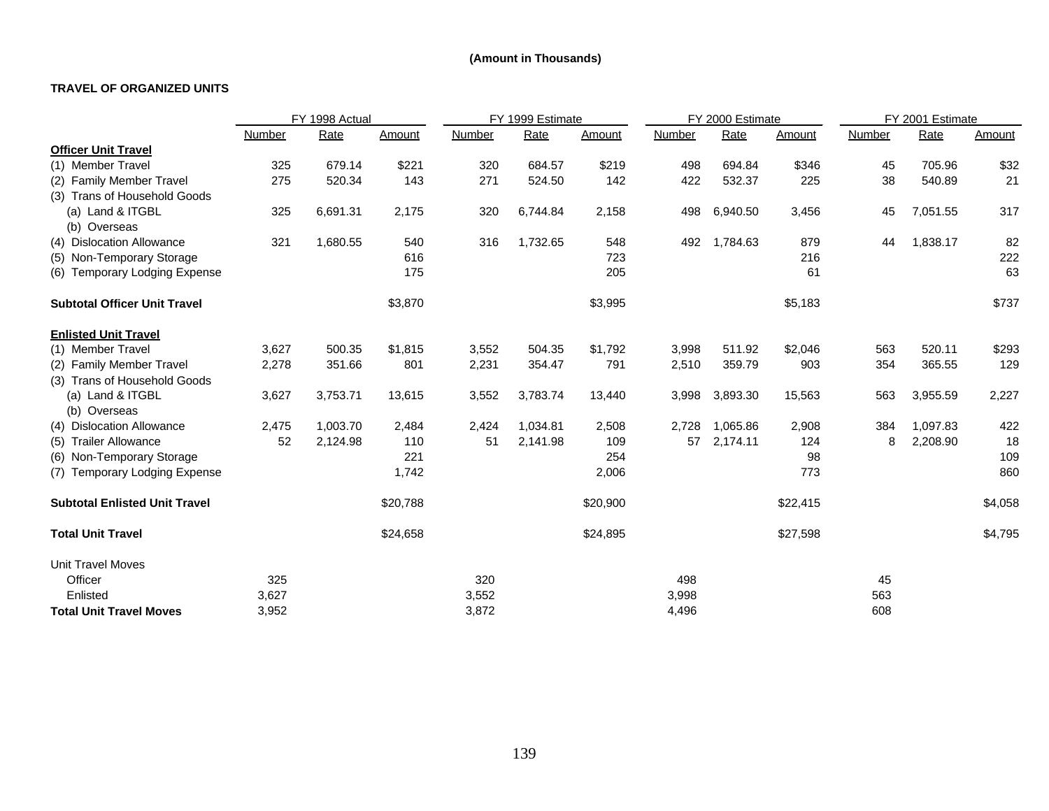(Amount in Thousands)

**TRAVEL OF ORGANIZED UNITS**

| | FY 1998 Actual | | | FY 1999 Estimate | | | FY 2000 Estimate | | | FY 2001 Estimate | | |
|---|---|---|---|---|---|---|---|---|---|---|---|---|
| | Number | Rate | Amount | Number | Rate | Amount | Number | Rate | Amount | Number | Rate | Amount |
| **Officer Unit Travel** | | | | | | | | | | | | |
| (1) Member Travel | 325 | 679.14 | $221 | 320 | 684.57 | $219 | 498 | 694.84 | $346 | 45 | 705.96 | $32 |
| (2) Family Member Travel | 275 | 520.34 | 143 | 271 | 524.50 | 142 | 422 | 532.37 | 225 | 38 | 540.89 | 21 |
| (3) Trans of Household Goods | | | | | | | | | | | | |
| (a) Land & ITGBL | 325 | 6,691.31 | 2,175 | 320 | 6,744.84 | 2,158 | 498 | 6,940.50 | 3,456 | 45 | 7,051.55 | 317 |
| (b) Overseas | | | | | | | | | | | | |
| (4) Dislocation Allowance | 321 | 1,680.55 | 540 | 316 | 1,732.65 | 548 | 492 | 1,784.63 | 879 | 44 | 1,838.17 | 82 |
| (5) Non-Temporary Storage | | | 616 | | | 723 | | | 216 | | | 222 |
| (6) Temporary Lodging Expense | | | 175 | | | 205 | | | 61 | | | 63 |
| **Subtotal Officer Unit Travel** | | | $3,870 | | | $3,995 | | | $5,183 | | | $737 |
| **Enlisted Unit Travel** | | | | | | | | | | | | |
| (1) Member Travel | 3,627 | 500.35 | $1,815 | 3,552 | 504.35 | $1,792 | 3,998 | 511.92 | $2,046 | 563 | 520.11 | $293 |
| (2) Family Member Travel | 2,278 | 351.66 | 801 | 2,231 | 354.47 | 791 | 2,510 | 359.79 | 903 | 354 | 365.55 | 129 |
| (3) Trans of Household Goods | | | | | | | | | | | | |
| (a) Land & ITGBL | 3,627 | 3,753.71 | 13,615 | 3,552 | 3,783.74 | 13,440 | 3,998 | 3,893.30 | 15,563 | 563 | 3,955.59 | 2,227 |
| (b) Overseas | | | | | | | | | | | | |
| (4) Dislocation Allowance | 2,475 | 1,003.70 | 2,484 | 2,424 | 1,034.81 | 2,508 | 2,728 | 1,065.86 | 2,908 | 384 | 1,097.83 | 422 |
| (5) Trailer Allowance | 52 | 2,124.98 | 110 | 51 | 2,141.98 | 109 | 57 | 2,174.11 | 124 | 8 | 2,208.90 | 18 |
| (6) Non-Temporary Storage | | | 221 | | | 254 | | | 98 | | | 109 |
| (7) Temporary Lodging Expense | | | 1,742 | | | 2,006 | | | 773 | | | 860 |
| **Subtotal Enlisted Unit Travel** | | | $20,788 | | | $20,900 | | | $22,415 | | | $4,058 |
| **Total Unit Travel** | | | $24,658 | | | $24,895 | | | $27,598 | | | $4,795 |
| Unit Travel Moves | | | | | | | | | | | | |
| Officer | 325 | | | 320 | | | 498 | | | 45 | | |
| Enlisted | 3,627 | | | 3,552 | | | 3,998 | | | 563 | | |
| **Total Unit Travel Moves** | 3,952 | | | 3,872 | | | 4,496 | | | 608 | | |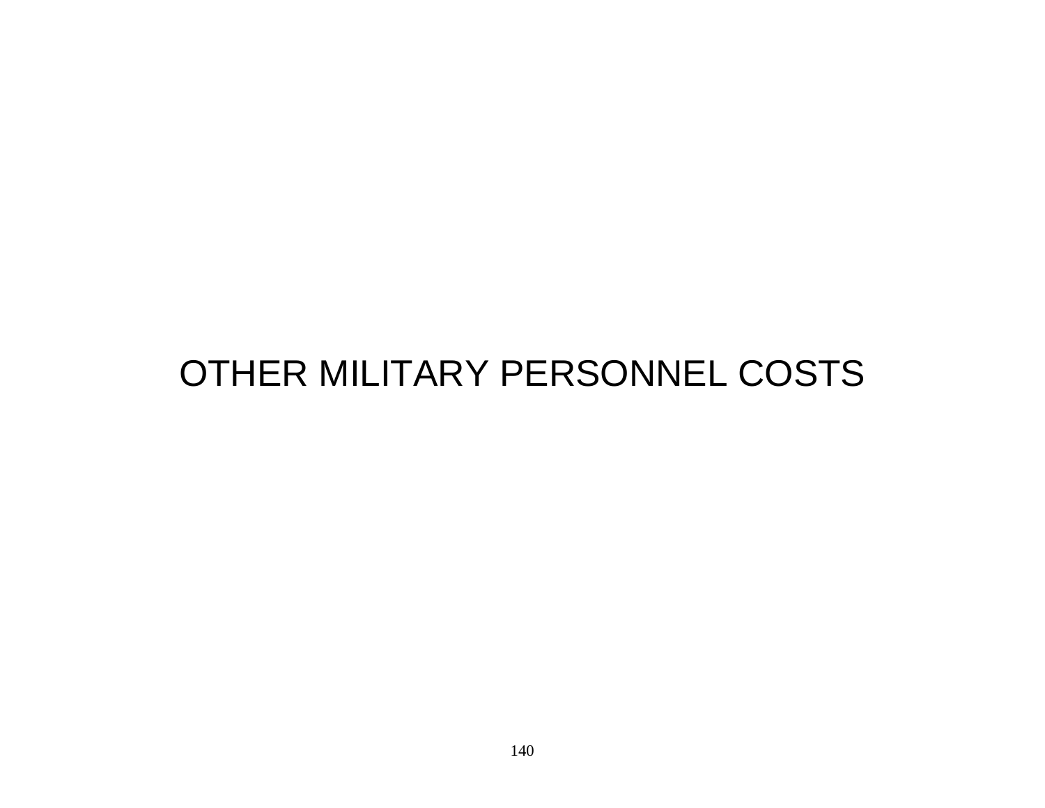# OTHER MILITARY PERSONNEL COSTS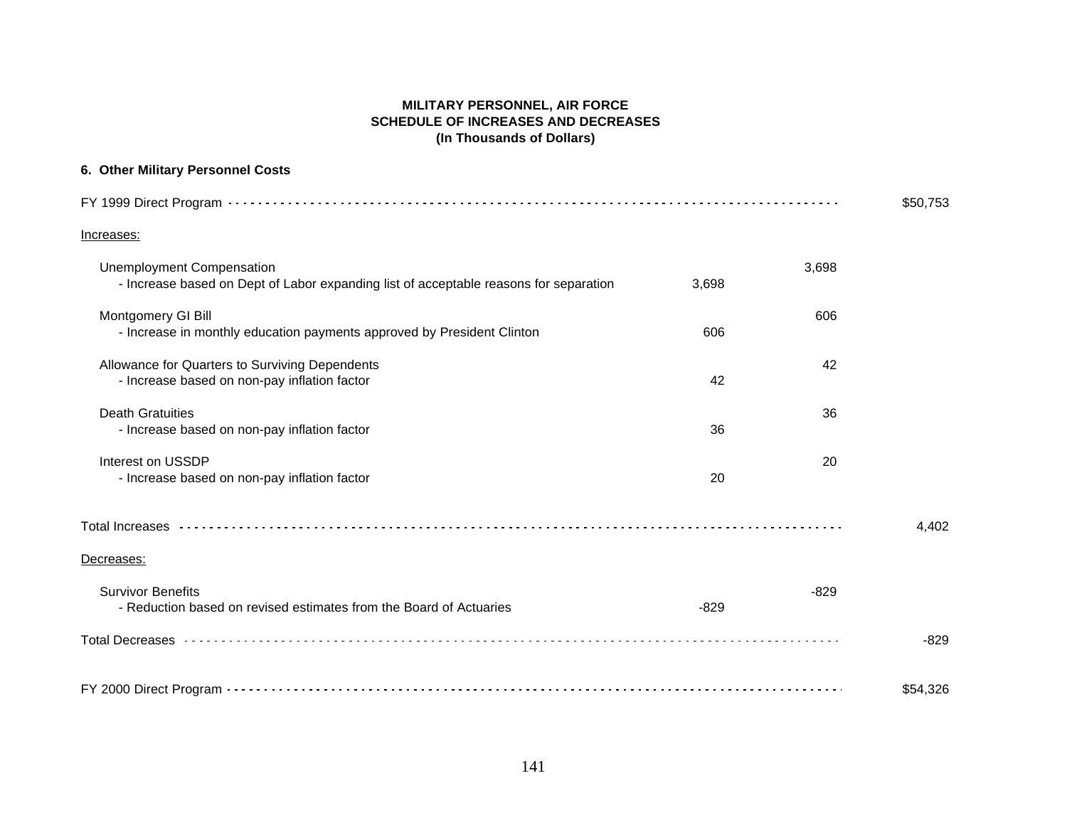**MILITARY PERSONNEL, AIR FORCE**
**SCHEDULE OF INCREASES AND DECREASES**
**(In Thousands of Dollars)**

**6. Other Military Personnel Costs**

| | | | |
|---|---|---|---|
| FY 1999 Direct Program | | | $50,753 |
| Increases: | | | |
| Unemployment Compensation | | 3,698 | |
| - Increase based on Dept of Labor expanding list of acceptable reasons for separation | 3,698 | | |
| Montgomery GI Bill | | 606 | |
| - Increase in monthly education payments approved by President Clinton | 606 | | |
| Allowance for Quarters to Surviving Dependents | | 42 | |
| - Increase based on non-pay inflation factor | 42 | | |
| Death Gratuities | | 36 | |
| - Increase based on non-pay inflation factor | 36 | | |
| Interest on USSDP | | 20 | |
| - Increase based on non-pay inflation factor | 20 | | |
| Total Increases | | | 4,402 |
| Decreases: | | | |
| Survivor Benefits | | -829 | |
| - Reduction based on revised estimates from the Board of Actuaries | -829 | | |
| Total Decreases | | | -829 |
| FY 2000 Direct Program | | | $54,326 |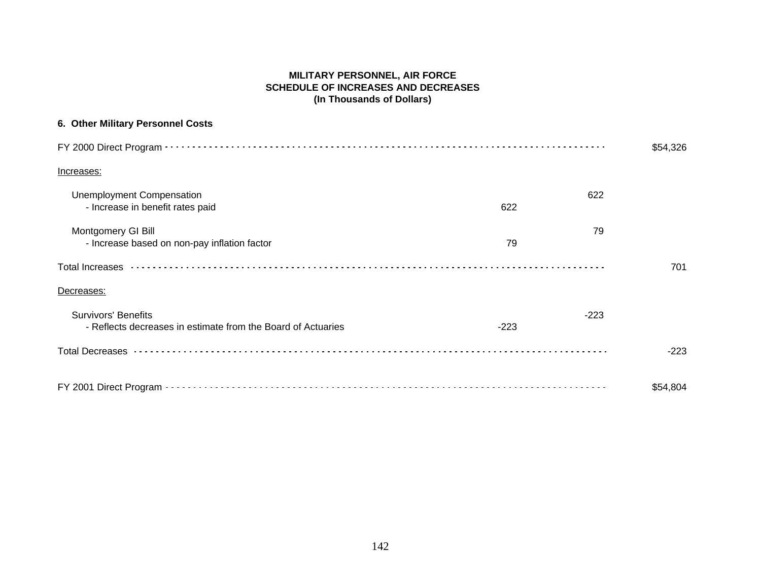**MILITARY PERSONNEL, AIR FORCE**
**SCHEDULE OF INCREASES AND DECREASES**
**(In Thousands of Dollars)**

**6. Other Military Personnel Costs**

| | | | |
|---|---|---|---|
| FY 2000 Direct Program | | | $54,326 |
| Increases: | | | |
| Unemployment Compensation | | 622 | |
| - Increase in benefit rates paid | 622 | | |
| Montgomery GI Bill | | 79 | |
| - Increase based on non-pay inflation factor | 79 | | |
| Total Increases | | | 701 |
| Decreases: | | | |
| Survivors' Benefits | | -223 | |
| - Reflects decreases in estimate from the Board of Actuaries | -223 | | |
| Total Decreases | | | -223 |
| FY 2001 Direct Program | | | $54,804 |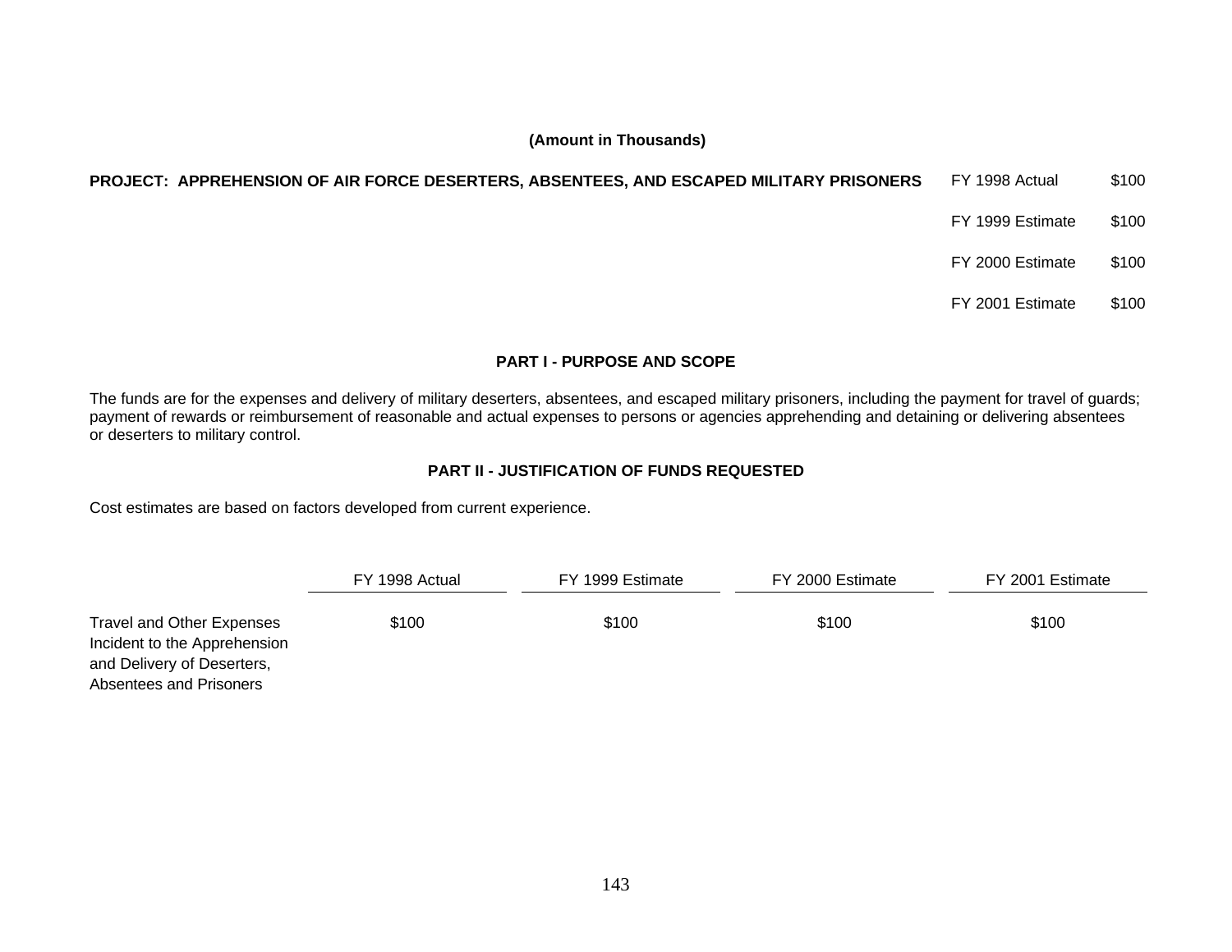**(Amount in Thousands)**

| **PROJECT: APPREHENSION OF AIR FORCE DESERTERS, ABSENTEES, AND ESCAPED MILITARY PRISONERS** | | |
|---|---|---|
| | FY 1998 Actual | $100 |
| | FY 1999 Estimate | $100 |
| | FY 2000 Estimate | $100 |
| | FY 2001 Estimate | $100 |

## PART I - PURPOSE AND SCOPE

The funds are for the expenses and delivery of military deserters, absentees, and escaped military prisoners, including the payment for travel of guards; payment of rewards or reimbursement of reasonable and actual expenses to persons or agencies apprehending and detaining or delivering absentees or deserters to military control.

## PART II - JUSTIFICATION OF FUNDS REQUESTED

Cost estimates are based on factors developed from current experience.

| | FY 1998 Actual | FY 1999 Estimate | FY 2000 Estimate | FY 2001 Estimate |
|---|---|---|---|---|
| Travel and Other Expenses Incident to the Apprehension and Delivery of Deserters, Absentees and Prisoners | $100 | $100 | $100 | $100 |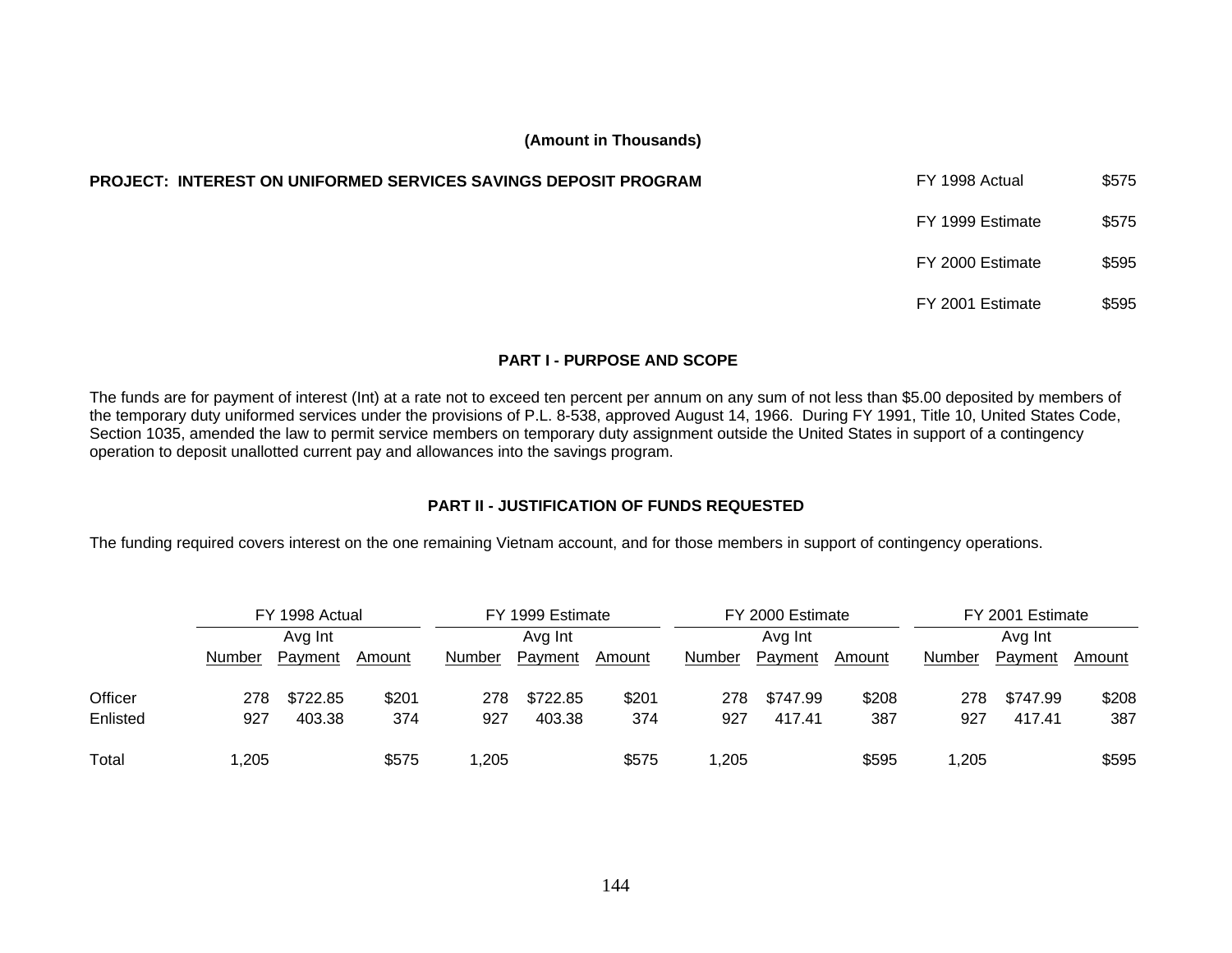**(Amount in Thousands)**

**PROJECT: INTEREST ON UNIFORMED SERVICES SAVINGS DEPOSIT PROGRAM**

| | |
|---|---|
| FY 1998 Actual | $575 |
| FY 1999 Estimate | $575 |
| FY 2000 Estimate | $595 |
| FY 2001 Estimate | $595 |

## PART I - PURPOSE AND SCOPE

The funds are for payment of interest (Int) at a rate not to exceed ten percent per annum on any sum of not less than $5.00 deposited by members of the temporary duty uniformed services under the provisions of P.L. 8-538, approved August 14, 1966. During FY 1991, Title 10, United States Code, Section 1035, amended the law to permit service members on temporary duty assignment outside the United States in support of a contingency operation to deposit unallotted current pay and allowances into the savings program.

## PART II - JUSTIFICATION OF FUNDS REQUESTED

The funding required covers interest on the one remaining Vietnam account, and for those members in support of contingency operations.

| | FY 1998 Actual | | | FY 1999 Estimate | | | FY 2000 Estimate | | | FY 2001 Estimate | | |
|---|---|---|---|---|---|---|---|---|---|---|---|---|
| | Number | Avg Int Payment | Amount | Number | Avg Int Payment | Amount | Number | Avg Int Payment | Amount | Number | Avg Int Payment | Amount |
| Officer | 278 | $722.85 | $201 | 278 | $722.85 | $201 | 278 | $747.99 | $208 | 278 | $747.99 | $208 |
| Enlisted | 927 | 403.38 | 374 | 927 | 403.38 | 374 | 927 | 417.41 | 387 | 927 | 417.41 | 387 |
| Total | 1,205 | | $575 | 1,205 | | $575 | 1,205 | | $595 | 1,205 | | $595 |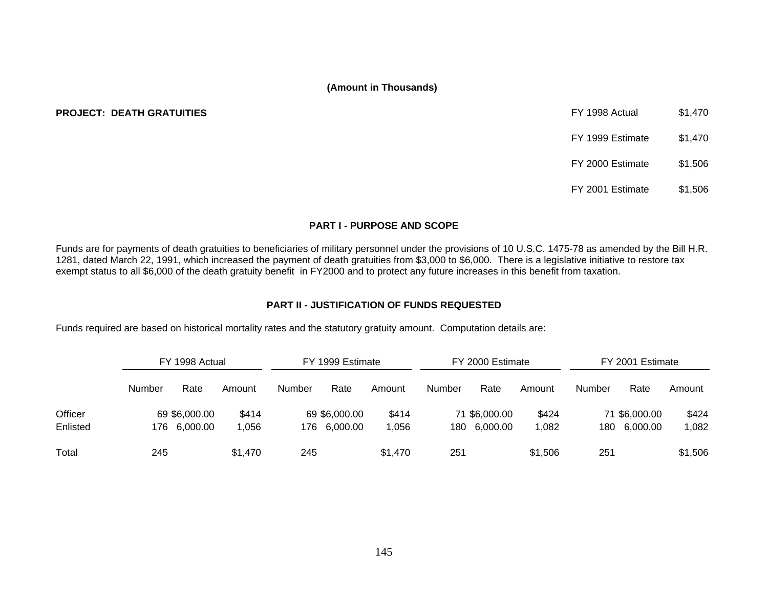**(Amount in Thousands)**

**PROJECT: DEATH GRATUITIES**

| | |
|---|---|
| FY 1998 Actual | $1,470 |
| FY 1999 Estimate | $1,470 |
| FY 2000 Estimate | $1,506 |
| FY 2001 Estimate | $1,506 |

**PART I - PURPOSE AND SCOPE**

Funds are for payments of death gratuities to beneficiaries of military personnel under the provisions of 10 U.S.C. 1475-78 as amended by the Bill H.R. 1281, dated March 22, 1991, which increased the payment of death gratuities from $3,000 to $6,000. There is a legislative initiative to restore tax exempt status to all $6,000 of the death gratuity benefit in FY2000 and to protect any future increases in this benefit from taxation.

**PART II - JUSTIFICATION OF FUNDS REQUESTED**

Funds required are based on historical mortality rates and the statutory gratuity amount. Computation details are:

| | FY 1998 Actual | | | FY 1999 Estimate | | | FY 2000 Estimate | | | FY 2001 Estimate | | |
|---|---|---|---|---|---|---|---|---|---|---|---|---|
| | Number | Rate | Amount | Number | Rate | Amount | Number | Rate | Amount | Number | Rate | Amount |
| Officer | 69 | $6,000.00 | $414 | 69 | $6,000.00 | $414 | 71 | $6,000.00 | $424 | 71 | $6,000.00 | $424 |
| Enlisted | 176 | 6,000.00 | 1,056 | 176 | 6,000.00 | 1,056 | 180 | 6,000.00 | 1,082 | 180 | 6,000.00 | 1,082 |
| Total | 245 | | $1,470 | 245 | | $1,470 | 251 | | $1,506 | 251 | | $1,506 |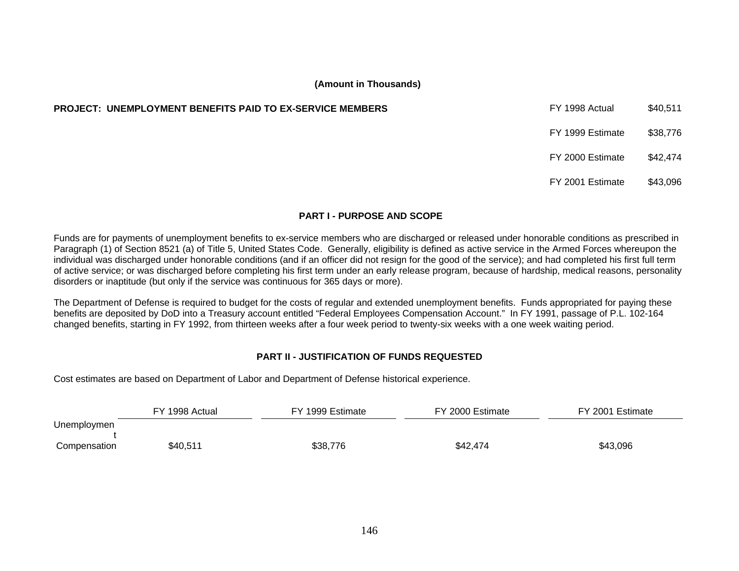**(Amount in Thousands)**

**PROJECT: UNEMPLOYMENT BENEFITS PAID TO EX-SERVICE MEMBERS**

| | |
|---|---|
| FY 1998 Actual | $40,511 |
| FY 1999 Estimate | $38,776 |
| FY 2000 Estimate | $42,474 |
| FY 2001 Estimate | $43,096 |

## PART I - PURPOSE AND SCOPE

Funds are for payments of unemployment benefits to ex-service members who are discharged or released under honorable conditions as prescribed in Paragraph (1) of Section 8521 (a) of Title 5, United States Code. Generally, eligibility is defined as active service in the Armed Forces whereupon the individual was discharged under honorable conditions (and if an officer did not resign for the good of the service); and had completed his first full term of active service; or was discharged before completing his first term under an early release program, because of hardship, medical reasons, personality disorders or inaptitude (but only if the service was continuous for 365 days or more).

The Department of Defense is required to budget for the costs of regular and extended unemployment benefits. Funds appropriated for paying these benefits are deposited by DoD into a Treasury account entitled "Federal Employees Compensation Account." In FY 1991, passage of P.L. 102-164 changed benefits, starting in FY 1992, from thirteen weeks after a four week period to twenty-six weeks with a one week waiting period.

## PART II - JUSTIFICATION OF FUNDS REQUESTED

Cost estimates are based on Department of Labor and Department of Defense historical experience.

| | FY 1998 Actual | FY 1999 Estimate | FY 2000 Estimate | FY 2001 Estimate |
|---|---|---|---|---|
| Unemployment Compensation | $40,511 | $38,776 | $42,474 | $43,096 |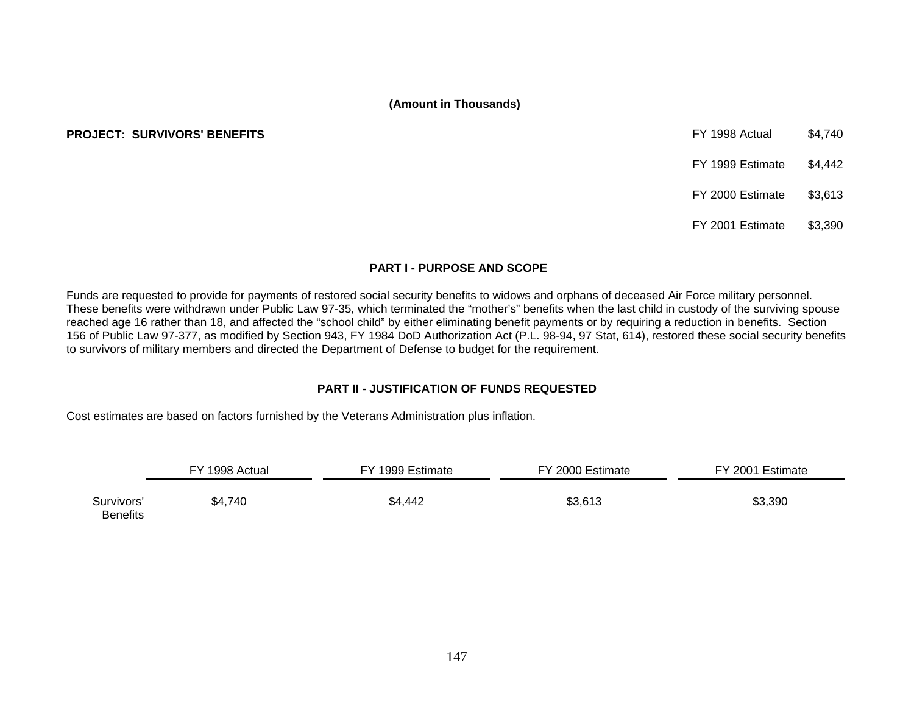**(Amount in Thousands)**

**PROJECT: SURVIVORS' BENEFITS**

| | |
|---|---|
| FY 1998 Actual | $4,740 |
| FY 1999 Estimate | $4,442 |
| FY 2000 Estimate | $3,613 |
| FY 2001 Estimate | $3,390 |

### PART I - PURPOSE AND SCOPE

Funds are requested to provide for payments of restored social security benefits to widows and orphans of deceased Air Force military personnel. These benefits were withdrawn under Public Law 97-35, which terminated the "mother's" benefits when the last child in custody of the surviving spouse reached age 16 rather than 18, and affected the "school child" by either eliminating benefit payments or by requiring a reduction in benefits. Section 156 of Public Law 97-377, as modified by Section 943, FY 1984 DoD Authorization Act (P.L. 98-94, 97 Stat, 614), restored these social security benefits to survivors of military members and directed the Department of Defense to budget for the requirement.

### PART II - JUSTIFICATION OF FUNDS REQUESTED

Cost estimates are based on factors furnished by the Veterans Administration plus inflation.

| | FY 1998 Actual | FY 1999 Estimate | FY 2000 Estimate | FY 2001 Estimate |
|---|---|---|---|---|
| Survivors' Benefits | $4,740 | $4,442 | $3,613 | $3,390 |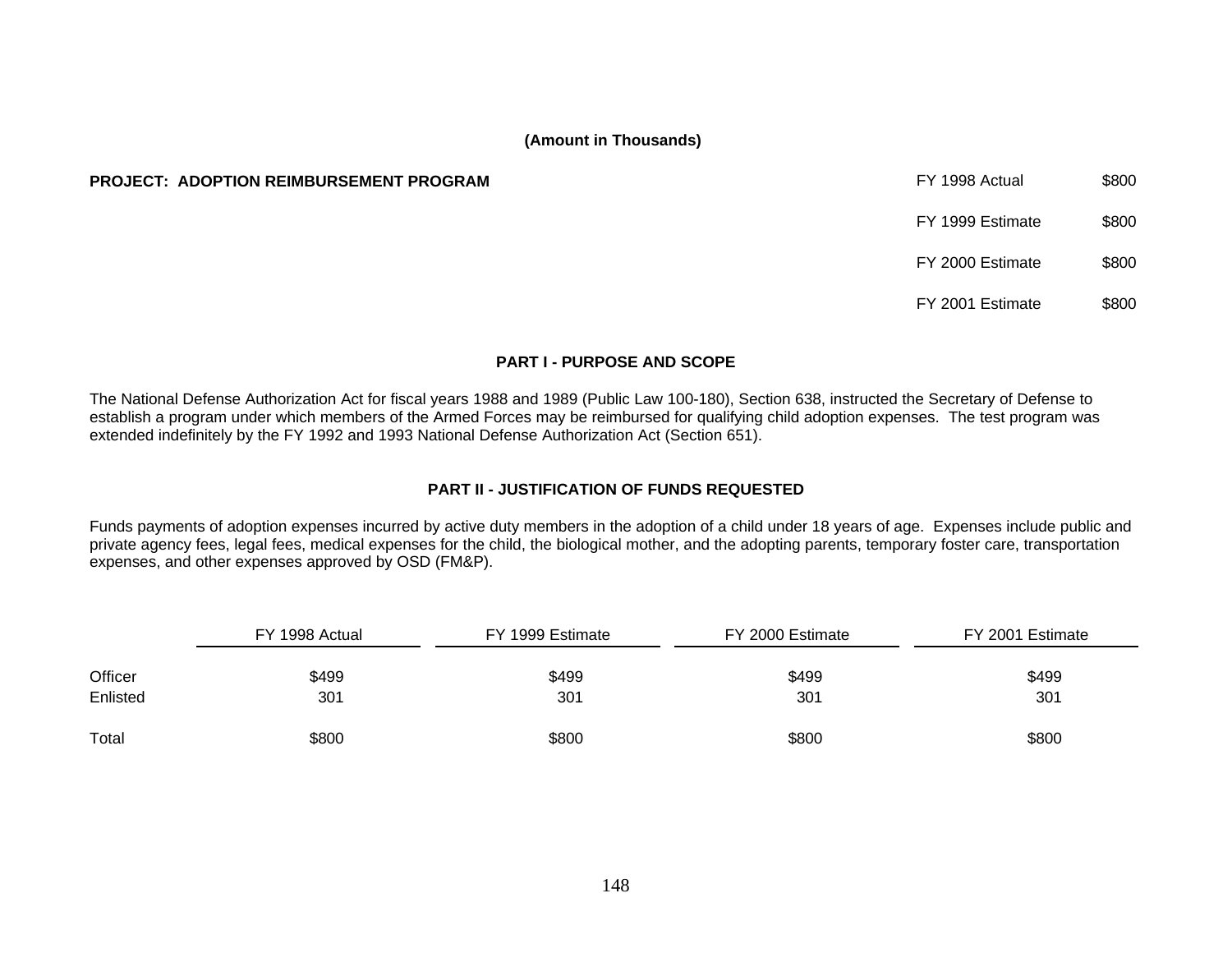**(Amount in Thousands)**

**PROJECT: ADOPTION REIMBURSEMENT PROGRAM**

| | |
|---|---|
| FY 1998 Actual | $800 |
| FY 1999 Estimate | $800 |
| FY 2000 Estimate | $800 |
| FY 2001 Estimate | $800 |

## PART I - PURPOSE AND SCOPE

The National Defense Authorization Act for fiscal years 1988 and 1989 (Public Law 100-180), Section 638, instructed the Secretary of Defense to establish a program under which members of the Armed Forces may be reimbursed for qualifying child adoption expenses. The test program was extended indefinitely by the FY 1992 and 1993 National Defense Authorization Act (Section 651).

## PART II - JUSTIFICATION OF FUNDS REQUESTED

Funds payments of adoption expenses incurred by active duty members in the adoption of a child under 18 years of age. Expenses include public and private agency fees, legal fees, medical expenses for the child, the biological mother, and the adopting parents, temporary foster care, transportation expenses, and other expenses approved by OSD (FM&P).

| | FY 1998 Actual | FY 1999 Estimate | FY 2000 Estimate | FY 2001 Estimate |
|---|---|---|---|---|
| Officer | $499 | $499 | $499 | $499 |
| Enlisted | 301 | 301 | 301 | 301 |
| Total | $800 | $800 | $800 | $800 |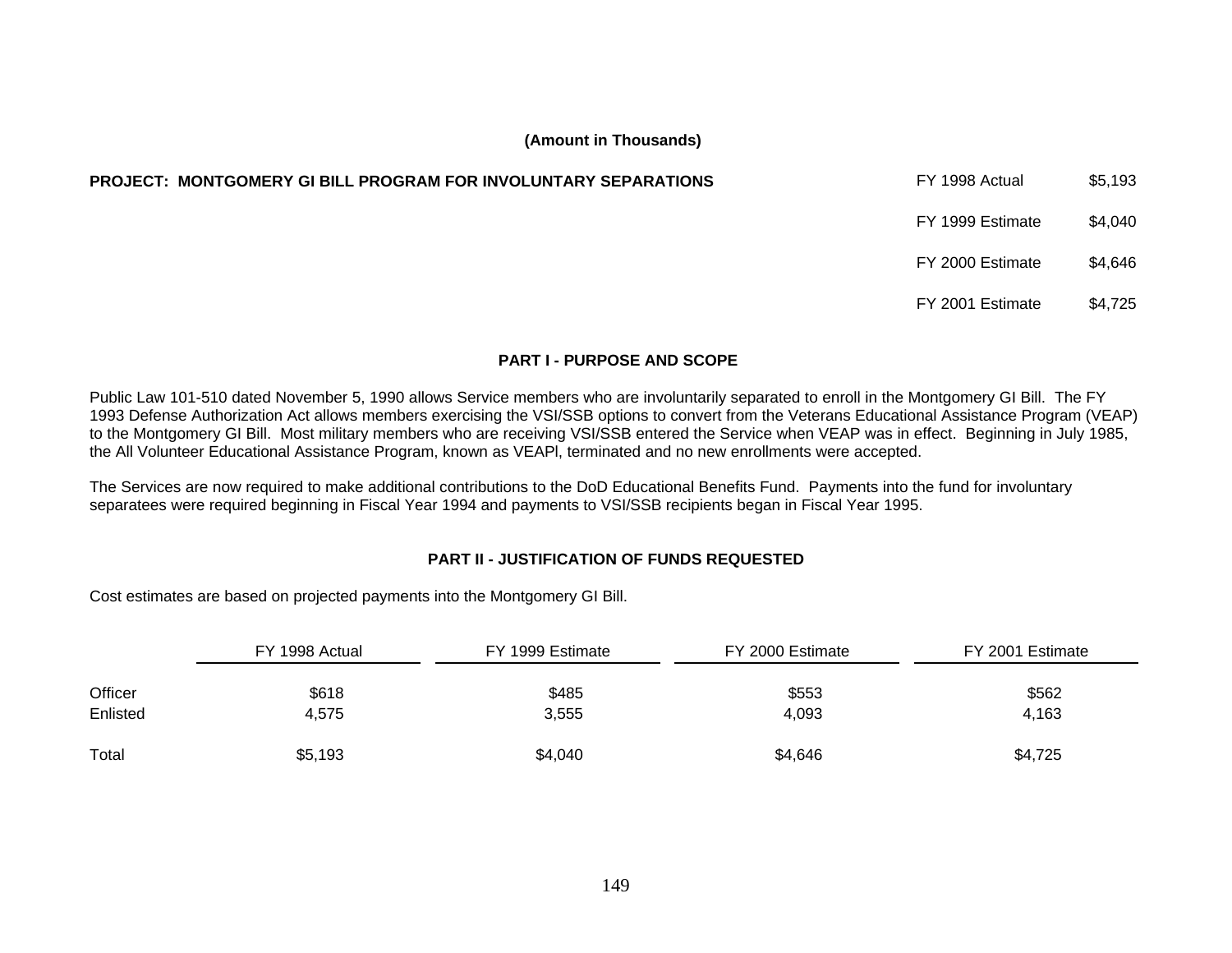**(Amount in Thousands)**

**PROJECT: MONTGOMERY GI BILL PROGRAM FOR INVOLUNTARY SEPARATIONS**

| | |
|---|---|
| FY 1998 Actual | $5,193 |
| FY 1999 Estimate | $4,040 |
| FY 2000 Estimate | $4,646 |
| FY 2001 Estimate | $4,725 |

### PART I - PURPOSE AND SCOPE

Public Law 101-510 dated November 5, 1990 allows Service members who are involuntarily separated to enroll in the Montgomery GI Bill. The FY 1993 Defense Authorization Act allows members exercising the VSI/SSB options to convert from the Veterans Educational Assistance Program (VEAP) to the Montgomery GI Bill. Most military members who are receiving VSI/SSB entered the Service when VEAP was in effect. Beginning in July 1985, the All Volunteer Educational Assistance Program, known as VEAPl, terminated and no new enrollments were accepted.

The Services are now required to make additional contributions to the DoD Educational Benefits Fund. Payments into the fund for involuntary separatees were required beginning in Fiscal Year 1994 and payments to VSI/SSB recipients began in Fiscal Year 1995.

### PART II - JUSTIFICATION OF FUNDS REQUESTED

Cost estimates are based on projected payments into the Montgomery GI Bill.

| | FY 1998 Actual | FY 1999 Estimate | FY 2000 Estimate | FY 2001 Estimate |
|---|---|---|---|---|
| Officer | $618 | $485 | $553 | $562 |
| Enlisted | 4,575 | 3,555 | 4,093 | 4,163 |
| Total | $5,193 | $4,040 | $4,646 | $4,725 |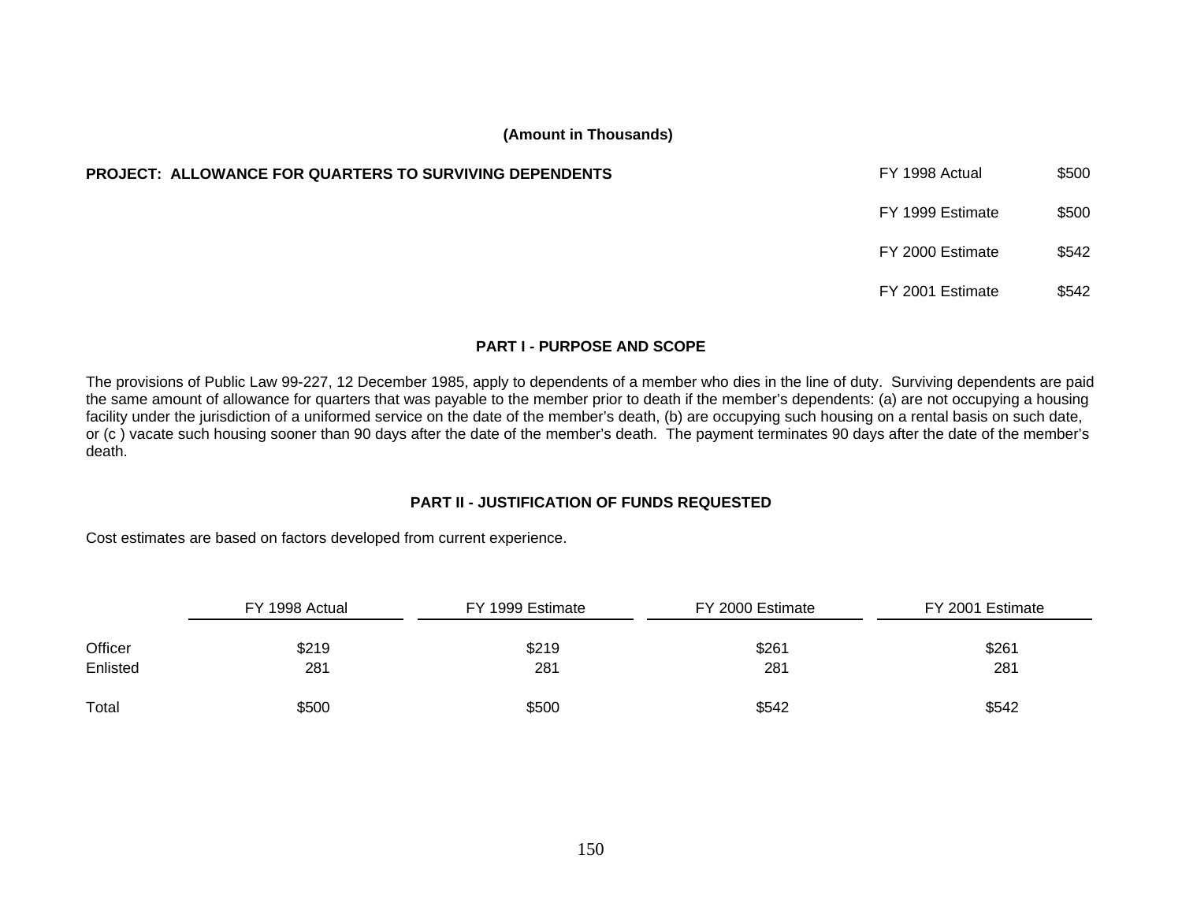**(Amount in Thousands)**

**PROJECT: ALLOWANCE FOR QUARTERS TO SURVIVING DEPENDENTS**

| | |
|---|---|
| FY 1998 Actual | $500 |
| FY 1999 Estimate | $500 |
| FY 2000 Estimate | $542 |
| FY 2001 Estimate | $542 |

### PART I - PURPOSE AND SCOPE

The provisions of Public Law 99-227, 12 December 1985, apply to dependents of a member who dies in the line of duty. Surviving dependents are paid the same amount of allowance for quarters that was payable to the member prior to death if the member's dependents: (a) are not occupying a housing facility under the jurisdiction of a uniformed service on the date of the member's death, (b) are occupying such housing on a rental basis on such date, or (c ) vacate such housing sooner than 90 days after the date of the member's death. The payment terminates 90 days after the date of the member's death.

### PART II - JUSTIFICATION OF FUNDS REQUESTED

Cost estimates are based on factors developed from current experience.

| | FY 1998 Actual | FY 1999 Estimate | FY 2000 Estimate | FY 2001 Estimate |
|---|---|---|---|---|
| Officer | $219 | $219 | $261 | $261 |
| Enlisted | 281 | 281 | 281 | 281 |
| Total | $500 | $500 | $542 | $542 |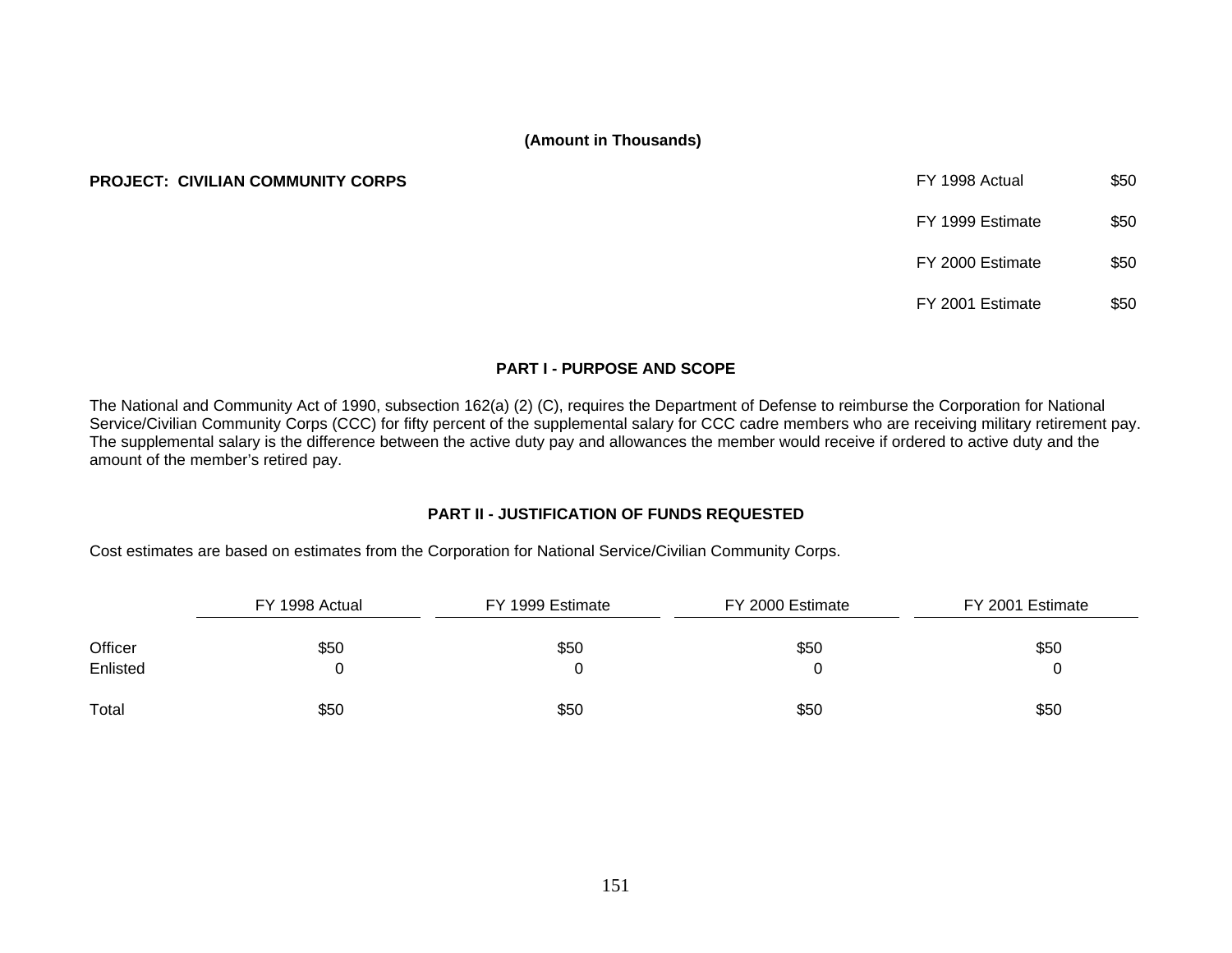**(Amount in Thousands)**

**PROJECT: CIVILIAN COMMUNITY CORPS**

| | |
|---|---|
| FY 1998 Actual | $50 |
| FY 1999 Estimate | $50 |
| FY 2000 Estimate | $50 |
| FY 2001 Estimate | $50 |

## PART I - PURPOSE AND SCOPE

The National and Community Act of 1990, subsection 162(a) (2) (C), requires the Department of Defense to reimburse the Corporation for National Service/Civilian Community Corps (CCC) for fifty percent of the supplemental salary for CCC cadre members who are receiving military retirement pay. The supplemental salary is the difference between the active duty pay and allowances the member would receive if ordered to active duty and the amount of the member's retired pay.

## PART II - JUSTIFICATION OF FUNDS REQUESTED

Cost estimates are based on estimates from the Corporation for National Service/Civilian Community Corps.

| | FY 1998 Actual | FY 1999 Estimate | FY 2000 Estimate | FY 2001 Estimate |
|---|---|---|---|---|
| Officer | $50 | $50 | $50 | $50 |
| Enlisted | 0 | 0 | 0 | 0 |
| Total | $50 | $50 | $50 | $50 |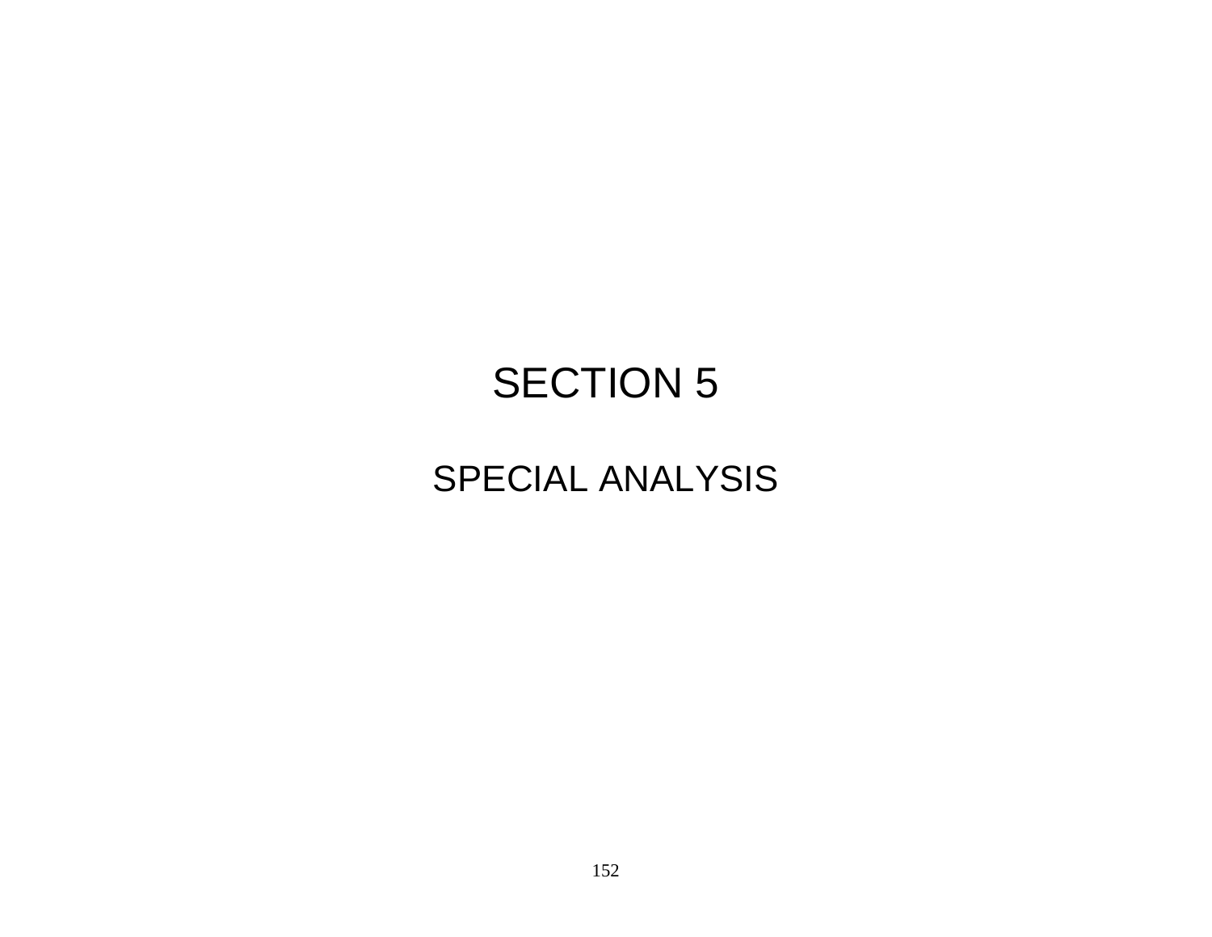# SECTION 5

## SPECIAL ANALYSIS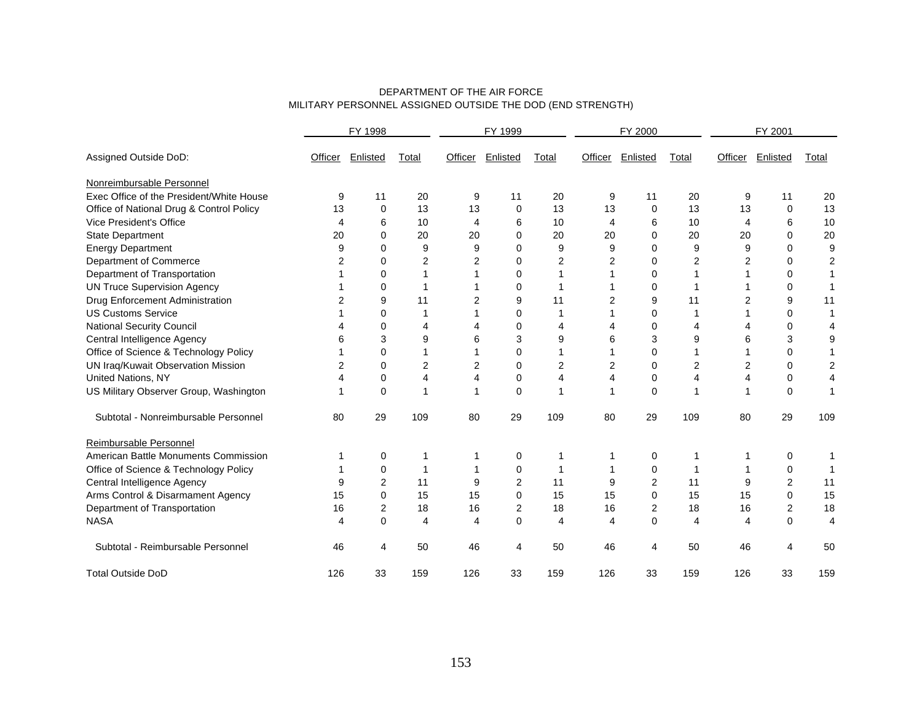DEPARTMENT OF THE AIR FORCE
MILITARY PERSONNEL ASSIGNED OUTSIDE THE DOD (END STRENGTH)

| | FY 1998 | | | FY 1999 | | | FY 2000 | | | FY 2001 | | |
|---|---|---|---|---|---|---|---|---|---|---|---|---|
| Assigned Outside DoD: | Officer | Enlisted | Total | Officer | Enlisted | Total | Officer | Enlisted | Total | Officer | Enlisted | Total |
| Nonreimbursable Personnel | | | | | | | | | | | | |
| Exec Office of the President/White House | 9 | 11 | 20 | 9 | 11 | 20 | 9 | 11 | 20 | 9 | 11 | 20 |
| Office of National Drug & Control Policy | 13 | 0 | 13 | 13 | 0 | 13 | 13 | 0 | 13 | 13 | 0 | 13 |
| Vice President's Office | 4 | 6 | 10 | 4 | 6 | 10 | 4 | 6 | 10 | 4 | 6 | 10 |
| State Department | 20 | 0 | 20 | 20 | 0 | 20 | 20 | 0 | 20 | 20 | 0 | 20 |
| Energy Department | 9 | 0 | 9 | 9 | 0 | 9 | 9 | 0 | 9 | 9 | 0 | 9 |
| Department of Commerce | 2 | 0 | 2 | 2 | 0 | 2 | 2 | 0 | 2 | 2 | 0 | 2 |
| Department of Transportation | 1 | 0 | 1 | 1 | 0 | 1 | 1 | 0 | 1 | 1 | 0 | 1 |
| UN Truce Supervision Agency | 1 | 0 | 1 | 1 | 0 | 1 | 1 | 0 | 1 | 1 | 0 | 1 |
| Drug Enforcement Administration | 2 | 9 | 11 | 2 | 9 | 11 | 2 | 9 | 11 | 2 | 9 | 11 |
| US Customs Service | 1 | 0 | 1 | 1 | 0 | 1 | 1 | 0 | 1 | 1 | 0 | 1 |
| National Security Council | 4 | 0 | 4 | 4 | 0 | 4 | 4 | 0 | 4 | 4 | 0 | 4 |
| Central Intelligence Agency | 6 | 3 | 9 | 6 | 3 | 9 | 6 | 3 | 9 | 6 | 3 | 9 |
| Office of Science & Technology Policy | 1 | 0 | 1 | 1 | 0 | 1 | 1 | 0 | 1 | 1 | 0 | 1 |
| UN Iraq/Kuwait Observation Mission | 2 | 0 | 2 | 2 | 0 | 2 | 2 | 0 | 2 | 2 | 0 | 2 |
| United Nations, NY | 4 | 0 | 4 | 4 | 0 | 4 | 4 | 0 | 4 | 4 | 0 | 4 |
| US Military Observer Group, Washington | 1 | 0 | 1 | 1 | 0 | 1 | 1 | 0 | 1 | 1 | 0 | 1 |
| Subtotal - Nonreimbursable Personnel | 80 | 29 | 109 | 80 | 29 | 109 | 80 | 29 | 109 | 80 | 29 | 109 |
| Reimbursable Personnel | | | | | | | | | | | | |
| American Battle Monuments Commission | 1 | 0 | 1 | 1 | 0 | 1 | 1 | 0 | 1 | 1 | 0 | 1 |
| Office of Science & Technology Policy | 1 | 0 | 1 | 1 | 0 | 1 | 1 | 0 | 1 | 1 | 0 | 1 |
| Central Intelligence Agency | 9 | 2 | 11 | 9 | 2 | 11 | 9 | 2 | 11 | 9 | 2 | 11 |
| Arms Control & Disarmament Agency | 15 | 0 | 15 | 15 | 0 | 15 | 15 | 0 | 15 | 15 | 0 | 15 |
| Department of Transportation | 16 | 2 | 18 | 16 | 2 | 18 | 16 | 2 | 18 | 16 | 2 | 18 |
| NASA | 4 | 0 | 4 | 4 | 0 | 4 | 4 | 0 | 4 | 4 | 0 | 4 |
| Subtotal - Reimbursable Personnel | 46 | 4 | 50 | 46 | 4 | 50 | 46 | 4 | 50 | 46 | 4 | 50 |
| Total Outside DoD | 126 | 33 | 159 | 126 | 33 | 159 | 126 | 33 | 159 | 126 | 33 | 159 |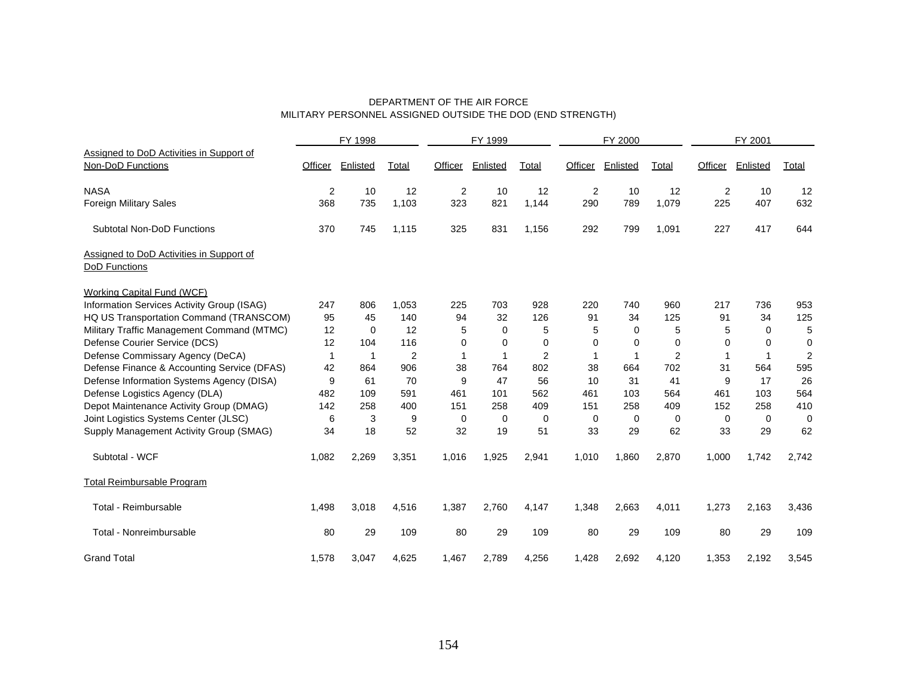DEPARTMENT OF THE AIR FORCE
MILITARY PERSONNEL ASSIGNED OUTSIDE THE DOD (END STRENGTH)

| Assigned to DoD Activities in Support of Non-DoD Functions | FY 1998 | | | FY 1999 | | | FY 2000 | | | FY 2001 | | |
|---|---|---|---|---|---|---|---|---|---|---|---|---|
| | Officer | Enlisted | Total | Officer | Enlisted | Total | Officer | Enlisted | Total | Officer | Enlisted | Total |
| NASA | 2 | 10 | 12 | 2 | 10 | 12 | 2 | 10 | 12 | 2 | 10 | 12 |
| Foreign Military Sales | 368 | 735 | 1,103 | 323 | 821 | 1,144 | 290 | 789 | 1,079 | 225 | 407 | 632 |
| Subtotal Non-DoD Functions | 370 | 745 | 1,115 | 325 | 831 | 1,156 | 292 | 799 | 1,091 | 227 | 417 | 644 |
| Assigned to DoD Activities in Support of DoD Functions | | | | | | | | | | | | |
| Working Capital Fund (WCF) | | | | | | | | | | | | |
| Information Services Activity Group (ISAG) | 247 | 806 | 1,053 | 225 | 703 | 928 | 220 | 740 | 960 | 217 | 736 | 953 |
| HQ US Transportation Command (TRANSCOM) | 95 | 45 | 140 | 94 | 32 | 126 | 91 | 34 | 125 | 91 | 34 | 125 |
| Military Traffic Management Command (MTMC) | 12 | 0 | 12 | 5 | 0 | 5 | 5 | 0 | 5 | 5 | 0 | 5 |
| Defense Courier Service (DCS) | 12 | 104 | 116 | 0 | 0 | 0 | 0 | 0 | 0 | 0 | 0 | 0 |
| Defense Commissary Agency (DeCA) | 1 | 1 | 2 | 1 | 1 | 2 | 1 | 1 | 2 | 1 | 1 | 2 |
| Defense Finance & Accounting Service (DFAS) | 42 | 864 | 906 | 38 | 764 | 802 | 38 | 664 | 702 | 31 | 564 | 595 |
| Defense Information Systems Agency (DISA) | 9 | 61 | 70 | 9 | 47 | 56 | 10 | 31 | 41 | 9 | 17 | 26 |
| Defense Logistics Agency (DLA) | 482 | 109 | 591 | 461 | 101 | 562 | 461 | 103 | 564 | 461 | 103 | 564 |
| Depot Maintenance Activity Group (DMAG) | 142 | 258 | 400 | 151 | 258 | 409 | 151 | 258 | 409 | 152 | 258 | 410 |
| Joint Logistics Systems Center (JLSC) | 6 | 3 | 9 | 0 | 0 | 0 | 0 | 0 | 0 | 0 | 0 | 0 |
| Supply Management Activity Group (SMAG) | 34 | 18 | 52 | 32 | 19 | 51 | 33 | 29 | 62 | 33 | 29 | 62 |
| Subtotal - WCF | 1,082 | 2,269 | 3,351 | 1,016 | 1,925 | 2,941 | 1,010 | 1,860 | 2,870 | 1,000 | 1,742 | 2,742 |
| Total Reimbursable Program | | | | | | | | | | | | |
| Total - Reimbursable | 1,498 | 3,018 | 4,516 | 1,387 | 2,760 | 4,147 | 1,348 | 2,663 | 4,011 | 1,273 | 2,163 | 3,436 |
| Total - Nonreimbursable | 80 | 29 | 109 | 80 | 29 | 109 | 80 | 29 | 109 | 80 | 29 | 109 |
| Grand Total | 1,578 | 3,047 | 4,625 | 1,467 | 2,789 | 4,256 | 1,428 | 2,692 | 4,120 | 1,353 | 2,192 | 3,545 |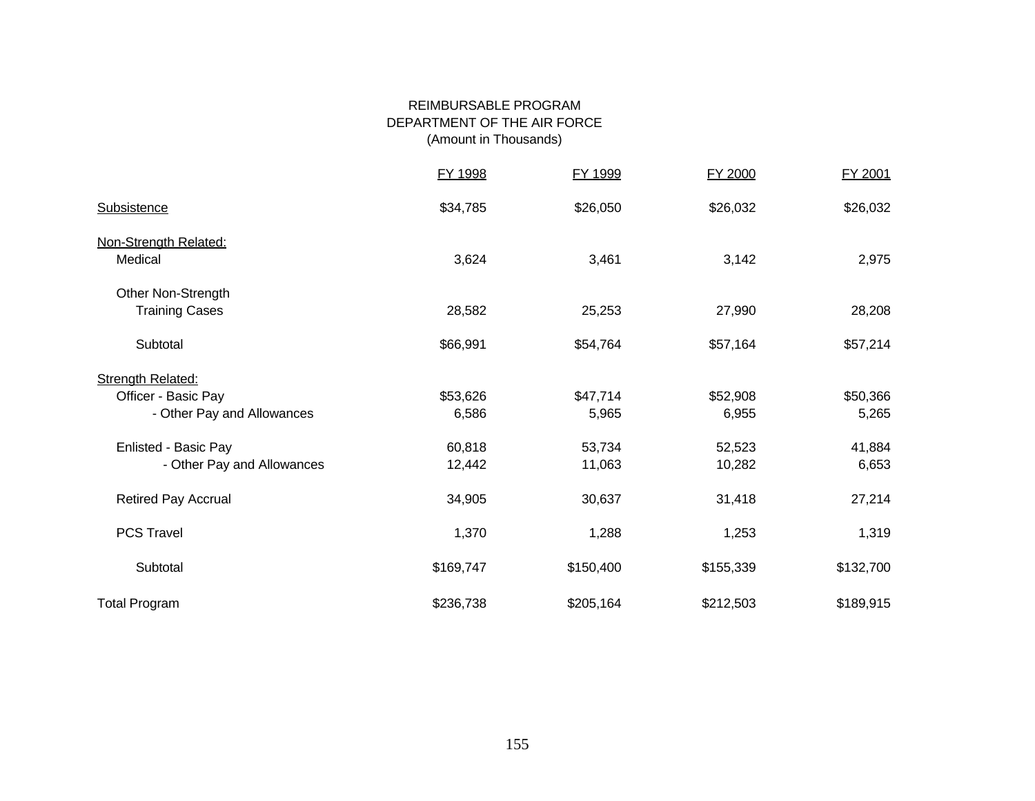# REIMBURSABLE PROGRAM
## DEPARTMENT OF THE AIR FORCE
(Amount in Thousands)

| | FY 1998 | FY 1999 | FY 2000 | FY 2001 |
|---|---|---|---|---|
| Subsistence | $34,785 | $26,050 | $26,032 | $26,032 |
| Non-Strength Related: | | | | |
| Medical | 3,624 | 3,461 | 3,142 | 2,975 |
| Other Non-Strength Training Cases | 28,582 | 25,253 | 27,990 | 28,208 |
| Subtotal | $66,991 | $54,764 | $57,164 | $57,214 |
| Strength Related: | | | | |
| Officer - Basic Pay | $53,626 | $47,714 | $52,908 | $50,366 |
| - Other Pay and Allowances | 6,586 | 5,965 | 6,955 | 5,265 |
| Enlisted - Basic Pay | 60,818 | 53,734 | 52,523 | 41,884 |
| - Other Pay and Allowances | 12,442 | 11,063 | 10,282 | 6,653 |
| Retired Pay Accrual | 34,905 | 30,637 | 31,418 | 27,214 |
| PCS Travel | 1,370 | 1,288 | 1,253 | 1,319 |
| Subtotal | $169,747 | $150,400 | $155,339 | $132,700 |
| Total Program | $236,738 | $205,164 | $212,503 | $189,915 |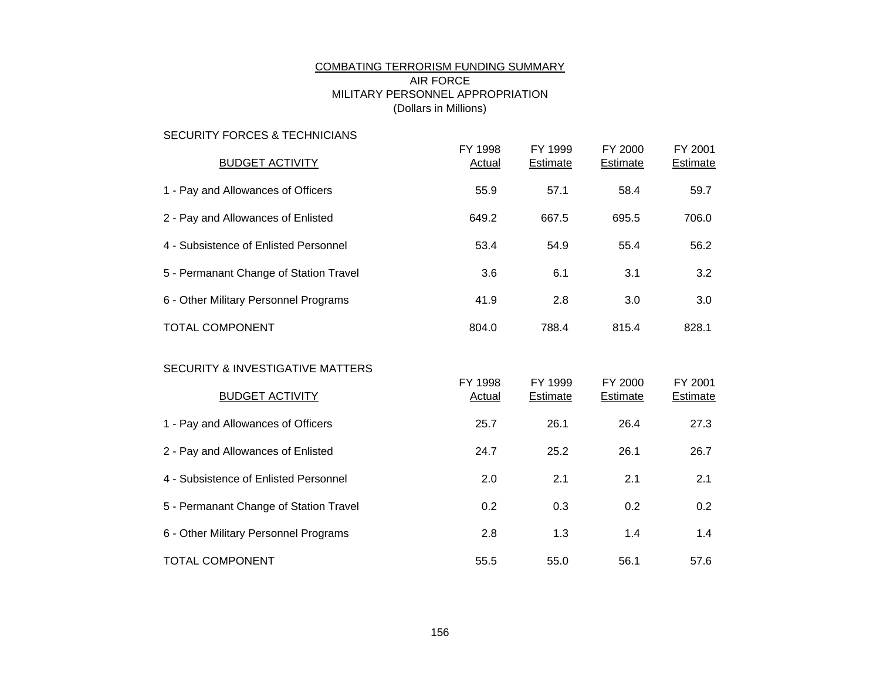# COMBATING TERRORISM FUNDING SUMMARY
## AIR FORCE
## MILITARY PERSONNEL APPROPRIATION
(Dollars in Millions)

SECURITY FORCES & TECHNICIANS

| BUDGET ACTIVITY | FY 1998 Actual | FY 1999 Estimate | FY 2000 Estimate | FY 2001 Estimate |
|---|---|---|---|---|
| 1 - Pay and Allowances of Officers | 55.9 | 57.1 | 58.4 | 59.7 |
| 2 - Pay and Allowances of Enlisted | 649.2 | 667.5 | 695.5 | 706.0 |
| 4 - Subsistence of Enlisted Personnel | 53.4 | 54.9 | 55.4 | 56.2 |
| 5 - Permanant Change of Station Travel | 3.6 | 6.1 | 3.1 | 3.2 |
| 6 - Other Military Personnel Programs | 41.9 | 2.8 | 3.0 | 3.0 |
| TOTAL COMPONENT | 804.0 | 788.4 | 815.4 | 828.1 |

SECURITY & INVESTIGATIVE MATTERS

| BUDGET ACTIVITY | FY 1998 Actual | FY 1999 Estimate | FY 2000 Estimate | FY 2001 Estimate |
|---|---|---|---|---|
| 1 - Pay and Allowances of Officers | 25.7 | 26.1 | 26.4 | 27.3 |
| 2 - Pay and Allowances of Enlisted | 24.7 | 25.2 | 26.1 | 26.7 |
| 4 - Subsistence of Enlisted Personnel | 2.0 | 2.1 | 2.1 | 2.1 |
| 5 - Permanant Change of Station Travel | 0.2 | 0.3 | 0.2 | 0.2 |
| 6 - Other Military Personnel Programs | 2.8 | 1.3 | 1.4 | 1.4 |
| TOTAL COMPONENT | 55.5 | 55.0 | 56.1 | 57.6 |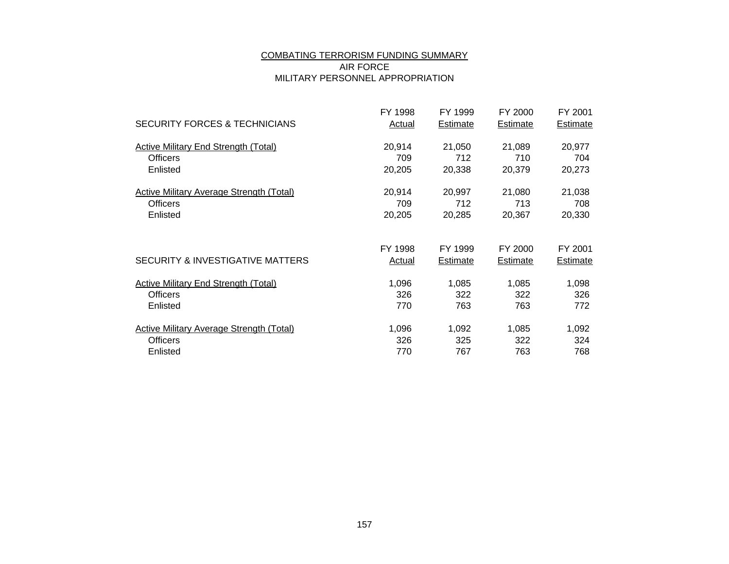COMBATING TERRORISM FUNDING SUMMARY
AIR FORCE
MILITARY PERSONNEL APPROPRIATION

| SECURITY FORCES & TECHNICIANS | FY 1998 Actual | FY 1999 Estimate | FY 2000 Estimate | FY 2001 Estimate |
|---|---|---|---|---|
| Active Military End Strength (Total) | 20,914 | 21,050 | 21,089 | 20,977 |
| Officers | 709 | 712 | 710 | 704 |
| Enlisted | 20,205 | 20,338 | 20,379 | 20,273 |
| Active Military Average Strength (Total) | 20,914 | 20,997 | 21,080 | 21,038 |
| Officers | 709 | 712 | 713 | 708 |
| Enlisted | 20,205 | 20,285 | 20,367 | 20,330 |

| SECURITY & INVESTIGATIVE MATTERS | FY 1998 Actual | FY 1999 Estimate | FY 2000 Estimate | FY 2001 Estimate |
|---|---|---|---|---|
| Active Military End Strength (Total) | 1,096 | 1,085 | 1,085 | 1,098 |
| Officers | 326 | 322 | 322 | 326 |
| Enlisted | 770 | 763 | 763 | 772 |
| Active Military Average Strength (Total) | 1,096 | 1,092 | 1,085 | 1,092 |
| Officers | 326 | 325 | 322 | 324 |
| Enlisted | 770 | 767 | 763 | 768 |